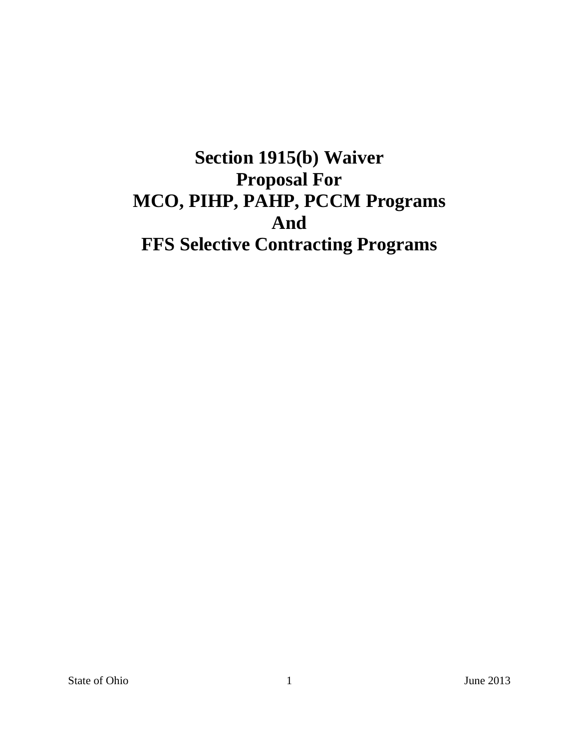# Section 1915(b) Waiver
# Proposal For
# MCO, PIHP, PAHP, PCCM Programs
# And
# FFS Selective Contracting Programs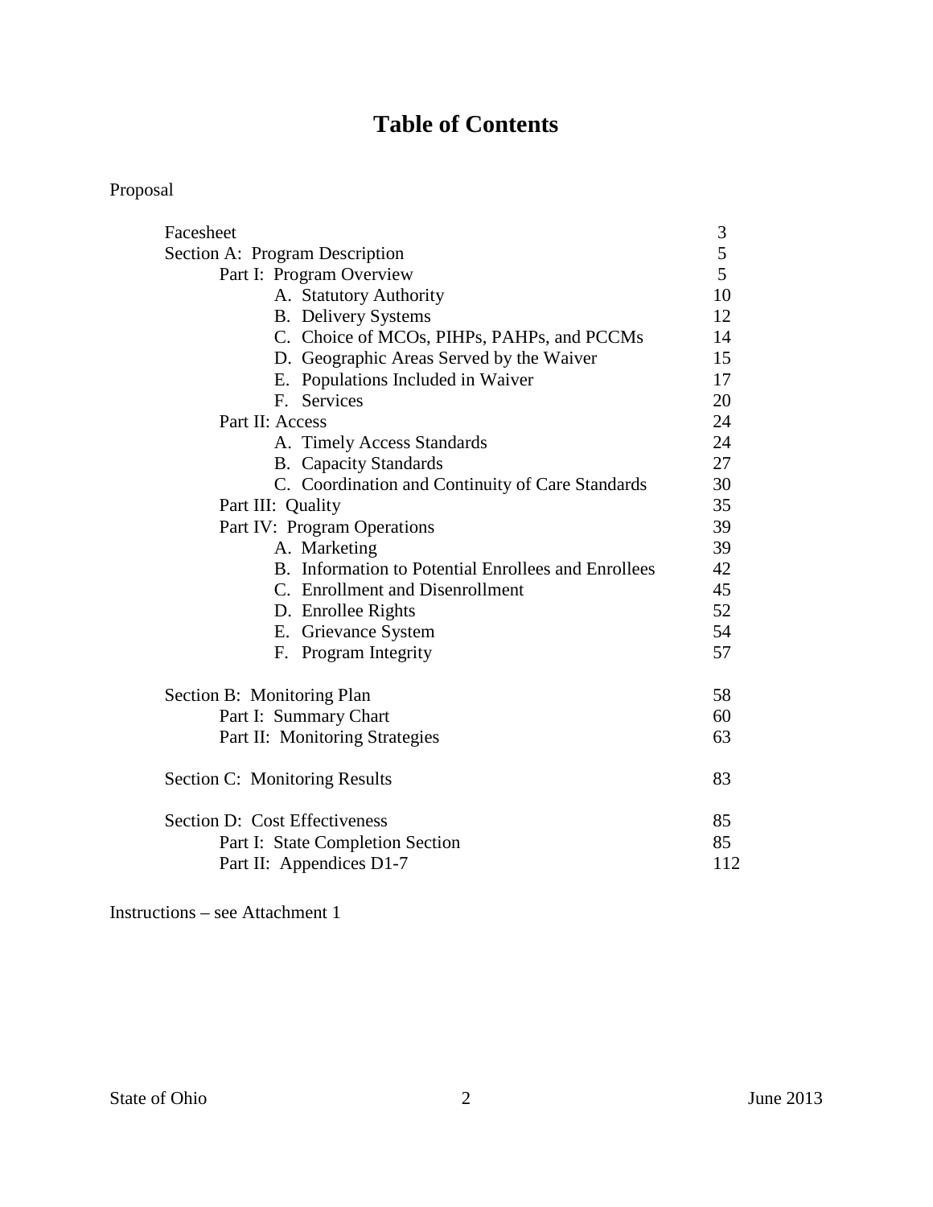# Table of Contents

Proposal

| | |
|---|---|
| Facesheet | 3 |
| Section A: Program Description | 5 |
| Part I: Program Overview | 5 |
| A. Statutory Authority | 10 |
| B. Delivery Systems | 12 |
| C. Choice of MCOs, PIHPs, PAHPs, and PCCMs | 14 |
| D. Geographic Areas Served by the Waiver | 15 |
| E. Populations Included in Waiver | 17 |
| F. Services | 20 |
| Part II: Access | 24 |
| A. Timely Access Standards | 24 |
| B. Capacity Standards | 27 |
| C. Coordination and Continuity of Care Standards | 30 |
| Part III: Quality | 35 |
| Part IV: Program Operations | 39 |
| A. Marketing | 39 |
| B. Information to Potential Enrollees and Enrollees | 42 |
| C. Enrollment and Disenrollment | 45 |
| D. Enrollee Rights | 52 |
| E. Grievance System | 54 |
| F. Program Integrity | 57 |
| Section B: Monitoring Plan | 58 |
| Part I: Summary Chart | 60 |
| Part II: Monitoring Strategies | 63 |
| Section C: Monitoring Results | 83 |
| Section D: Cost Effectiveness | 85 |
| Part I: State Completion Section | 85 |
| Part II: Appendices D1-7 | 112 |

Instructions – see Attachment 1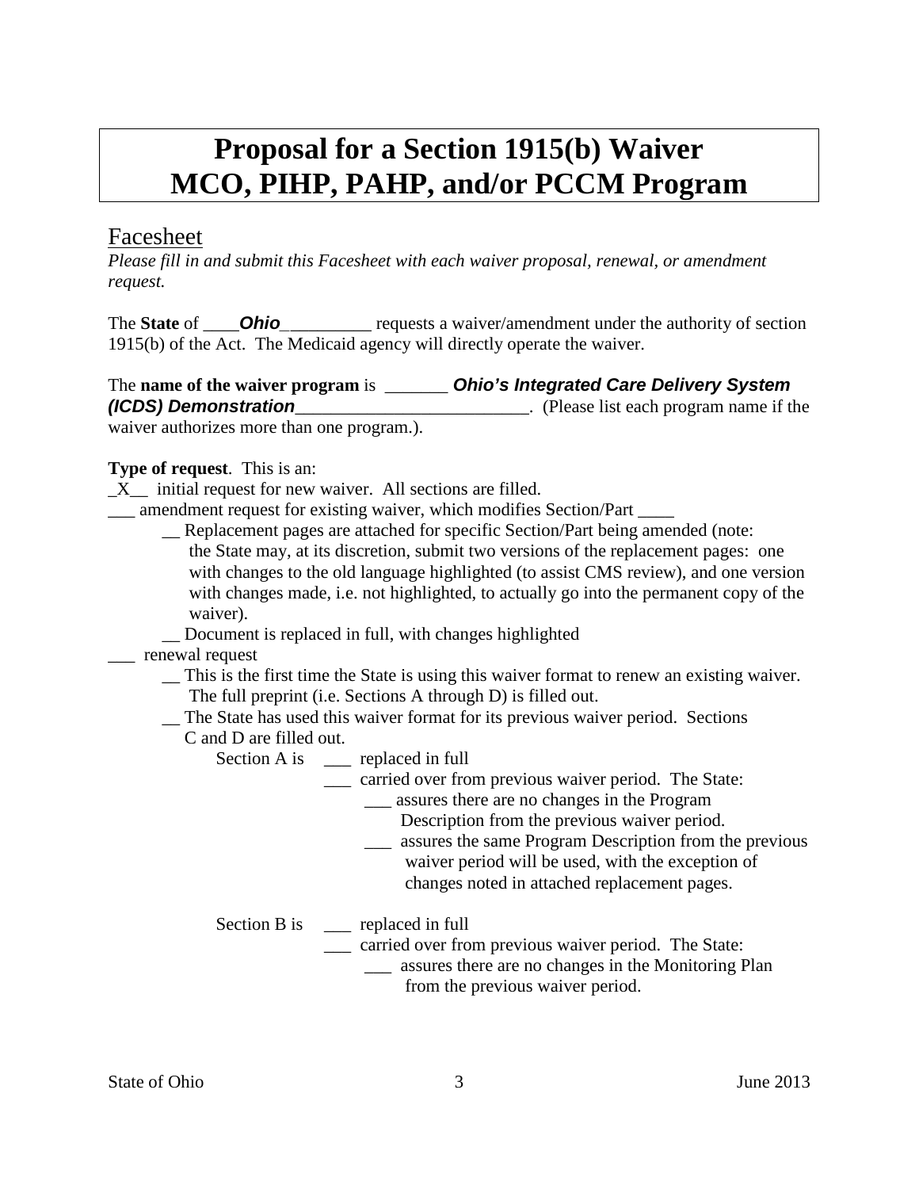# Proposal for a Section 1915(b) Waiver MCO, PIHP, PAHP, and/or PCCM Program

## Facesheet

*Please fill in and submit this Facesheet with each waiver proposal, renewal, or amendment request.*

The **State** of ____***Ohio***__________ requests a waiver/amendment under the authority of section 1915(b) of the Act. The Medicaid agency will directly operate the waiver.

The **name of the waiver program** is _______ ***Ohio's Integrated Care Delivery System (ICDS) Demonstration***__________________________. (Please list each program name if the waiver authorizes more than one program.).

**Type of request**. This is an:

_X__ initial request for new waiver. All sections are filled.

___ amendment request for existing waiver, which modifies Section/Part ____

- __ Replacement pages are attached for specific Section/Part being amended (note: the State may, at its discretion, submit two versions of the replacement pages: one with changes to the old language highlighted (to assist CMS review), and one version with changes made, i.e. not highlighted, to actually go into the permanent copy of the waiver).
- __ Document is replaced in full, with changes highlighted

___ renewal request

- __ This is the first time the State is using this waiver format to renew an existing waiver. The full preprint (i.e. Sections A through D) is filled out.
- __ The State has used this waiver format for its previous waiver period. Sections C and D are filled out.
  - Section A is
    - ___ replaced in full
    - ___ carried over from previous waiver period. The State:
      - ___ assures there are no changes in the Program Description from the previous waiver period.
      - ___ assures the same Program Description from the previous waiver period will be used, with the exception of changes noted in attached replacement pages.
  - Section B is
    - ___ replaced in full
    - ___ carried over from previous waiver period. The State:
      - ___ assures there are no changes in the Monitoring Plan from the previous waiver period.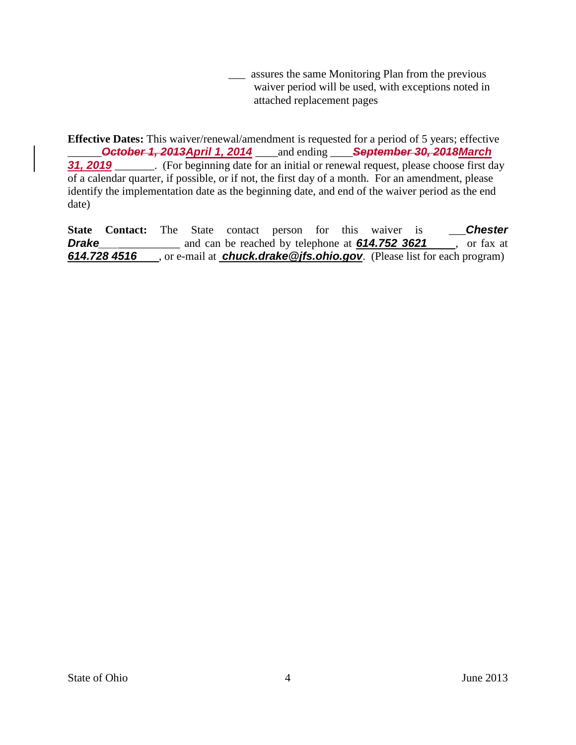___ assures the same Monitoring Plan from the previous waiver period will be used, with exceptions noted in attached replacement pages

**Effective Dates:** This waiver/renewal/amendment is requested for a period of 5 years; effective ______~~*October 1, 2013*~~***April 1, 2014*** ____and ending ____~~*September 30, 2018*~~***March 31, 2019*** _______. (For beginning date for an initial or renewal request, please choose first day of a calendar quarter, if possible, or if not, the first day of a month. For an amendment, please identify the implementation date as the beginning date, and end of the waiver period as the end date)

**State Contact:** The State contact person for this waiver is ___***Chester Drake***______________ and can be reached by telephone at ***614.752 3621*** , or fax at ***614.728 4516*** , or e-mail at ***chuck.drake@jfs.ohio.gov***. (Please list for each program)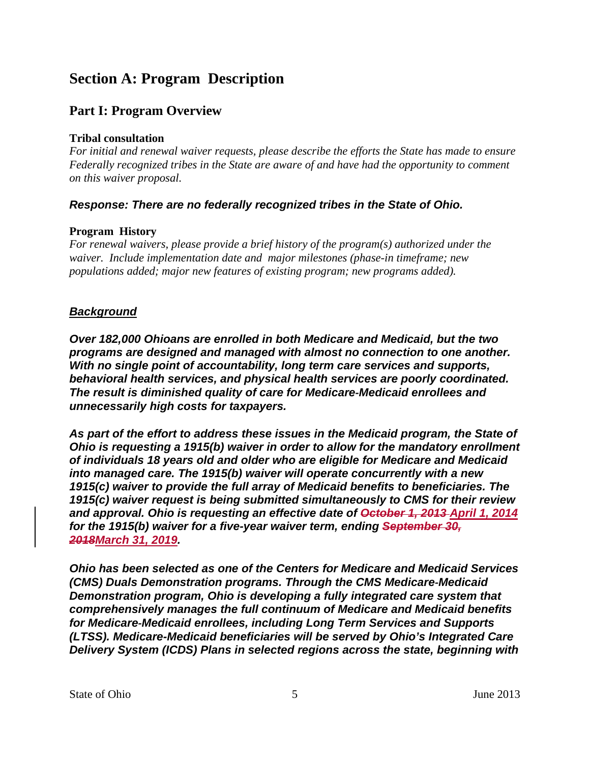# Section A: Program Description

## Part I: Program Overview

### Tribal consultation

*For initial and renewal waiver requests, please describe the efforts the State has made to ensure Federally recognized tribes in the State are aware of and have had the opportunity to comment on this waiver proposal.*

***Response: There are no federally recognized tribes in the State of Ohio.***

### Program History

*For renewal waivers, please provide a brief history of the program(s) authorized under the waiver. Include implementation date and major milestones (phase-in timeframe; new populations added; major new features of existing program; new programs added).*

***<u>Background</u>***

***Over 182,000 Ohioans are enrolled in both Medicare and Medicaid, but the two programs are designed and managed with almost no connection to one another. With no single point of accountability, long term care services and supports, behavioral health services, and physical health services are poorly coordinated. The result is diminished quality of care for Medicare-Medicaid enrollees and unnecessarily high costs for taxpayers.***

***As part of the effort to address these issues in the Medicaid program, the State of Ohio is requesting a 1915(b) waiver in order to allow for the mandatory enrollment of individuals 18 years old and older who are eligible for Medicare and Medicaid into managed care. The 1915(b) waiver will operate concurrently with a new 1915(c) waiver to provide the full array of Medicaid benefits to beneficiaries. The 1915(c) waiver request is being submitted simultaneously to CMS for their review and approval. Ohio is requesting an effective date of ~~October 1, 2013~~ <u>April 1, 2014</u> for the 1915(b) waiver for a five-year waiver term, ending ~~September 30, 2018~~<u>March 31, 2019</u>.***

***Ohio has been selected as one of the Centers for Medicare and Medicaid Services (CMS) Duals Demonstration programs. Through the CMS Medicare-Medicaid Demonstration program, Ohio is developing a fully integrated care system that comprehensively manages the full continuum of Medicare and Medicaid benefits for Medicare-Medicaid enrollees, including Long Term Services and Supports (LTSS). Medicare-Medicaid beneficiaries will be served by Ohio's Integrated Care Delivery System (ICDS) Plans in selected regions across the state, beginning with***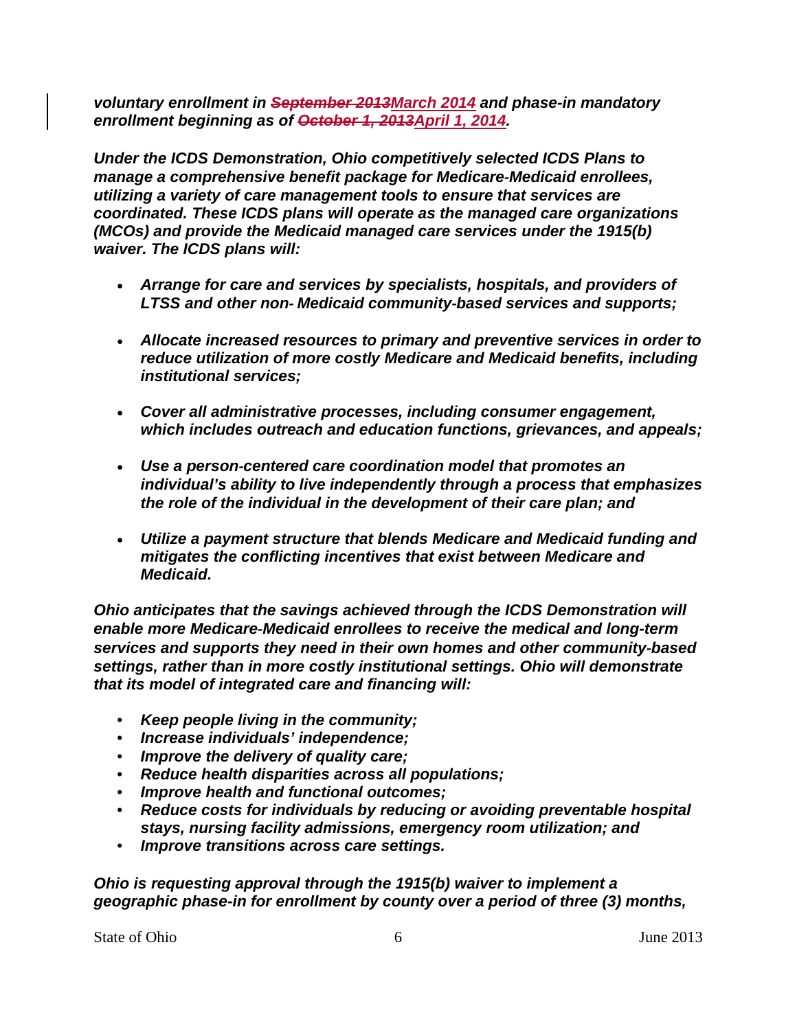***voluntary enrollment in ~~September 2013~~March 2014 and phase-in mandatory enrollment beginning as of ~~October 1, 2013~~April 1, 2014.***

***Under the ICDS Demonstration, Ohio competitively selected ICDS Plans to manage a comprehensive benefit package for Medicare-Medicaid enrollees, utilizing a variety of care management tools to ensure that services are coordinated. These ICDS plans will operate as the managed care organizations (MCOs) and provide the Medicaid managed care services under the 1915(b) waiver. The ICDS plans will:***

- ***Arrange for care and services by specialists, hospitals, and providers of LTSS and other non- Medicaid community-based services and supports;***
- ***Allocate increased resources to primary and preventive services in order to reduce utilization of more costly Medicare and Medicaid benefits, including institutional services;***
- ***Cover all administrative processes, including consumer engagement, which includes outreach and education functions, grievances, and appeals;***
- ***Use a person-centered care coordination model that promotes an individual's ability to live independently through a process that emphasizes the role of the individual in the development of their care plan; and***
- ***Utilize a payment structure that blends Medicare and Medicaid funding and mitigates the conflicting incentives that exist between Medicare and Medicaid.***

***Ohio anticipates that the savings achieved through the ICDS Demonstration will enable more Medicare-Medicaid enrollees to receive the medical and long-term services and supports they need in their own homes and other community-based settings, rather than in more costly institutional settings. Ohio will demonstrate that its model of integrated care and financing will:***

- ***Keep people living in the community;***
- ***Increase individuals' independence;***
- ***Improve the delivery of quality care;***
- ***Reduce health disparities across all populations;***
- ***Improve health and functional outcomes;***
- ***Reduce costs for individuals by reducing or avoiding preventable hospital stays, nursing facility admissions, emergency room utilization; and***
- ***Improve transitions across care settings.***

***Ohio is requesting approval through the 1915(b) waiver to implement a geographic phase-in for enrollment by county over a period of three (3) months,***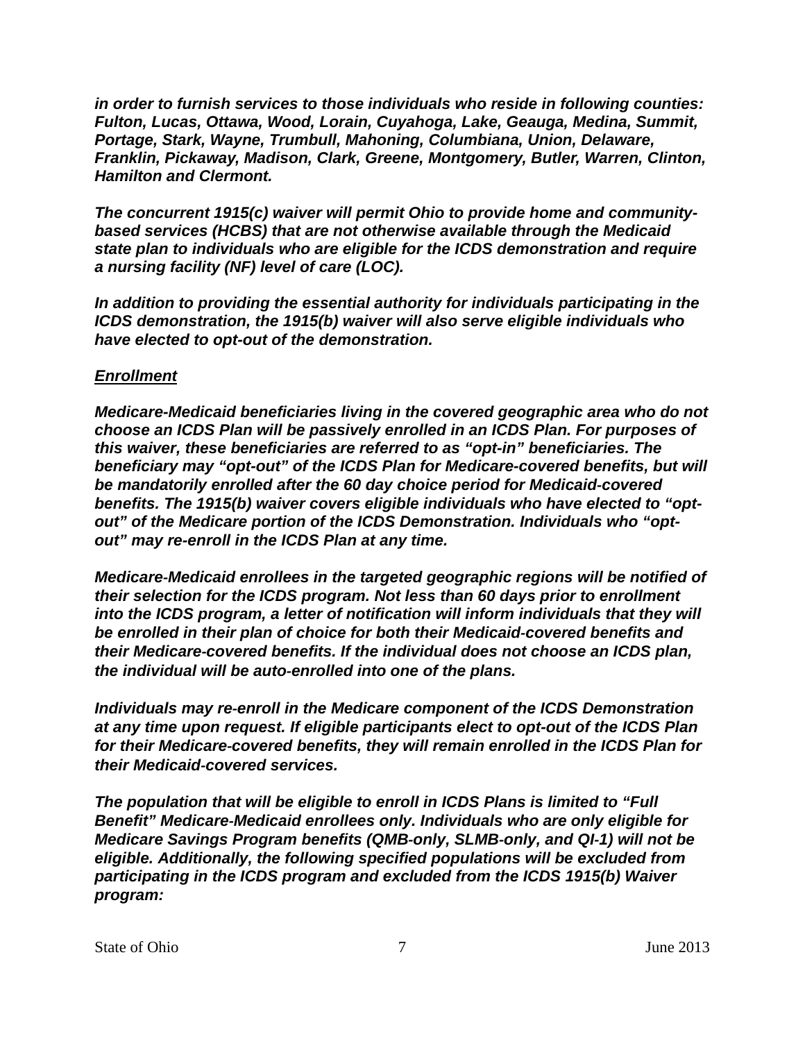*in order to furnish services to those individuals who reside in following counties: Fulton, Lucas, Ottawa, Wood, Lorain, Cuyahoga, Lake, Geauga, Medina, Summit, Portage, Stark, Wayne, Trumbull, Mahoning, Columbiana, Union, Delaware, Franklin, Pickaway, Madison, Clark, Greene, Montgomery, Butler, Warren, Clinton, Hamilton and Clermont.*

*The concurrent 1915(c) waiver will permit Ohio to provide home and community-based services (HCBS) that are not otherwise available through the Medicaid state plan to individuals who are eligible for the ICDS demonstration and require a nursing facility (NF) level of care (LOC).*

*In addition to providing the essential authority for individuals participating in the ICDS demonstration, the 1915(b) waiver will also serve eligible individuals who have elected to opt-out of the demonstration.*

***Enrollment***

*Medicare-Medicaid beneficiaries living in the covered geographic area who do not choose an ICDS Plan will be passively enrolled in an ICDS Plan. For purposes of this waiver, these beneficiaries are referred to as "opt-in" beneficiaries. The beneficiary may "opt-out" of the ICDS Plan for Medicare-covered benefits, but will be mandatorily enrolled after the 60 day choice period for Medicaid-covered benefits. The 1915(b) waiver covers eligible individuals who have elected to "opt-out" of the Medicare portion of the ICDS Demonstration. Individuals who "opt-out" may re-enroll in the ICDS Plan at any time.*

*Medicare-Medicaid enrollees in the targeted geographic regions will be notified of their selection for the ICDS program. Not less than 60 days prior to enrollment into the ICDS program, a letter of notification will inform individuals that they will be enrolled in their plan of choice for both their Medicaid-covered benefits and their Medicare-covered benefits. If the individual does not choose an ICDS plan, the individual will be auto-enrolled into one of the plans.*

*Individuals may re-enroll in the Medicare component of the ICDS Demonstration at any time upon request. If eligible participants elect to opt-out of the ICDS Plan for their Medicare-covered benefits, they will remain enrolled in the ICDS Plan for their Medicaid-covered services.*

*The population that will be eligible to enroll in ICDS Plans is limited to "Full Benefit" Medicare-Medicaid enrollees only. Individuals who are only eligible for Medicare Savings Program benefits (QMB-only, SLMB-only, and QI-1) will not be eligible. Additionally, the following specified populations will be excluded from participating in the ICDS program and excluded from the ICDS 1915(b) Waiver program:*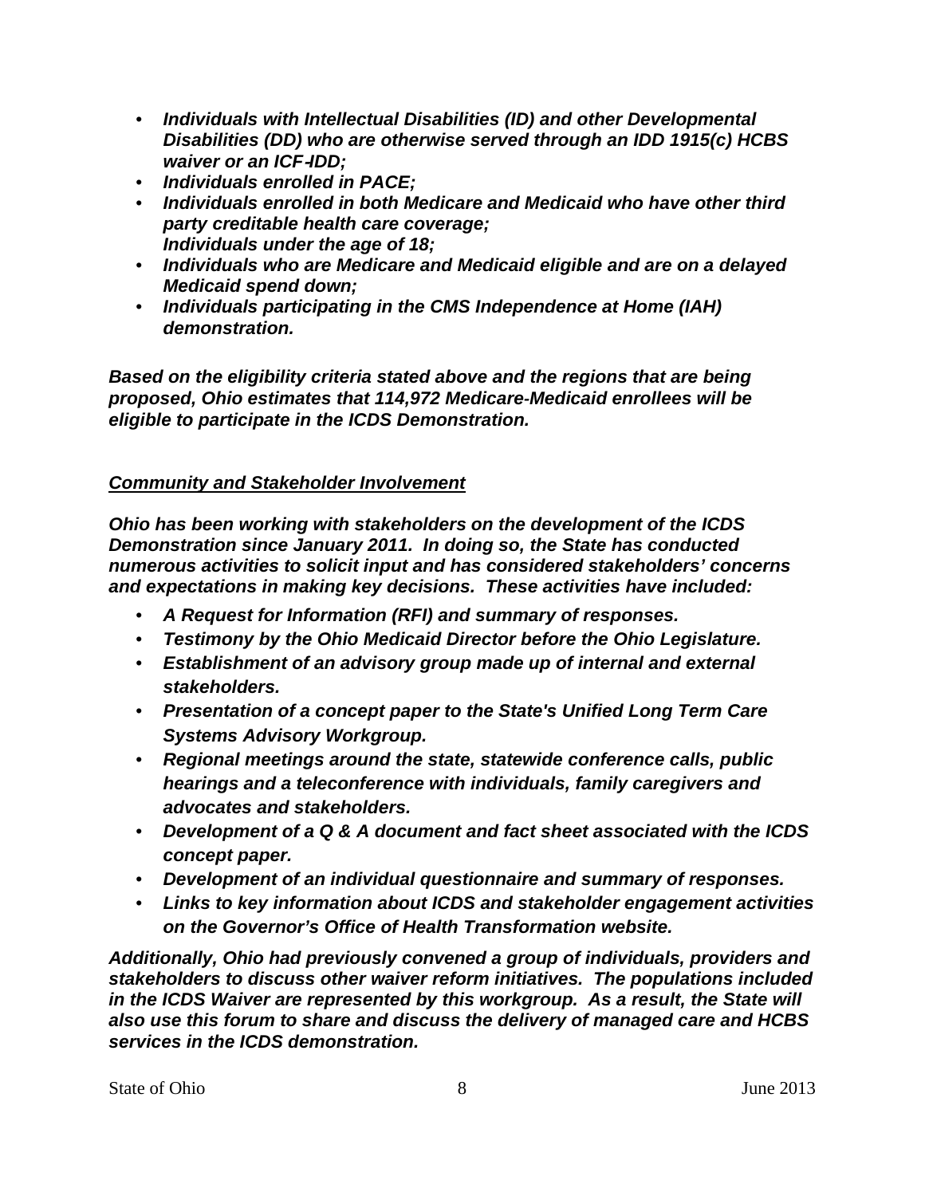- ***Individuals with Intellectual Disabilities (ID) and other Developmental Disabilities (DD) who are otherwise served through an IDD 1915(c) HCBS waiver or an ICF-IDD;***
- ***Individuals enrolled in PACE;***
- ***Individuals enrolled in both Medicare and Medicaid who have other third party creditable health care coverage;***
  ***Individuals under the age of 18;***
- ***Individuals who are Medicare and Medicaid eligible and are on a delayed Medicaid spend down;***
- ***Individuals participating in the CMS Independence at Home (IAH) demonstration.***

***Based on the eligibility criteria stated above and the regions that are being proposed, Ohio estimates that 114,972 Medicare-Medicaid enrollees will be eligible to participate in the ICDS Demonstration.***

***<u>Community and Stakeholder Involvement</u>***

***Ohio has been working with stakeholders on the development of the ICDS Demonstration since January 2011. In doing so, the State has conducted numerous activities to solicit input and has considered stakeholders' concerns and expectations in making key decisions. These activities have included:***

- ***A Request for Information (RFI) and summary of responses.***
- ***Testimony by the Ohio Medicaid Director before the Ohio Legislature.***
- ***Establishment of an advisory group made up of internal and external stakeholders.***
- ***Presentation of a concept paper to the State's Unified Long Term Care Systems Advisory Workgroup.***
- ***Regional meetings around the state, statewide conference calls, public hearings and a teleconference with individuals, family caregivers and advocates and stakeholders.***
- ***Development of a Q & A document and fact sheet associated with the ICDS concept paper.***
- ***Development of an individual questionnaire and summary of responses.***
- ***Links to key information about ICDS and stakeholder engagement activities on the Governor's Office of Health Transformation website.***

***Additionally, Ohio had previously convened a group of individuals, providers and stakeholders to discuss other waiver reform initiatives. The populations included in the ICDS Waiver are represented by this workgroup. As a result, the State will also use this forum to share and discuss the delivery of managed care and HCBS services in the ICDS demonstration.***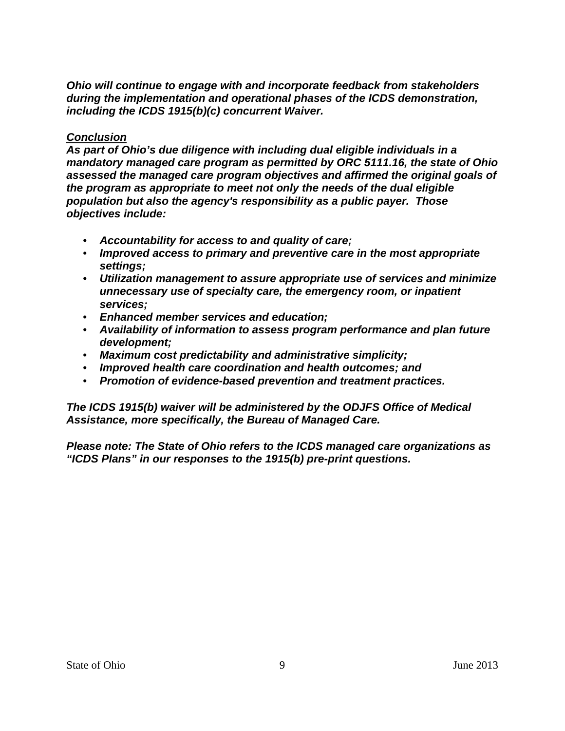***Ohio will continue to engage with and incorporate feedback from stakeholders during the implementation and operational phases of the ICDS demonstration, including the ICDS 1915(b)(c) concurrent Waiver.***

***<u>Conclusion</u>***

***As part of Ohio's due diligence with including dual eligible individuals in a mandatory managed care program as permitted by ORC 5111.16, the state of Ohio assessed the managed care program objectives and affirmed the original goals of the program as appropriate to meet not only the needs of the dual eligible population but also the agency's responsibility as a public payer. Those objectives include:***

- ***Accountability for access to and quality of care;***
- ***Improved access to primary and preventive care in the most appropriate settings;***
- ***Utilization management to assure appropriate use of services and minimize unnecessary use of specialty care, the emergency room, or inpatient services;***
- ***Enhanced member services and education;***
- ***Availability of information to assess program performance and plan future development;***
- ***Maximum cost predictability and administrative simplicity;***
- ***Improved health care coordination and health outcomes; and***
- ***Promotion of evidence-based prevention and treatment practices.***

***The ICDS 1915(b) waiver will be administered by the ODJFS Office of Medical Assistance, more specifically, the Bureau of Managed Care.***

***Please note: The State of Ohio refers to the ICDS managed care organizations as "ICDS Plans" in our responses to the 1915(b) pre-print questions.***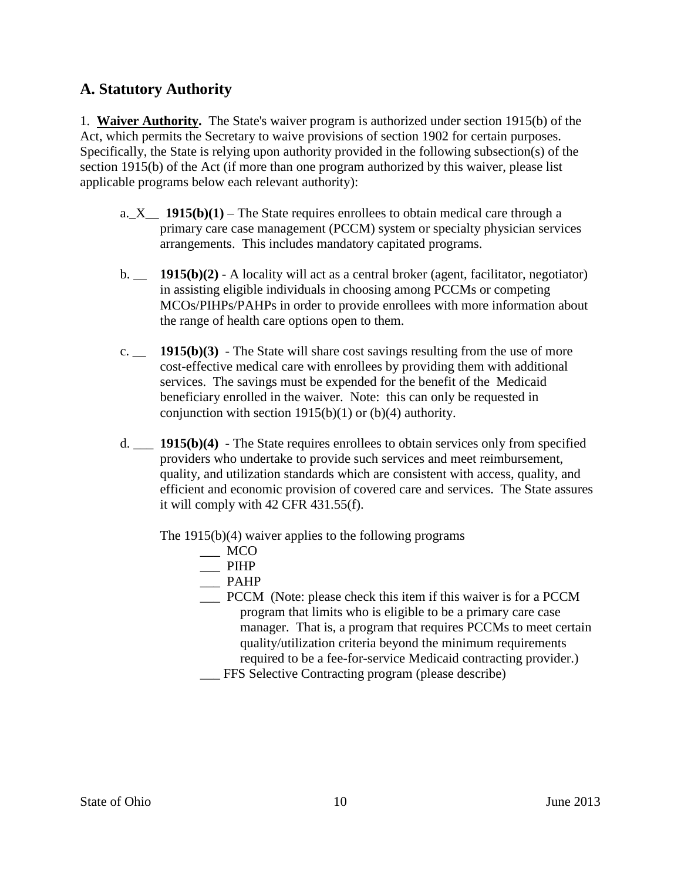## A. Statutory Authority

1. **Waiver Authority.** The State's waiver program is authorized under section 1915(b) of the Act, which permits the Secretary to waive provisions of section 1902 for certain purposes. Specifically, the State is relying upon authority provided in the following subsection(s) of the section 1915(b) of the Act (if more than one program authorized by this waiver, please list applicable programs below each relevant authority):

a._X__ **1915(b)(1)** – The State requires enrollees to obtain medical care through a primary care case management (PCCM) system or specialty physician services arrangements. This includes mandatory capitated programs.

b. __ **1915(b)(2)** - A locality will act as a central broker (agent, facilitator, negotiator) in assisting eligible individuals in choosing among PCCMs or competing MCOs/PIHPs/PAHPs in order to provide enrollees with more information about the range of health care options open to them.

c. __ **1915(b)(3)** - The State will share cost savings resulting from the use of more cost-effective medical care with enrollees by providing them with additional services. The savings must be expended for the benefit of the Medicaid beneficiary enrolled in the waiver. Note: this can only be requested in conjunction with section 1915(b)(1) or (b)(4) authority.

d. ___ **1915(b)(4)** - The State requires enrollees to obtain services only from specified providers who undertake to provide such services and meet reimbursement, quality, and utilization standards which are consistent with access, quality, and efficient and economic provision of covered care and services. The State assures it will comply with 42 CFR 431.55(f).

The 1915(b)(4) waiver applies to the following programs

___ MCO
___ PIHP
___ PAHP
___ PCCM (Note: please check this item if this waiver is for a PCCM program that limits who is eligible to be a primary care case manager. That is, a program that requires PCCMs to meet certain quality/utilization criteria beyond the minimum requirements required to be a fee-for-service Medicaid contracting provider.)
___ FFS Selective Contracting program (please describe)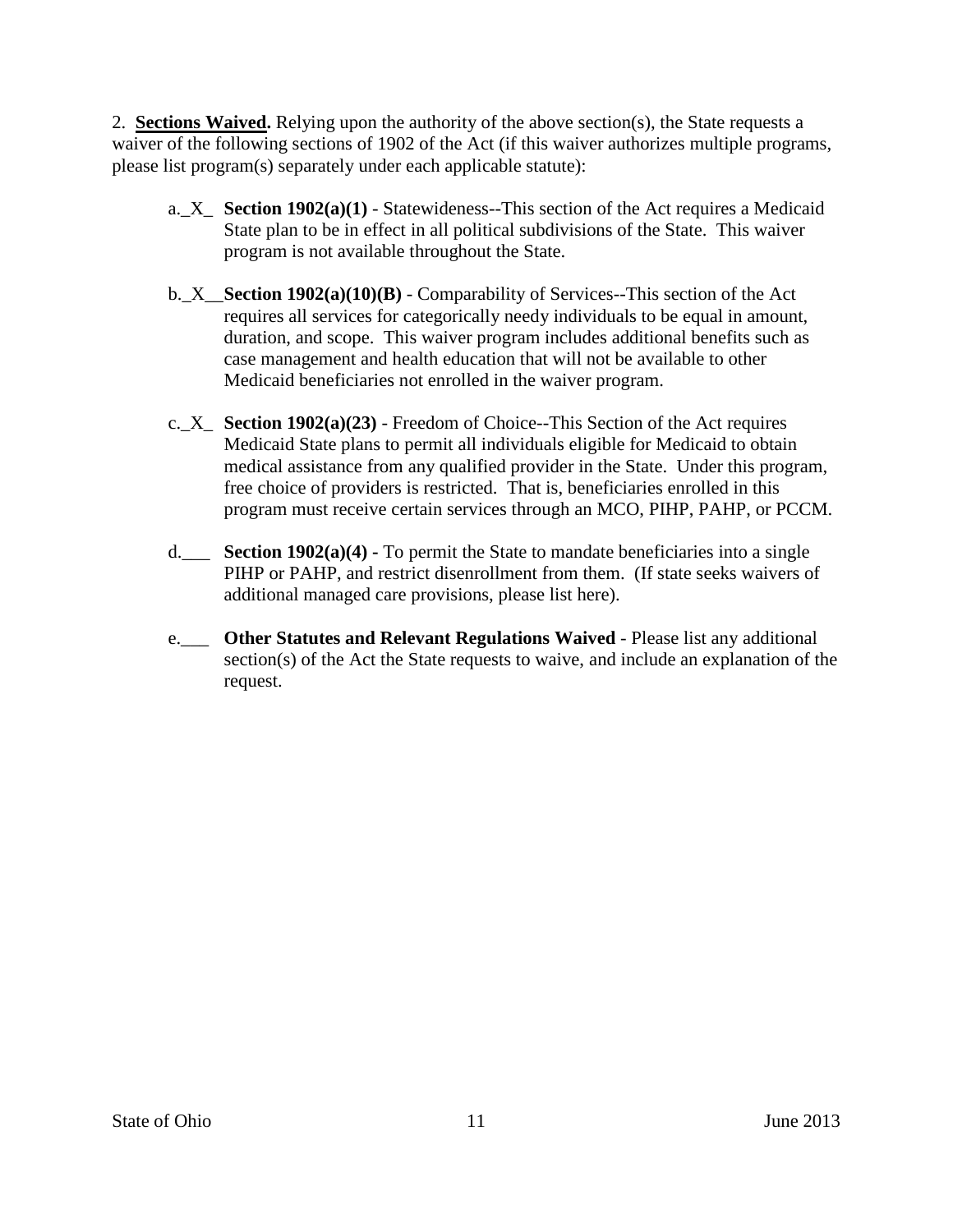2. **Sections Waived.** Relying upon the authority of the above section(s), the State requests a waiver of the following sections of 1902 of the Act (if this waiver authorizes multiple programs, please list program(s) separately under each applicable statute):

a._X_ **Section 1902(a)(1)** - Statewideness--This section of the Act requires a Medicaid State plan to be in effect in all political subdivisions of the State. This waiver program is not available throughout the State.

b._X__**Section 1902(a)(10)(B)** - Comparability of Services--This section of the Act requires all services for categorically needy individuals to be equal in amount, duration, and scope. This waiver program includes additional benefits such as case management and health education that will not be available to other Medicaid beneficiaries not enrolled in the waiver program.

c._X_ **Section 1902(a)(23)** - Freedom of Choice--This Section of the Act requires Medicaid State plans to permit all individuals eligible for Medicaid to obtain medical assistance from any qualified provider in the State. Under this program, free choice of providers is restricted. That is, beneficiaries enrolled in this program must receive certain services through an MCO, PIHP, PAHP, or PCCM.

d.___ **Section 1902(a)(4) -** To permit the State to mandate beneficiaries into a single PIHP or PAHP, and restrict disenrollment from them. (If state seeks waivers of additional managed care provisions, please list here).

e.___ **Other Statutes and Relevant Regulations Waived** - Please list any additional section(s) of the Act the State requests to waive, and include an explanation of the request.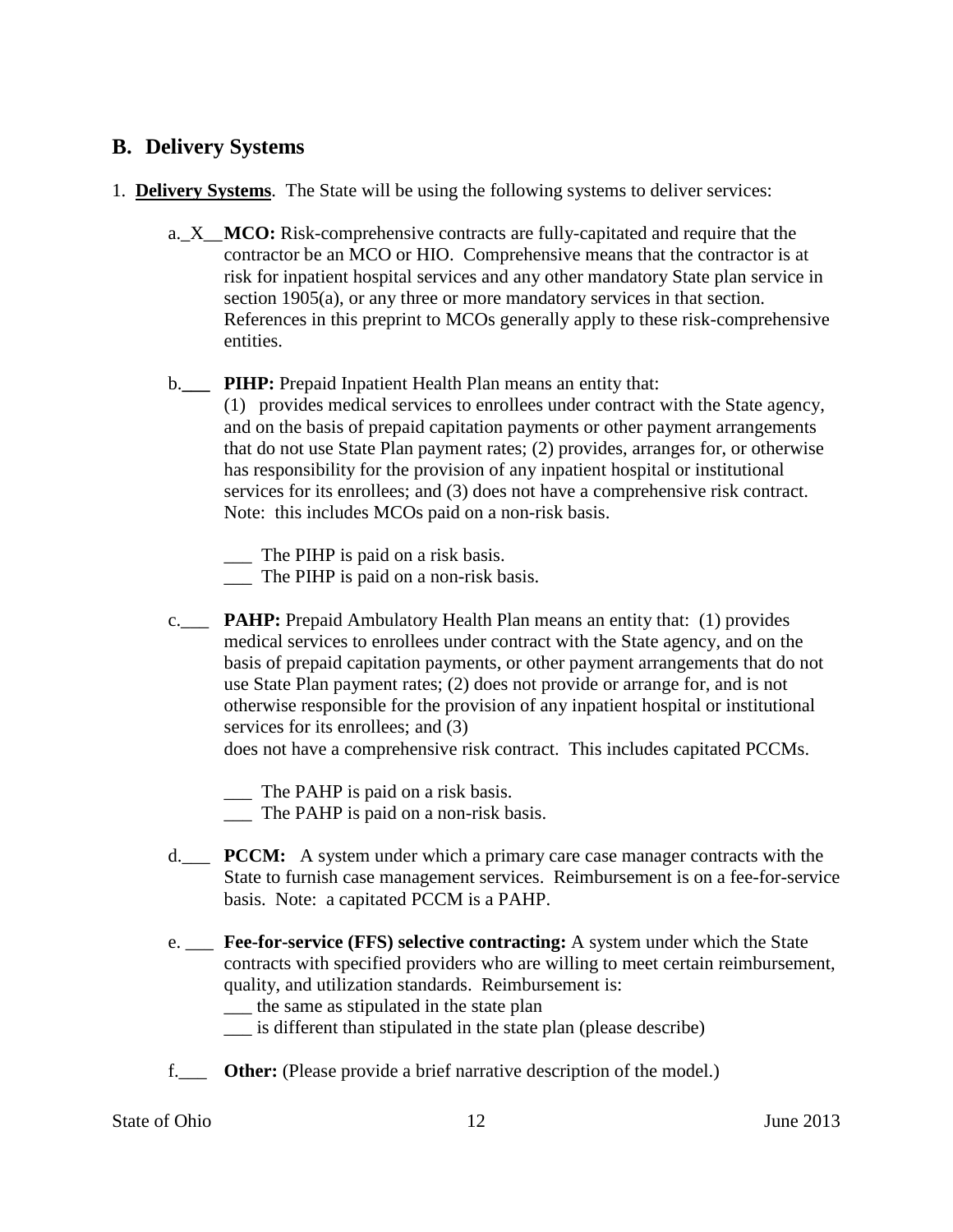## B. Delivery Systems

1. **Delivery Systems**. The State will be using the following systems to deliver services:

   a._X__ **MCO:** Risk-comprehensive contracts are fully-capitated and require that the contractor be an MCO or HIO. Comprehensive means that the contractor is at risk for inpatient hospital services and any other mandatory State plan service in section 1905(a), or any three or more mandatory services in that section. References in this preprint to MCOs generally apply to these risk-comprehensive entities.

   b.___ **PIHP:** Prepaid Inpatient Health Plan means an entity that:
   (1) provides medical services to enrollees under contract with the State agency, and on the basis of prepaid capitation payments or other payment arrangements that do not use State Plan payment rates; (2) provides, arranges for, or otherwise has responsibility for the provision of any inpatient hospital or institutional services for its enrollees; and (3) does not have a comprehensive risk contract. Note: this includes MCOs paid on a non-risk basis.

   ___ The PIHP is paid on a risk basis.
   ___ The PIHP is paid on a non-risk basis.

   c.___ **PAHP:** Prepaid Ambulatory Health Plan means an entity that: (1) provides medical services to enrollees under contract with the State agency, and on the basis of prepaid capitation payments, or other payment arrangements that do not use State Plan payment rates; (2) does not provide or arrange for, and is not otherwise responsible for the provision of any inpatient hospital or institutional services for its enrollees; and (3)
   does not have a comprehensive risk contract. This includes capitated PCCMs.

   ___ The PAHP is paid on a risk basis.
   ___ The PAHP is paid on a non-risk basis.

   d.___ **PCCM:** A system under which a primary care case manager contracts with the State to furnish case management services. Reimbursement is on a fee-for-service basis. Note: a capitated PCCM is a PAHP.

   e. ___ **Fee-for-service (FFS) selective contracting:** A system under which the State contracts with specified providers who are willing to meet certain reimbursement, quality, and utilization standards. Reimbursement is:
   ___ the same as stipulated in the state plan
   ___ is different than stipulated in the state plan (please describe)

   f.___ **Other:** (Please provide a brief narrative description of the model.)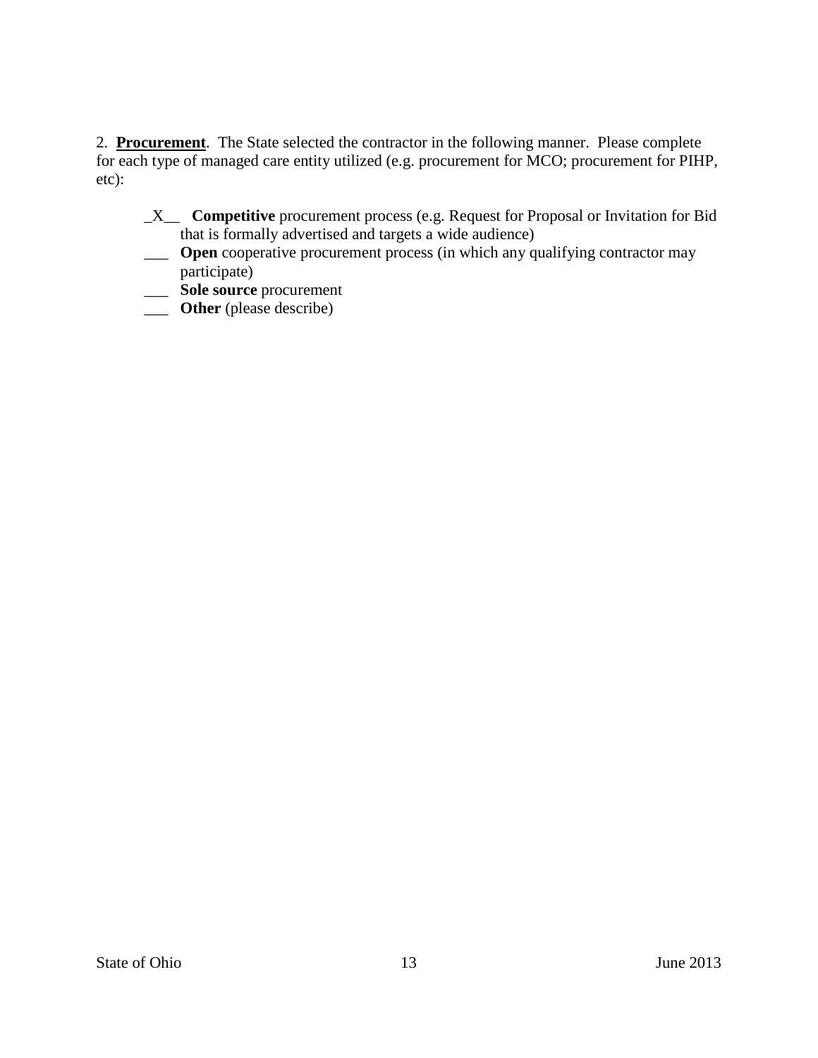2. **Procurement**. The State selected the contractor in the following manner. Please complete for each type of managed care entity utilized (e.g. procurement for MCO; procurement for PIHP, etc):

- _X__ **Competitive** procurement process (e.g. Request for Proposal or Invitation for Bid that is formally advertised and targets a wide audience)
- ___ **Open** cooperative procurement process (in which any qualifying contractor may participate)
- ___ **Sole source** procurement
- ___ **Other** (please describe)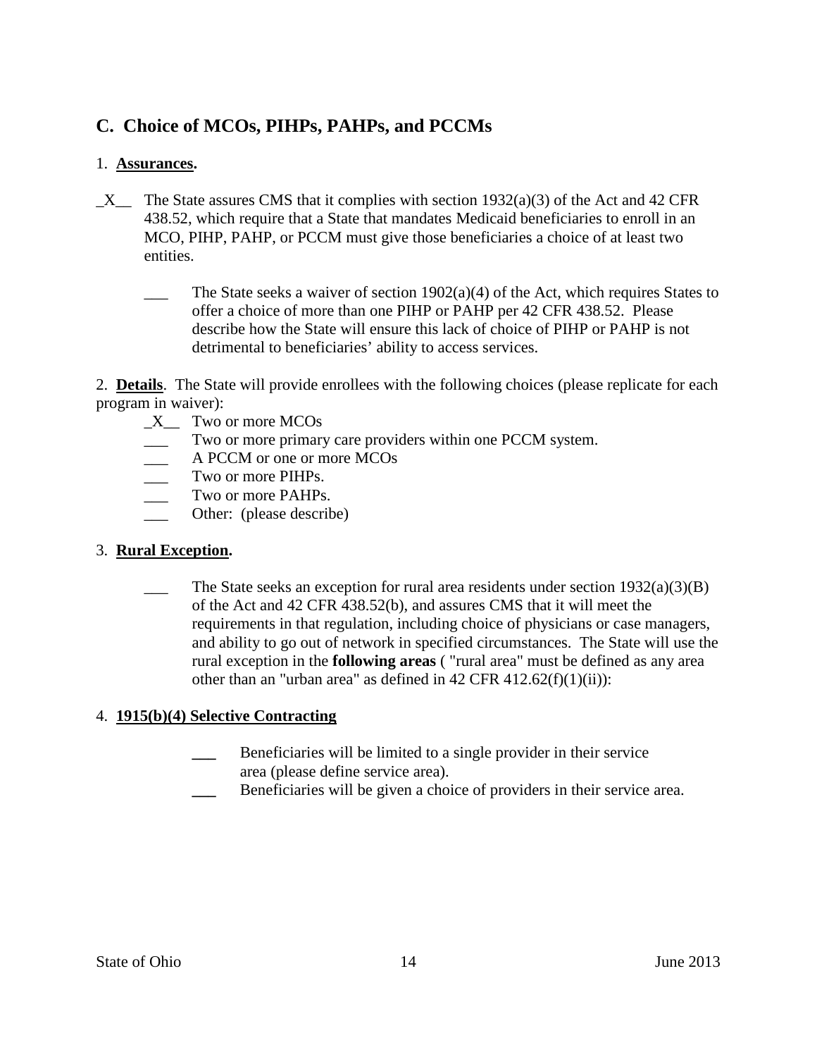## C. Choice of MCOs, PIHPs, PAHPs, and PCCMs

1. **Assurances.**

_X__ The State assures CMS that it complies with section 1932(a)(3) of the Act and 42 CFR 438.52, which require that a State that mandates Medicaid beneficiaries to enroll in an MCO, PIHP, PAHP, or PCCM must give those beneficiaries a choice of at least two entities.

___ The State seeks a waiver of section 1902(a)(4) of the Act, which requires States to offer a choice of more than one PIHP or PAHP per 42 CFR 438.52. Please describe how the State will ensure this lack of choice of PIHP or PAHP is not detrimental to beneficiaries' ability to access services.

2. **Details**. The State will provide enrollees with the following choices (please replicate for each program in waiver):

_X__ Two or more MCOs
___ Two or more primary care providers within one PCCM system.
___ A PCCM or one or more MCOs
___ Two or more PIHPs.
___ Two or more PAHPs.
___ Other: (please describe)

3. **Rural Exception.**

___ The State seeks an exception for rural area residents under section 1932(a)(3)(B) of the Act and 42 CFR 438.52(b), and assures CMS that it will meet the requirements in that regulation, including choice of physicians or case managers, and ability to go out of network in specified circumstances. The State will use the rural exception in the **following areas** ( "rural area" must be defined as any area other than an "urban area" as defined in 42 CFR 412.62(f)(1)(ii)):

4. **1915(b)(4) Selective Contracting**

___ Beneficiaries will be limited to a single provider in their service area (please define service area).
___ Beneficiaries will be given a choice of providers in their service area.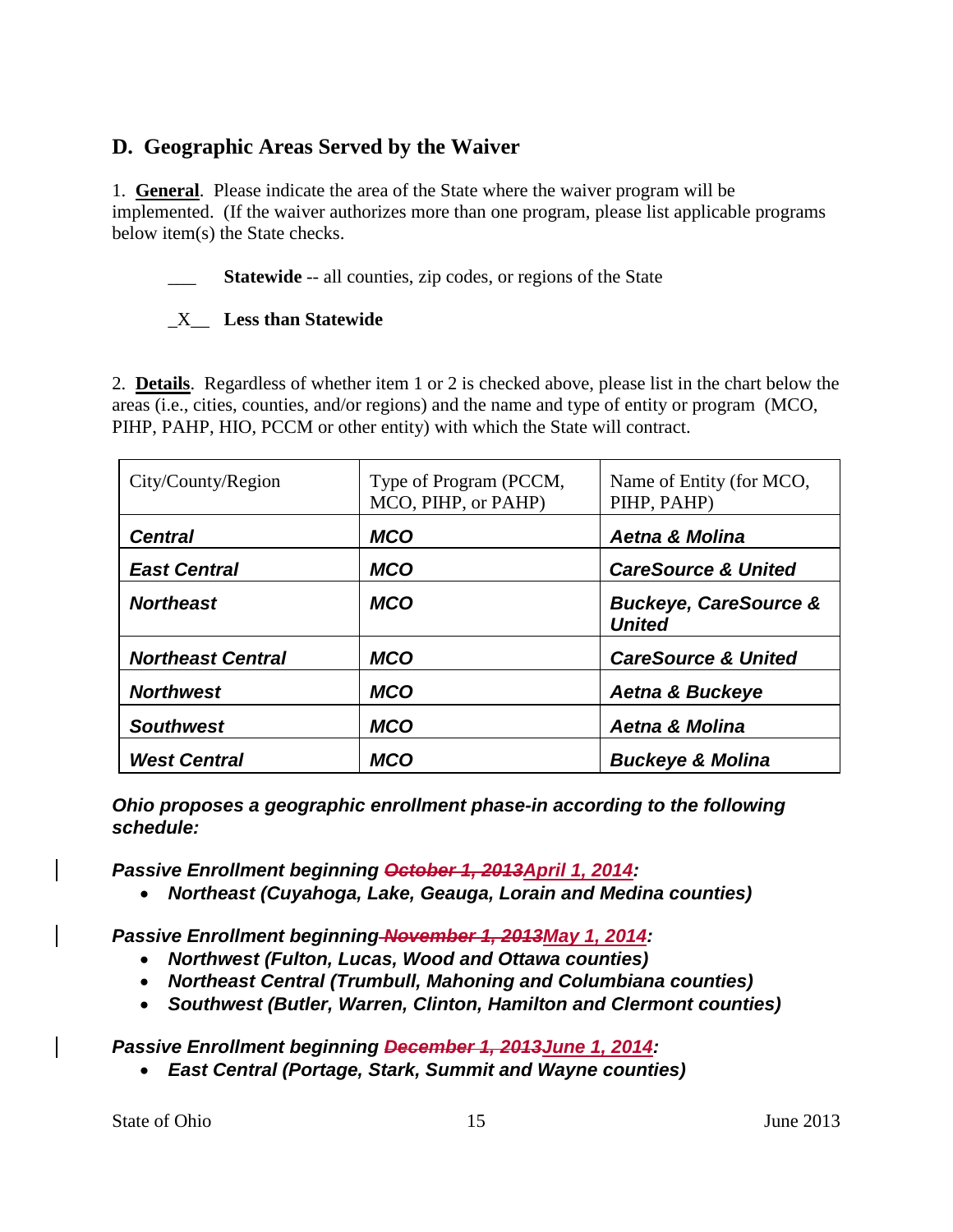## D. Geographic Areas Served by the Waiver

1. **General**. Please indicate the area of the State where the waiver program will be implemented. (If the waiver authorizes more than one program, please list applicable programs below item(s) the State checks.

___ **Statewide** -- all counties, zip codes, or regions of the State

_X__ **Less than Statewide**

2. **Details**. Regardless of whether item 1 or 2 is checked above, please list in the chart below the areas (i.e., cities, counties, and/or regions) and the name and type of entity or program (MCO, PIHP, PAHP, HIO, PCCM or other entity) with which the State will contract.

| City/County/Region | Type of Program (PCCM, MCO, PIHP, or PAHP) | Name of Entity (for MCO, PIHP, PAHP) |
|---|---|---|
| ***Central*** | ***MCO*** | ***Aetna & Molina*** |
| ***East Central*** | ***MCO*** | ***CareSource & United*** |
| ***Northeast*** | ***MCO*** | ***Buckeye, CareSource & United*** |
| ***Northeast Central*** | ***MCO*** | ***CareSource & United*** |
| ***Northwest*** | ***MCO*** | ***Aetna & Buckeye*** |
| ***Southwest*** | ***MCO*** | ***Aetna & Molina*** |
| ***West Central*** | ***MCO*** | ***Buckeye & Molina*** |

***Ohio proposes a geographic enrollment phase-in according to the following schedule:***

***Passive Enrollment beginning ~~October 1, 2013~~April 1, 2014:***

- ***Northeast (Cuyahoga, Lake, Geauga, Lorain and Medina counties)***

***Passive Enrollment beginning ~~November 1, 2013~~May 1, 2014:***

- ***Northwest (Fulton, Lucas, Wood and Ottawa counties)***
- ***Northeast Central (Trumbull, Mahoning and Columbiana counties)***
- ***Southwest (Butler, Warren, Clinton, Hamilton and Clermont counties)***

***Passive Enrollment beginning ~~December 1, 2013~~June 1, 2014:***

- ***East Central (Portage, Stark, Summit and Wayne counties)***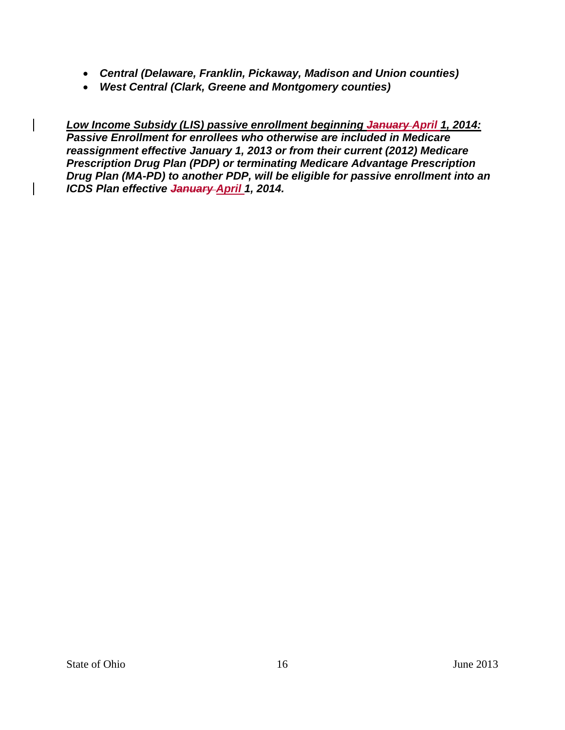- ***Central (Delaware, Franklin, Pickaway, Madison and Union counties)***
- ***West Central (Clark, Greene and Montgomery counties)***

***<u>Low Income Subsidy (LIS) passive enrollment beginning ~~January~~ April 1, 2014:</u>***
***Passive Enrollment for enrollees who otherwise are included in Medicare reassignment effective January 1, 2013 or from their current (2012) Medicare Prescription Drug Plan (PDP) or terminating Medicare Advantage Prescription Drug Plan (MA-PD) to another PDP, will be eligible for passive enrollment into an ICDS Plan effective ~~January~~ <u>April</u> 1, 2014.***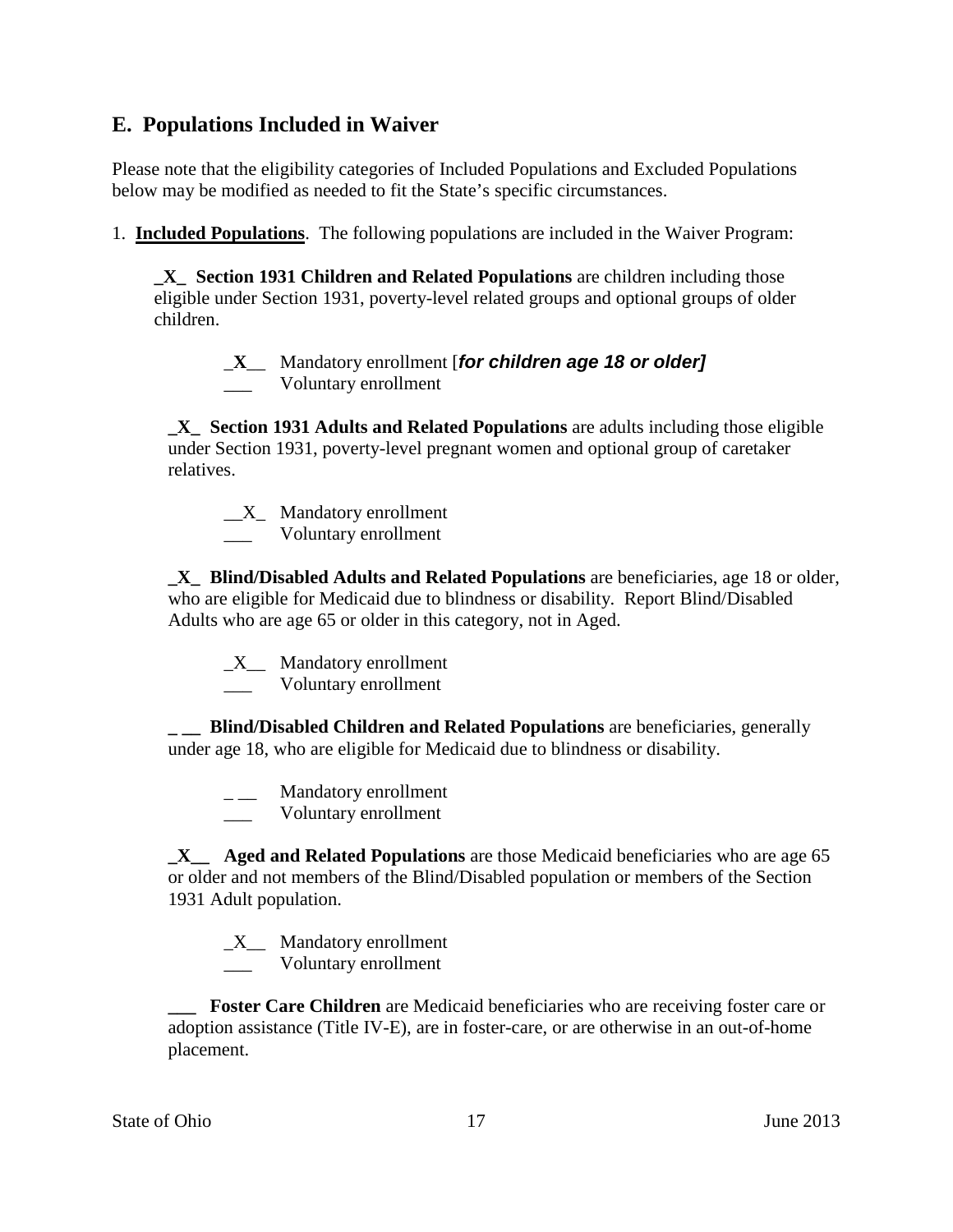## E. Populations Included in Waiver

Please note that the eligibility categories of Included Populations and Excluded Populations below may be modified as needed to fit the State's specific circumstances.

1. **Included Populations**. The following populations are included in the Waiver Program:

   **_X_ Section 1931 Children and Related Populations** are children including those eligible under Section 1931, poverty-level related groups and optional groups of older children.

   _**X**__ Mandatory enrollment [***for children age 18 or older]***
   ___ Voluntary enrollment

   **_X_ Section 1931 Adults and Related Populations** are adults including those eligible under Section 1931, poverty-level pregnant women and optional group of caretaker relatives.

   __X_ Mandatory enrollment
   ___ Voluntary enrollment

   **_X_ Blind/Disabled Adults and Related Populations** are beneficiaries, age 18 or older, who are eligible for Medicaid due to blindness or disability. Report Blind/Disabled Adults who are age 65 or older in this category, not in Aged.

   _X__ Mandatory enrollment
   ___ Voluntary enrollment

   **_ __ Blind/Disabled Children and Related Populations** are beneficiaries, generally under age 18, who are eligible for Medicaid due to blindness or disability.

   _ __ Mandatory enrollment
   ___ Voluntary enrollment

   **_X__ Aged and Related Populations** are those Medicaid beneficiaries who are age 65 or older and not members of the Blind/Disabled population or members of the Section 1931 Adult population.

   _X__ Mandatory enrollment
   ___ Voluntary enrollment

   **___ Foster Care Children** are Medicaid beneficiaries who are receiving foster care or adoption assistance (Title IV-E), are in foster-care, or are otherwise in an out-of-home placement.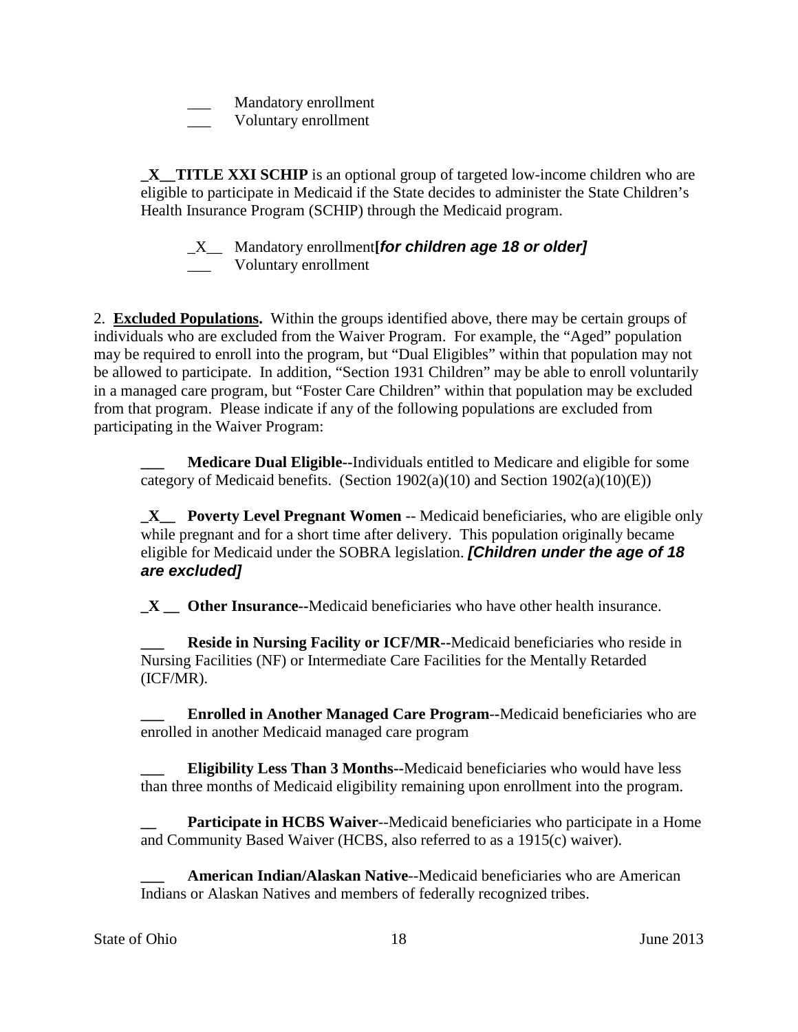___ Mandatory enrollment
___ Voluntary enrollment

**_X__TITLE XXI SCHIP** is an optional group of targeted low-income children who are eligible to participate in Medicaid if the State decides to administer the State Children's Health Insurance Program (SCHIP) through the Medicaid program.

_X__ Mandatory enrollment**[*for children age 18 or older*]**
___ Voluntary enrollment

2. **Excluded Populations.** Within the groups identified above, there may be certain groups of individuals who are excluded from the Waiver Program. For example, the "Aged" population may be required to enroll into the program, but "Dual Eligibles" within that population may not be allowed to participate. In addition, "Section 1931 Children" may be able to enroll voluntarily in a managed care program, but "Foster Care Children" within that population may be excluded from that program. Please indicate if any of the following populations are excluded from participating in the Waiver Program:

**___ Medicare Dual Eligible--**Individuals entitled to Medicare and eligible for some category of Medicaid benefits. (Section 1902(a)(10) and Section 1902(a)(10)(E))

**_X__ Poverty Level Pregnant Women** -- Medicaid beneficiaries, who are eligible only while pregnant and for a short time after delivery. This population originally became eligible for Medicaid under the SOBRA legislation. ***[Children under the age of 18 are excluded]***

**_X __ Other Insurance--**Medicaid beneficiaries who have other health insurance.

**___ Reside in Nursing Facility or ICF/MR--**Medicaid beneficiaries who reside in Nursing Facilities (NF) or Intermediate Care Facilities for the Mentally Retarded (ICF/MR).

**___ Enrolled in Another Managed Care Program--**Medicaid beneficiaries who are enrolled in another Medicaid managed care program

**___ Eligibility Less Than 3 Months--**Medicaid beneficiaries who would have less than three months of Medicaid eligibility remaining upon enrollment into the program.

**__ Participate in HCBS Waiver**--Medicaid beneficiaries who participate in a Home and Community Based Waiver (HCBS, also referred to as a 1915(c) waiver).

**___ American Indian/Alaskan Native**--Medicaid beneficiaries who are American Indians or Alaskan Natives and members of federally recognized tribes.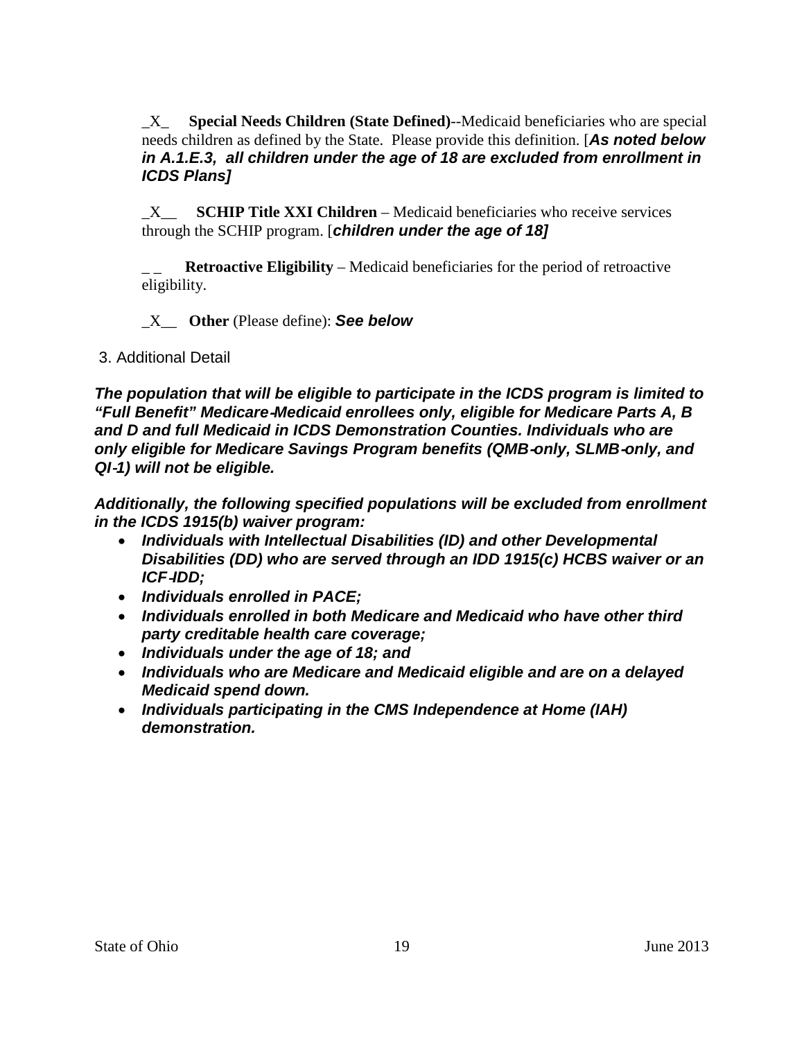_X_ **Special Needs Children (State Defined)**--Medicaid beneficiaries who are special needs children as defined by the State. Please provide this definition. [***As noted below in A.1.E.3, all children under the age of 18 are excluded from enrollment in ICDS Plans]***

_X__ **SCHIP Title XXI Children** – Medicaid beneficiaries who receive services through the SCHIP program. [***children under the age of 18]***

_ _ **Retroactive Eligibility** – Medicaid beneficiaries for the period of retroactive eligibility.

_X__ **Other** (Please define): ***See below***

3. Additional Detail

***The population that will be eligible to participate in the ICDS program is limited to "Full Benefit" Medicare-Medicaid enrollees only, eligible for Medicare Parts A, B and D and full Medicaid in ICDS Demonstration Counties. Individuals who are only eligible for Medicare Savings Program benefits (QMB-only, SLMB-only, and QI-1) will not be eligible.***

***Additionally, the following specified populations will be excluded from enrollment in the ICDS 1915(b) waiver program:***

- ***Individuals with Intellectual Disabilities (ID) and other Developmental Disabilities (DD) who are served through an IDD 1915(c) HCBS waiver or an ICF-IDD;***
- ***Individuals enrolled in PACE;***
- ***Individuals enrolled in both Medicare and Medicaid who have other third party creditable health care coverage;***
- ***Individuals under the age of 18; and***
- ***Individuals who are Medicare and Medicaid eligible and are on a delayed Medicaid spend down.***
- ***Individuals participating in the CMS Independence at Home (IAH) demonstration.***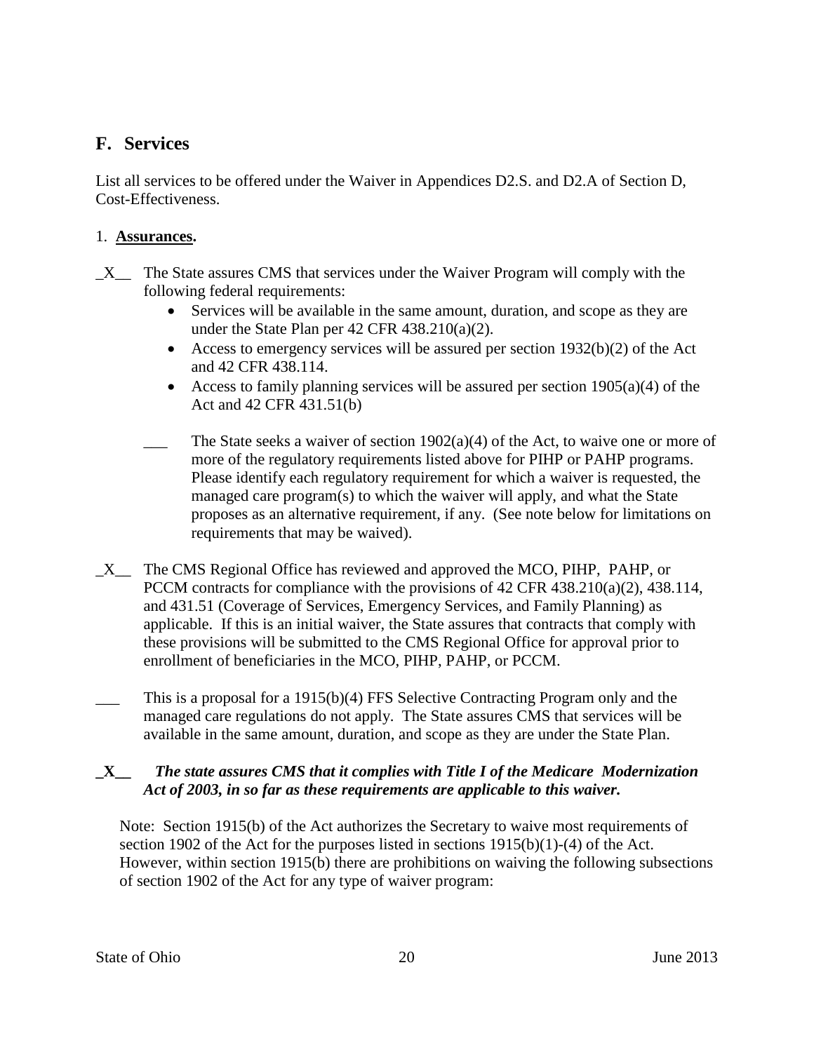## F. Services

List all services to be offered under the Waiver in Appendices D2.S. and D2.A of Section D, Cost-Effectiveness.

1. **Assurances.**

_X__ The State assures CMS that services under the Waiver Program will comply with the following federal requirements:

- Services will be available in the same amount, duration, and scope as they are under the State Plan per 42 CFR 438.210(a)(2).
- Access to emergency services will be assured per section 1932(b)(2) of the Act and 42 CFR 438.114.
- Access to family planning services will be assured per section 1905(a)(4) of the Act and 42 CFR 431.51(b)

___ The State seeks a waiver of section 1902(a)(4) of the Act, to waive one or more of more of the regulatory requirements listed above for PIHP or PAHP programs. Please identify each regulatory requirement for which a waiver is requested, the managed care program(s) to which the waiver will apply, and what the State proposes as an alternative requirement, if any. (See note below for limitations on requirements that may be waived).

_X__ The CMS Regional Office has reviewed and approved the MCO, PIHP, PAHP, or PCCM contracts for compliance with the provisions of 42 CFR 438.210(a)(2), 438.114, and 431.51 (Coverage of Services, Emergency Services, and Family Planning) as applicable. If this is an initial waiver, the State assures that contracts that comply with these provisions will be submitted to the CMS Regional Office for approval prior to enrollment of beneficiaries in the MCO, PIHP, PAHP, or PCCM.

___ This is a proposal for a 1915(b)(4) FFS Selective Contracting Program only and the managed care regulations do not apply. The State assures CMS that services will be available in the same amount, duration, and scope as they are under the State Plan.

**_X__** ***The state assures CMS that it complies with Title I of the Medicare Modernization Act of 2003, in so far as these requirements are applicable to this waiver.***

Note: Section 1915(b) of the Act authorizes the Secretary to waive most requirements of section 1902 of the Act for the purposes listed in sections 1915(b)(1)-(4) of the Act. However, within section 1915(b) there are prohibitions on waiving the following subsections of section 1902 of the Act for any type of waiver program: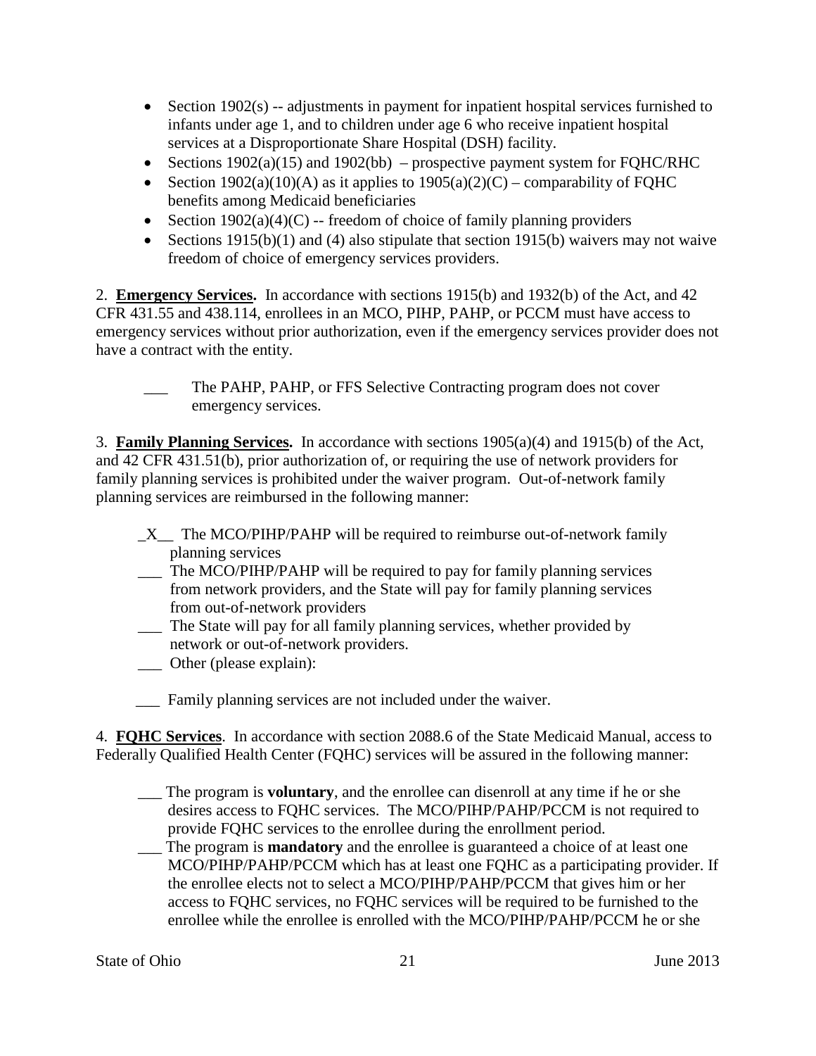- Section 1902(s) -- adjustments in payment for inpatient hospital services furnished to infants under age 1, and to children under age 6 who receive inpatient hospital services at a Disproportionate Share Hospital (DSH) facility.
- Sections 1902(a)(15) and 1902(bb) – prospective payment system for FQHC/RHC
- Section 1902(a)(10)(A) as it applies to 1905(a)(2)(C) – comparability of FQHC benefits among Medicaid beneficiaries
- Section 1902(a)(4)(C) -- freedom of choice of family planning providers
- Sections 1915(b)(1) and (4) also stipulate that section 1915(b) waivers may not waive freedom of choice of emergency services providers.

2. **Emergency Services.** In accordance with sections 1915(b) and 1932(b) of the Act, and 42 CFR 431.55 and 438.114, enrollees in an MCO, PIHP, PAHP, or PCCM must have access to emergency services without prior authorization, even if the emergency services provider does not have a contract with the entity.

___ The PAHP, PAHP, or FFS Selective Contracting program does not cover emergency services.

3. **Family Planning Services.** In accordance with sections 1905(a)(4) and 1915(b) of the Act, and 42 CFR 431.51(b), prior authorization of, or requiring the use of network providers for family planning services is prohibited under the waiver program. Out-of-network family planning services are reimbursed in the following manner:

_X__ The MCO/PIHP/PAHP will be required to reimburse out-of-network family planning services

___ The MCO/PIHP/PAHP will be required to pay for family planning services from network providers, and the State will pay for family planning services from out-of-network providers

___ The State will pay for all family planning services, whether provided by network or out-of-network providers.

___ Other (please explain):

___ Family planning services are not included under the waiver.

4. **FQHC Services**. In accordance with section 2088.6 of the State Medicaid Manual, access to Federally Qualified Health Center (FQHC) services will be assured in the following manner:

___ The program is **voluntary**, and the enrollee can disenroll at any time if he or she desires access to FQHC services. The MCO/PIHP/PAHP/PCCM is not required to provide FQHC services to the enrollee during the enrollment period.

___ The program is **mandatory** and the enrollee is guaranteed a choice of at least one MCO/PIHP/PAHP/PCCM which has at least one FQHC as a participating provider. If the enrollee elects not to select a MCO/PIHP/PAHP/PCCM that gives him or her access to FQHC services, no FQHC services will be required to be furnished to the enrollee while the enrollee is enrolled with the MCO/PIHP/PAHP/PCCM he or she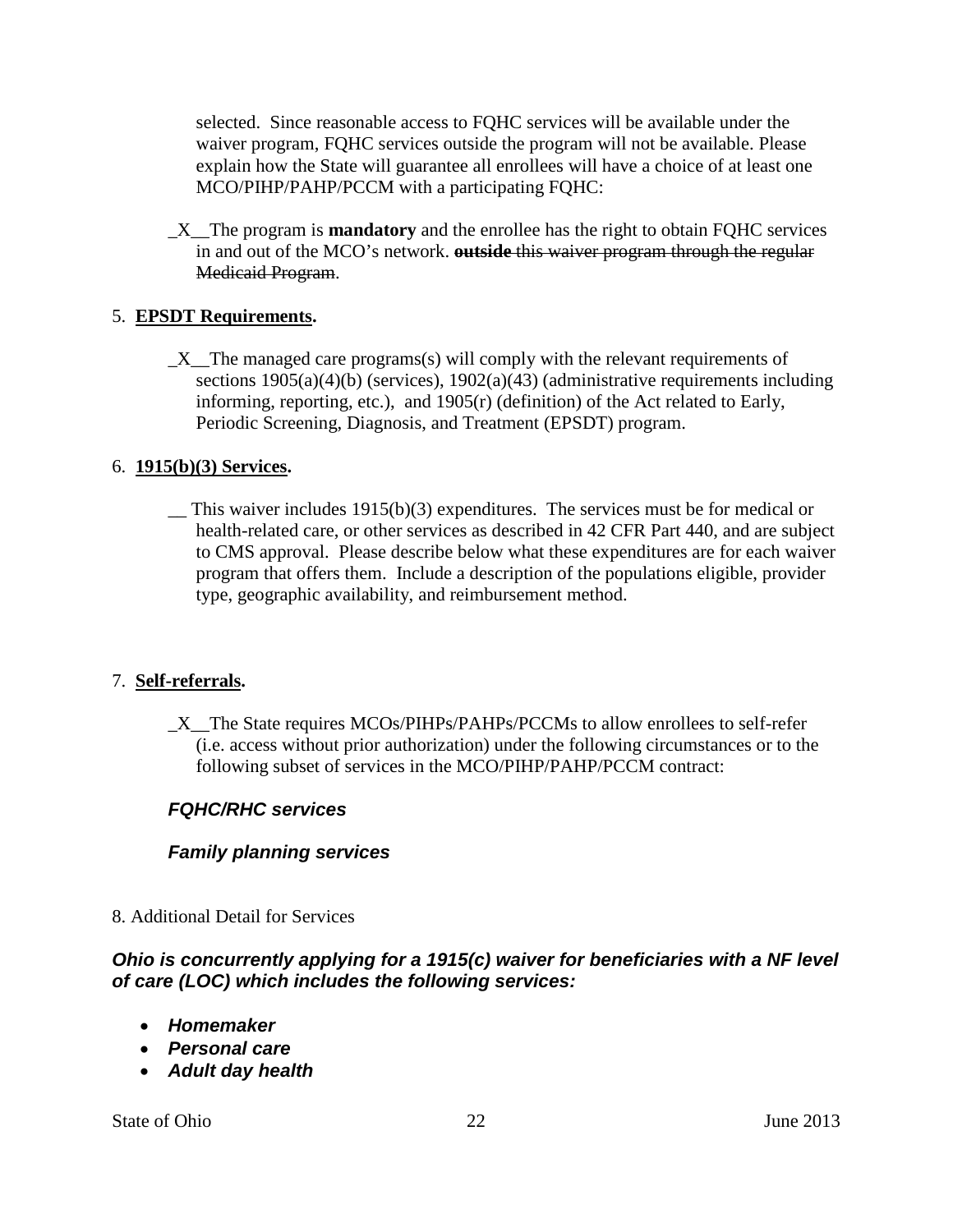selected. Since reasonable access to FQHC services will be available under the waiver program, FQHC services outside the program will not be available. Please explain how the State will guarantee all enrollees will have a choice of at least one MCO/PIHP/PAHP/PCCM with a participating FQHC:

_X__The program is **mandatory** and the enrollee has the right to obtain FQHC services in and out of the MCO's network. ~~**outside** this waiver program through the regular Medicaid Program~~.

5. **EPSDT Requirements.**

_X__The managed care programs(s) will comply with the relevant requirements of sections 1905(a)(4)(b) (services), 1902(a)(43) (administrative requirements including informing, reporting, etc.), and 1905(r) (definition) of the Act related to Early, Periodic Screening, Diagnosis, and Treatment (EPSDT) program.

6. **1915(b)(3) Services.**

__ This waiver includes 1915(b)(3) expenditures. The services must be for medical or health-related care, or other services as described in 42 CFR Part 440, and are subject to CMS approval. Please describe below what these expenditures are for each waiver program that offers them. Include a description of the populations eligible, provider type, geographic availability, and reimbursement method.

7. **Self-referrals.**

_X__The State requires MCOs/PIHPs/PAHPs/PCCMs to allow enrollees to self-refer (i.e. access without prior authorization) under the following circumstances or to the following subset of services in the MCO/PIHP/PAHP/PCCM contract:

***FQHC/RHC services***

***Family planning services***

8. Additional Detail for Services

***Ohio is concurrently applying for a 1915(c) waiver for beneficiaries with a NF level of care (LOC) which includes the following services:***

- ***Homemaker***
- ***Personal care***
- ***Adult day health***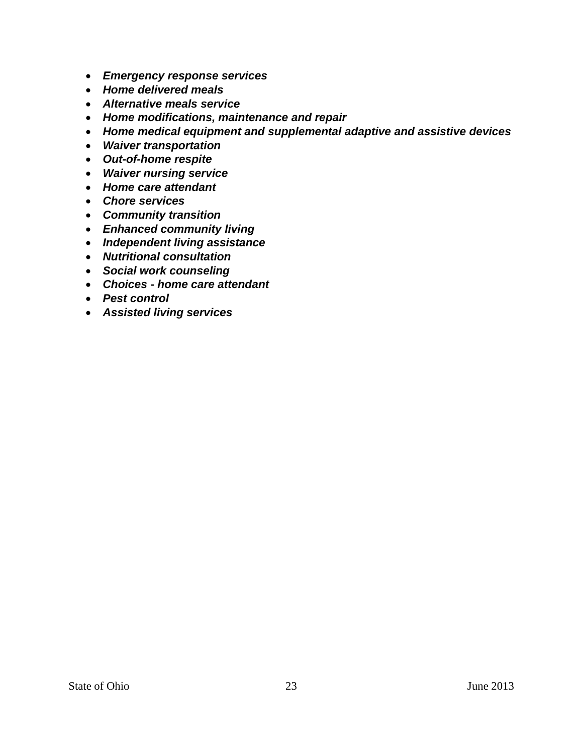- ***Emergency response services***
- ***Home delivered meals***
- ***Alternative meals service***
- ***Home modifications, maintenance and repair***
- ***Home medical equipment and supplemental adaptive and assistive devices***
- ***Waiver transportation***
- ***Out-of-home respite***
- ***Waiver nursing service***
- ***Home care attendant***
- ***Chore services***
- ***Community transition***
- ***Enhanced community living***
- ***Independent living assistance***
- ***Nutritional consultation***
- ***Social work counseling***
- ***Choices - home care attendant***
- ***Pest control***
- ***Assisted living services***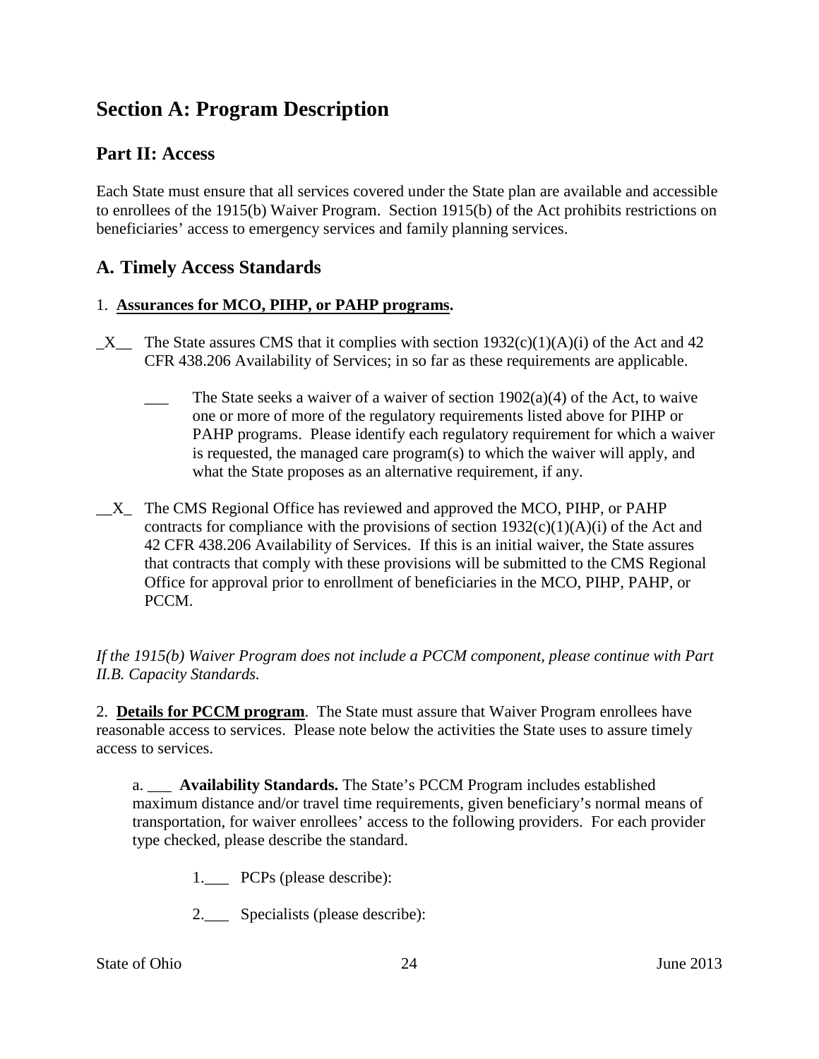## Section A: Program Description

### Part II: Access

Each State must ensure that all services covered under the State plan are available and accessible to enrollees of the 1915(b) Waiver Program. Section 1915(b) of the Act prohibits restrictions on beneficiaries' access to emergency services and family planning services.

### A. Timely Access Standards

1. **Assurances for MCO, PIHP, or PAHP programs.**

_X__ The State assures CMS that it complies with section 1932(c)(1)(A)(i) of the Act and 42 CFR 438.206 Availability of Services; in so far as these requirements are applicable.

> ___ The State seeks a waiver of a waiver of section 1902(a)(4) of the Act, to waive one or more of more of the regulatory requirements listed above for PIHP or PAHP programs. Please identify each regulatory requirement for which a waiver is requested, the managed care program(s) to which the waiver will apply, and what the State proposes as an alternative requirement, if any.

__X_ The CMS Regional Office has reviewed and approved the MCO, PIHP, or PAHP contracts for compliance with the provisions of section 1932(c)(1)(A)(i) of the Act and 42 CFR 438.206 Availability of Services. If this is an initial waiver, the State assures that contracts that comply with these provisions will be submitted to the CMS Regional Office for approval prior to enrollment of beneficiaries in the MCO, PIHP, PAHP, or PCCM.

*If the 1915(b) Waiver Program does not include a PCCM component, please continue with Part II.B. Capacity Standards.*

2. **Details for PCCM program**. The State must assure that Waiver Program enrollees have reasonable access to services. Please note below the activities the State uses to assure timely access to services.

a. ___ **Availability Standards.** The State's PCCM Program includes established maximum distance and/or travel time requirements, given beneficiary's normal means of transportation, for waiver enrollees' access to the following providers. For each provider type checked, please describe the standard.

1.___ PCPs (please describe):

2.___ Specialists (please describe):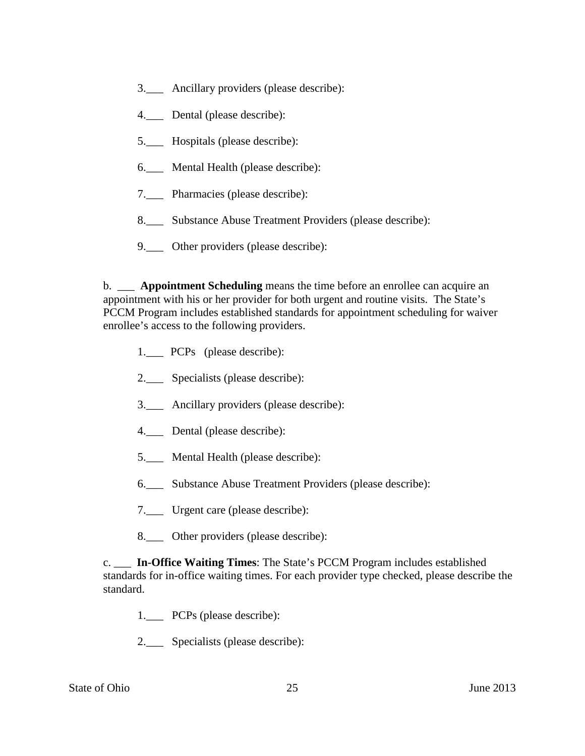3.___ Ancillary providers (please describe):

4.___ Dental (please describe):

5.___ Hospitals (please describe):

6.___ Mental Health (please describe):

7.___ Pharmacies (please describe):

8.___ Substance Abuse Treatment Providers (please describe):

9.___ Other providers (please describe):

b. ___ **Appointment Scheduling** means the time before an enrollee can acquire an appointment with his or her provider for both urgent and routine visits. The State's PCCM Program includes established standards for appointment scheduling for waiver enrollee's access to the following providers.

1.___ PCPs (please describe):

2.___ Specialists (please describe):

3.___ Ancillary providers (please describe):

4.___ Dental (please describe):

5.___ Mental Health (please describe):

6.___ Substance Abuse Treatment Providers (please describe):

7.___ Urgent care (please describe):

8.___ Other providers (please describe):

c. ___ **In-Office Waiting Times**: The State's PCCM Program includes established standards for in-office waiting times. For each provider type checked, please describe the standard.

1.___ PCPs (please describe):

2.___ Specialists (please describe):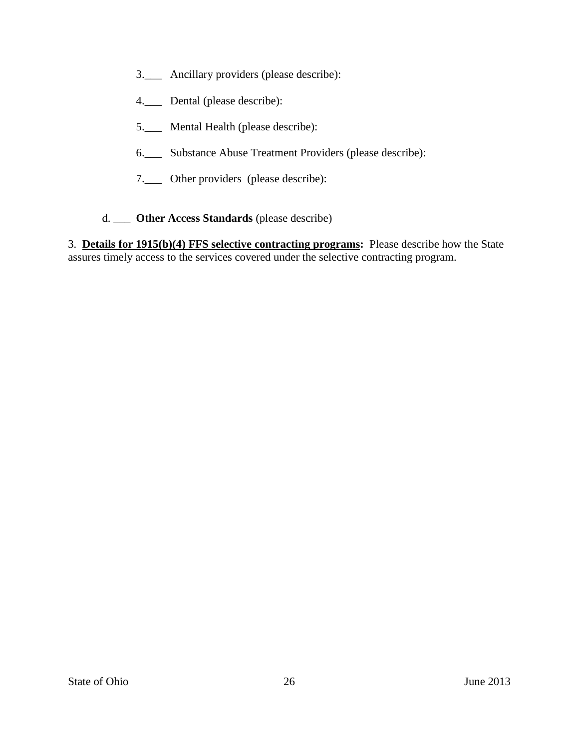3.___ Ancillary providers (please describe):

4.___ Dental (please describe):

5.___ Mental Health (please describe):

6.___ Substance Abuse Treatment Providers (please describe):

7.___ Other providers (please describe):

d. ___ **Other Access Standards** (please describe)

3. **Details for 1915(b)(4) FFS selective contracting programs:** Please describe how the State assures timely access to the services covered under the selective contracting program.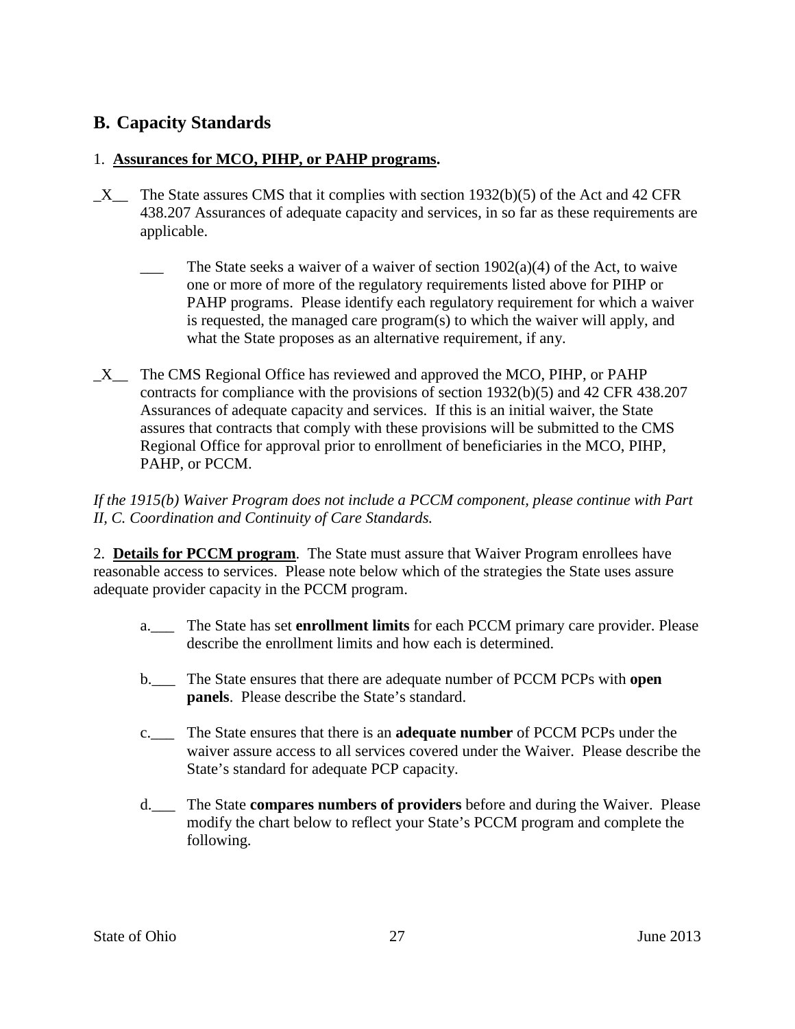## B. Capacity Standards

1. **Assurances for MCO, PIHP, or PAHP programs.**

_X__ The State assures CMS that it complies with section 1932(b)(5) of the Act and 42 CFR 438.207 Assurances of adequate capacity and services, in so far as these requirements are applicable.

___ The State seeks a waiver of a waiver of section 1902(a)(4) of the Act, to waive one or more of more of the regulatory requirements listed above for PIHP or PAHP programs. Please identify each regulatory requirement for which a waiver is requested, the managed care program(s) to which the waiver will apply, and what the State proposes as an alternative requirement, if any.

_X__ The CMS Regional Office has reviewed and approved the MCO, PIHP, or PAHP contracts for compliance with the provisions of section 1932(b)(5) and 42 CFR 438.207 Assurances of adequate capacity and services. If this is an initial waiver, the State assures that contracts that comply with these provisions will be submitted to the CMS Regional Office for approval prior to enrollment of beneficiaries in the MCO, PIHP, PAHP, or PCCM.

*If the 1915(b) Waiver Program does not include a PCCM component, please continue with Part II, C. Coordination and Continuity of Care Standards.*

2. **Details for PCCM program**. The State must assure that Waiver Program enrollees have reasonable access to services. Please note below which of the strategies the State uses assure adequate provider capacity in the PCCM program.

a.___ The State has set **enrollment limits** for each PCCM primary care provider. Please describe the enrollment limits and how each is determined.

b.___ The State ensures that there are adequate number of PCCM PCPs with **open panels**. Please describe the State's standard.

c.___ The State ensures that there is an **adequate number** of PCCM PCPs under the waiver assure access to all services covered under the Waiver. Please describe the State's standard for adequate PCP capacity.

d.___ The State **compares numbers of providers** before and during the Waiver. Please modify the chart below to reflect your State's PCCM program and complete the following.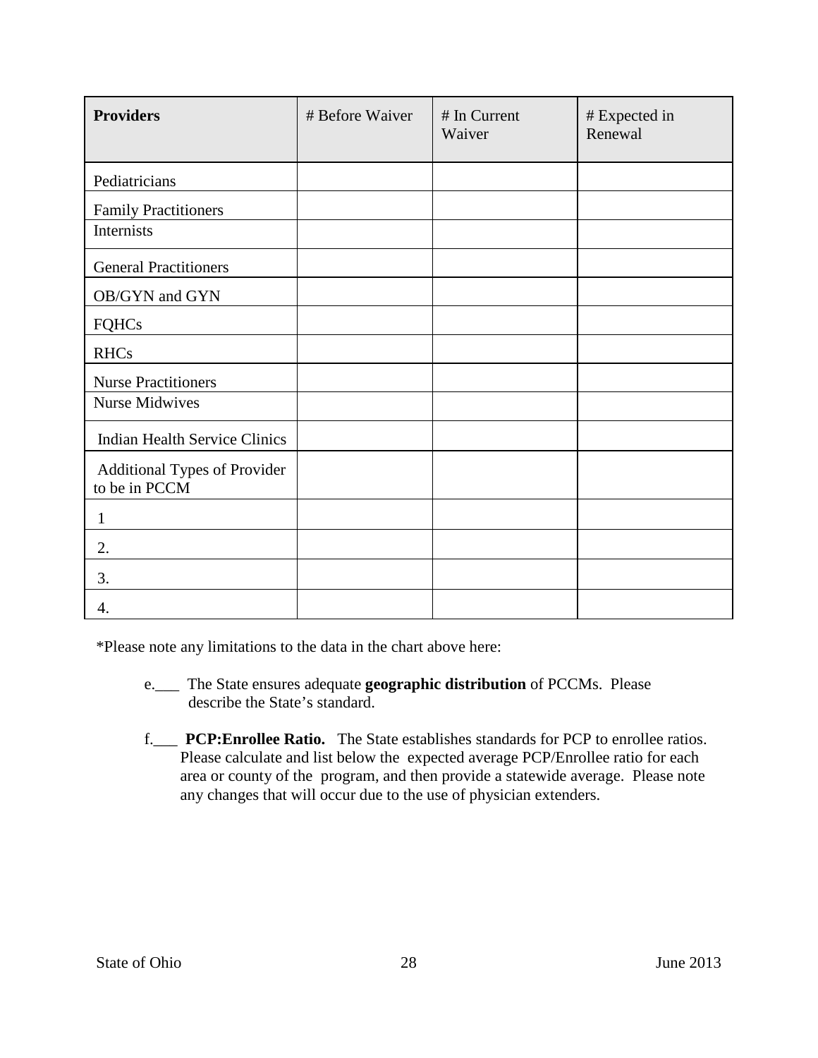| Providers | # Before Waiver | # In Current Waiver | # Expected in Renewal |
|---|---|---|---|
| Pediatricians | | | |
| Family Practitioners | | | |
| Internists | | | |
| General Practitioners | | | |
| OB/GYN and GYN | | | |
| FQHCs | | | |
| RHCs | | | |
| Nurse Practitioners | | | |
| Nurse Midwives | | | |
| Indian Health Service Clinics | | | |
| Additional Types of Provider to be in PCCM | | | |
| 1 | | | |
| 2. | | | |
| 3. | | | |
| 4. | | | |

*Please note any limitations to the data in the chart above here:

e.___ The State ensures adequate **geographic distribution** of PCCMs. Please describe the State's standard.

f.___ **PCP:Enrollee Ratio.** The State establishes standards for PCP to enrollee ratios. Please calculate and list below the expected average PCP/Enrollee ratio for each area or county of the program, and then provide a statewide average. Please note any changes that will occur due to the use of physician extenders.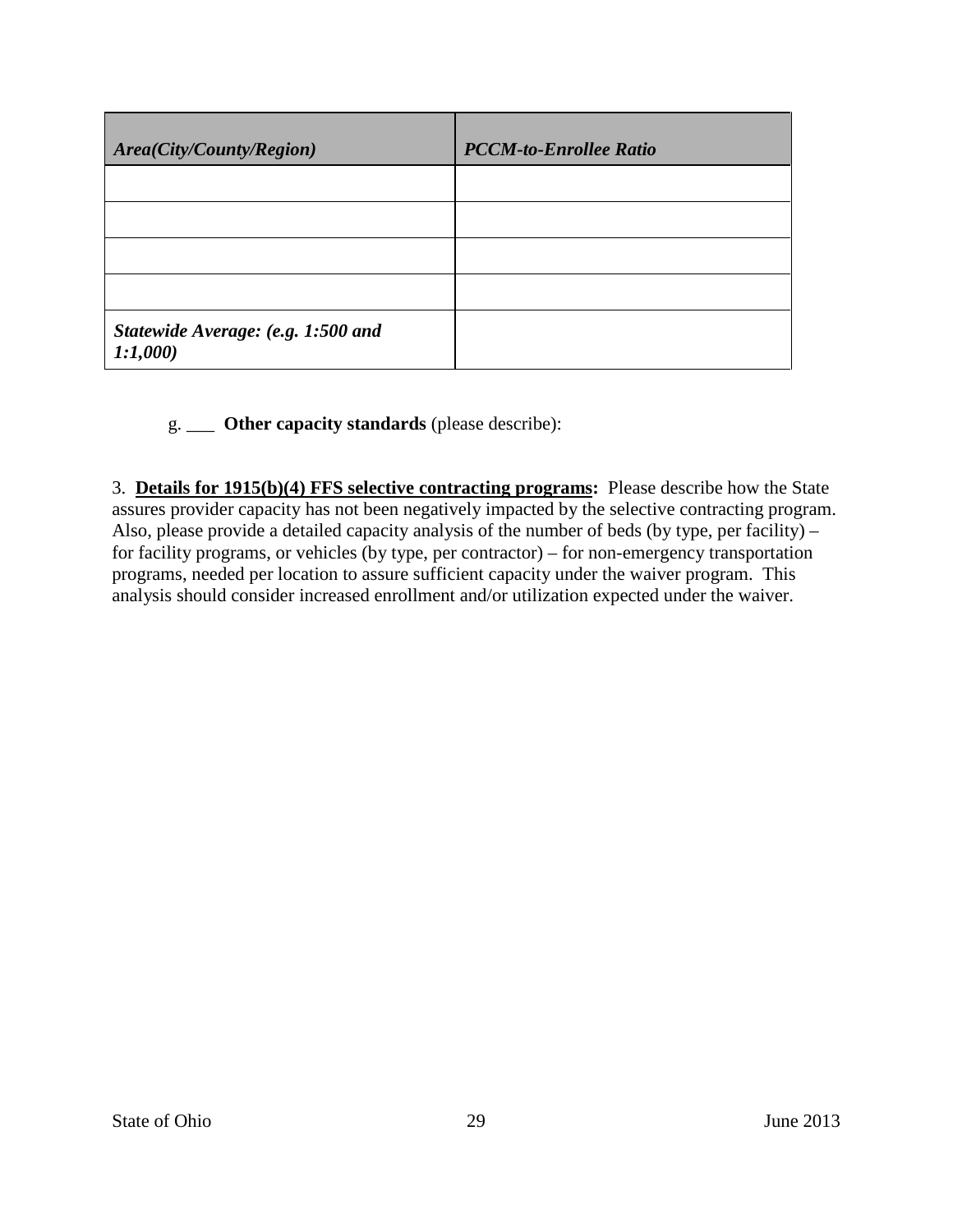| *Area(City/County/Region)* | *PCCM-to-Enrollee Ratio* |
|---|---|
| | |
| | |
| | |
| | |
| ***Statewide Average: (e.g. 1:500 and 1:1,000)*** | |

g. ___ **Other capacity standards** (please describe):

3. **Details for 1915(b)(4) FFS selective contracting programs:** Please describe how the State assures provider capacity has not been negatively impacted by the selective contracting program. Also, please provide a detailed capacity analysis of the number of beds (by type, per facility) – for facility programs, or vehicles (by type, per contractor) – for non-emergency transportation programs, needed per location to assure sufficient capacity under the waiver program. This analysis should consider increased enrollment and/or utilization expected under the waiver.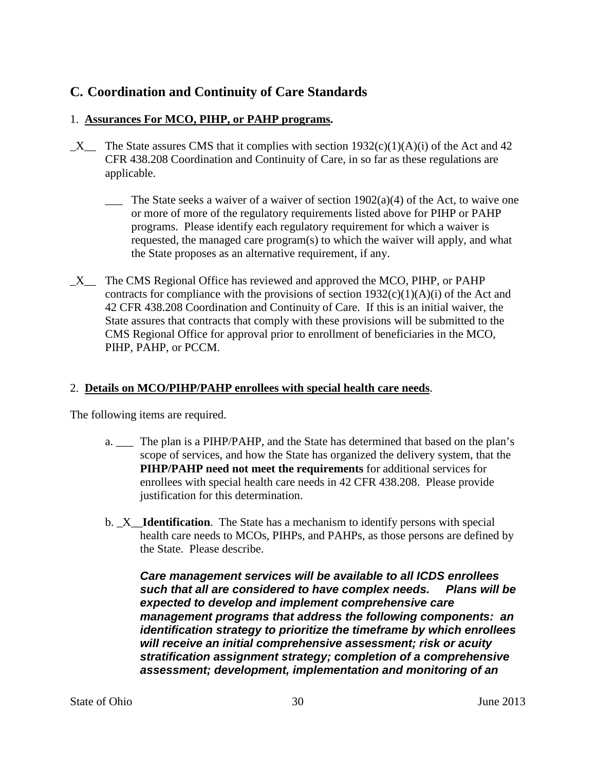## C. Coordination and Continuity of Care Standards

1. **Assurances For MCO, PIHP, or PAHP programs.**

_X__ The State assures CMS that it complies with section 1932(c)(1)(A)(i) of the Act and 42 CFR 438.208 Coordination and Continuity of Care, in so far as these regulations are applicable.

___ The State seeks a waiver of a waiver of section 1902(a)(4) of the Act, to waive one or more of more of the regulatory requirements listed above for PIHP or PAHP programs. Please identify each regulatory requirement for which a waiver is requested, the managed care program(s) to which the waiver will apply, and what the State proposes as an alternative requirement, if any.

_X__ The CMS Regional Office has reviewed and approved the MCO, PIHP, or PAHP contracts for compliance with the provisions of section 1932(c)(1)(A)(i) of the Act and 42 CFR 438.208 Coordination and Continuity of Care. If this is an initial waiver, the State assures that contracts that comply with these provisions will be submitted to the CMS Regional Office for approval prior to enrollment of beneficiaries in the MCO, PIHP, PAHP, or PCCM.

2. **Details on MCO/PIHP/PAHP enrollees with special health care needs**.

The following items are required.

a. ___ The plan is a PIHP/PAHP, and the State has determined that based on the plan's scope of services, and how the State has organized the delivery system, that the **PIHP/PAHP need not meet the requirements** for additional services for enrollees with special health care needs in 42 CFR 438.208. Please provide justification for this determination.

b. _X__**Identification**. The State has a mechanism to identify persons with special health care needs to MCOs, PIHPs, and PAHPs, as those persons are defined by the State. Please describe.

***Care management services will be available to all ICDS enrollees such that all are considered to have complex needs. Plans will be expected to develop and implement comprehensive care management programs that address the following components: an identification strategy to prioritize the timeframe by which enrollees will receive an initial comprehensive assessment; risk or acuity stratification assignment strategy; completion of a comprehensive assessment; development, implementation and monitoring of an***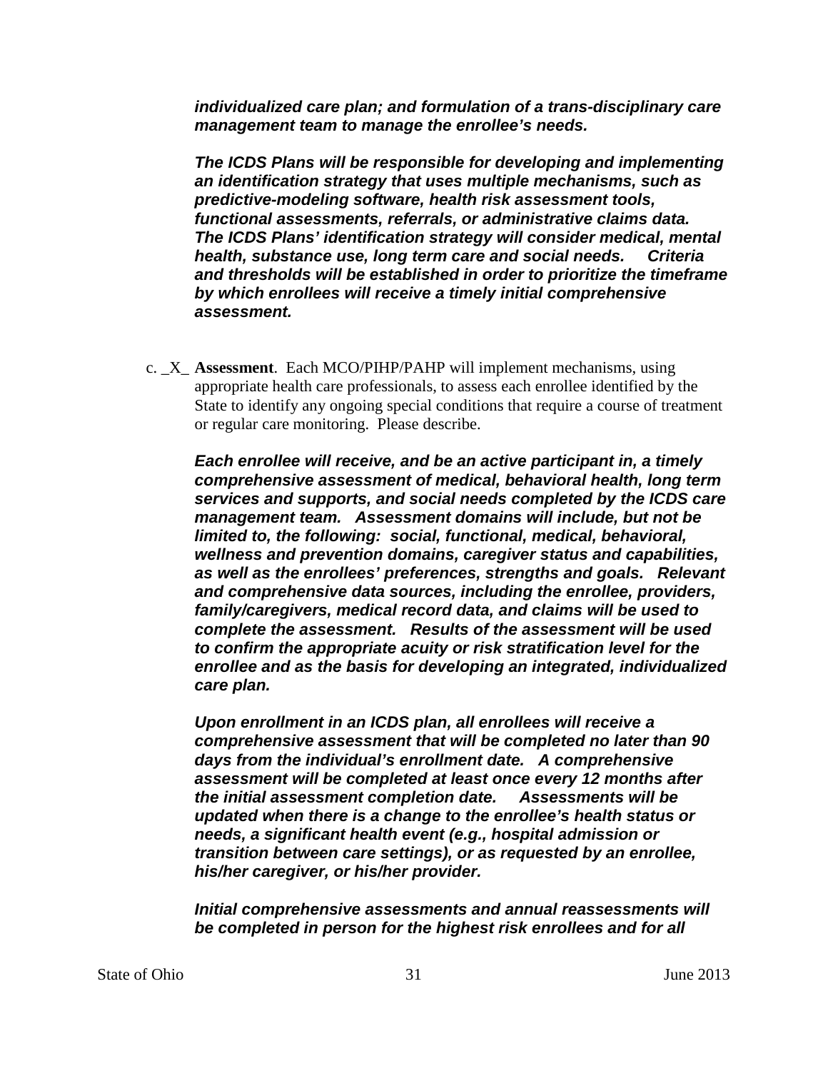***individualized care plan; and formulation of a trans-disciplinary care management team to manage the enrollee's needs.***

***The ICDS Plans will be responsible for developing and implementing an identification strategy that uses multiple mechanisms, such as predictive-modeling software, health risk assessment tools, functional assessments, referrals, or administrative claims data. The ICDS Plans' identification strategy will consider medical, mental health, substance use, long term care and social needs. Criteria and thresholds will be established in order to prioritize the timeframe by which enrollees will receive a timely initial comprehensive assessment.***

c. _X_ **Assessment**. Each MCO/PIHP/PAHP will implement mechanisms, using appropriate health care professionals, to assess each enrollee identified by the State to identify any ongoing special conditions that require a course of treatment or regular care monitoring. Please describe.

***Each enrollee will receive, and be an active participant in, a timely comprehensive assessment of medical, behavioral health, long term services and supports, and social needs completed by the ICDS care management team. Assessment domains will include, but not be limited to, the following: social, functional, medical, behavioral, wellness and prevention domains, caregiver status and capabilities, as well as the enrollees' preferences, strengths and goals. Relevant and comprehensive data sources, including the enrollee, providers, family/caregivers, medical record data, and claims will be used to complete the assessment. Results of the assessment will be used to confirm the appropriate acuity or risk stratification level for the enrollee and as the basis for developing an integrated, individualized care plan.***

***Upon enrollment in an ICDS plan, all enrollees will receive a comprehensive assessment that will be completed no later than 90 days from the individual's enrollment date. A comprehensive assessment will be completed at least once every 12 months after the initial assessment completion date. Assessments will be updated when there is a change to the enrollee's health status or needs, a significant health event (e.g., hospital admission or transition between care settings), or as requested by an enrollee, his/her caregiver, or his/her provider.***

***Initial comprehensive assessments and annual reassessments will be completed in person for the highest risk enrollees and for all***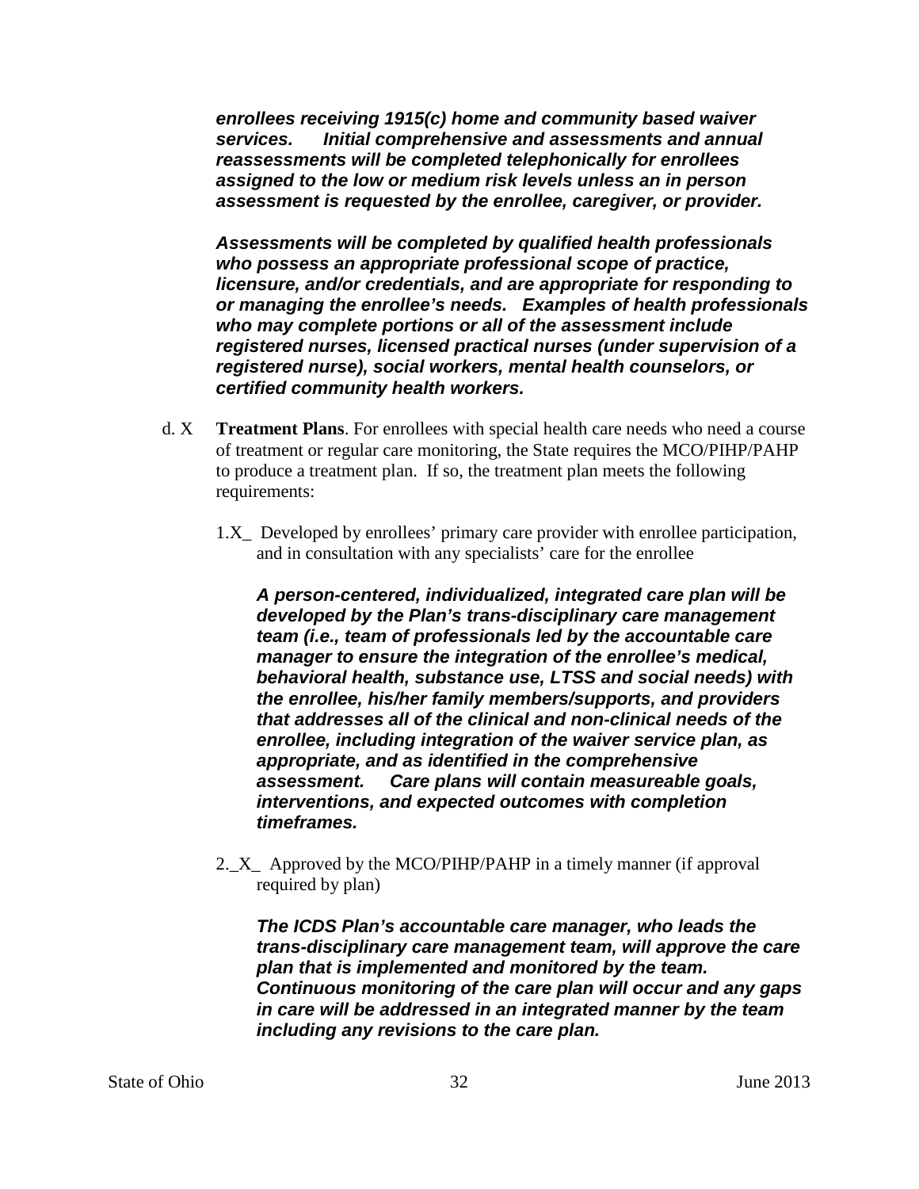***enrollees receiving 1915(c) home and community based waiver services. Initial comprehensive and assessments and annual reassessments will be completed telephonically for enrollees assigned to the low or medium risk levels unless an in person assessment is requested by the enrollee, caregiver, or provider.***

***Assessments will be completed by qualified health professionals who possess an appropriate professional scope of practice, licensure, and/or credentials, and are appropriate for responding to or managing the enrollee's needs. Examples of health professionals who may complete portions or all of the assessment include registered nurses, licensed practical nurses (under supervision of a registered nurse), social workers, mental health counselors, or certified community health workers.***

d. X **Treatment Plans**. For enrollees with special health care needs who need a course of treatment or regular care monitoring, the State requires the MCO/PIHP/PAHP to produce a treatment plan. If so, the treatment plan meets the following requirements:

1.X_ Developed by enrollees' primary care provider with enrollee participation, and in consultation with any specialists' care for the enrollee

***A person-centered, individualized, integrated care plan will be developed by the Plan's trans-disciplinary care management team (i.e., team of professionals led by the accountable care manager to ensure the integration of the enrollee's medical, behavioral health, substance use, LTSS and social needs) with the enrollee, his/her family members/supports, and providers that addresses all of the clinical and non-clinical needs of the enrollee, including integration of the waiver service plan, as appropriate, and as identified in the comprehensive assessment. Care plans will contain measureable goals, interventions, and expected outcomes with completion timeframes.***

2._X_ Approved by the MCO/PIHP/PAHP in a timely manner (if approval required by plan)

***The ICDS Plan's accountable care manager, who leads the trans-disciplinary care management team, will approve the care plan that is implemented and monitored by the team. Continuous monitoring of the care plan will occur and any gaps in care will be addressed in an integrated manner by the team including any revisions to the care plan.***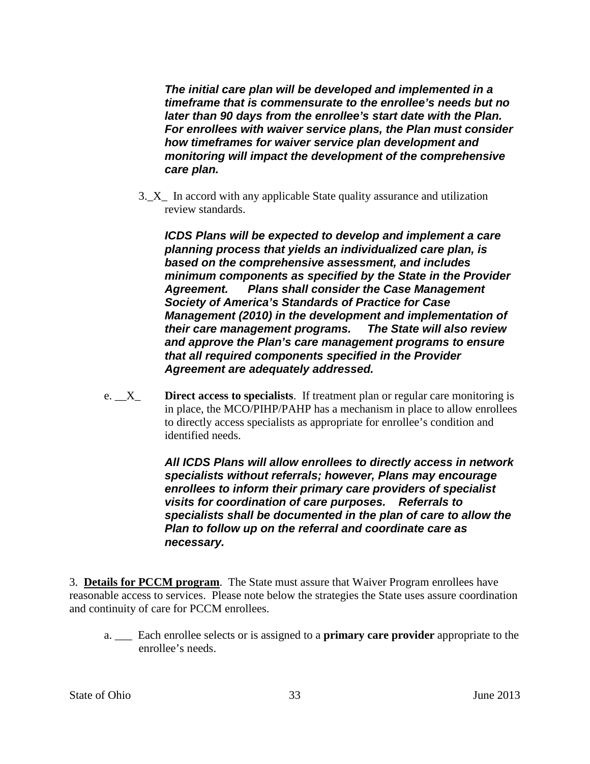***The initial care plan will be developed and implemented in a timeframe that is commensurate to the enrollee's needs but no later than 90 days from the enrollee's start date with the Plan. For enrollees with waiver service plans, the Plan must consider how timeframes for waiver service plan development and monitoring will impact the development of the comprehensive care plan.***

3._X_ In accord with any applicable State quality assurance and utilization review standards.

***ICDS Plans will be expected to develop and implement a care planning process that yields an individualized care plan, is based on the comprehensive assessment, and includes minimum components as specified by the State in the Provider Agreement. Plans shall consider the Case Management Society of America's Standards of Practice for Case Management (2010) in the development and implementation of their care management programs. The State will also review and approve the Plan's care management programs to ensure that all required components specified in the Provider Agreement are adequately addressed.***

e. __X_ **Direct access to specialists**. If treatment plan or regular care monitoring is in place, the MCO/PIHP/PAHP has a mechanism in place to allow enrollees to directly access specialists as appropriate for enrollee's condition and identified needs.

***All ICDS Plans will allow enrollees to directly access in network specialists without referrals; however, Plans may encourage enrollees to inform their primary care providers of specialist visits for coordination of care purposes. Referrals to specialists shall be documented in the plan of care to allow the Plan to follow up on the referral and coordinate care as necessary.***

3. **Details for PCCM program**. The State must assure that Waiver Program enrollees have reasonable access to services. Please note below the strategies the State uses assure coordination and continuity of care for PCCM enrollees.

a. ___ Each enrollee selects or is assigned to a **primary care provider** appropriate to the enrollee's needs.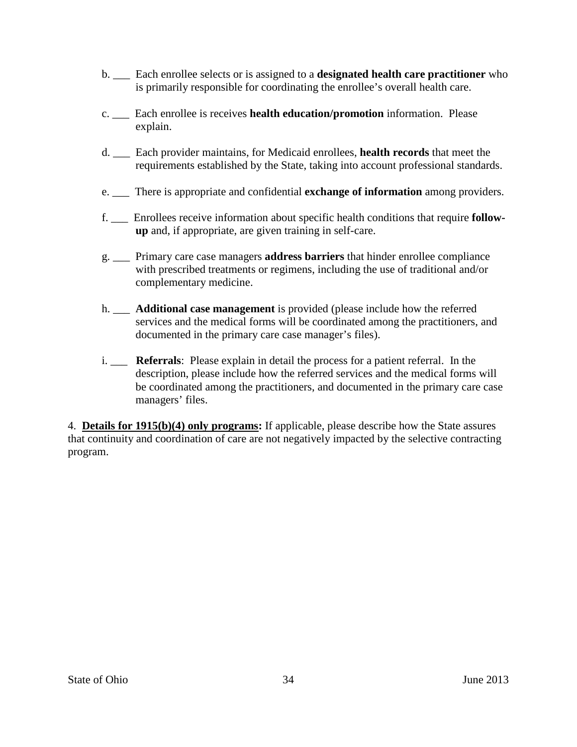b. ___ Each enrollee selects or is assigned to a **designated health care practitioner** who is primarily responsible for coordinating the enrollee's overall health care.

c. ___ Each enrollee is receives **health education/promotion** information. Please explain.

d. ___ Each provider maintains, for Medicaid enrollees, **health records** that meet the requirements established by the State, taking into account professional standards.

e. ___ There is appropriate and confidential **exchange of information** among providers.

f. ___ Enrollees receive information about specific health conditions that require **follow-up** and, if appropriate, are given training in self-care.

g. ___ Primary care case managers **address barriers** that hinder enrollee compliance with prescribed treatments or regimens, including the use of traditional and/or complementary medicine.

h. ___ **Additional case management** is provided (please include how the referred services and the medical forms will be coordinated among the practitioners, and documented in the primary care case manager's files).

i. ___ **Referrals**: Please explain in detail the process for a patient referral. In the description, please include how the referred services and the medical forms will be coordinated among the practitioners, and documented in the primary care case managers' files.

4. **Details for 1915(b)(4) only programs:** If applicable, please describe how the State assures that continuity and coordination of care are not negatively impacted by the selective contracting program.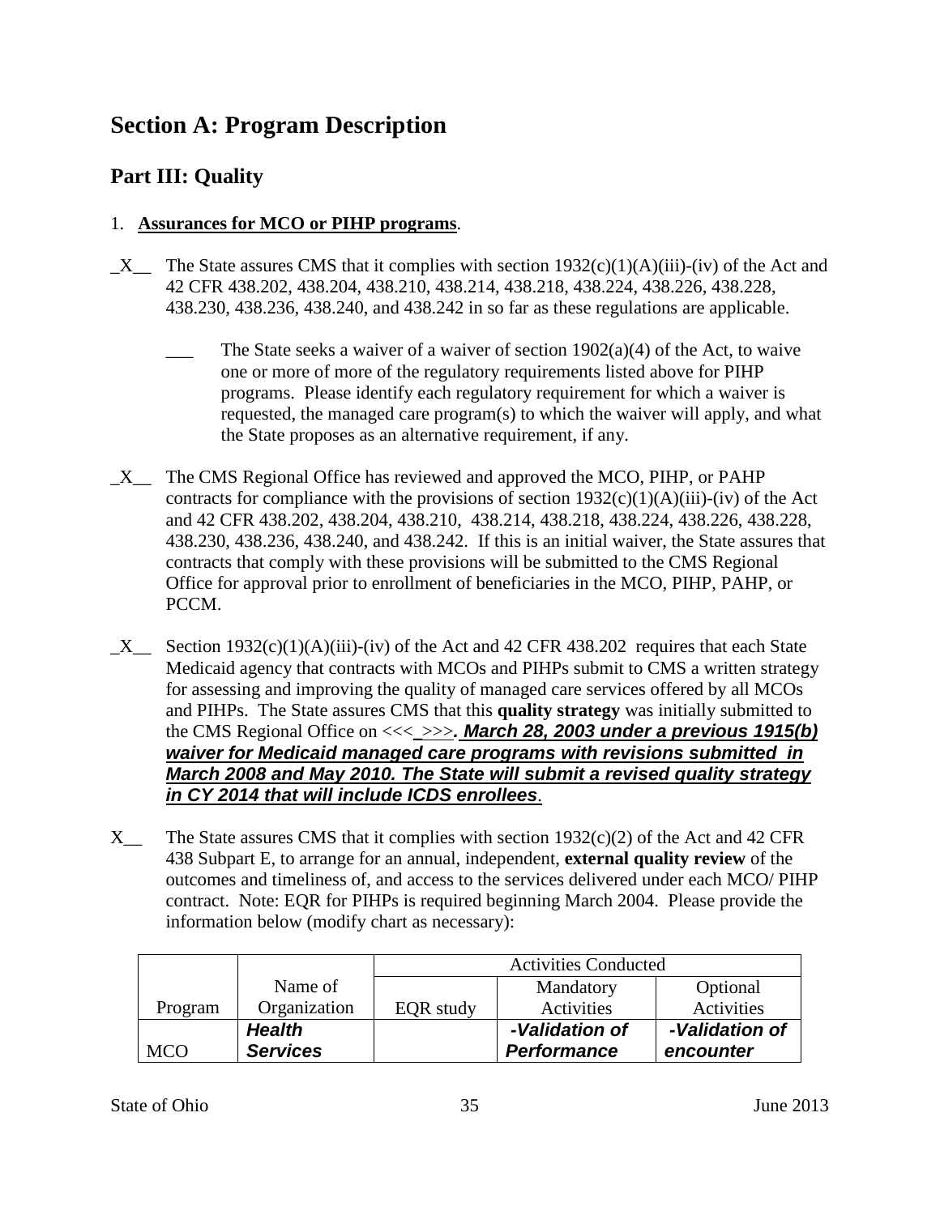# Section A: Program Description

## Part III: Quality

1. **Assurances for MCO or PIHP programs**.

_X__ The State assures CMS that it complies with section 1932(c)(1)(A)(iii)-(iv) of the Act and 42 CFR 438.202, 438.204, 438.210, 438.214, 438.218, 438.224, 438.226, 438.228, 438.230, 438.236, 438.240, and 438.242 in so far as these regulations are applicable.

___ The State seeks a waiver of a waiver of section 1902(a)(4) of the Act, to waive one or more of more of the regulatory requirements listed above for PIHP programs. Please identify each regulatory requirement for which a waiver is requested, the managed care program(s) to which the waiver will apply, and what the State proposes as an alternative requirement, if any.

_X__ The CMS Regional Office has reviewed and approved the MCO, PIHP, or PAHP contracts for compliance with the provisions of section 1932(c)(1)(A)(iii)-(iv) of the Act and 42 CFR 438.202, 438.204, 438.210, 438.214, 438.218, 438.224, 438.226, 438.228, 438.230, 438.236, 438.240, and 438.242. If this is an initial waiver, the State assures that contracts that comply with these provisions will be submitted to the CMS Regional Office for approval prior to enrollment of beneficiaries in the MCO, PIHP, PAHP, or PCCM.

_X__ Section 1932(c)(1)(A)(iii)-(iv) of the Act and 42 CFR 438.202 requires that each State Medicaid agency that contracts with MCOs and PIHPs submit to CMS a written strategy for assessing and improving the quality of managed care services offered by all MCOs and PIHPs. The State assures CMS that this **quality strategy** was initially submitted to the CMS Regional Office on <<<_>>>***. March 28, 2003 under a previous 1915(b) waiver for Medicaid managed care programs with revisions submitted in March 2008 and May 2010. The State will submit a revised quality strategy in CY 2014 that will include ICDS enrollees***.

X__ The State assures CMS that it complies with section 1932(c)(2) of the Act and 42 CFR 438 Subpart E, to arrange for an annual, independent, **external quality review** of the outcomes and timeliness of, and access to the services delivered under each MCO/ PIHP contract. Note: EQR for PIHPs is required beginning March 2004. Please provide the information below (modify chart as necessary):

| Program | Name of Organization | Activities Conducted | | |
|---|---|---|---|---|
| | | EQR study | Mandatory Activities | Optional Activities |
| MCO | ***Health Services*** | | ***-Validation of Performance*** | ***-Validation of encounter*** |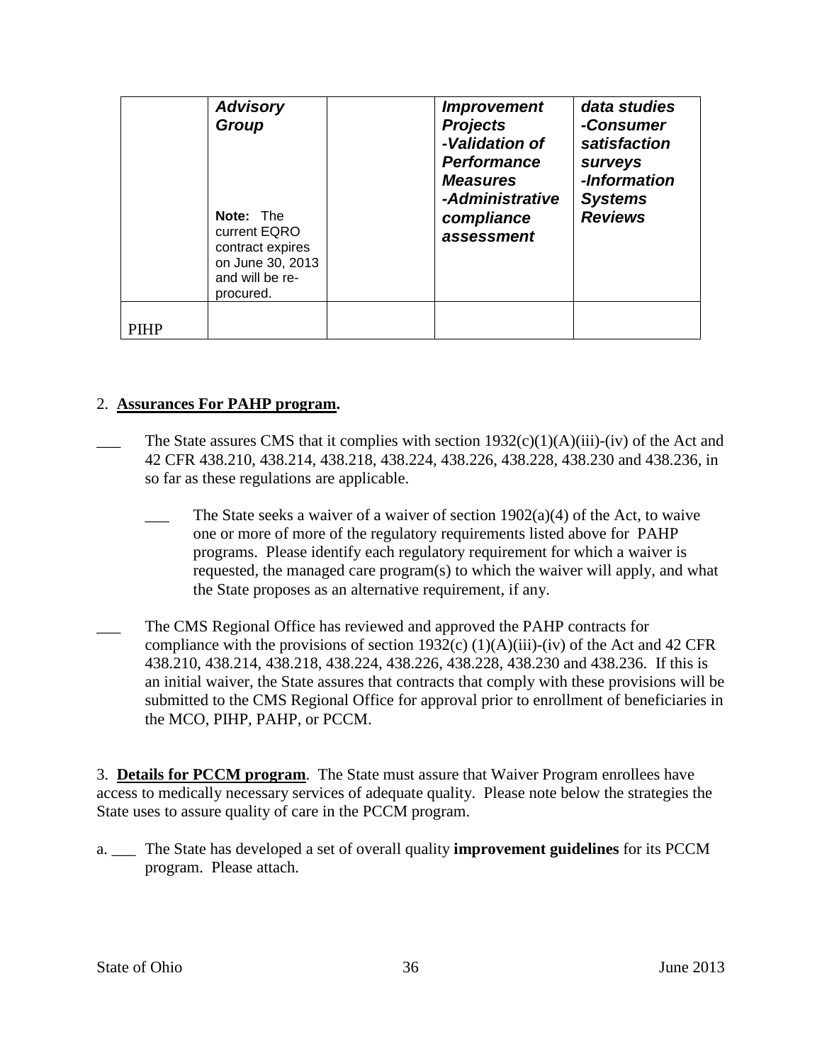| | ***Advisory Group*** <br><br> **Note:** The current EQRO contract expires on June 30, 2013 and will be re-procured. | | ***Improvement Projects -Validation of Performance Measures -Administrative compliance assessment*** | ***data studies -Consumer satisfaction surveys -Information Systems Reviews*** |
|---|---|---|---|---|
| PIHP | | | | |

2. **Assurances For PAHP program.**

___ The State assures CMS that it complies with section 1932(c)(1)(A)(iii)-(iv) of the Act and 42 CFR 438.210, 438.214, 438.218, 438.224, 438.226, 438.228, 438.230 and 438.236, in so far as these regulations are applicable.

___ The State seeks a waiver of a waiver of section 1902(a)(4) of the Act, to waive one or more of more of the regulatory requirements listed above for PAHP programs. Please identify each regulatory requirement for which a waiver is requested, the managed care program(s) to which the waiver will apply, and what the State proposes as an alternative requirement, if any.

___ The CMS Regional Office has reviewed and approved the PAHP contracts for compliance with the provisions of section 1932(c) (1)(A)(iii)-(iv) of the Act and 42 CFR 438.210, 438.214, 438.218, 438.224, 438.226, 438.228, 438.230 and 438.236. If this is an initial waiver, the State assures that contracts that comply with these provisions will be submitted to the CMS Regional Office for approval prior to enrollment of beneficiaries in the MCO, PIHP, PAHP, or PCCM.

3. **Details for PCCM program**. The State must assure that Waiver Program enrollees have access to medically necessary services of adequate quality. Please note below the strategies the State uses to assure quality of care in the PCCM program.

a. ___ The State has developed a set of overall quality **improvement guidelines** for its PCCM program. Please attach.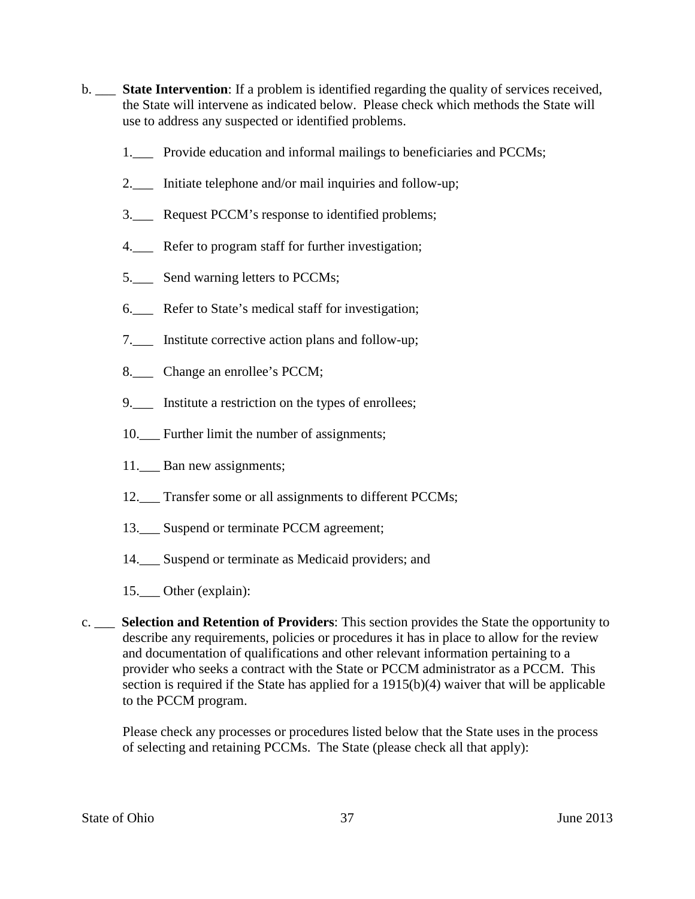b. ___ **State Intervention**: If a problem is identified regarding the quality of services received, the State will intervene as indicated below. Please check which methods the State will use to address any suspected or identified problems.

1.___ Provide education and informal mailings to beneficiaries and PCCMs;

2.___ Initiate telephone and/or mail inquiries and follow-up;

3.___ Request PCCM's response to identified problems;

4.___ Refer to program staff for further investigation;

5.___ Send warning letters to PCCMs;

6.___ Refer to State's medical staff for investigation;

7.___ Institute corrective action plans and follow-up;

8.___ Change an enrollee's PCCM;

9.___ Institute a restriction on the types of enrollees;

10.___ Further limit the number of assignments;

11.___ Ban new assignments;

12.___ Transfer some or all assignments to different PCCMs;

13.___ Suspend or terminate PCCM agreement;

14.___ Suspend or terminate as Medicaid providers; and

15.___ Other (explain):

c. ___ **Selection and Retention of Providers**: This section provides the State the opportunity to describe any requirements, policies or procedures it has in place to allow for the review and documentation of qualifications and other relevant information pertaining to a provider who seeks a contract with the State or PCCM administrator as a PCCM. This section is required if the State has applied for a 1915(b)(4) waiver that will be applicable to the PCCM program.

Please check any processes or procedures listed below that the State uses in the process of selecting and retaining PCCMs. The State (please check all that apply):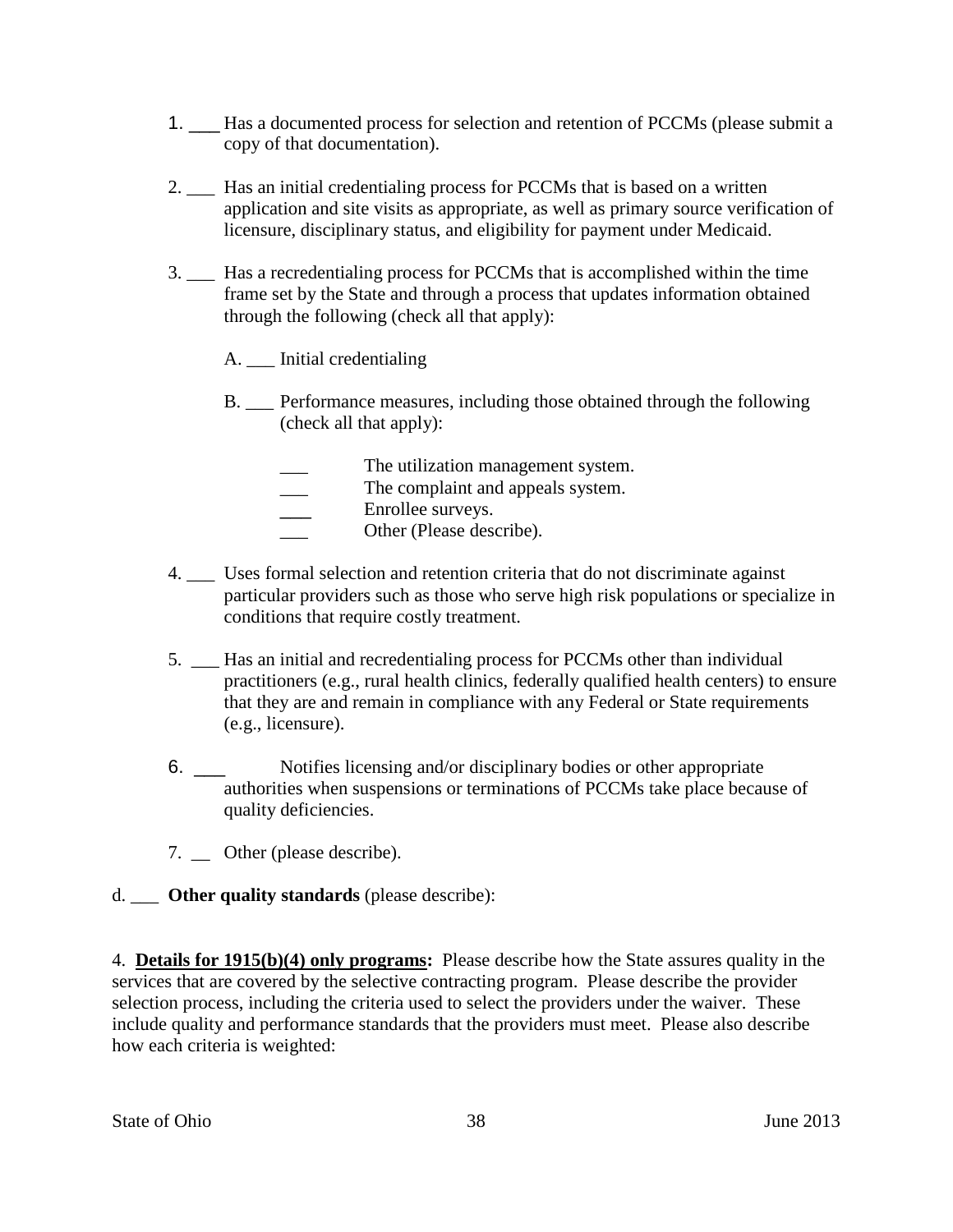1. ___ Has a documented process for selection and retention of PCCMs (please submit a copy of that documentation).

2. ___ Has an initial credentialing process for PCCMs that is based on a written application and site visits as appropriate, as well as primary source verification of licensure, disciplinary status, and eligibility for payment under Medicaid.

3. ___ Has a recredentialing process for PCCMs that is accomplished within the time frame set by the State and through a process that updates information obtained through the following (check all that apply):

   A. ___ Initial credentialing

   B. ___ Performance measures, including those obtained through the following (check all that apply):

      ___ The utilization management system.
      ___ The complaint and appeals system.
      ___ Enrollee surveys.
      ___ Other (Please describe).

4. ___ Uses formal selection and retention criteria that do not discriminate against particular providers such as those who serve high risk populations or specialize in conditions that require costly treatment.

5. ___ Has an initial and recredentialing process for PCCMs other than individual practitioners (e.g., rural health clinics, federally qualified health centers) to ensure that they are and remain in compliance with any Federal or State requirements (e.g., licensure).

6. ___ Notifies licensing and/or disciplinary bodies or other appropriate authorities when suspensions or terminations of PCCMs take place because of quality deficiencies.

7. __ Other (please describe).

d. ___ **Other quality standards** (please describe):

4. **__Details for 1915(b)(4) only programs__:** Please describe how the State assures quality in the services that are covered by the selective contracting program. Please describe the provider selection process, including the criteria used to select the providers under the waiver. These include quality and performance standards that the providers must meet. Please also describe how each criteria is weighted: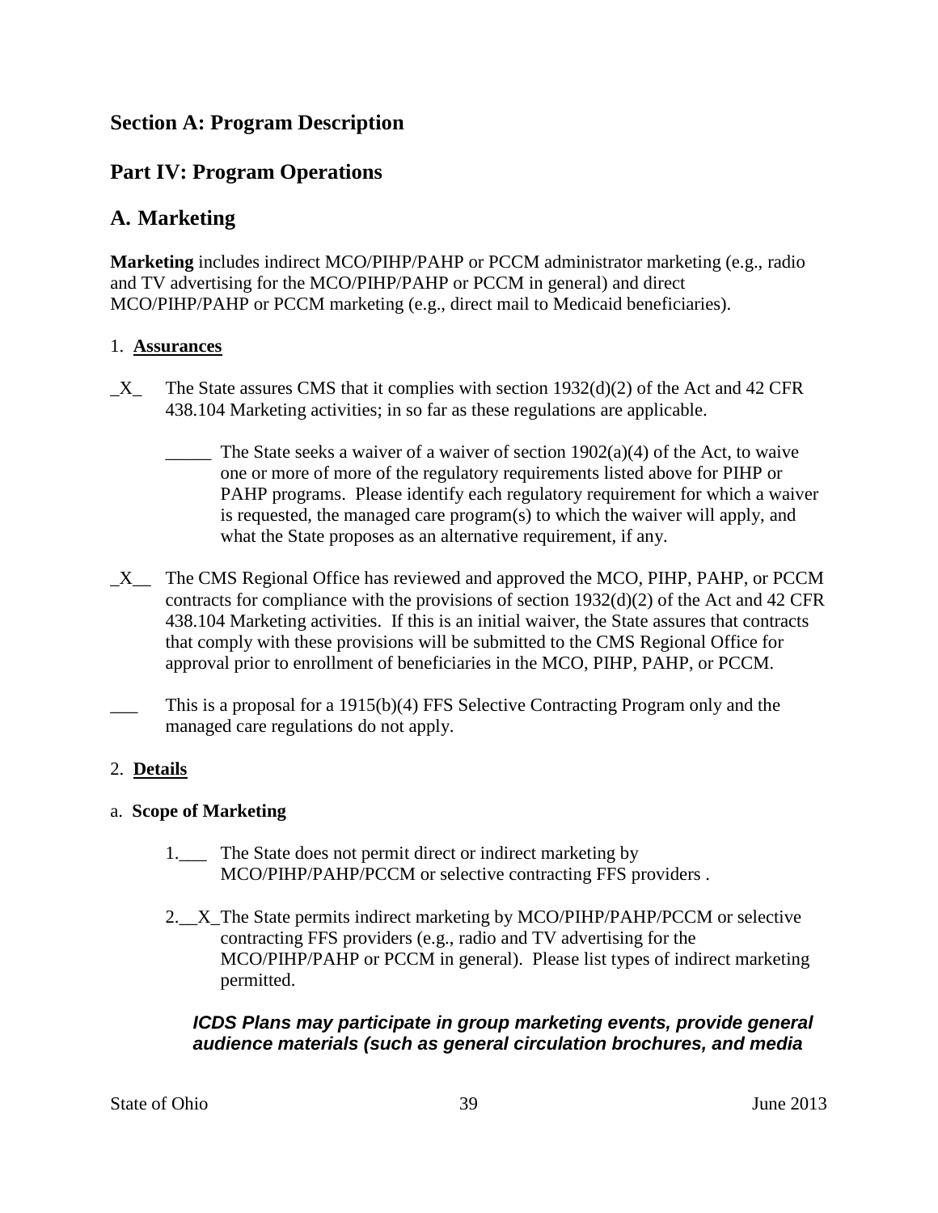## Section A: Program Description

## Part IV: Program Operations

## A. Marketing

**Marketing** includes indirect MCO/PIHP/PAHP or PCCM administrator marketing (e.g., radio and TV advertising for the MCO/PIHP/PAHP or PCCM in general) and direct MCO/PIHP/PAHP or PCCM marketing (e.g., direct mail to Medicaid beneficiaries).

1. **Assurances**

_X_ The State assures CMS that it complies with section 1932(d)(2) of the Act and 42 CFR 438.104 Marketing activities; in so far as these regulations are applicable.

_____ The State seeks a waiver of a waiver of section 1902(a)(4) of the Act, to waive one or more of more of the regulatory requirements listed above for PIHP or PAHP programs. Please identify each regulatory requirement for which a waiver is requested, the managed care program(s) to which the waiver will apply, and what the State proposes as an alternative requirement, if any.

_X__ The CMS Regional Office has reviewed and approved the MCO, PIHP, PAHP, or PCCM contracts for compliance with the provisions of section 1932(d)(2) of the Act and 42 CFR 438.104 Marketing activities. If this is an initial waiver, the State assures that contracts that comply with these provisions will be submitted to the CMS Regional Office for approval prior to enrollment of beneficiaries in the MCO, PIHP, PAHP, or PCCM.

___ This is a proposal for a 1915(b)(4) FFS Selective Contracting Program only and the managed care regulations do not apply.

2. **Details**

a. **Scope of Marketing**

1.___ The State does not permit direct or indirect marketing by MCO/PIHP/PAHP/PCCM or selective contracting FFS providers .

2.__X_The State permits indirect marketing by MCO/PIHP/PAHP/PCCM or selective contracting FFS providers (e.g., radio and TV advertising for the MCO/PIHP/PAHP or PCCM in general). Please list types of indirect marketing permitted.

***ICDS Plans may participate in group marketing events, provide general audience materials (such as general circulation brochures, and media***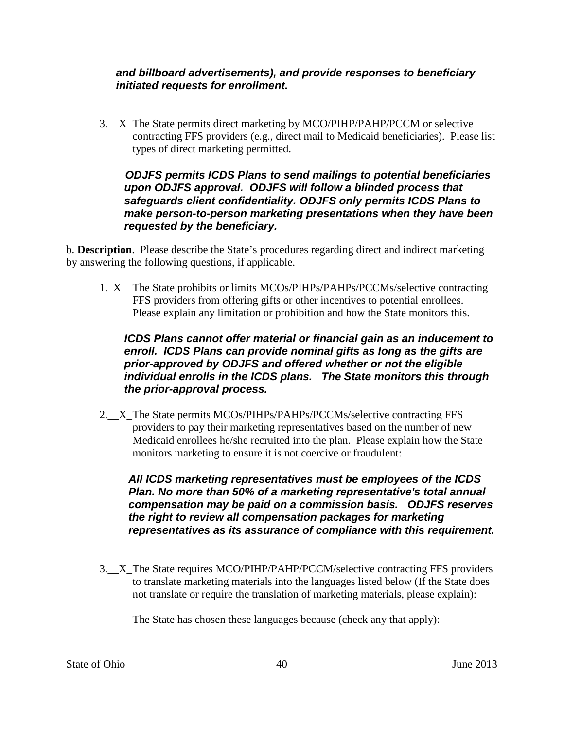***and billboard advertisements), and provide responses to beneficiary initiated requests for enrollment.***

3.__X_The State permits direct marketing by MCO/PIHP/PAHP/PCCM or selective contracting FFS providers (e.g., direct mail to Medicaid beneficiaries). Please list types of direct marketing permitted.

***ODJFS permits ICDS Plans to send mailings to potential beneficiaries upon ODJFS approval. ODJFS will follow a blinded process that safeguards client confidentiality. ODJFS only permits ICDS Plans to make person-to-person marketing presentations when they have been requested by the beneficiary.***

b. **Description**. Please describe the State's procedures regarding direct and indirect marketing by answering the following questions, if applicable.

1._X__The State prohibits or limits MCOs/PIHPs/PAHPs/PCCMs/selective contracting FFS providers from offering gifts or other incentives to potential enrollees. Please explain any limitation or prohibition and how the State monitors this.

***ICDS Plans cannot offer material or financial gain as an inducement to enroll. ICDS Plans can provide nominal gifts as long as the gifts are prior-approved by ODJFS and offered whether or not the eligible individual enrolls in the ICDS plans. The State monitors this through the prior-approval process.***

2.__X_The State permits MCOs/PIHPs/PAHPs/PCCMs/selective contracting FFS providers to pay their marketing representatives based on the number of new Medicaid enrollees he/she recruited into the plan. Please explain how the State monitors marketing to ensure it is not coercive or fraudulent:

***All ICDS marketing representatives must be employees of the ICDS Plan. No more than 50% of a marketing representative's total annual compensation may be paid on a commission basis. ODJFS reserves the right to review all compensation packages for marketing representatives as its assurance of compliance with this requirement.***

3.__X_The State requires MCO/PIHP/PAHP/PCCM/selective contracting FFS providers to translate marketing materials into the languages listed below (If the State does not translate or require the translation of marketing materials, please explain):

The State has chosen these languages because (check any that apply):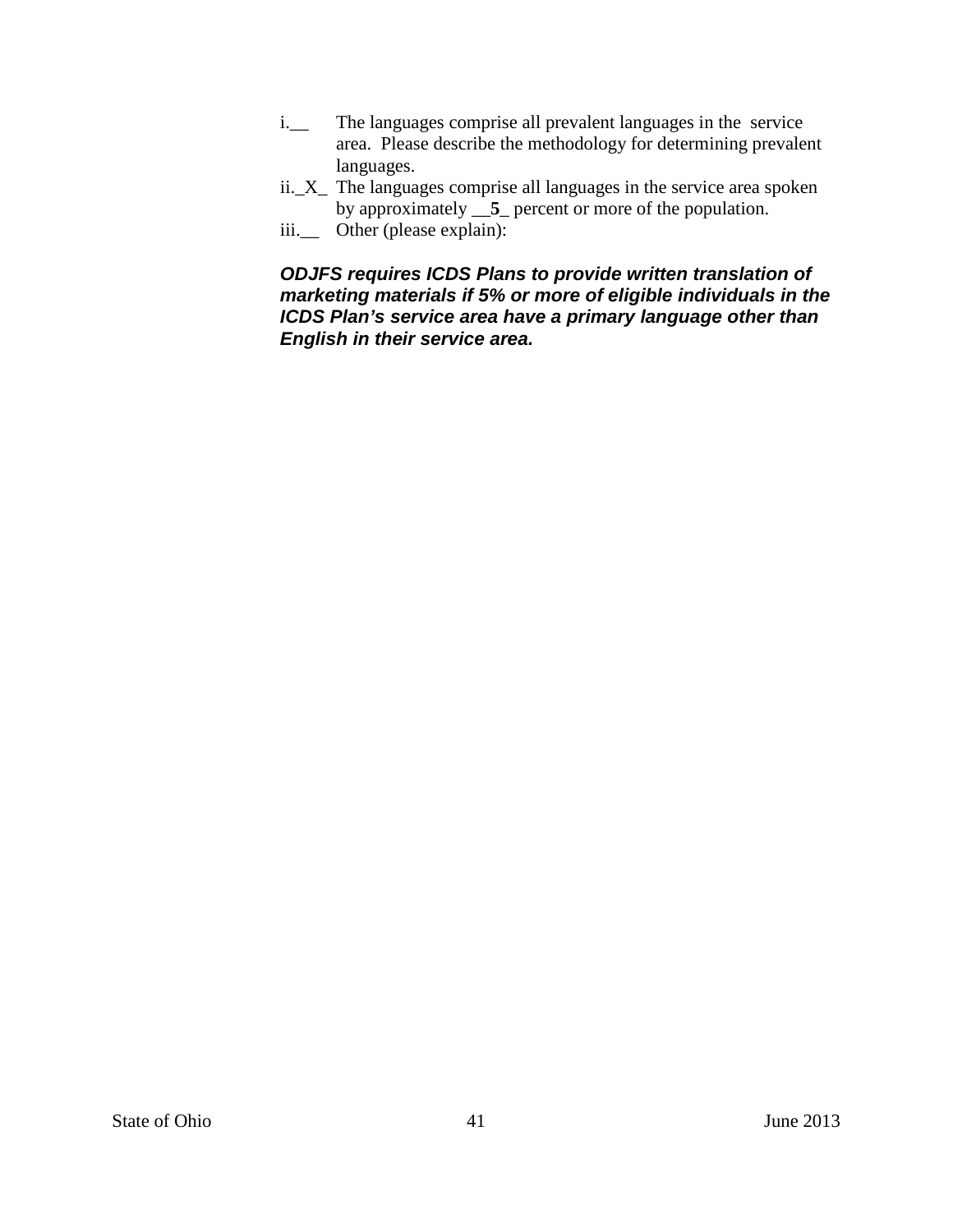i.__ The languages comprise all prevalent languages in the service area. Please describe the methodology for determining prevalent languages.

ii._X_ The languages comprise all languages in the service area spoken by approximately __**5**_ percent or more of the population.

iii.__ Other (please explain):

***ODJFS requires ICDS Plans to provide written translation of marketing materials if 5% or more of eligible individuals in the ICDS Plan's service area have a primary language other than English in their service area.***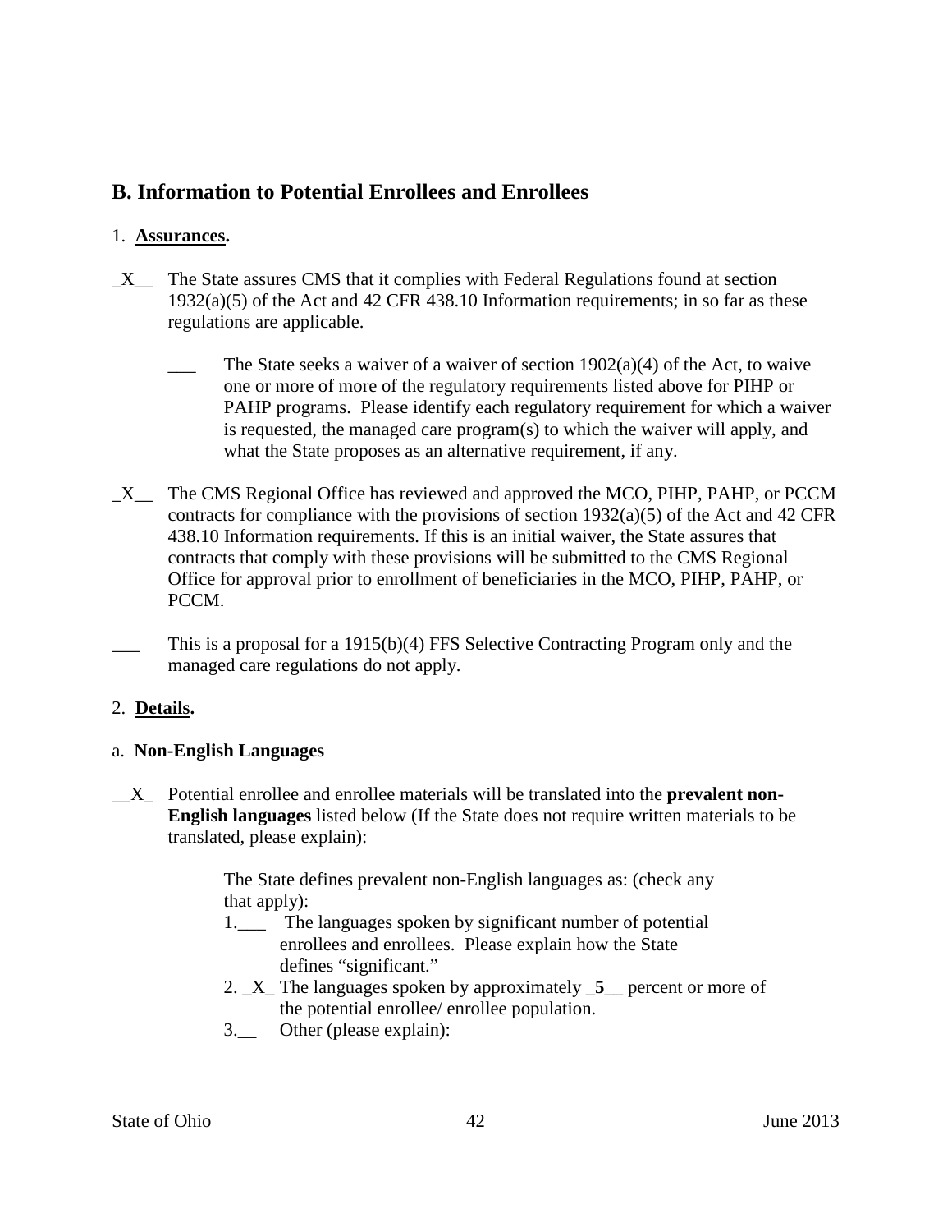## B. Information to Potential Enrollees and Enrollees

1. **Assurances.**

_X__ The State assures CMS that it complies with Federal Regulations found at section 1932(a)(5) of the Act and 42 CFR 438.10 Information requirements; in so far as these regulations are applicable.

> ___ The State seeks a waiver of a waiver of section 1902(a)(4) of the Act, to waive one or more of more of the regulatory requirements listed above for PIHP or PAHP programs. Please identify each regulatory requirement for which a waiver is requested, the managed care program(s) to which the waiver will apply, and what the State proposes as an alternative requirement, if any.

_X__ The CMS Regional Office has reviewed and approved the MCO, PIHP, PAHP, or PCCM contracts for compliance with the provisions of section 1932(a)(5) of the Act and 42 CFR 438.10 Information requirements. If this is an initial waiver, the State assures that contracts that comply with these provisions will be submitted to the CMS Regional Office for approval prior to enrollment of beneficiaries in the MCO, PIHP, PAHP, or PCCM.

___ This is a proposal for a 1915(b)(4) FFS Selective Contracting Program only and the managed care regulations do not apply.

2. **Details.**

a. **Non-English Languages**

__X_ Potential enrollee and enrollee materials will be translated into the **prevalent non-English languages** listed below (If the State does not require written materials to be translated, please explain):

> The State defines prevalent non-English languages as: (check any that apply):
>
> 1.___ The languages spoken by significant number of potential enrollees and enrollees. Please explain how the State defines "significant."
>
> 2. _X_ The languages spoken by approximately _**5**__ percent or more of the potential enrollee/ enrollee population.
>
> 3.__ Other (please explain):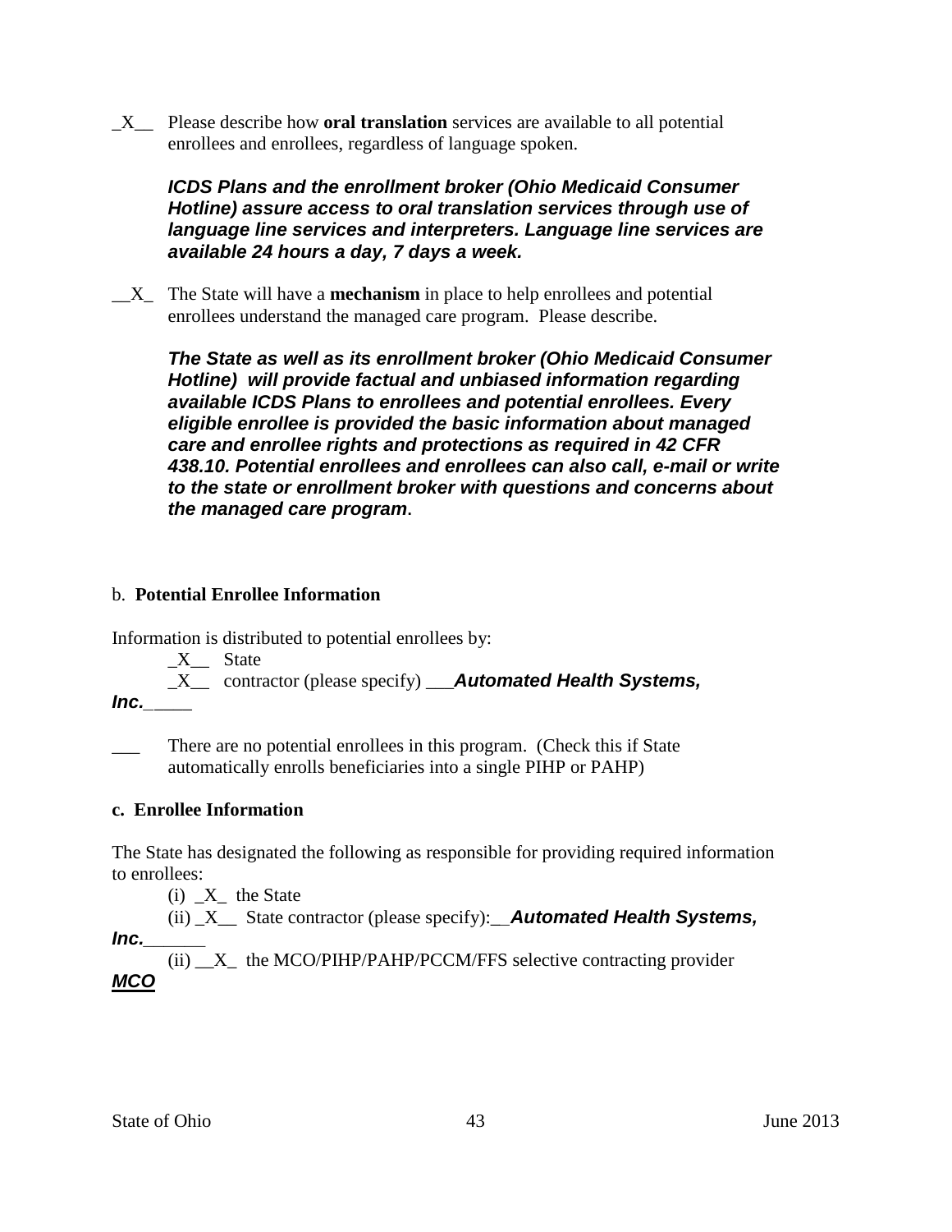_X__ Please describe how **oral translation** services are available to all potential enrollees and enrollees, regardless of language spoken.

***ICDS Plans and the enrollment broker (Ohio Medicaid Consumer Hotline) assure access to oral translation services through use of language line services and interpreters. Language line services are available 24 hours a day, 7 days a week.***

__X_ The State will have a **mechanism** in place to help enrollees and potential enrollees understand the managed care program. Please describe.

***The State as well as its enrollment broker (Ohio Medicaid Consumer Hotline) will provide factual and unbiased information regarding available ICDS Plans to enrollees and potential enrollees. Every eligible enrollee is provided the basic information about managed care and enrollee rights and protections as required in 42 CFR 438.10. Potential enrollees and enrollees can also call, e-mail or write to the state or enrollment broker with questions and concerns about the managed care program***.

b. **Potential Enrollee Information**

Information is distributed to potential enrollees by:

_X__ State

_X__ contractor (please specify) ___***Automated Health Systems, Inc.***_____

___ There are no potential enrollees in this program. (Check this if State automatically enrolls beneficiaries into a single PIHP or PAHP)

**c. Enrollee Information**

The State has designated the following as responsible for providing required information to enrollees:

(i) _X_ the State

(ii) _X__ State contractor (please specify):__***Automated Health Systems, Inc.***_______

(ii) __X_ the MCO/PIHP/PAHP/PCCM/FFS selective contracting provider ***MCO***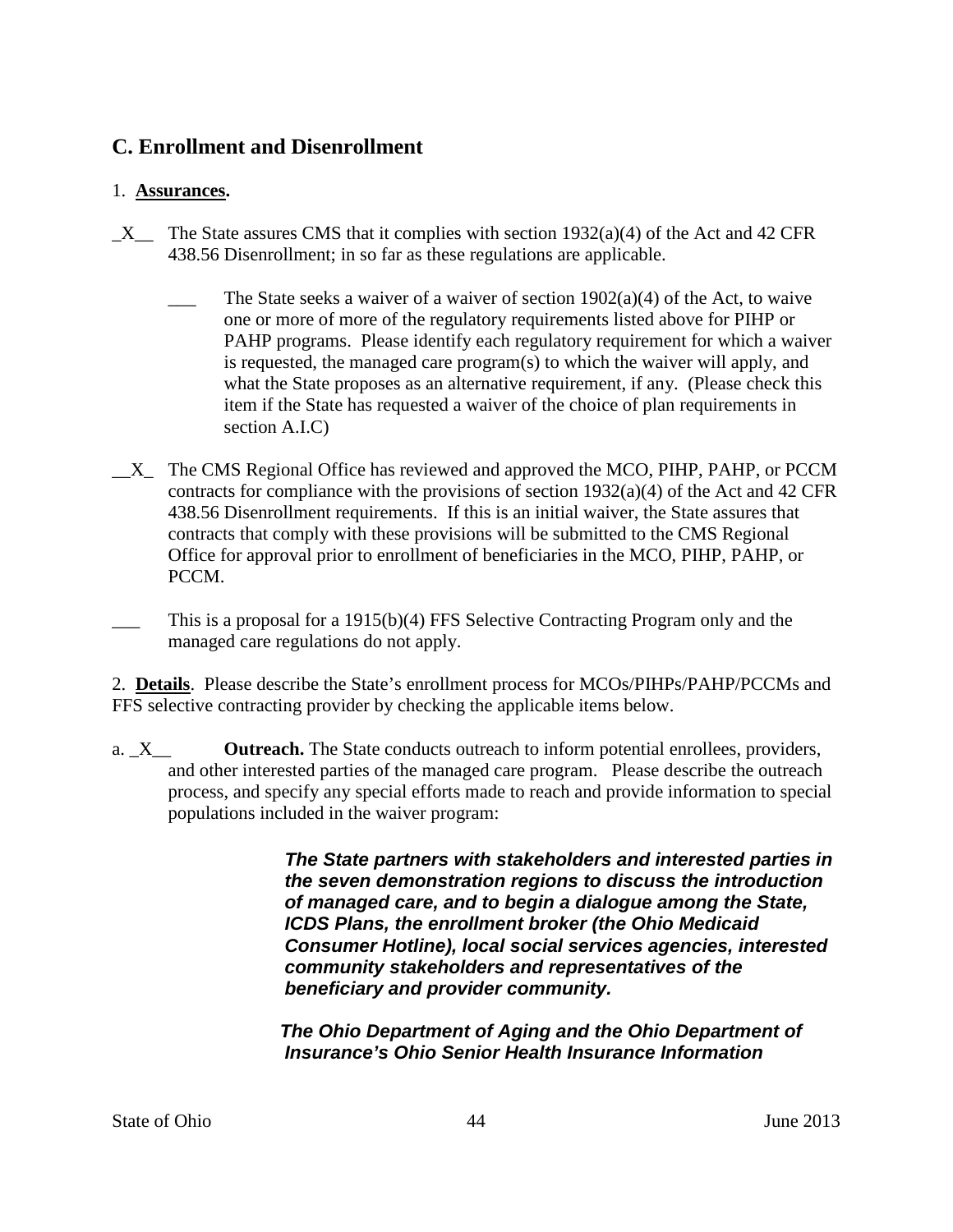## C. Enrollment and Disenrollment

1. **Assurances.**

_X__ The State assures CMS that it complies with section 1932(a)(4) of the Act and 42 CFR 438.56 Disenrollment; in so far as these regulations are applicable.

___ The State seeks a waiver of a waiver of section 1902(a)(4) of the Act, to waive one or more of more of the regulatory requirements listed above for PIHP or PAHP programs. Please identify each regulatory requirement for which a waiver is requested, the managed care program(s) to which the waiver will apply, and what the State proposes as an alternative requirement, if any. (Please check this item if the State has requested a waiver of the choice of plan requirements in section A.I.C)

__X_ The CMS Regional Office has reviewed and approved the MCO, PIHP, PAHP, or PCCM contracts for compliance with the provisions of section 1932(a)(4) of the Act and 42 CFR 438.56 Disenrollment requirements. If this is an initial waiver, the State assures that contracts that comply with these provisions will be submitted to the CMS Regional Office for approval prior to enrollment of beneficiaries in the MCO, PIHP, PAHP, or PCCM.

___ This is a proposal for a 1915(b)(4) FFS Selective Contracting Program only and the managed care regulations do not apply.

2. **Details**. Please describe the State's enrollment process for MCOs/PIHPs/PAHP/PCCMs and FFS selective contracting provider by checking the applicable items below.

a. _X__ **Outreach.** The State conducts outreach to inform potential enrollees, providers, and other interested parties of the managed care program. Please describe the outreach process, and specify any special efforts made to reach and provide information to special populations included in the waiver program:

***The State partners with stakeholders and interested parties in the seven demonstration regions to discuss the introduction of managed care, and to begin a dialogue among the State, ICDS Plans, the enrollment broker (the Ohio Medicaid Consumer Hotline), local social services agencies, interested community stakeholders and representatives of the beneficiary and provider community.***

***The Ohio Department of Aging and the Ohio Department of Insurance's Ohio Senior Health Insurance Information***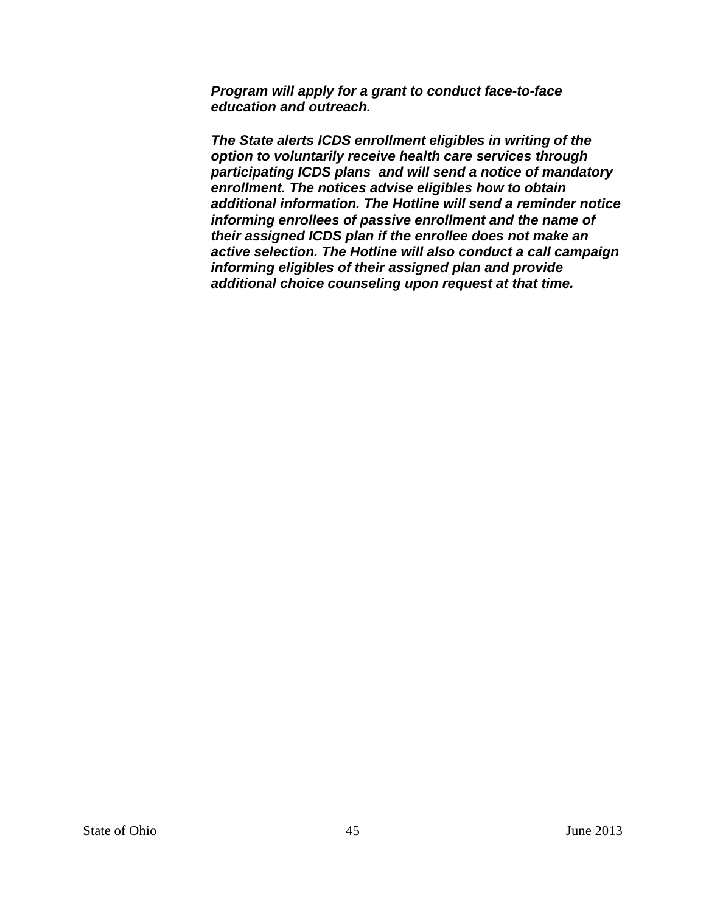***Program will apply for a grant to conduct face-to-face education and outreach.***

***The State alerts ICDS enrollment eligibles in writing of the option to voluntarily receive health care services through participating ICDS plans  and will send a notice of mandatory enrollment. The notices advise eligibles how to obtain additional information. The Hotline will send a reminder notice informing enrollees of passive enrollment and the name of their assigned ICDS plan if the enrollee does not make an active selection. The Hotline will also conduct a call campaign informing eligibles of their assigned plan and provide additional choice counseling upon request at that time.***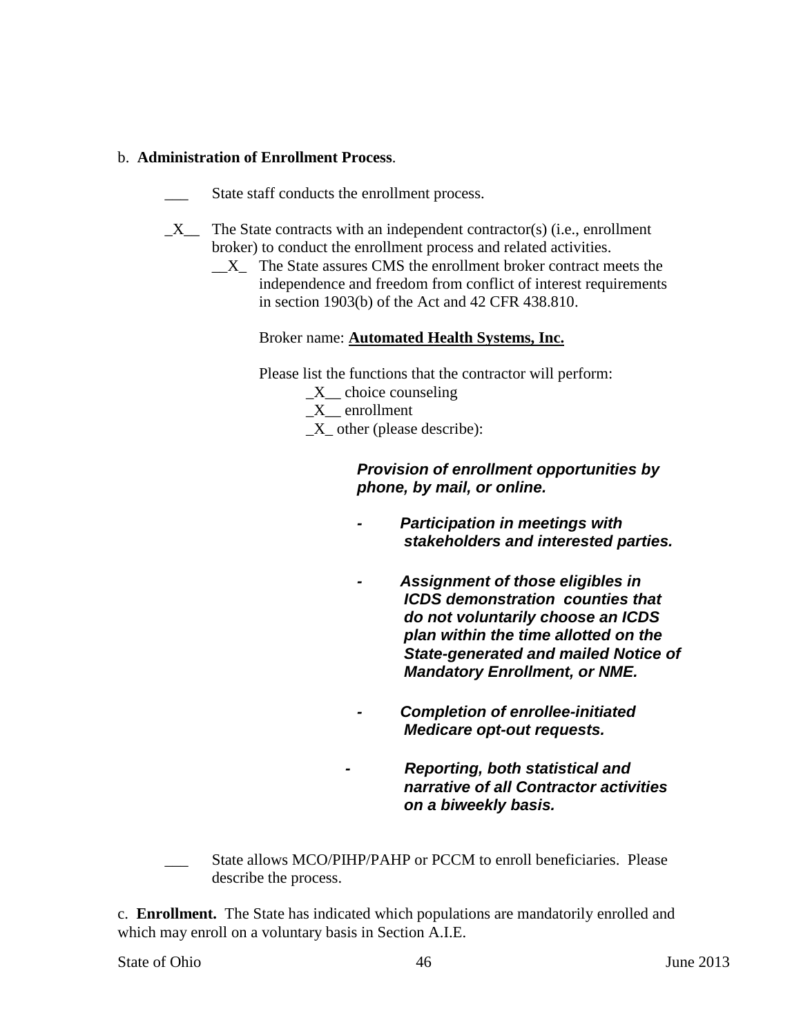b. **Administration of Enrollment Process**.

___ State staff conducts the enrollment process.

_X__ The State contracts with an independent contractor(s) (i.e., enrollment broker) to conduct the enrollment process and related activities.

__X_ The State assures CMS the enrollment broker contract meets the independence and freedom from conflict of interest requirements in section 1903(b) of the Act and 42 CFR 438.810.

Broker name: **Automated Health Systems, Inc.**

Please list the functions that the contractor will perform:

_X__ choice counseling

_X__ enrollment

_X_ other (please describe):

***Provision of enrollment opportunities by phone, by mail, or online.***

- ***Participation in meetings with stakeholders and interested parties.***
- ***Assignment of those eligibles in ICDS demonstration counties that do not voluntarily choose an ICDS plan within the time allotted on the State-generated and mailed Notice of Mandatory Enrollment, or NME.***
- ***Completion of enrollee-initiated Medicare opt-out requests.***
- ***Reporting, both statistical and narrative of all Contractor activities on a biweekly basis.***

___ State allows MCO/PIHP/PAHP or PCCM to enroll beneficiaries. Please describe the process.

c. **Enrollment.** The State has indicated which populations are mandatorily enrolled and which may enroll on a voluntary basis in Section A.I.E.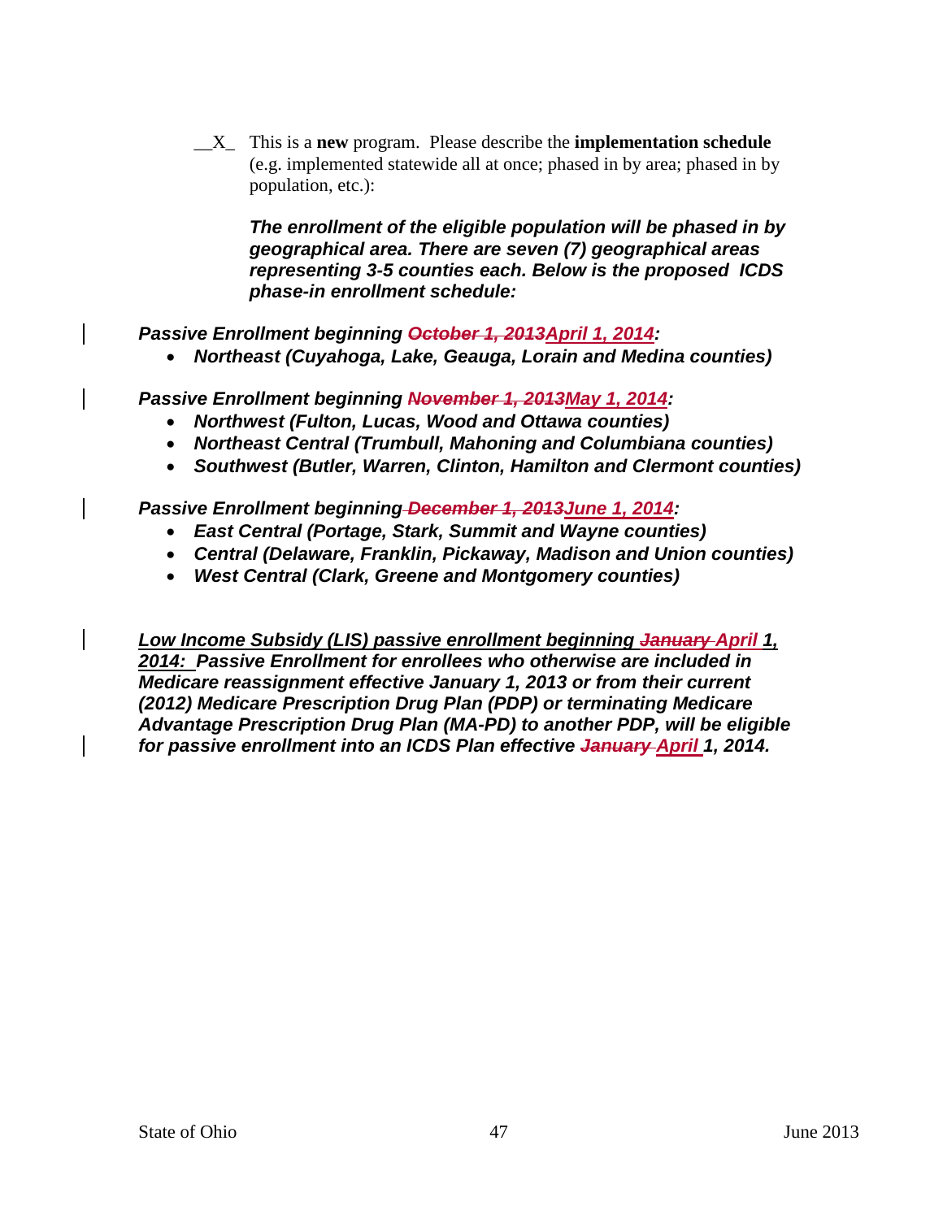__X_ This is a **new** program. Please describe the **implementation schedule** (e.g. implemented statewide all at once; phased in by area; phased in by population, etc.):

***The enrollment of the eligible population will be phased in by geographical area. There are seven (7) geographical areas representing 3-5 counties each. Below is the proposed ICDS phase-in enrollment schedule:***

***Passive Enrollment beginning ~~October 1, 2013~~April 1, 2014:***

- ***Northeast (Cuyahoga, Lake, Geauga, Lorain and Medina counties)***

***Passive Enrollment beginning ~~November 1, 2013~~May 1, 2014:***

- ***Northwest (Fulton, Lucas, Wood and Ottawa counties)***
- ***Northeast Central (Trumbull, Mahoning and Columbiana counties)***
- ***Southwest (Butler, Warren, Clinton, Hamilton and Clermont counties)***

***Passive Enrollment beginning ~~December 1, 2013~~June 1, 2014:***

- ***East Central (Portage, Stark, Summit and Wayne counties)***
- ***Central (Delaware, Franklin, Pickaway, Madison and Union counties)***
- ***West Central (Clark, Greene and Montgomery counties)***

***Low Income Subsidy (LIS) passive enrollment beginning ~~January~~ April 1, 2014: Passive Enrollment for enrollees who otherwise are included in Medicare reassignment effective January 1, 2013 or from their current (2012) Medicare Prescription Drug Plan (PDP) or terminating Medicare Advantage Prescription Drug Plan (MA-PD) to another PDP, will be eligible for passive enrollment into an ICDS Plan effective ~~January~~ April 1, 2014.***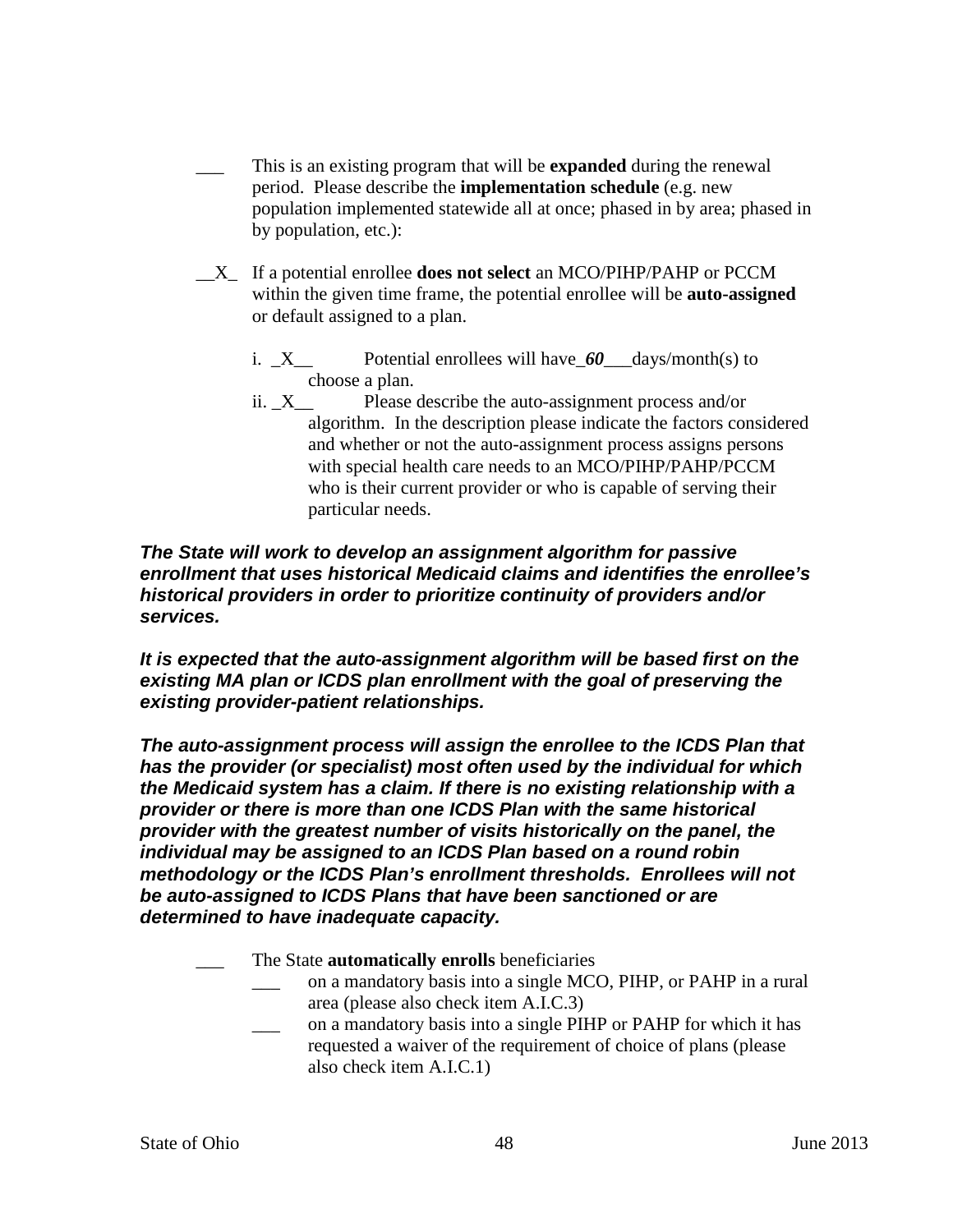___ This is an existing program that will be **expanded** during the renewal period. Please describe the **implementation schedule** (e.g. new population implemented statewide all at once; phased in by area; phased in by population, etc.):

__X_ If a potential enrollee **does not select** an MCO/PIHP/PAHP or PCCM within the given time frame, the potential enrollee will be **auto-assigned** or default assigned to a plan.

i. _X__ Potential enrollees will have_***60***___days/month(s) to choose a plan.

ii. _X__ Please describe the auto-assignment process and/or algorithm. In the description please indicate the factors considered and whether or not the auto-assignment process assigns persons with special health care needs to an MCO/PIHP/PAHP/PCCM who is their current provider or who is capable of serving their particular needs.

***The State will work to develop an assignment algorithm for passive enrollment that uses historical Medicaid claims and identifies the enrollee's historical providers in order to prioritize continuity of providers and/or services.***

***It is expected that the auto-assignment algorithm will be based first on the existing MA plan or ICDS plan enrollment with the goal of preserving the existing provider-patient relationships.***

***The auto-assignment process will assign the enrollee to the ICDS Plan that has the provider (or specialist) most often used by the individual for which the Medicaid system has a claim. If there is no existing relationship with a provider or there is more than one ICDS Plan with the same historical provider with the greatest number of visits historically on the panel, the individual may be assigned to an ICDS Plan based on a round robin methodology or the ICDS Plan's enrollment thresholds. Enrollees will not be auto-assigned to ICDS Plans that have been sanctioned or are determined to have inadequate capacity.***

___ The State **automatically enrolls** beneficiaries

- ___ on a mandatory basis into a single MCO, PIHP, or PAHP in a rural area (please also check item A.I.C.3)
- ___ on a mandatory basis into a single PIHP or PAHP for which it has requested a waiver of the requirement of choice of plans (please also check item A.I.C.1)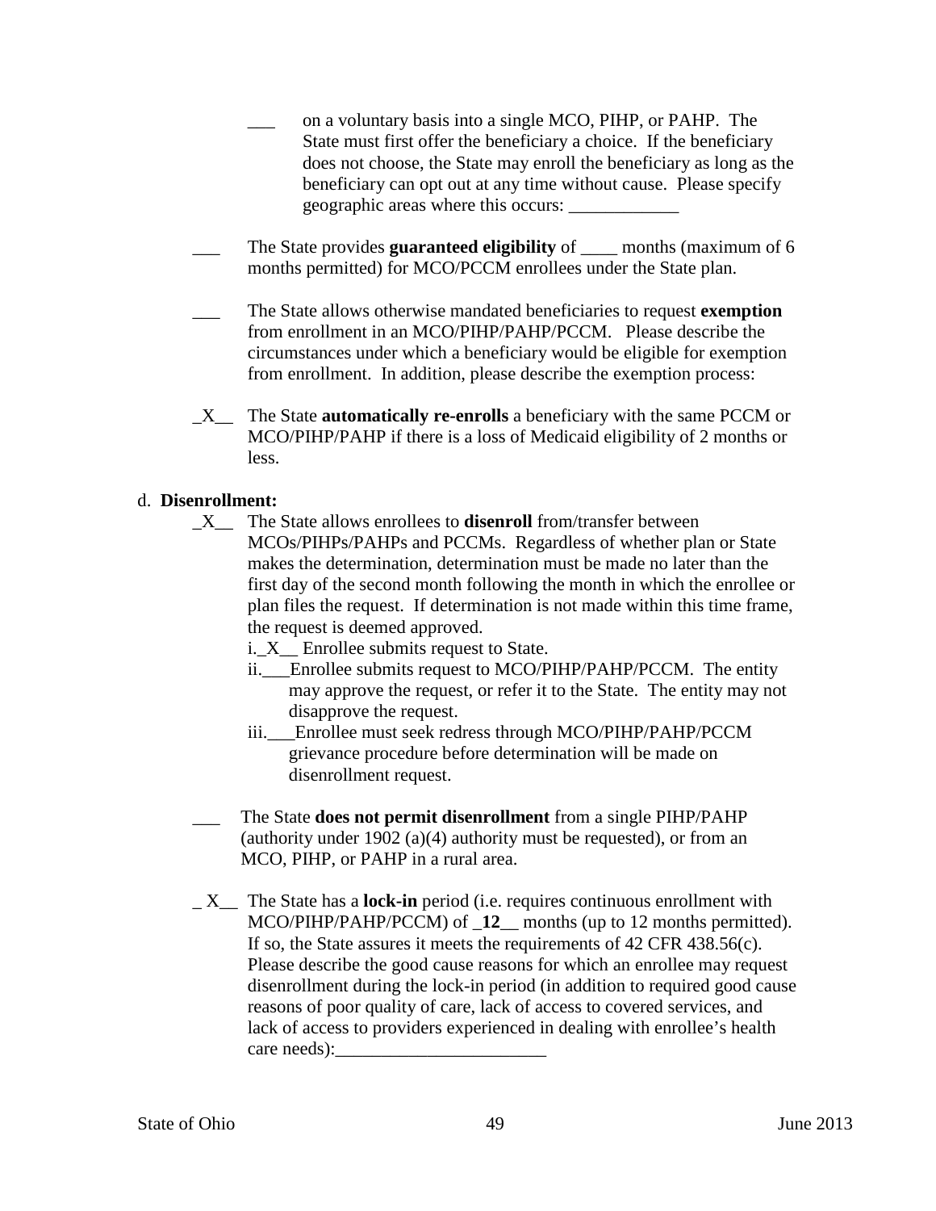___ on a voluntary basis into a single MCO, PIHP, or PAHP. The State must first offer the beneficiary a choice. If the beneficiary does not choose, the State may enroll the beneficiary as long as the beneficiary can opt out at any time without cause. Please specify geographic areas where this occurs: ____________

___ The State provides **guaranteed eligibility** of ____ months (maximum of 6 months permitted) for MCO/PCCM enrollees under the State plan.

___ The State allows otherwise mandated beneficiaries to request **exemption** from enrollment in an MCO/PIHP/PAHP/PCCM. Please describe the circumstances under which a beneficiary would be eligible for exemption from enrollment. In addition, please describe the exemption process:

_X__ The State **automatically re-enrolls** a beneficiary with the same PCCM or MCO/PIHP/PAHP if there is a loss of Medicaid eligibility of 2 months or less.

d. **Disenrollment:**

_X__ The State allows enrollees to **disenroll** from/transfer between MCOs/PIHPs/PAHPs and PCCMs. Regardless of whether plan or State makes the determination, determination must be made no later than the first day of the second month following the month in which the enrollee or plan files the request. If determination is not made within this time frame, the request is deemed approved.

i._X__ Enrollee submits request to State.

ii.___Enrollee submits request to MCO/PIHP/PAHP/PCCM. The entity may approve the request, or refer it to the State. The entity may not disapprove the request.

iii.___Enrollee must seek redress through MCO/PIHP/PAHP/PCCM grievance procedure before determination will be made on disenrollment request.

___ The State **does not permit disenrollment** from a single PIHP/PAHP (authority under 1902 (a)(4) authority must be requested), or from an MCO, PIHP, or PAHP in a rural area.

_ X__ The State has a **lock-in** period (i.e. requires continuous enrollment with MCO/PIHP/PAHP/PCCM) of _**12**__ months (up to 12 months permitted). If so, the State assures it meets the requirements of 42 CFR 438.56(c). Please describe the good cause reasons for which an enrollee may request disenrollment during the lock-in period (in addition to required good cause reasons of poor quality of care, lack of access to covered services, and lack of access to providers experienced in dealing with enrollee's health care needs):_______________________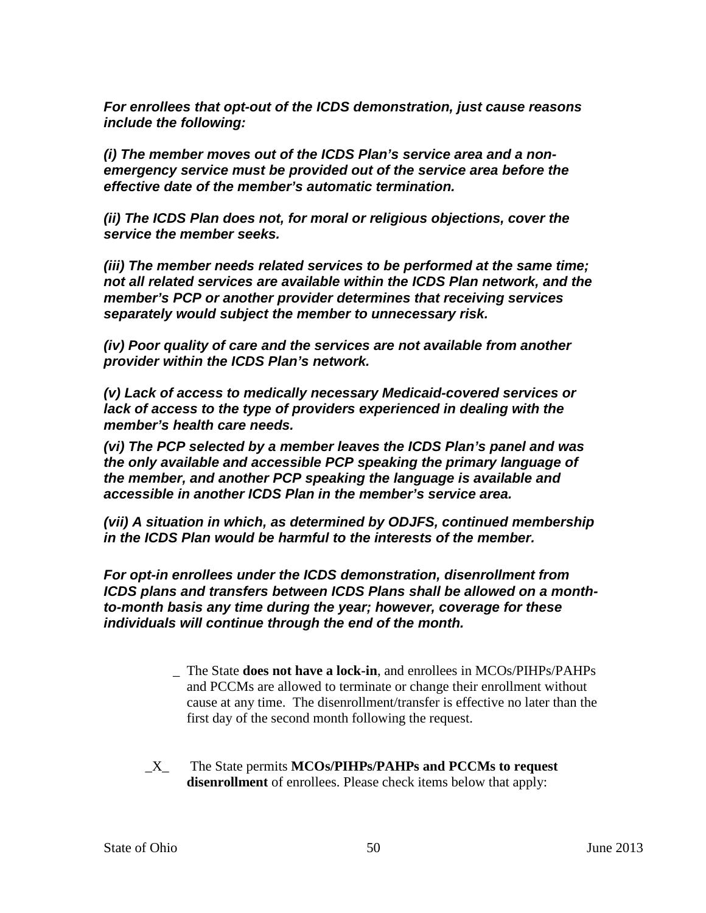***For enrollees that opt-out of the ICDS demonstration, just cause reasons include the following:***

***(i) The member moves out of the ICDS Plan's service area and a non-emergency service must be provided out of the service area before the effective date of the member's automatic termination.***

***(ii) The ICDS Plan does not, for moral or religious objections, cover the service the member seeks.***

***(iii) The member needs related services to be performed at the same time; not all related services are available within the ICDS Plan network, and the member's PCP or another provider determines that receiving services separately would subject the member to unnecessary risk.***

***(iv) Poor quality of care and the services are not available from another provider within the ICDS Plan's network.***

***(v) Lack of access to medically necessary Medicaid-covered services or lack of access to the type of providers experienced in dealing with the member's health care needs.***

***(vi) The PCP selected by a member leaves the ICDS Plan's panel and was the only available and accessible PCP speaking the primary language of the member, and another PCP speaking the language is available and accessible in another ICDS Plan in the member's service area.***

***(vii) A situation in which, as determined by ODJFS, continued membership in the ICDS Plan would be harmful to the interests of the member.***

***For opt-in enrollees under the ICDS demonstration, disenrollment from ICDS plans and transfers between ICDS Plans shall be allowed on a month-to-month basis any time during the year; however, coverage for these individuals will continue through the end of the month.***

_ The State **does not have a lock-in**, and enrollees in MCOs/PIHPs/PAHPs and PCCMs are allowed to terminate or change their enrollment without cause at any time. The disenrollment/transfer is effective no later than the first day of the second month following the request.

_X_ The State permits **MCOs/PIHPs/PAHPs and PCCMs to request disenrollment** of enrollees. Please check items below that apply: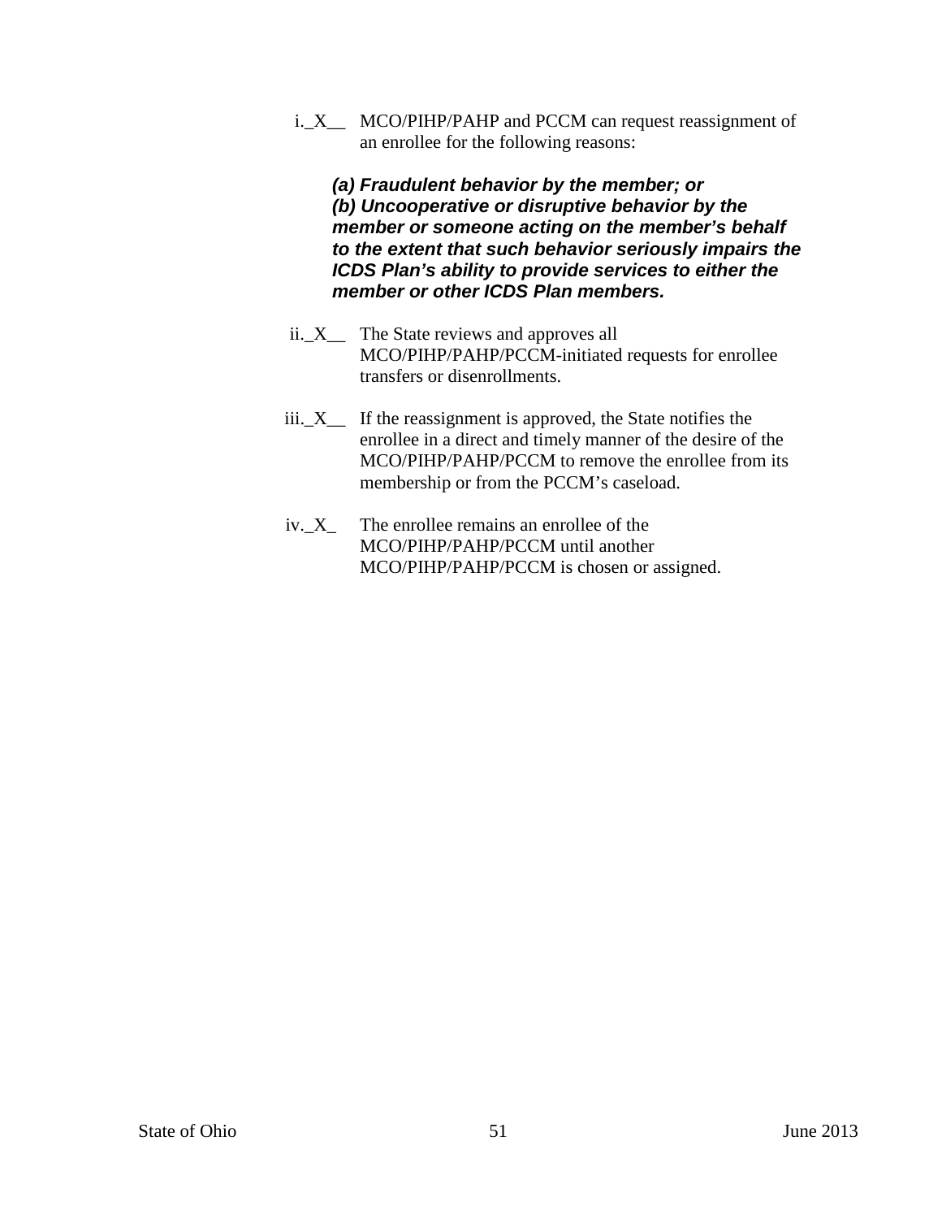i._X__ MCO/PIHP/PAHP and PCCM can request reassignment of an enrollee for the following reasons:

***(a) Fraudulent behavior by the member; or***
***(b) Uncooperative or disruptive behavior by the member or someone acting on the member's behalf to the extent that such behavior seriously impairs the ICDS Plan's ability to provide services to either the member or other ICDS Plan members.***

ii._X__ The State reviews and approves all MCO/PIHP/PAHP/PCCM-initiated requests for enrollee transfers or disenrollments.

iii._X__ If the reassignment is approved, the State notifies the enrollee in a direct and timely manner of the desire of the MCO/PIHP/PAHP/PCCM to remove the enrollee from its membership or from the PCCM's caseload.

iv._X_ The enrollee remains an enrollee of the MCO/PIHP/PAHP/PCCM until another MCO/PIHP/PAHP/PCCM is chosen or assigned.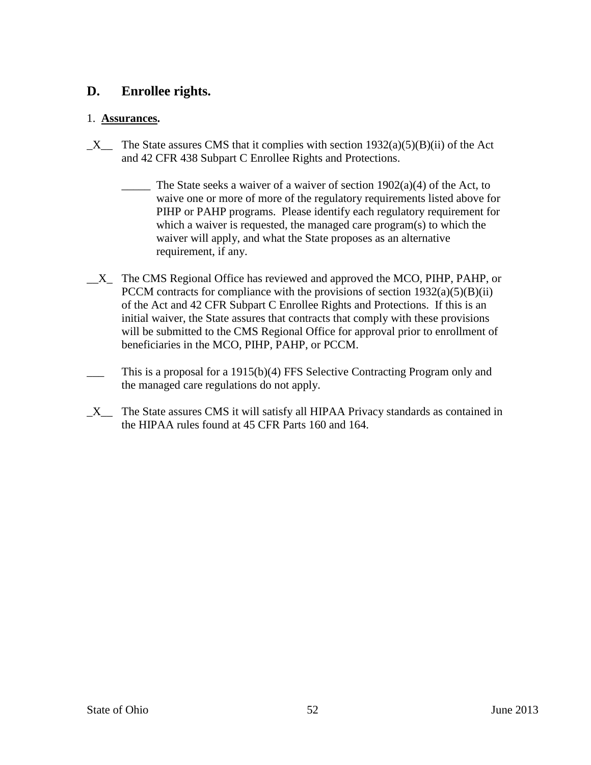## D. Enrollee rights.

1. **Assurances.**

_X__ The State assures CMS that it complies with section 1932(a)(5)(B)(ii) of the Act and 42 CFR 438 Subpart C Enrollee Rights and Protections.

_____ The State seeks a waiver of a waiver of section 1902(a)(4) of the Act, to waive one or more of more of the regulatory requirements listed above for PIHP or PAHP programs. Please identify each regulatory requirement for which a waiver is requested, the managed care program(s) to which the waiver will apply, and what the State proposes as an alternative requirement, if any.

__X_ The CMS Regional Office has reviewed and approved the MCO, PIHP, PAHP, or PCCM contracts for compliance with the provisions of section 1932(a)(5)(B)(ii) of the Act and 42 CFR Subpart C Enrollee Rights and Protections. If this is an initial waiver, the State assures that contracts that comply with these provisions will be submitted to the CMS Regional Office for approval prior to enrollment of beneficiaries in the MCO, PIHP, PAHP, or PCCM.

___ This is a proposal for a 1915(b)(4) FFS Selective Contracting Program only and the managed care regulations do not apply.

_X__ The State assures CMS it will satisfy all HIPAA Privacy standards as contained in the HIPAA rules found at 45 CFR Parts 160 and 164.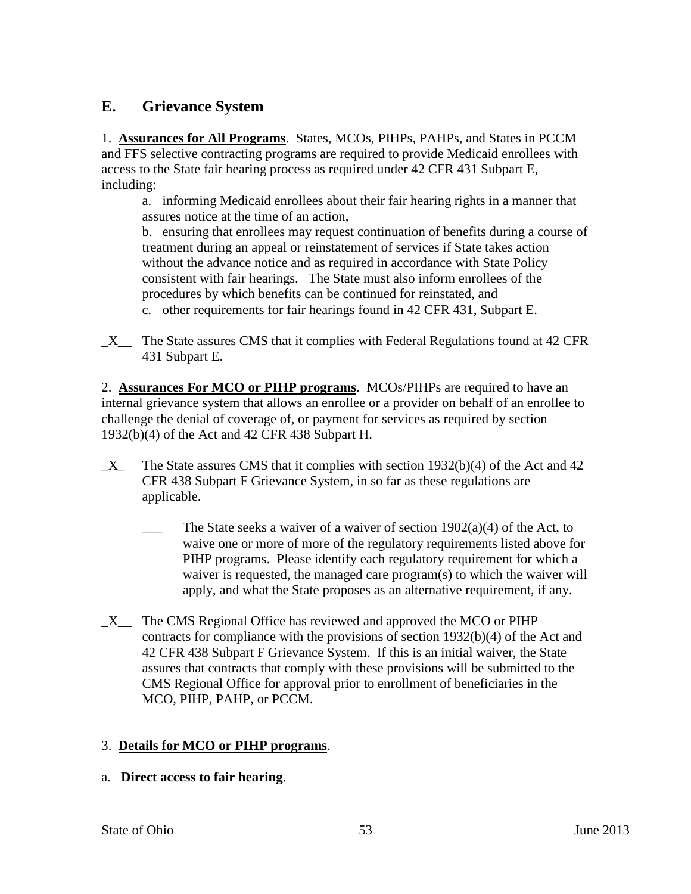## E. Grievance System

1. **Assurances for All Programs**. States, MCOs, PIHPs, PAHPs, and States in PCCM and FFS selective contracting programs are required to provide Medicaid enrollees with access to the State fair hearing process as required under 42 CFR 431 Subpart E, including:

   a. informing Medicaid enrollees about their fair hearing rights in a manner that assures notice at the time of an action,

   b. ensuring that enrollees may request continuation of benefits during a course of treatment during an appeal or reinstatement of services if State takes action without the advance notice and as required in accordance with State Policy consistent with fair hearings. The State must also inform enrollees of the procedures by which benefits can be continued for reinstated, and

   c. other requirements for fair hearings found in 42 CFR 431, Subpart E.

_X__ The State assures CMS that it complies with Federal Regulations found at 42 CFR 431 Subpart E.

2. **Assurances For MCO or PIHP programs**. MCOs/PIHPs are required to have an internal grievance system that allows an enrollee or a provider on behalf of an enrollee to challenge the denial of coverage of, or payment for services as required by section 1932(b)(4) of the Act and 42 CFR 438 Subpart H.

_X_ The State assures CMS that it complies with section 1932(b)(4) of the Act and 42 CFR 438 Subpart F Grievance System, in so far as these regulations are applicable.

   ___ The State seeks a waiver of a waiver of section 1902(a)(4) of the Act, to waive one or more of more of the regulatory requirements listed above for PIHP programs. Please identify each regulatory requirement for which a waiver is requested, the managed care program(s) to which the waiver will apply, and what the State proposes as an alternative requirement, if any.

_X__ The CMS Regional Office has reviewed and approved the MCO or PIHP contracts for compliance with the provisions of section 1932(b)(4) of the Act and 42 CFR 438 Subpart F Grievance System. If this is an initial waiver, the State assures that contracts that comply with these provisions will be submitted to the CMS Regional Office for approval prior to enrollment of beneficiaries in the MCO, PIHP, PAHP, or PCCM.

3. **Details for MCO or PIHP programs**.

a. **Direct access to fair hearing**.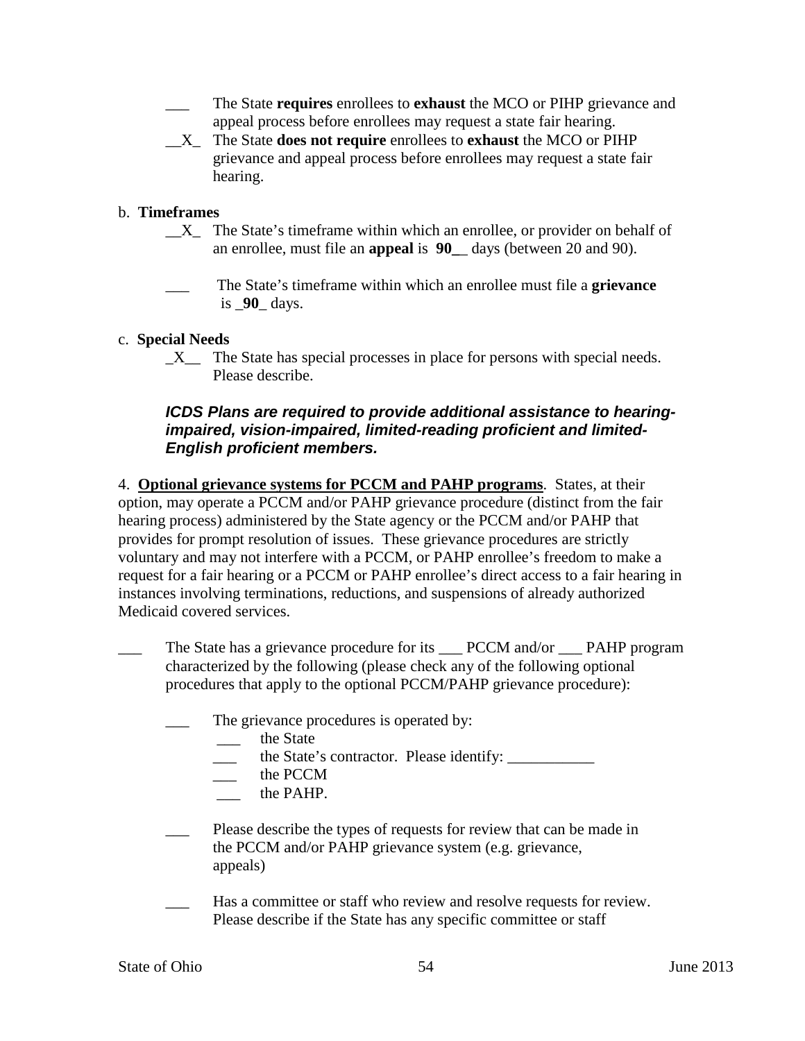___ The State **requires** enrollees to **exhaust** the MCO or PIHP grievance and appeal process before enrollees may request a state fair hearing.

__X_ The State **does not require** enrollees to **exhaust** the MCO or PIHP grievance and appeal process before enrollees may request a state fair hearing.

b. **Timeframes**

__X_ The State's timeframe within which an enrollee, or provider on behalf of an enrollee, must file an **appeal** is **90__** days (between 20 and 90).

___ The State's timeframe within which an enrollee must file a **grievance** is _**90**_ days.

c. **Special Needs**

_X__ The State has special processes in place for persons with special needs. Please describe.

***ICDS Plans are required to provide additional assistance to hearing-impaired, vision-impaired, limited-reading proficient and limited-English proficient members.***

4. **Optional grievance systems for PCCM and PAHP programs**. States, at their option, may operate a PCCM and/or PAHP grievance procedure (distinct from the fair hearing process) administered by the State agency or the PCCM and/or PAHP that provides for prompt resolution of issues. These grievance procedures are strictly voluntary and may not interfere with a PCCM, or PAHP enrollee's freedom to make a request for a fair hearing or a PCCM or PAHP enrollee's direct access to a fair hearing in instances involving terminations, reductions, and suspensions of already authorized Medicaid covered services.

___ The State has a grievance procedure for its ___ PCCM and/or ___ PAHP program characterized by the following (please check any of the following optional procedures that apply to the optional PCCM/PAHP grievance procedure):

___ The grievance procedures is operated by:
- ___ the State
- ___ the State's contractor. Please identify: ___________
- ___ the PCCM
- ___ the PAHP.

___ Please describe the types of requests for review that can be made in the PCCM and/or PAHP grievance system (e.g. grievance, appeals)

___ Has a committee or staff who review and resolve requests for review. Please describe if the State has any specific committee or staff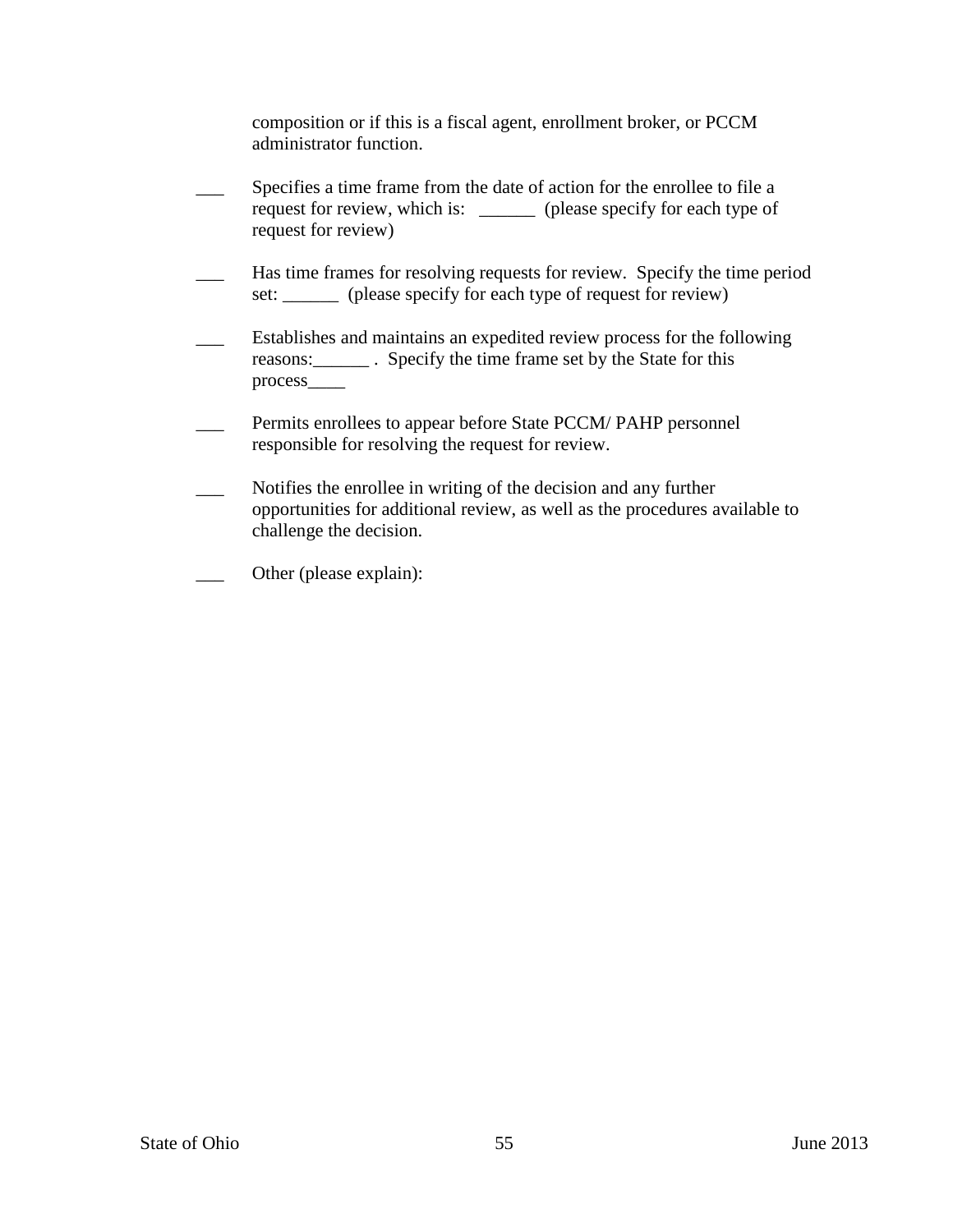composition or if this is a fiscal agent, enrollment broker, or PCCM administrator function.

___ Specifies a time frame from the date of action for the enrollee to file a request for review, which is: ______ (please specify for each type of request for review)

___ Has time frames for resolving requests for review. Specify the time period set: ______ (please specify for each type of request for review)

___ Establishes and maintains an expedited review process for the following reasons:______ . Specify the time frame set by the State for this process____

___ Permits enrollees to appear before State PCCM/ PAHP personnel responsible for resolving the request for review.

___ Notifies the enrollee in writing of the decision and any further opportunities for additional review, as well as the procedures available to challenge the decision.

___ Other (please explain):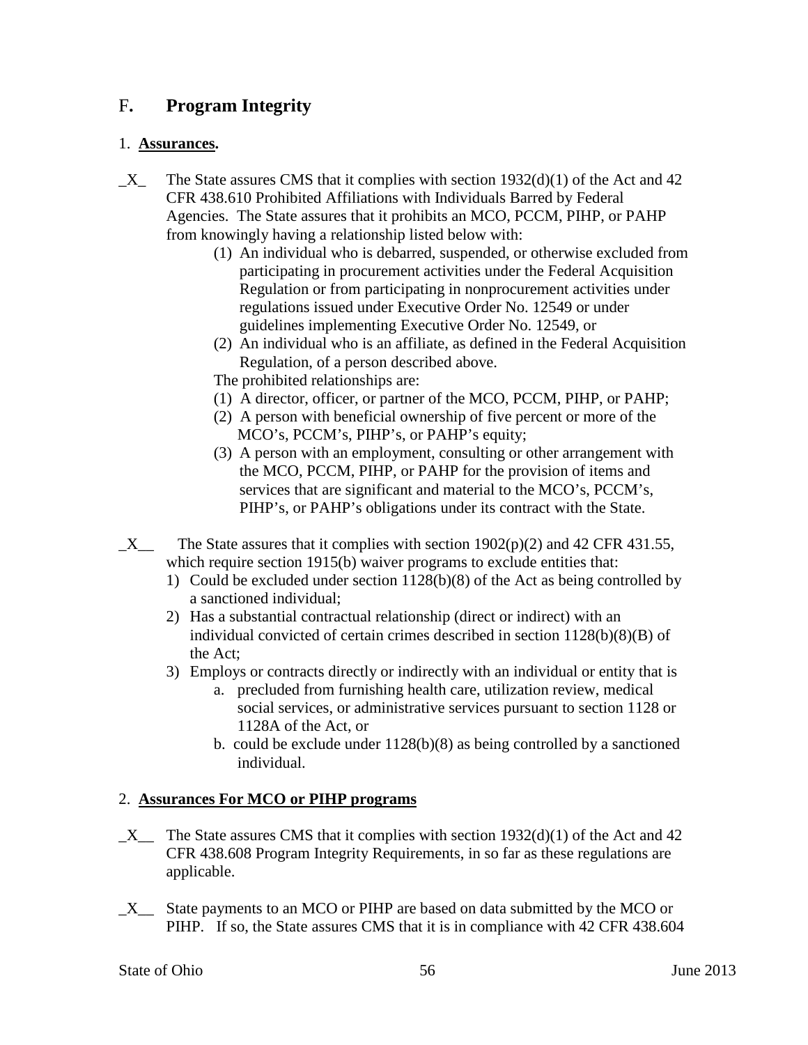## F. Program Integrity

1. **Assurances.**

_X_ The State assures CMS that it complies with section 1932(d)(1) of the Act and 42 CFR 438.610 Prohibited Affiliations with Individuals Barred by Federal Agencies. The State assures that it prohibits an MCO, PCCM, PIHP, or PAHP from knowingly having a relationship listed below with:

(1) An individual who is debarred, suspended, or otherwise excluded from participating in procurement activities under the Federal Acquisition Regulation or from participating in nonprocurement activities under regulations issued under Executive Order No. 12549 or under guidelines implementing Executive Order No. 12549, or

(2) An individual who is an affiliate, as defined in the Federal Acquisition Regulation, of a person described above.

The prohibited relationships are:

(1) A director, officer, or partner of the MCO, PCCM, PIHP, or PAHP;

(2) A person with beneficial ownership of five percent or more of the MCO's, PCCM's, PIHP's, or PAHP's equity;

(3) A person with an employment, consulting or other arrangement with the MCO, PCCM, PIHP, or PAHP for the provision of items and services that are significant and material to the MCO's, PCCM's, PIHP's, or PAHP's obligations under its contract with the State.

_X__ The State assures that it complies with section 1902(p)(2) and 42 CFR 431.55, which require section 1915(b) waiver programs to exclude entities that:

1) Could be excluded under section 1128(b)(8) of the Act as being controlled by a sanctioned individual;
2) Has a substantial contractual relationship (direct or indirect) with an individual convicted of certain crimes described in section 1128(b)(8)(B) of the Act;
3) Employs or contracts directly or indirectly with an individual or entity that is
   a. precluded from furnishing health care, utilization review, medical social services, or administrative services pursuant to section 1128 or 1128A of the Act, or
   b. could be exclude under 1128(b)(8) as being controlled by a sanctioned individual.

2. **Assurances For MCO or PIHP programs**

_X__ The State assures CMS that it complies with section 1932(d)(1) of the Act and 42 CFR 438.608 Program Integrity Requirements, in so far as these regulations are applicable.

_X__ State payments to an MCO or PIHP are based on data submitted by the MCO or PIHP. If so, the State assures CMS that it is in compliance with 42 CFR 438.604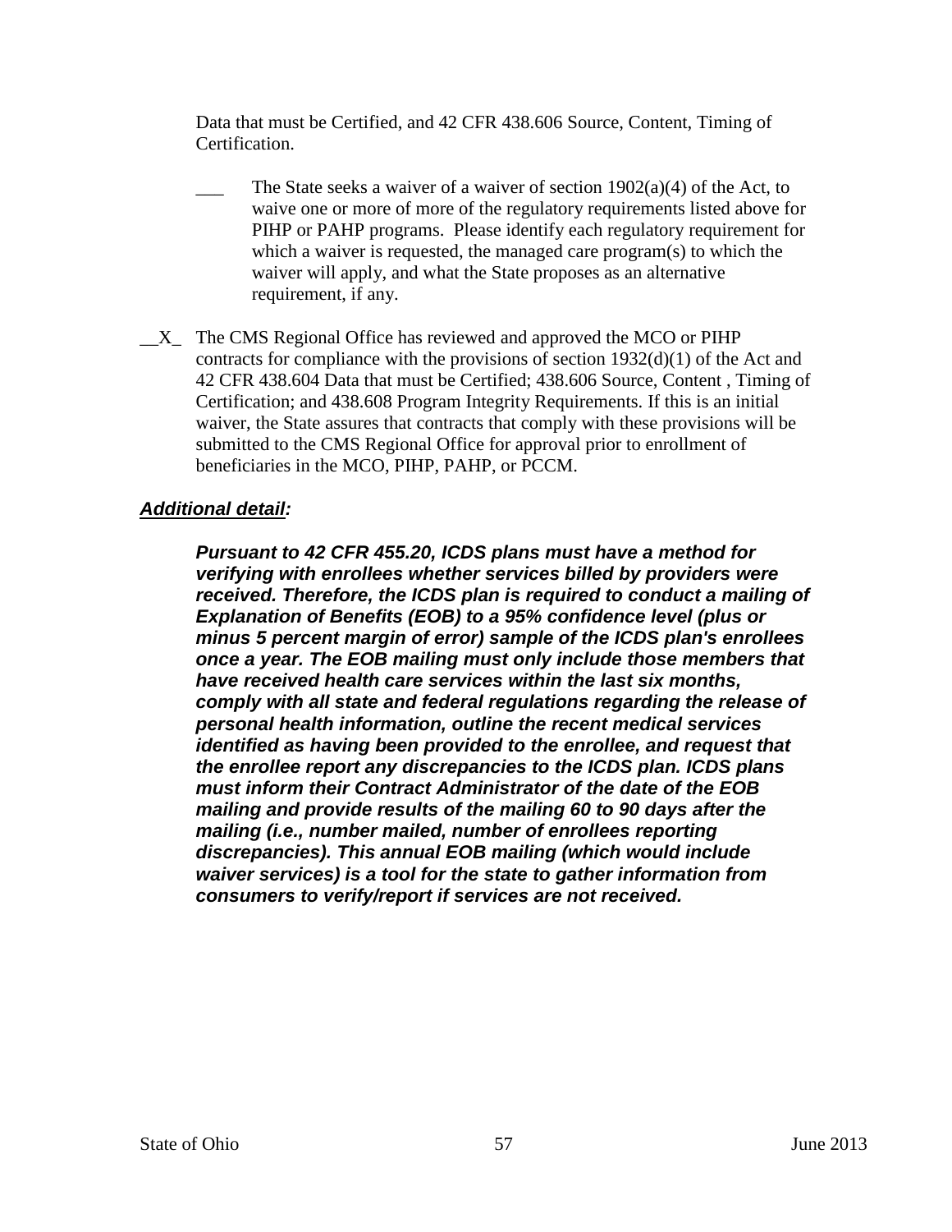Data that must be Certified, and 42 CFR 438.606 Source, Content, Timing of Certification.

___ The State seeks a waiver of a waiver of section 1902(a)(4) of the Act, to waive one or more of more of the regulatory requirements listed above for PIHP or PAHP programs. Please identify each regulatory requirement for which a waiver is requested, the managed care program(s) to which the waiver will apply, and what the State proposes as an alternative requirement, if any.

__X_ The CMS Regional Office has reviewed and approved the MCO or PIHP contracts for compliance with the provisions of section 1932(d)(1) of the Act and 42 CFR 438.604 Data that must be Certified; 438.606 Source, Content , Timing of Certification; and 438.608 Program Integrity Requirements. If this is an initial waiver, the State assures that contracts that comply with these provisions will be submitted to the CMS Regional Office for approval prior to enrollment of beneficiaries in the MCO, PIHP, PAHP, or PCCM.

***Additional detail:***

***Pursuant to 42 CFR 455.20, ICDS plans must have a method for verifying with enrollees whether services billed by providers were received. Therefore, the ICDS plan is required to conduct a mailing of Explanation of Benefits (EOB) to a 95% confidence level (plus or minus 5 percent margin of error) sample of the ICDS plan's enrollees once a year. The EOB mailing must only include those members that have received health care services within the last six months, comply with all state and federal regulations regarding the release of personal health information, outline the recent medical services identified as having been provided to the enrollee, and request that the enrollee report any discrepancies to the ICDS plan. ICDS plans must inform their Contract Administrator of the date of the EOB mailing and provide results of the mailing 60 to 90 days after the mailing (i.e., number mailed, number of enrollees reporting discrepancies). This annual EOB mailing (which would include waiver services) is a tool for the state to gather information from consumers to verify/report if services are not received.***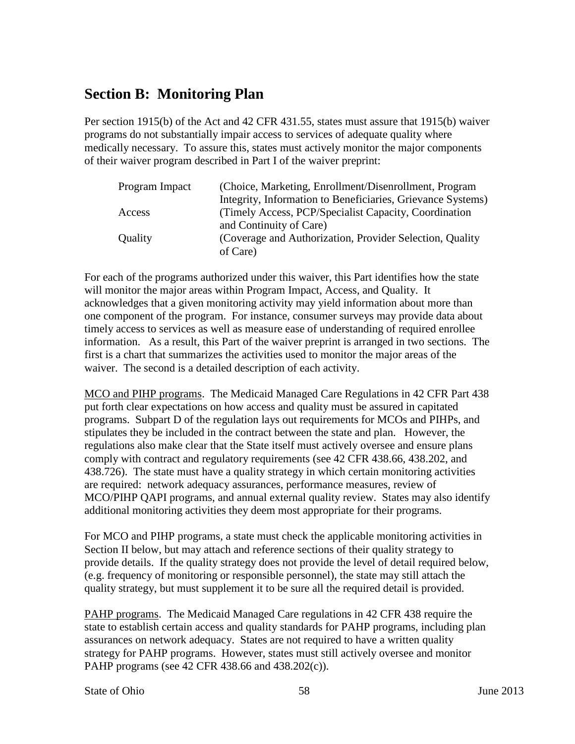## Section B: Monitoring Plan

Per section 1915(b) of the Act and 42 CFR 431.55, states must assure that 1915(b) waiver programs do not substantially impair access to services of adequate quality where medically necessary. To assure this, states must actively monitor the major components of their waiver program described in Part I of the waiver preprint:

| | |
|---|---|
| Program Impact | (Choice, Marketing, Enrollment/Disenrollment, Program Integrity, Information to Beneficiaries, Grievance Systems) |
| Access | (Timely Access, PCP/Specialist Capacity, Coordination and Continuity of Care) |
| Quality | (Coverage and Authorization, Provider Selection, Quality of Care) |

For each of the programs authorized under this waiver, this Part identifies how the state will monitor the major areas within Program Impact, Access, and Quality. It acknowledges that a given monitoring activity may yield information about more than one component of the program. For instance, consumer surveys may provide data about timely access to services as well as measure ease of understanding of required enrollee information. As a result, this Part of the waiver preprint is arranged in two sections. The first is a chart that summarizes the activities used to monitor the major areas of the waiver. The second is a detailed description of each activity.

MCO and PIHP programs. The Medicaid Managed Care Regulations in 42 CFR Part 438 put forth clear expectations on how access and quality must be assured in capitated programs. Subpart D of the regulation lays out requirements for MCOs and PIHPs, and stipulates they be included in the contract between the state and plan. However, the regulations also make clear that the State itself must actively oversee and ensure plans comply with contract and regulatory requirements (see 42 CFR 438.66, 438.202, and 438.726). The state must have a quality strategy in which certain monitoring activities are required: network adequacy assurances, performance measures, review of MCO/PIHP QAPI programs, and annual external quality review. States may also identify additional monitoring activities they deem most appropriate for their programs.

For MCO and PIHP programs, a state must check the applicable monitoring activities in Section II below, but may attach and reference sections of their quality strategy to provide details. If the quality strategy does not provide the level of detail required below, (e.g. frequency of monitoring or responsible personnel), the state may still attach the quality strategy, but must supplement it to be sure all the required detail is provided.

PAHP programs. The Medicaid Managed Care regulations in 42 CFR 438 require the state to establish certain access and quality standards for PAHP programs, including plan assurances on network adequacy. States are not required to have a written quality strategy for PAHP programs. However, states must still actively oversee and monitor PAHP programs (see 42 CFR 438.66 and 438.202(c)).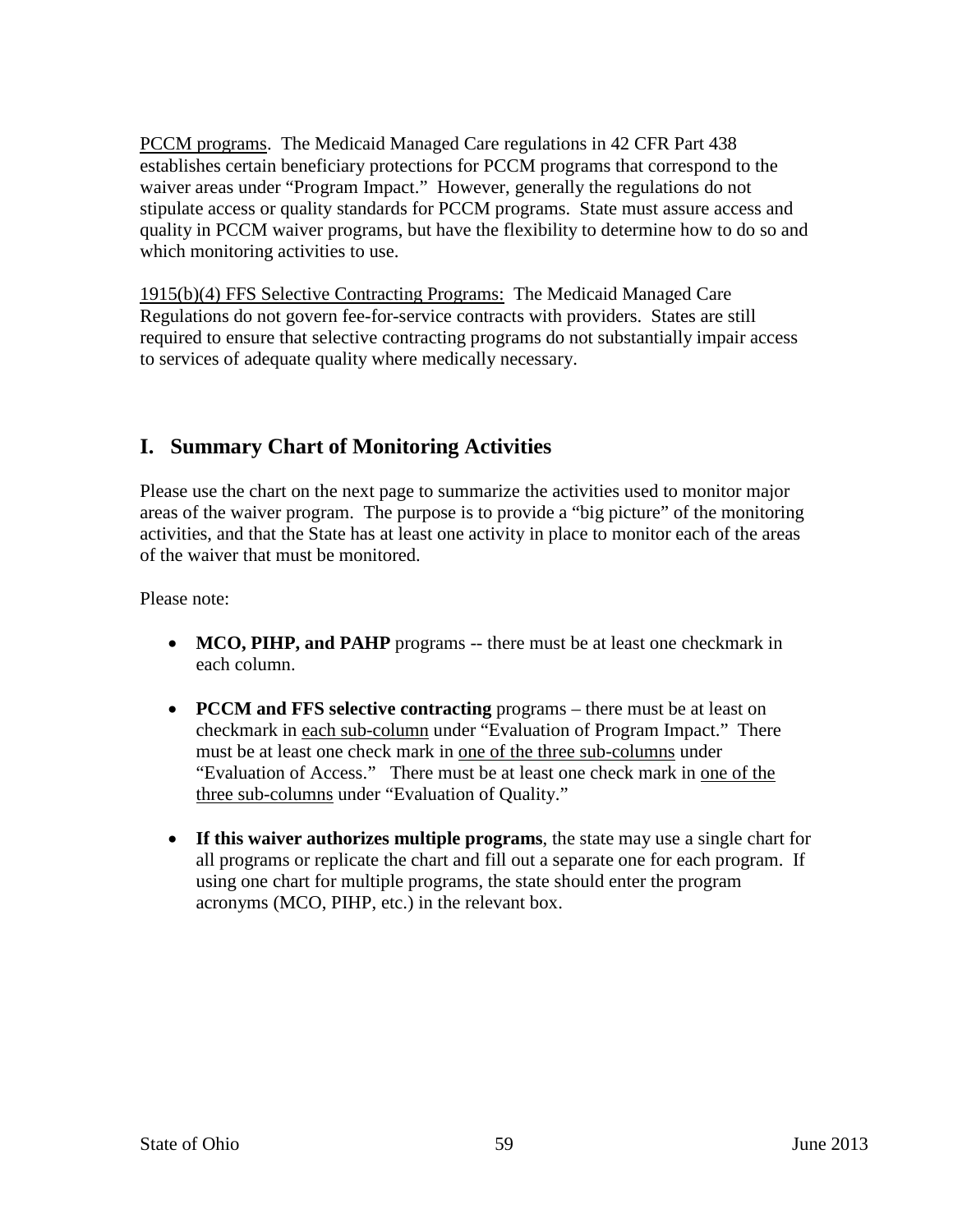<u>PCCM programs</u>. The Medicaid Managed Care regulations in 42 CFR Part 438 establishes certain beneficiary protections for PCCM programs that correspond to the waiver areas under "Program Impact." However, generally the regulations do not stipulate access or quality standards for PCCM programs. State must assure access and quality in PCCM waiver programs, but have the flexibility to determine how to do so and which monitoring activities to use.

<u>1915(b)(4) FFS Selective Contracting Programs:</u> The Medicaid Managed Care Regulations do not govern fee-for-service contracts with providers. States are still required to ensure that selective contracting programs do not substantially impair access to services of adequate quality where medically necessary.

## I. Summary Chart of Monitoring Activities

Please use the chart on the next page to summarize the activities used to monitor major areas of the waiver program. The purpose is to provide a "big picture" of the monitoring activities, and that the State has at least one activity in place to monitor each of the areas of the waiver that must be monitored.

Please note:

- **MCO, PIHP, and PAHP** programs -- there must be at least one checkmark in each column.
- **PCCM and FFS selective contracting** programs – there must be at least on checkmark in <u>each sub-column</u> under "Evaluation of Program Impact." There must be at least one check mark in <u>one of the three sub-columns</u> under "Evaluation of Access." There must be at least one check mark in <u>one of the three sub-columns</u> under "Evaluation of Quality."
- **If this waiver authorizes multiple programs**, the state may use a single chart for all programs or replicate the chart and fill out a separate one for each program. If using one chart for multiple programs, the state should enter the program acronyms (MCO, PIHP, etc.) in the relevant box.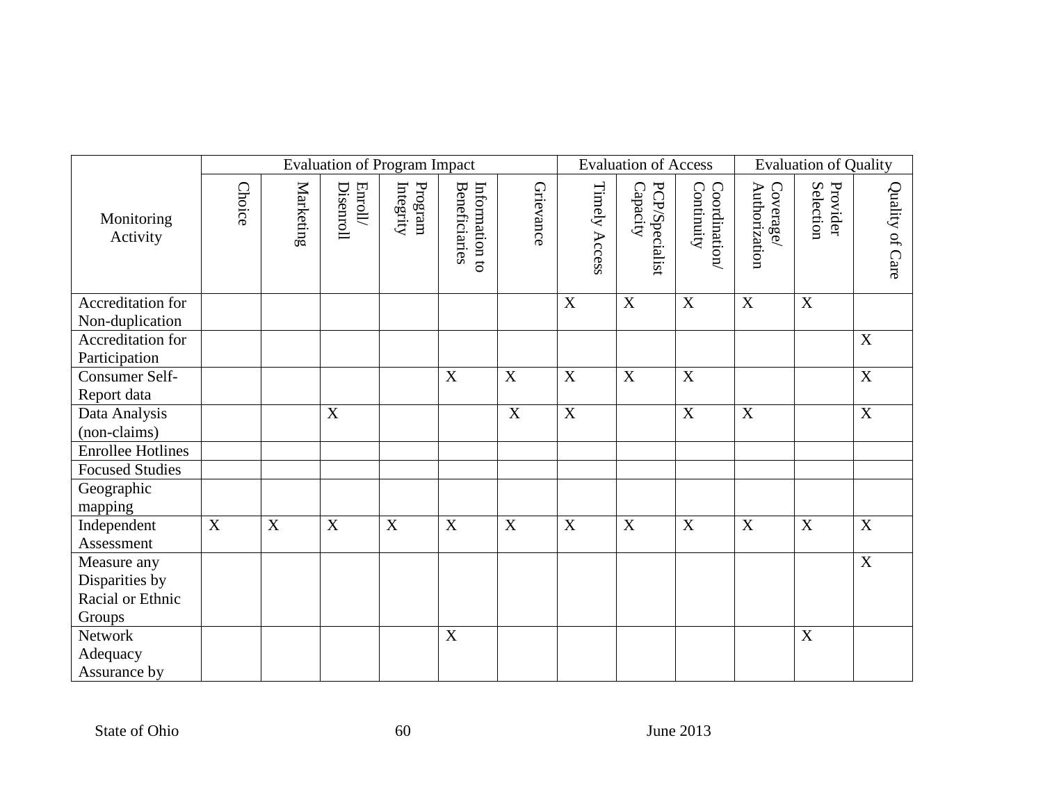| Monitoring Activity | Evaluation of Program Impact | | | | | | Evaluation of Access | | | Evaluation of Quality | | |
|---|---|---|---|---|---|---|---|---|---|---|---|---|
| | Choice | Marketing | Enroll/ Disenroll | Program Integrity | Information to Beneficiaries | Grievance | Timely Access | PCP/Specialist Capacity | Coordination/ Continuity | Coverage/ Authorization | Provider Selection | Quality of Care |
| Accreditation for Non-duplication | | | | | | | X | X | X | X | X | |
| Accreditation for Participation | | | | | | | | | | | | X |
| Consumer Self-Report data | | | | | X | X | X | X | X | | | X |
| Data Analysis (non-claims) | | | X | | | X | X | | X | X | | X |
| Enrollee Hotlines | | | | | | | | | | | | |
| Focused Studies | | | | | | | | | | | | |
| Geographic mapping | | | | | | | | | | | | |
| Independent Assessment | X | X | X | X | X | X | X | X | X | X | X | X |
| Measure any Disparities by Racial or Ethnic Groups | | | | | | | | | | | | X |
| Network Adequacy Assurance by | | | | | X | | | | | | X | |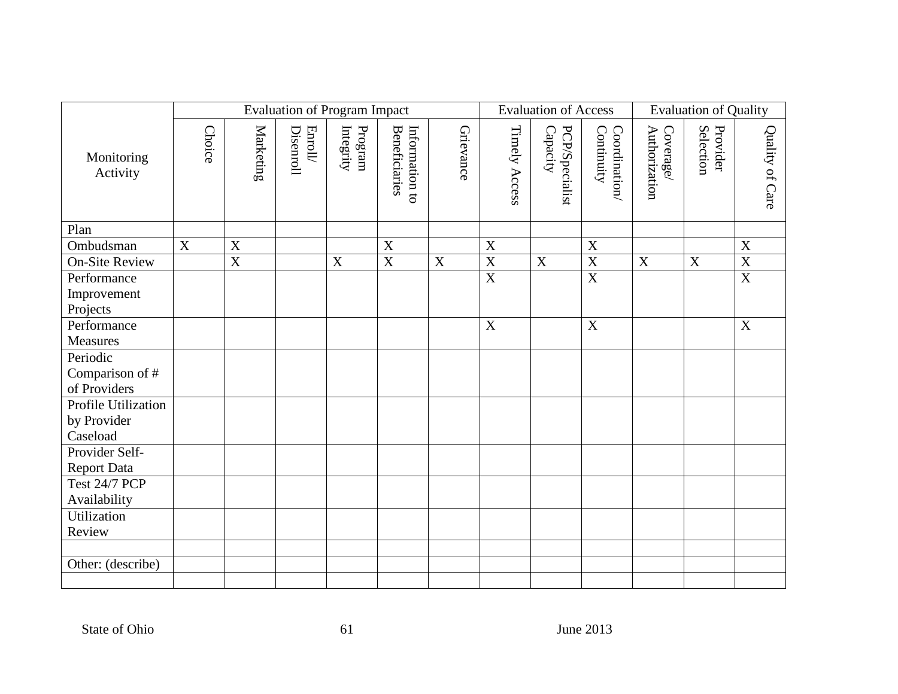| Monitoring Activity | Evaluation of Program Impact | | | | | | Evaluation of Access | | | Evaluation of Quality | | |
|---|---|---|---|---|---|---|---|---|---|---|---|---|
| | Choice | Marketing | Enroll/ Disenroll | Program Integrity | Information to Beneficiaries | Grievance | Timely Access | PCP/Specialist Capacity | Coordination/ Continuity | Coverage/ Authorization | Provider Selection | Quality of Care |
| Plan | | | | | | | | | | | | |
| Ombudsman | X | X | | | X | | X | | X | | | X |
| On-Site Review | | X | | X | X | X | X | X | X | X | X | X |
| Performance Improvement Projects | | | | | | | X | | X | | | X |
| Performance Measures | | | | | | | X | | X | | | X |
| Periodic Comparison of # of Providers | | | | | | | | | | | | |
| Profile Utilization by Provider Caseload | | | | | | | | | | | | |
| Provider Self-Report Data | | | | | | | | | | | | |
| Test 24/7 PCP Availability | | | | | | | | | | | | |
| Utilization Review | | | | | | | | | | | | |
| | | | | | | | | | | | | |
| Other: (describe) | | | | | | | | | | | | |
| | | | | | | | | | | | | |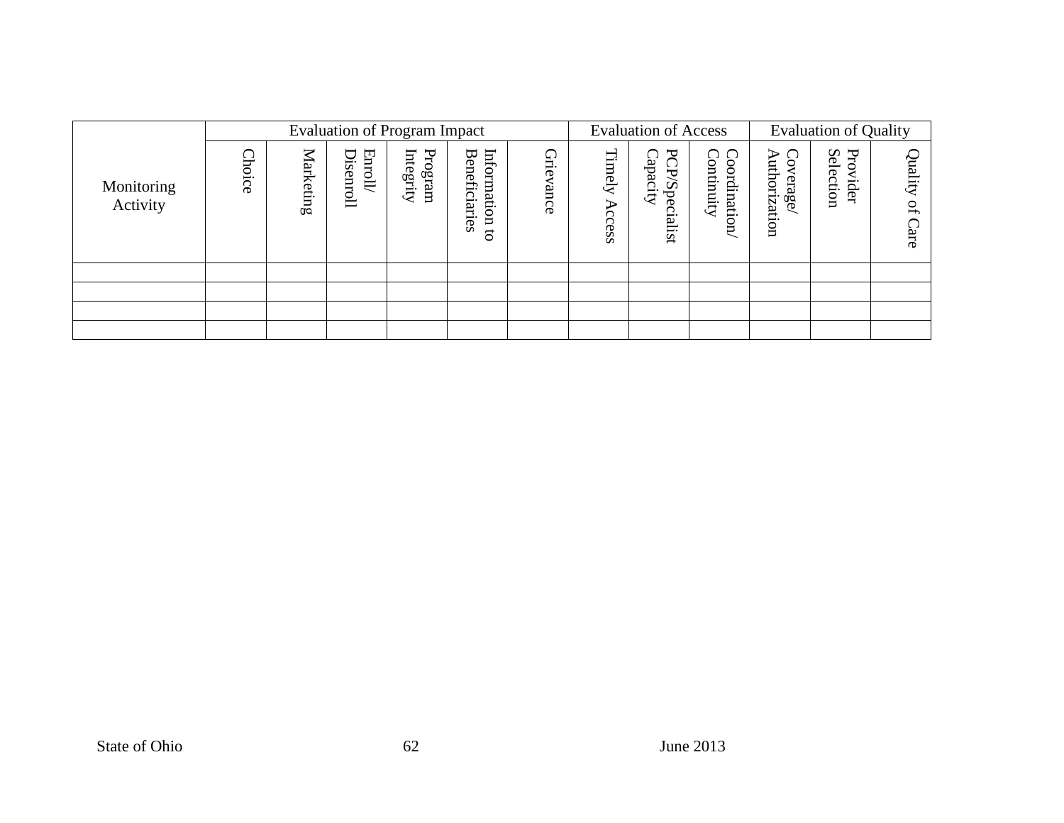| Monitoring Activity | Evaluation of Program Impact | | | | | | Evaluation of Access | | | Evaluation of Quality | | |
|---|---|---|---|---|---|---|---|---|---|---|---|---|
| | Choice | Marketing | Enroll/ Disenroll | Program Integrity | Information to Beneficiaries | Grievance | Timely Access | PCP/Specialist Capacity | Coordination/ Continuity | Coverage/ Authorization | Provider Selection | Quality of Care |
| | | | | | | | | | | | | |
| | | | | | | | | | | | | |
| | | | | | | | | | | | | |
| | | | | | | | | | | | | |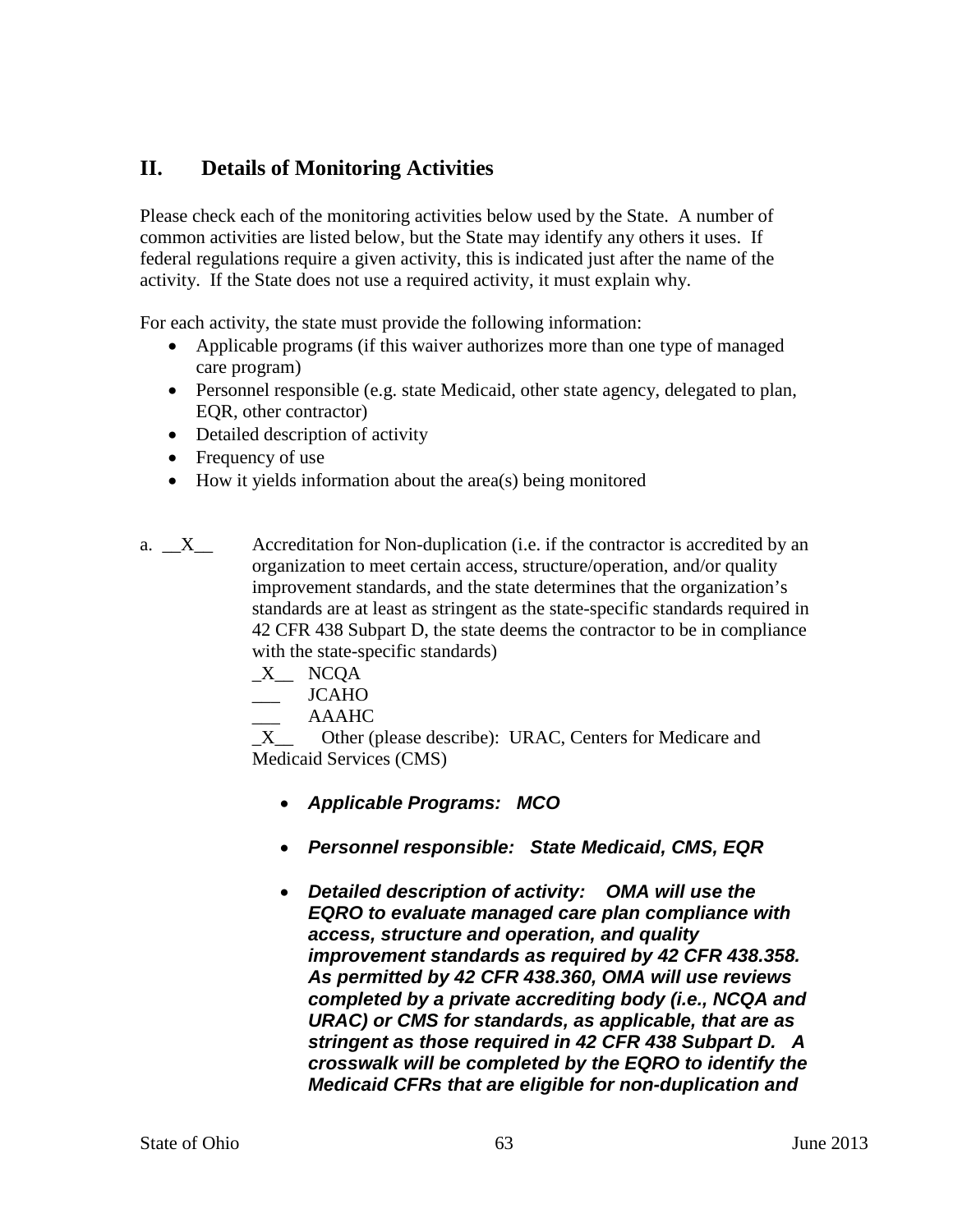## II. Details of Monitoring Activities

Please check each of the monitoring activities below used by the State. A number of common activities are listed below, but the State may identify any others it uses. If federal regulations require a given activity, this is indicated just after the name of the activity. If the State does not use a required activity, it must explain why.

For each activity, the state must provide the following information:

- Applicable programs (if this waiver authorizes more than one type of managed care program)
- Personnel responsible (e.g. state Medicaid, other state agency, delegated to plan, EQR, other contractor)
- Detailed description of activity
- Frequency of use
- How it yields information about the area(s) being monitored

a. __X__ Accreditation for Non-duplication (i.e. if the contractor is accredited by an organization to meet certain access, structure/operation, and/or quality improvement standards, and the state determines that the organization's standards are at least as stringent as the state-specific standards required in 42 CFR 438 Subpart D, the state deems the contractor to be in compliance with the state-specific standards)

_X__ NCQA
___ JCAHO
___ AAAHC
_X__ Other (please describe): URAC, Centers for Medicare and Medicaid Services (CMS)

- ***Applicable Programs: MCO***
- ***Personnel responsible: State Medicaid, CMS, EQR***
- ***Detailed description of activity: OMA will use the EQRO to evaluate managed care plan compliance with access, structure and operation, and quality improvement standards as required by 42 CFR 438.358. As permitted by 42 CFR 438.360, OMA will use reviews completed by a private accrediting body (i.e., NCQA and URAC) or CMS for standards, as applicable, that are as stringent as those required in 42 CFR 438 Subpart D. A crosswalk will be completed by the EQRO to identify the Medicaid CFRs that are eligible for non-duplication and***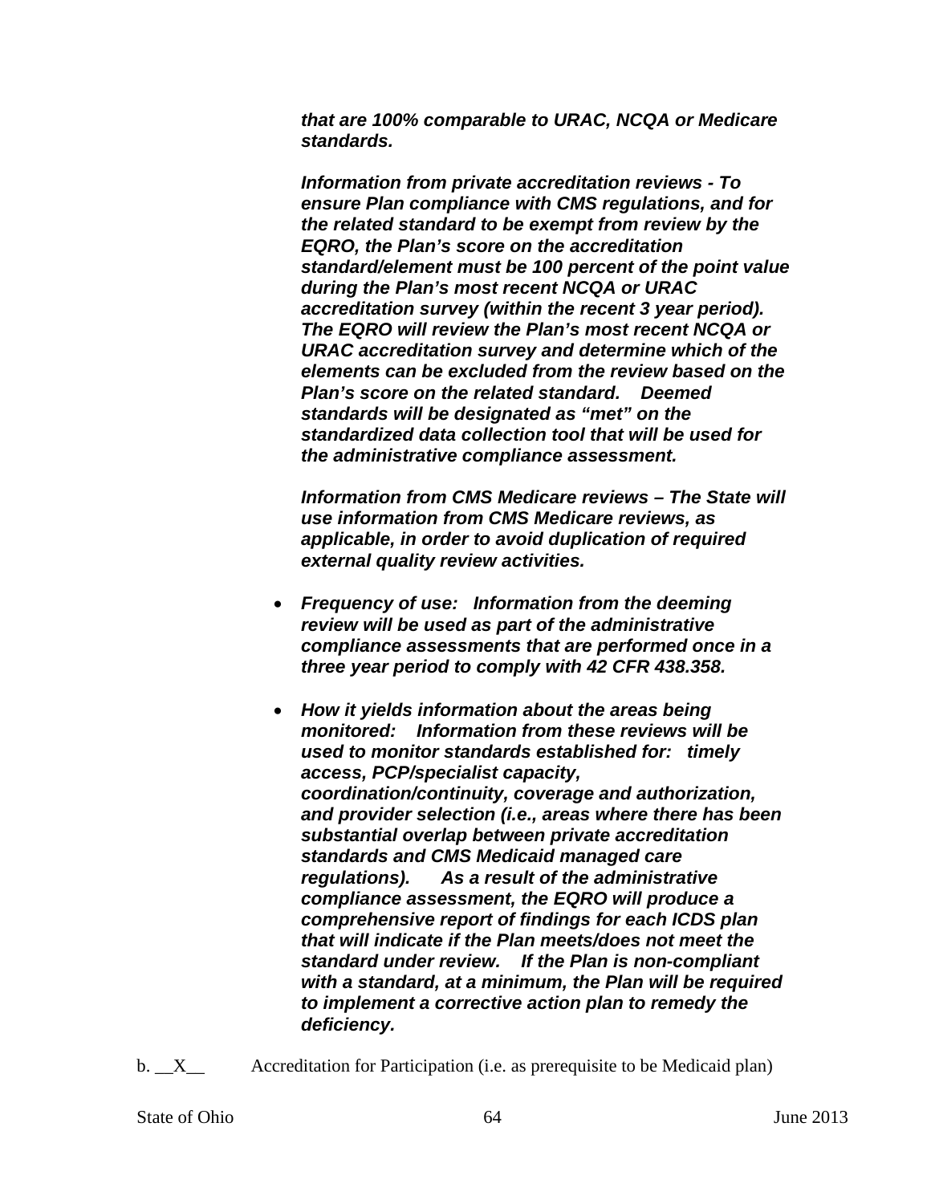***that are 100% comparable to URAC, NCQA or Medicare standards.***

***Information from private accreditation reviews - To ensure Plan compliance with CMS regulations, and for the related standard to be exempt from review by the EQRO, the Plan's score on the accreditation standard/element must be 100 percent of the point value during the Plan's most recent NCQA or URAC accreditation survey (within the recent 3 year period). The EQRO will review the Plan's most recent NCQA or URAC accreditation survey and determine which of the elements can be excluded from the review based on the Plan's score on the related standard. Deemed standards will be designated as "met" on the standardized data collection tool that will be used for the administrative compliance assessment.***

***Information from CMS Medicare reviews – The State will use information from CMS Medicare reviews, as applicable, in order to avoid duplication of required external quality review activities.***

- ***Frequency of use: Information from the deeming review will be used as part of the administrative compliance assessments that are performed once in a three year period to comply with 42 CFR 438.358.***

- ***How it yields information about the areas being monitored: Information from these reviews will be used to monitor standards established for: timely access, PCP/specialist capacity, coordination/continuity, coverage and authorization, and provider selection (i.e., areas where there has been substantial overlap between private accreditation standards and CMS Medicaid managed care regulations). As a result of the administrative compliance assessment, the EQRO will produce a comprehensive report of findings for each ICDS plan that will indicate if the Plan meets/does not meet the standard under review. If the Plan is non-compliant with a standard, at a minimum, the Plan will be required to implement a corrective action plan to remedy the deficiency.***

b. __X__ Accreditation for Participation (i.e. as prerequisite to be Medicaid plan)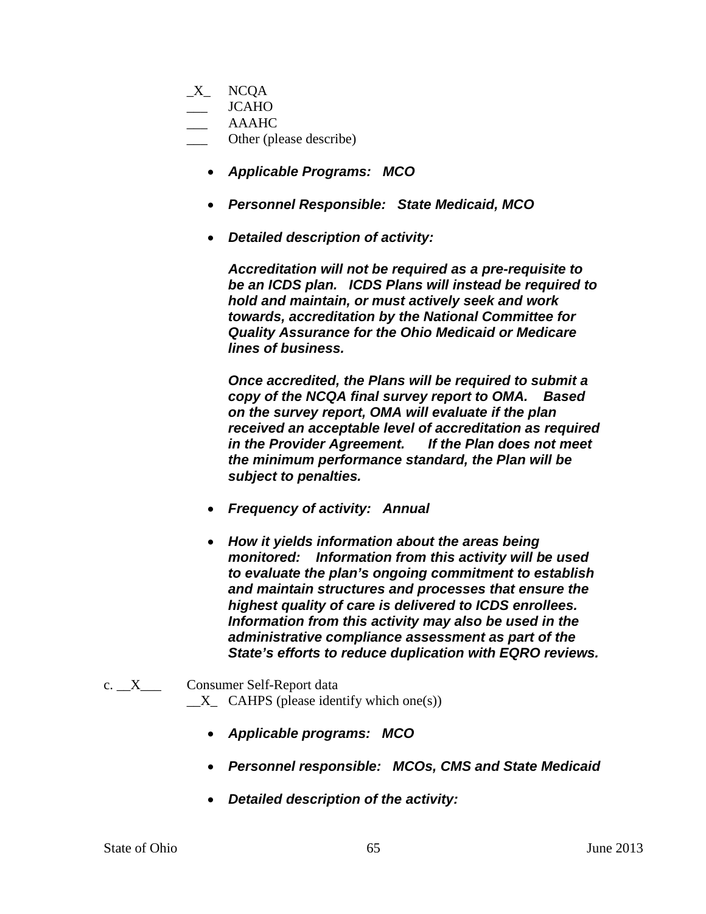_X_ NCQA
___ JCAHO
___ AAAHC
___ Other (please describe)

- ***Applicable Programs: MCO***

- ***Personnel Responsible: State Medicaid, MCO***

- ***Detailed description of activity:***

  ***Accreditation will not be required as a pre-requisite to be an ICDS plan. ICDS Plans will instead be required to hold and maintain, or must actively seek and work towards, accreditation by the National Committee for Quality Assurance for the Ohio Medicaid or Medicare lines of business.***

  ***Once accredited, the Plans will be required to submit a copy of the NCQA final survey report to OMA. Based on the survey report, OMA will evaluate if the plan received an acceptable level of accreditation as required in the Provider Agreement. If the Plan does not meet the minimum performance standard, the Plan will be subject to penalties.***

- ***Frequency of activity: Annual***

- ***How it yields information about the areas being monitored: Information from this activity will be used to evaluate the plan's ongoing commitment to establish and maintain structures and processes that ensure the highest quality of care is delivered to ICDS enrollees. Information from this activity may also be used in the administrative compliance assessment as part of the State's efforts to reduce duplication with EQRO reviews.***

c. __X___ Consumer Self-Report data
__X_ CAHPS (please identify which one(s))

- ***Applicable programs: MCO***

- ***Personnel responsible: MCOs, CMS and State Medicaid***

- ***Detailed description of the activity:***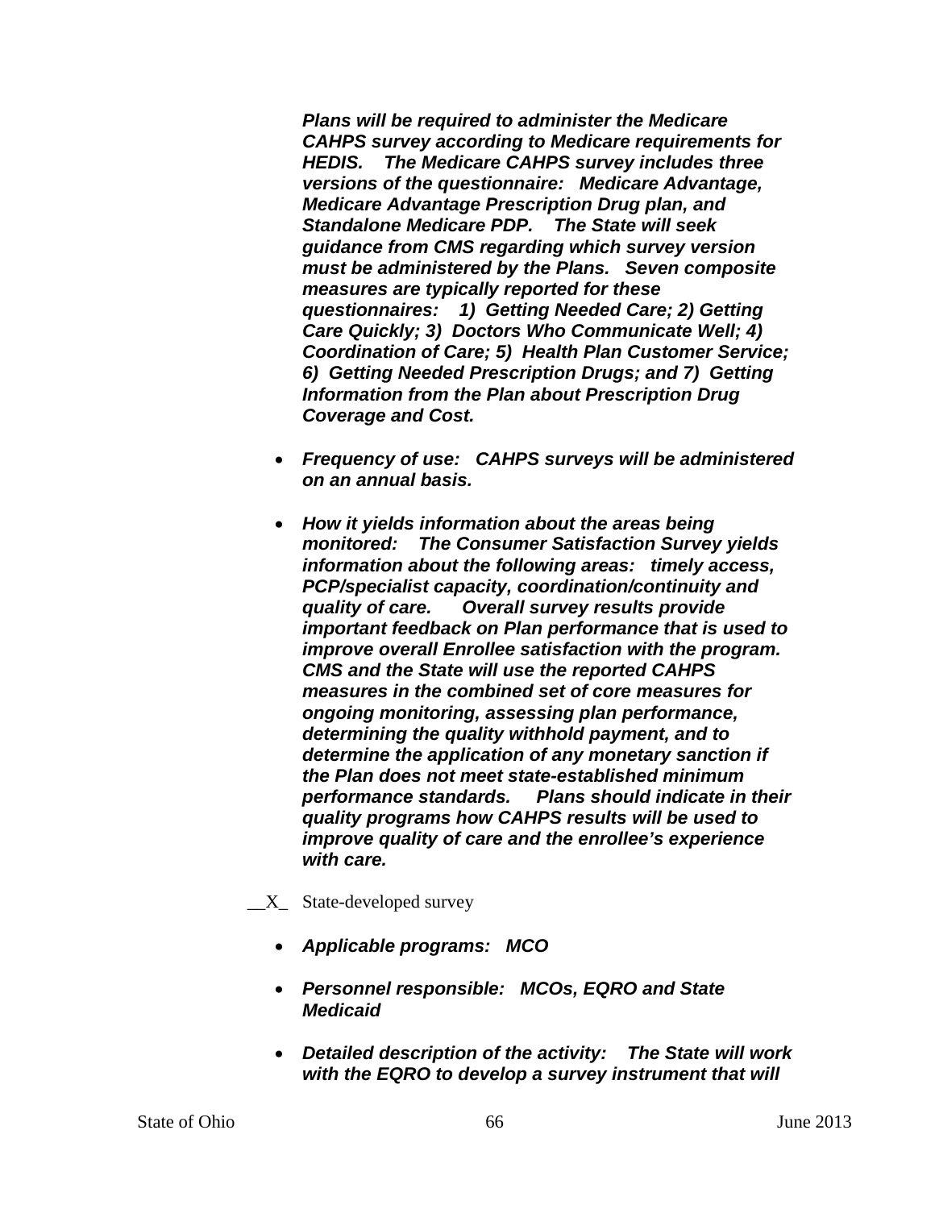***Plans will be required to administer the Medicare CAHPS survey according to Medicare requirements for HEDIS. The Medicare CAHPS survey includes three versions of the questionnaire: Medicare Advantage, Medicare Advantage Prescription Drug plan, and Standalone Medicare PDP. The State will seek guidance from CMS regarding which survey version must be administered by the Plans. Seven composite measures are typically reported for these questionnaires: 1) Getting Needed Care; 2) Getting Care Quickly; 3) Doctors Who Communicate Well; 4) Coordination of Care; 5) Health Plan Customer Service; 6) Getting Needed Prescription Drugs; and 7) Getting Information from the Plan about Prescription Drug Coverage and Cost.***

- ***Frequency of use: CAHPS surveys will be administered on an annual basis.***
- ***How it yields information about the areas being monitored: The Consumer Satisfaction Survey yields information about the following areas: timely access, PCP/specialist capacity, coordination/continuity and quality of care. Overall survey results provide important feedback on Plan performance that is used to improve overall Enrollee satisfaction with the program. CMS and the State will use the reported CAHPS measures in the combined set of core measures for ongoing monitoring, assessing plan performance, determining the quality withhold payment, and to determine the application of any monetary sanction if the Plan does not meet state-established minimum performance standards. Plans should indicate in their quality programs how CAHPS results will be used to improve quality of care and the enrollee's experience with care.***

__X_ State-developed survey

- ***Applicable programs: MCO***
- ***Personnel responsible: MCOs, EQRO and State Medicaid***
- ***Detailed description of the activity: The State will work with the EQRO to develop a survey instrument that will***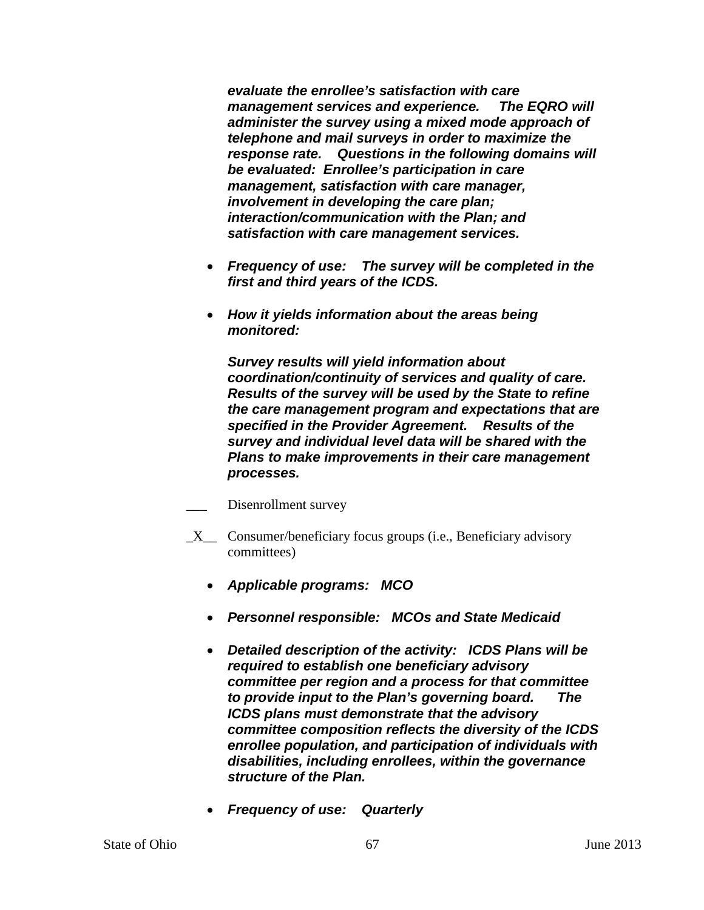***evaluate the enrollee's satisfaction with care management services and experience. The EQRO will administer the survey using a mixed mode approach of telephone and mail surveys in order to maximize the response rate. Questions in the following domains will be evaluated: Enrollee's participation in care management, satisfaction with care manager, involvement in developing the care plan; interaction/communication with the Plan; and satisfaction with care management services.***

- ***Frequency of use: The survey will be completed in the first and third years of the ICDS.***
- ***How it yields information about the areas being monitored:***

  ***Survey results will yield information about coordination/continuity of services and quality of care. Results of the survey will be used by the State to refine the care management program and expectations that are specified in the Provider Agreement. Results of the survey and individual level data will be shared with the Plans to make improvements in their care management processes.***

___ Disenrollment survey

_X__ Consumer/beneficiary focus groups (i.e., Beneficiary advisory committees)

- ***Applicable programs: MCO***
- ***Personnel responsible: MCOs and State Medicaid***
- ***Detailed description of the activity: ICDS Plans will be required to establish one beneficiary advisory committee per region and a process for that committee to provide input to the Plan's governing board. The ICDS plans must demonstrate that the advisory committee composition reflects the diversity of the ICDS enrollee population, and participation of individuals with disabilities, including enrollees, within the governance structure of the Plan.***
- ***Frequency of use: Quarterly***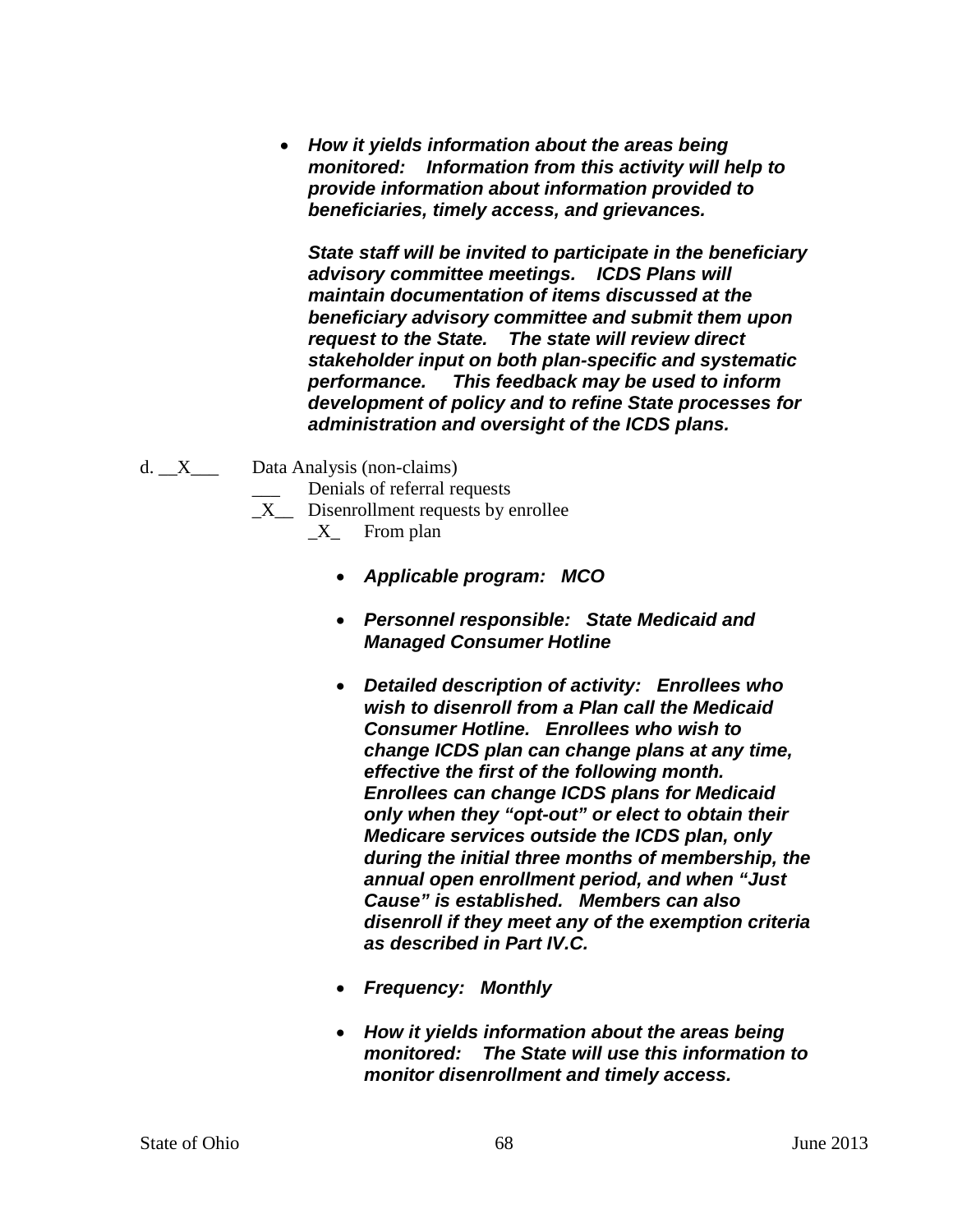- ***How it yields information about the areas being monitored:*** ***Information from this activity will help to provide information about information provided to beneficiaries, timely access, and grievances.***

  ***State staff will be invited to participate in the beneficiary advisory committee meetings. ICDS Plans will maintain documentation of items discussed at the beneficiary advisory committee and submit them upon request to the State. The state will review direct stakeholder input on both plan-specific and systematic performance. This feedback may be used to inform development of policy and to refine State processes for administration and oversight of the ICDS plans.***

d. __X___ Data Analysis (non-claims)

___ Denials of referral requests

_X__ Disenrollment requests by enrollee

_X_ From plan

- ***Applicable program:*** ***MCO***
- ***Personnel responsible:*** ***State Medicaid and Managed Consumer Hotline***
- ***Detailed description of activity:*** ***Enrollees who wish to disenroll from a Plan call the Medicaid Consumer Hotline. Enrollees who wish to change ICDS plan can change plans at any time, effective the first of the following month. Enrollees can change ICDS plans for Medicaid only when they "opt-out" or elect to obtain their Medicare services outside the ICDS plan, only during the initial three months of membership, the annual open enrollment period, and when "Just Cause" is established. Members can also disenroll if they meet any of the exemption criteria as described in Part IV.C.***
- ***Frequency:*** ***Monthly***
- ***How it yields information about the areas being monitored:*** ***The State will use this information to monitor disenrollment and timely access.***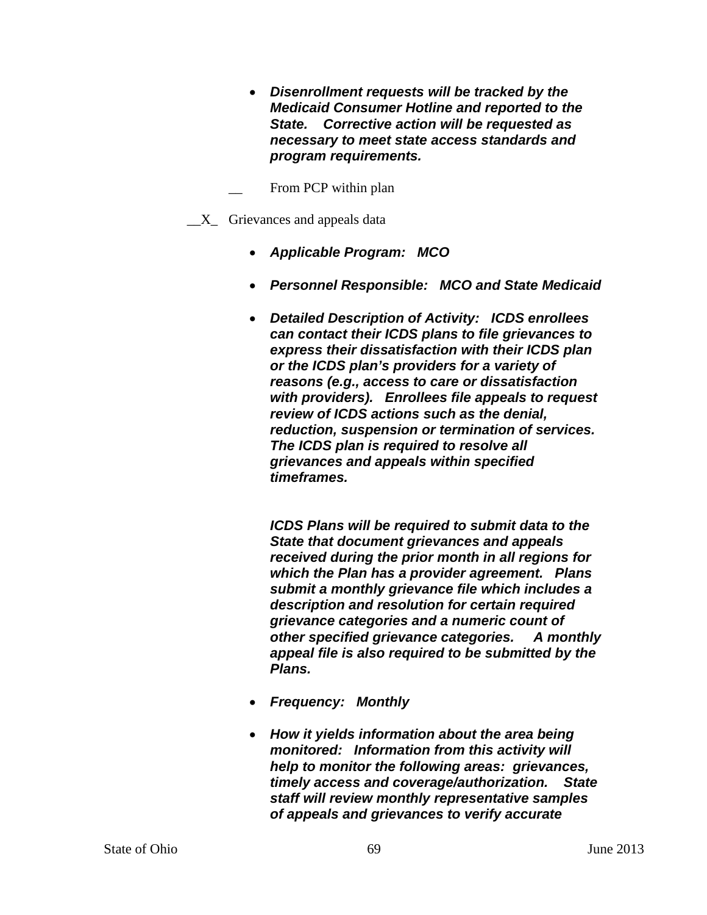- ***Disenrollment requests will be tracked by the Medicaid Consumer Hotline and reported to the State. Corrective action will be requested as necessary to meet state access standards and program requirements.***

__ From PCP within plan

__X_ Grievances and appeals data

- ***Applicable Program: MCO***

- ***Personnel Responsible: MCO and State Medicaid***

- ***Detailed Description of Activity: ICDS enrollees can contact their ICDS plans to file grievances to express their dissatisfaction with their ICDS plan or the ICDS plan's providers for a variety of reasons (e.g., access to care or dissatisfaction with providers). Enrollees file appeals to request review of ICDS actions such as the denial, reduction, suspension or termination of services. The ICDS plan is required to resolve all grievances and appeals within specified timeframes.***

  ***ICDS Plans will be required to submit data to the State that document grievances and appeals received during the prior month in all regions for which the Plan has a provider agreement. Plans submit a monthly grievance file which includes a description and resolution for certain required grievance categories and a numeric count of other specified grievance categories. A monthly appeal file is also required to be submitted by the Plans.***

- ***Frequency: Monthly***

- ***How it yields information about the area being monitored: Information from this activity will help to monitor the following areas: grievances, timely access and coverage/authorization. State staff will review monthly representative samples of appeals and grievances to verify accurate***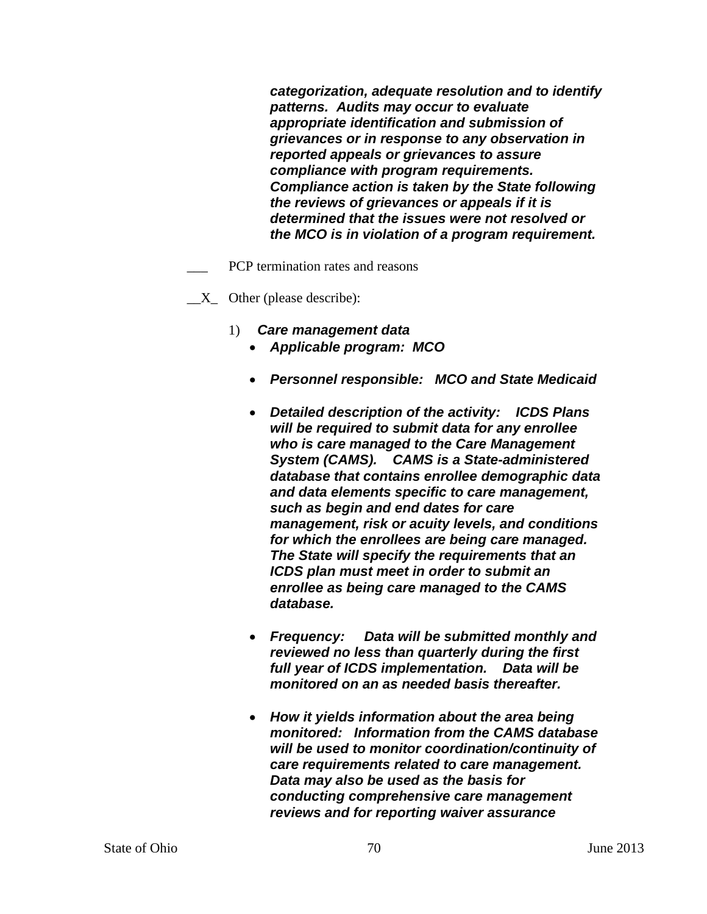***categorization, adequate resolution and to identify patterns. Audits may occur to evaluate appropriate identification and submission of grievances or in response to any observation in reported appeals or grievances to assure compliance with program requirements. Compliance action is taken by the State following the reviews of grievances or appeals if it is determined that the issues were not resolved or the MCO is in violation of a program requirement.***

___ PCP termination rates and reasons

__X_ Other (please describe):

1) ***Care management data***

- ***Applicable program: MCO***
- ***Personnel responsible: MCO and State Medicaid***
- ***Detailed description of the activity: ICDS Plans will be required to submit data for any enrollee who is care managed to the Care Management System (CAMS). CAMS is a State-administered database that contains enrollee demographic data and data elements specific to care management, such as begin and end dates for care management, risk or acuity levels, and conditions for which the enrollees are being care managed. The State will specify the requirements that an ICDS plan must meet in order to submit an enrollee as being care managed to the CAMS database.***
- ***Frequency: Data will be submitted monthly and reviewed no less than quarterly during the first full year of ICDS implementation. Data will be monitored on an as needed basis thereafter.***
- ***How it yields information about the area being monitored: Information from the CAMS database will be used to monitor coordination/continuity of care requirements related to care management. Data may also be used as the basis for conducting comprehensive care management reviews and for reporting waiver assurance***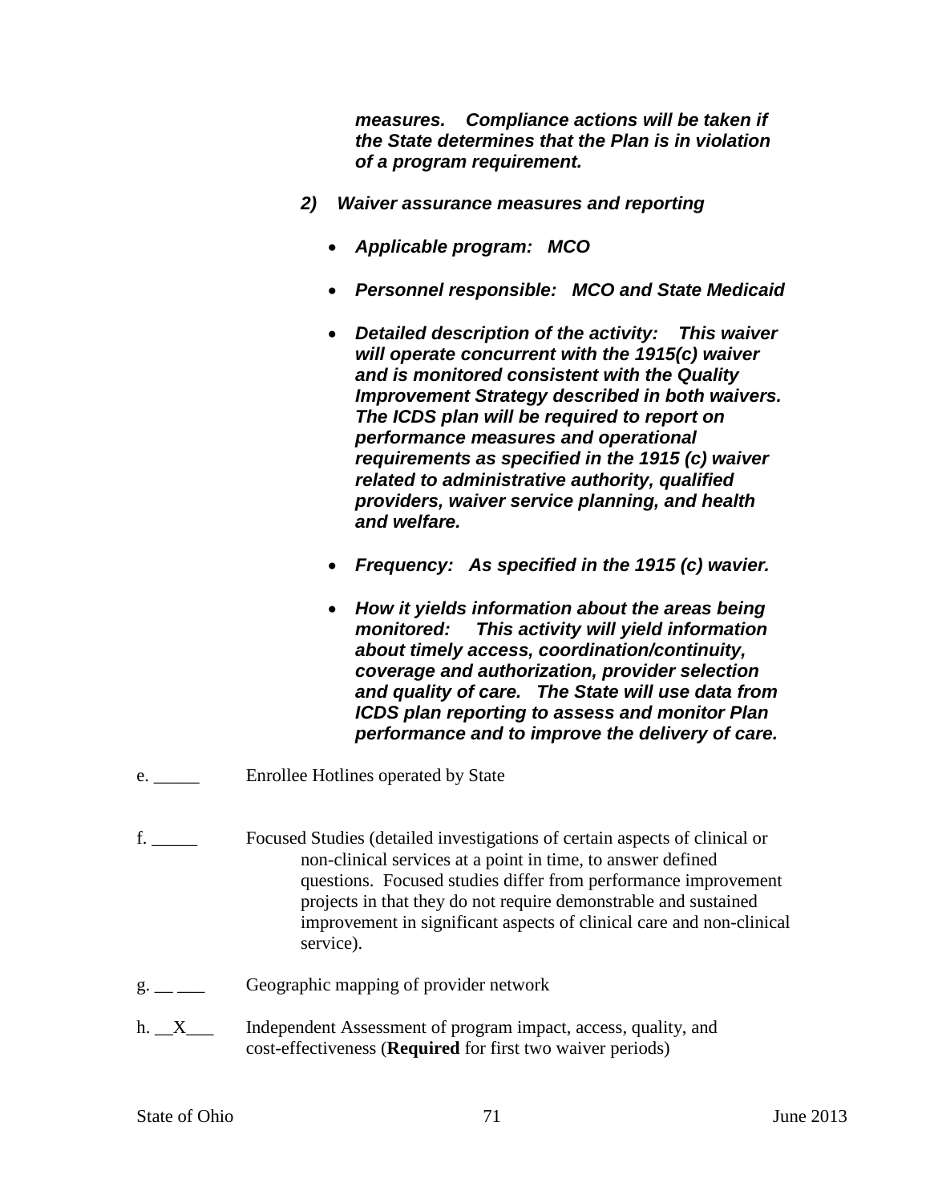***measures. Compliance actions will be taken if the State determines that the Plan is in violation of a program requirement.***

***2) Waiver assurance measures and reporting***

- ***Applicable program: MCO***
- ***Personnel responsible: MCO and State Medicaid***
- ***Detailed description of the activity: This waiver will operate concurrent with the 1915(c) waiver and is monitored consistent with the Quality Improvement Strategy described in both waivers. The ICDS plan will be required to report on performance measures and operational requirements as specified in the 1915 (c) waiver related to administrative authority, qualified providers, waiver service planning, and health and welfare.***
- ***Frequency: As specified in the 1915 (c) wavier.***
- ***How it yields information about the areas being monitored: This activity will yield information about timely access, coordination/continuity, coverage and authorization, provider selection and quality of care. The State will use data from ICDS plan reporting to assess and monitor Plan performance and to improve the delivery of care.***

e. _____ Enrollee Hotlines operated by State

f. _____ Focused Studies (detailed investigations of certain aspects of clinical or non-clinical services at a point in time, to answer defined questions. Focused studies differ from performance improvement projects in that they do not require demonstrable and sustained improvement in significant aspects of clinical care and non-clinical service).

g. __ ___ Geographic mapping of provider network

h. __X___ Independent Assessment of program impact, access, quality, and cost-effectiveness (**Required** for first two waiver periods)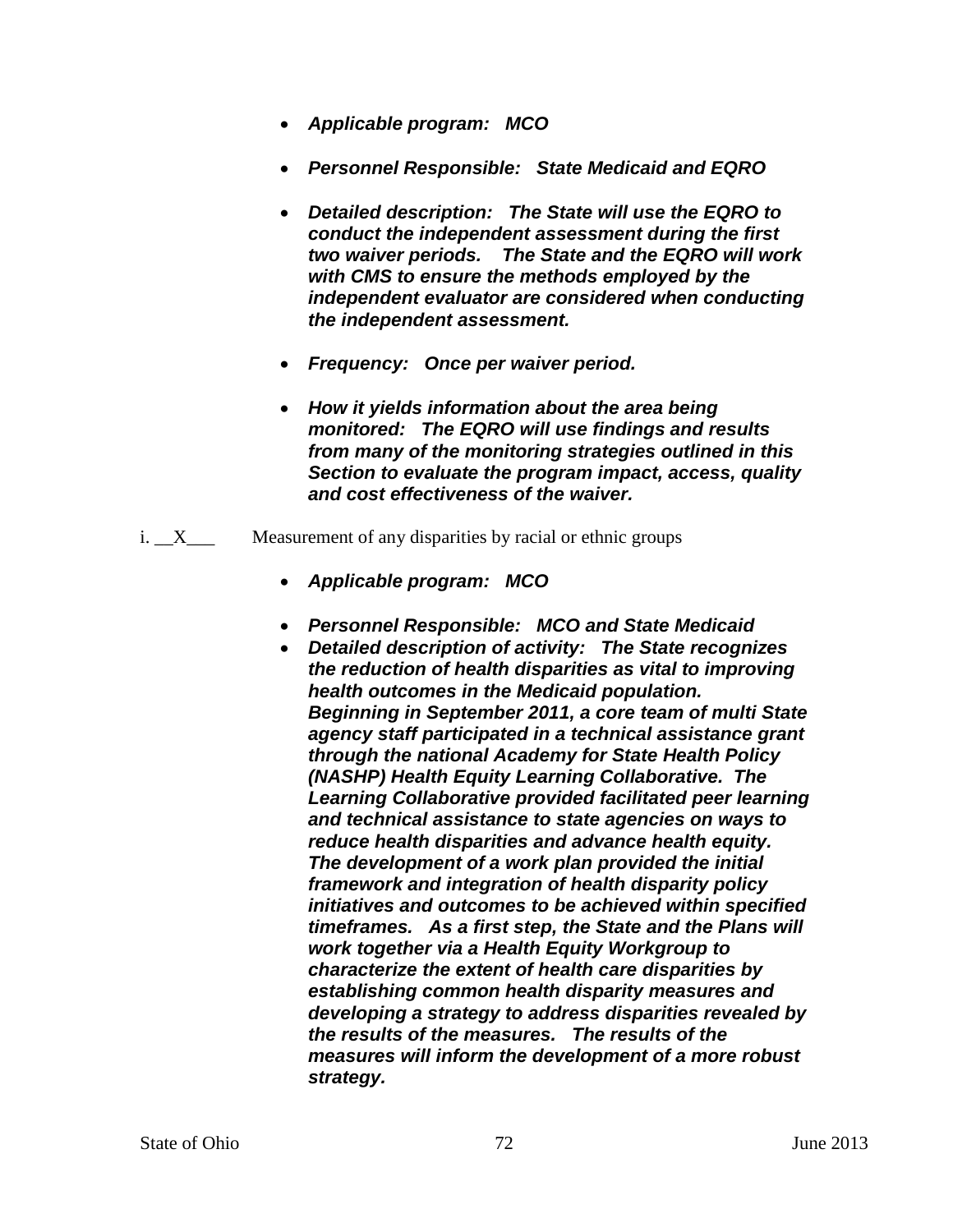- ***Applicable program: MCO***
- ***Personnel Responsible: State Medicaid and EQRO***
- ***Detailed description: The State will use the EQRO to conduct the independent assessment during the first two waiver periods. The State and the EQRO will work with CMS to ensure the methods employed by the independent evaluator are considered when conducting the independent assessment.***
- ***Frequency: Once per waiver period.***
- ***How it yields information about the area being monitored: The EQRO will use findings and results from many of the monitoring strategies outlined in this Section to evaluate the program impact, access, quality and cost effectiveness of the waiver.***

i. __X___ Measurement of any disparities by racial or ethnic groups

- ***Applicable program: MCO***
- ***Personnel Responsible: MCO and State Medicaid***
- ***Detailed description of activity: The State recognizes the reduction of health disparities as vital to improving health outcomes in the Medicaid population. Beginning in September 2011, a core team of multi State agency staff participated in a technical assistance grant through the national Academy for State Health Policy (NASHP) Health Equity Learning Collaborative. The Learning Collaborative provided facilitated peer learning and technical assistance to state agencies on ways to reduce health disparities and advance health equity. The development of a work plan provided the initial framework and integration of health disparity policy initiatives and outcomes to be achieved within specified timeframes. As a first step, the State and the Plans will work together via a Health Equity Workgroup to characterize the extent of health care disparities by establishing common health disparity measures and developing a strategy to address disparities revealed by the results of the measures. The results of the measures will inform the development of a more robust strategy.***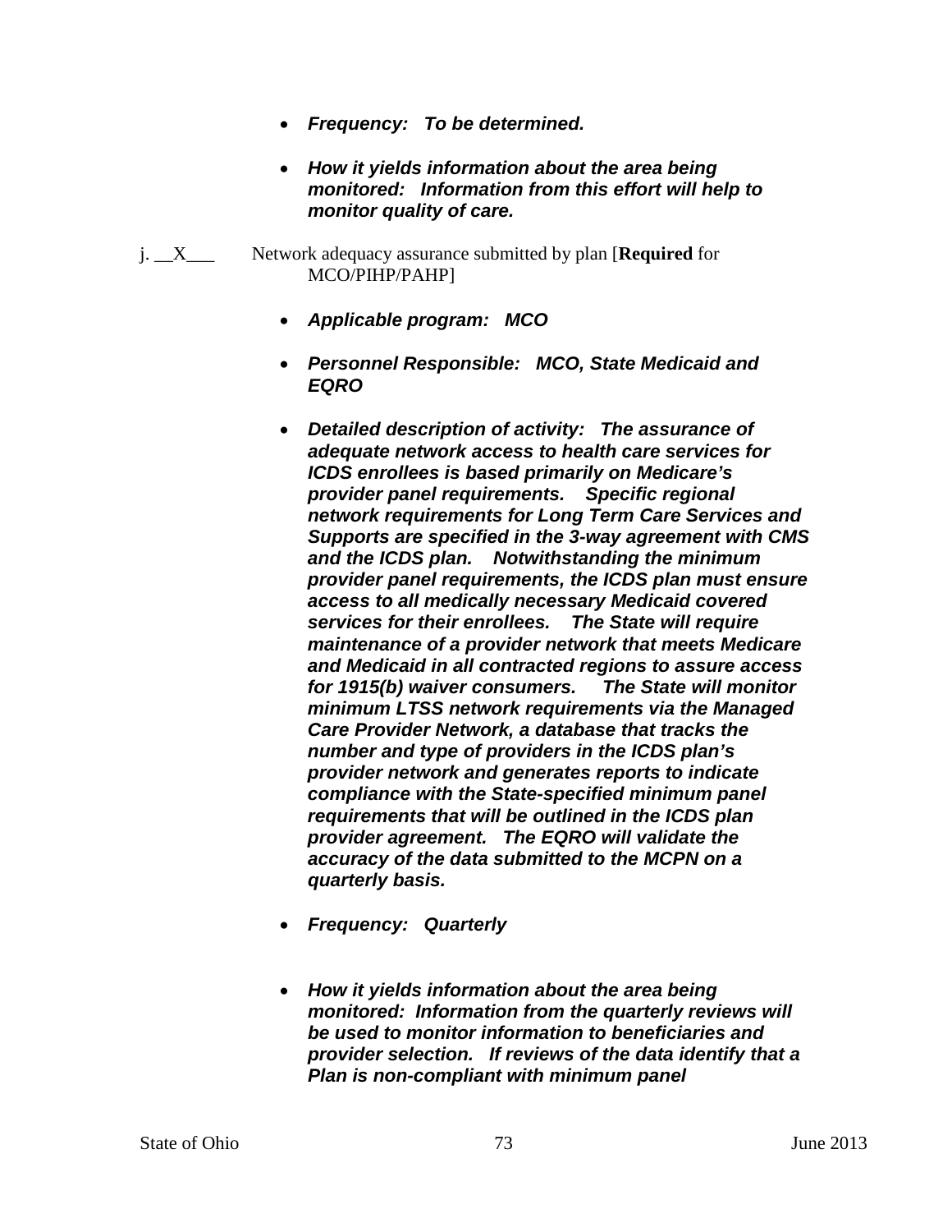- ***Frequency: To be determined.***

- ***How it yields information about the area being monitored: Information from this effort will help to monitor quality of care.***

j. __X___ Network adequacy assurance submitted by plan [**Required** for MCO/PIHP/PAHP]

- ***Applicable program: MCO***

- ***Personnel Responsible: MCO, State Medicaid and EQRO***

- ***Detailed description of activity: The assurance of adequate network access to health care services for ICDS enrollees is based primarily on Medicare's provider panel requirements. Specific regional network requirements for Long Term Care Services and Supports are specified in the 3-way agreement with CMS and the ICDS plan. Notwithstanding the minimum provider panel requirements, the ICDS plan must ensure access to all medically necessary Medicaid covered services for their enrollees. The State will require maintenance of a provider network that meets Medicare and Medicaid in all contracted regions to assure access for 1915(b) waiver consumers. The State will monitor minimum LTSS network requirements via the Managed Care Provider Network, a database that tracks the number and type of providers in the ICDS plan's provider network and generates reports to indicate compliance with the State-specified minimum panel requirements that will be outlined in the ICDS plan provider agreement. The EQRO will validate the accuracy of the data submitted to the MCPN on a quarterly basis.***

- ***Frequency: Quarterly***

- ***How it yields information about the area being monitored: Information from the quarterly reviews will be used to monitor information to beneficiaries and provider selection. If reviews of the data identify that a Plan is non-compliant with minimum panel***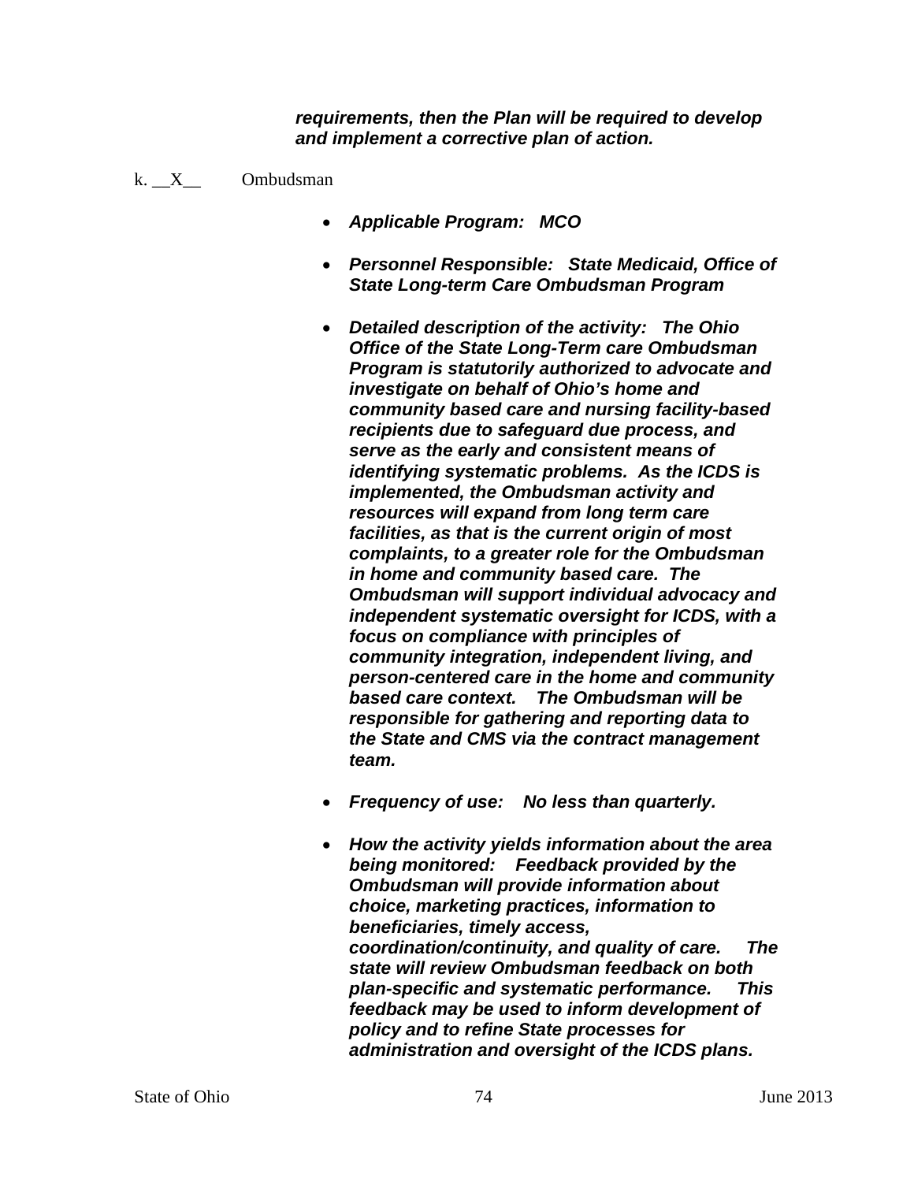***requirements, then the Plan will be required to develop and implement a corrective plan of action.***

k. __X__ Ombudsman

- ***Applicable Program: MCO***

- ***Personnel Responsible: State Medicaid, Office of State Long-term Care Ombudsman Program***

- ***Detailed description of the activity: The Ohio Office of the State Long-Term care Ombudsman Program is statutorily authorized to advocate and investigate on behalf of Ohio's home and community based care and nursing facility-based recipients due to safeguard due process, and serve as the early and consistent means of identifying systematic problems. As the ICDS is implemented, the Ombudsman activity and resources will expand from long term care facilities, as that is the current origin of most complaints, to a greater role for the Ombudsman in home and community based care. The Ombudsman will support individual advocacy and independent systematic oversight for ICDS, with a focus on compliance with principles of community integration, independent living, and person-centered care in the home and community based care context. The Ombudsman will be responsible for gathering and reporting data to the State and CMS via the contract management team.***

- ***Frequency of use: No less than quarterly.***

- ***How the activity yields information about the area being monitored: Feedback provided by the Ombudsman will provide information about choice, marketing practices, information to beneficiaries, timely access, coordination/continuity, and quality of care. The state will review Ombudsman feedback on both plan-specific and systematic performance. This feedback may be used to inform development of policy and to refine State processes for administration and oversight of the ICDS plans.***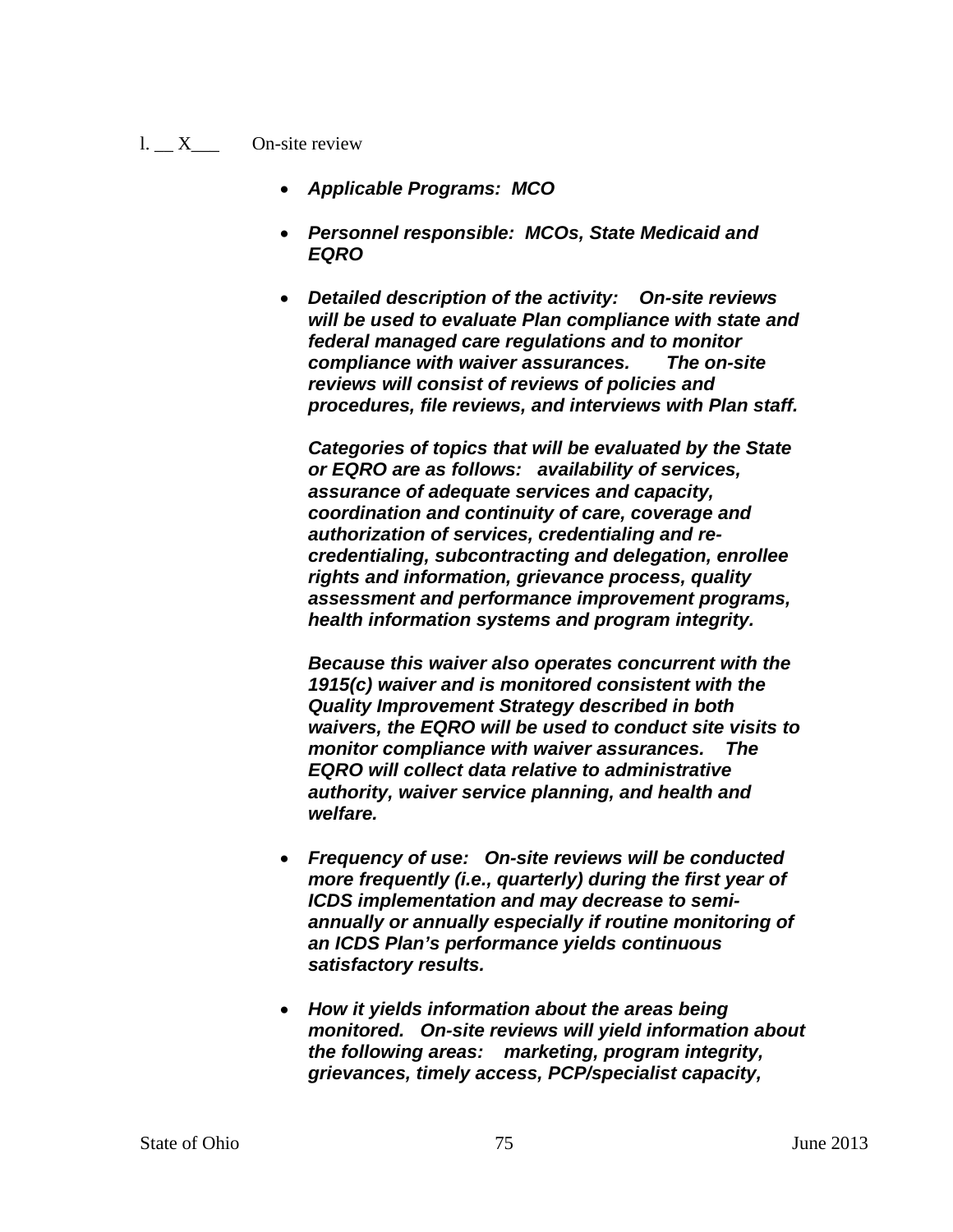l. __ X___ On-site review

- ***Applicable Programs: MCO***
- ***Personnel responsible: MCOs, State Medicaid and EQRO***
- ***Detailed description of the activity: On-site reviews will be used to evaluate Plan compliance with state and federal managed care regulations and to monitor compliance with waiver assurances. The on-site reviews will consist of reviews of policies and procedures, file reviews, and interviews with Plan staff.***

  ***Categories of topics that will be evaluated by the State or EQRO are as follows: availability of services, assurance of adequate services and capacity, coordination and continuity of care, coverage and authorization of services, credentialing and re-credentialing, subcontracting and delegation, enrollee rights and information, grievance process, quality assessment and performance improvement programs, health information systems and program integrity.***

  ***Because this waiver also operates concurrent with the 1915(c) waiver and is monitored consistent with the Quality Improvement Strategy described in both waivers, the EQRO will be used to conduct site visits to monitor compliance with waiver assurances. The EQRO will collect data relative to administrative authority, waiver service planning, and health and welfare.***

- ***Frequency of use: On-site reviews will be conducted more frequently (i.e., quarterly) during the first year of ICDS implementation and may decrease to semi-annually or annually especially if routine monitoring of an ICDS Plan's performance yields continuous satisfactory results.***
- ***How it yields information about the areas being monitored. On-site reviews will yield information about the following areas: marketing, program integrity, grievances, timely access, PCP/specialist capacity,***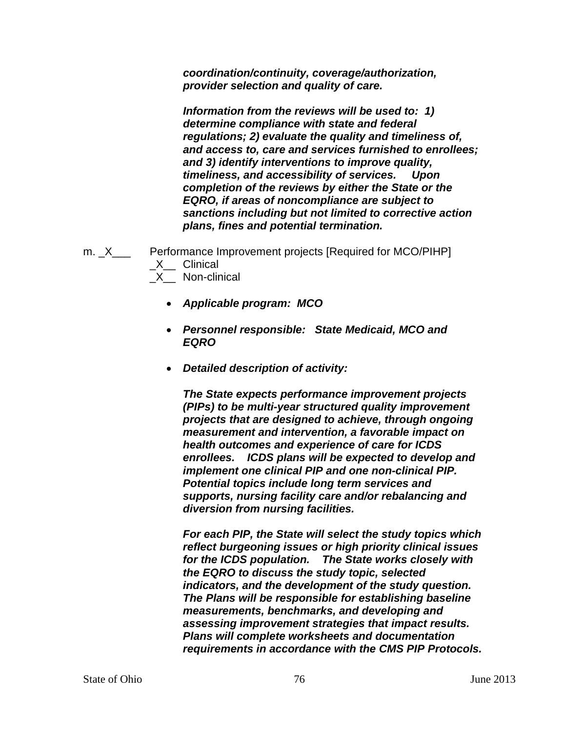***coordination/continuity, coverage/authorization, provider selection and quality of care.***

***Information from the reviews will be used to: 1) determine compliance with state and federal regulations; 2) evaluate the quality and timeliness of, and access to, care and services furnished to enrollees; and 3) identify interventions to improve quality, timeliness, and accessibility of services. Upon completion of the reviews by either the State or the EQRO, if areas of noncompliance are subject to sanctions including but not limited to corrective action plans, fines and potential termination.***

m. _X___ Performance Improvement projects [Required for MCO/PIHP]
_X__ Clinical
_X__ Non-clinical

- ***Applicable program: MCO***
- ***Personnel responsible: State Medicaid, MCO and EQRO***
- ***Detailed description of activity:***

***The State expects performance improvement projects (PIPs) to be multi-year structured quality improvement projects that are designed to achieve, through ongoing measurement and intervention, a favorable impact on health outcomes and experience of care for ICDS enrollees. ICDS plans will be expected to develop and implement one clinical PIP and one non-clinical PIP. Potential topics include long term services and supports, nursing facility care and/or rebalancing and diversion from nursing facilities.***

***For each PIP, the State will select the study topics which reflect burgeoning issues or high priority clinical issues for the ICDS population. The State works closely with the EQRO to discuss the study topic, selected indicators, and the development of the study question. The Plans will be responsible for establishing baseline measurements, benchmarks, and developing and assessing improvement strategies that impact results. Plans will complete worksheets and documentation requirements in accordance with the CMS PIP Protocols.***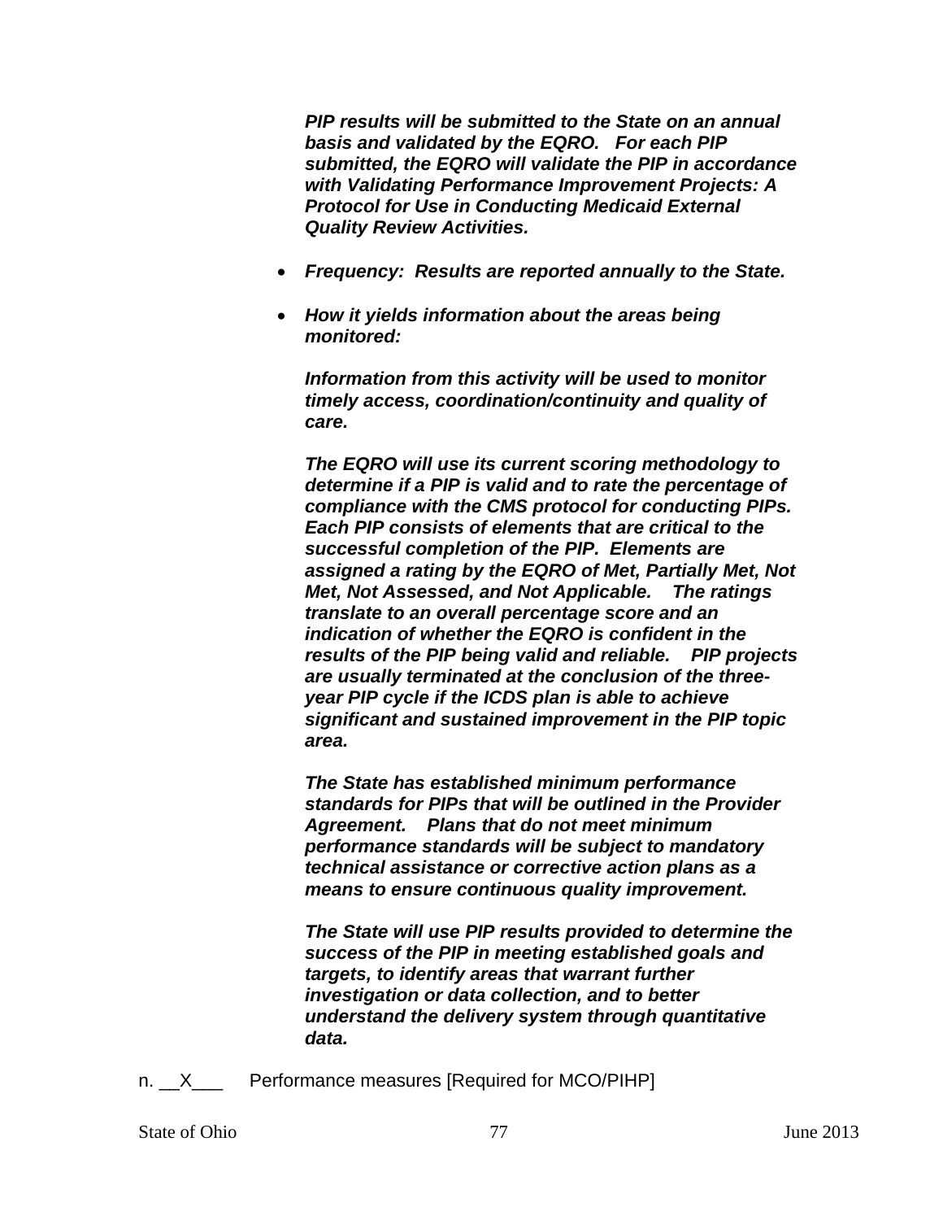***PIP results will be submitted to the State on an annual basis and validated by the EQRO. For each PIP submitted, the EQRO will validate the PIP in accordance with Validating Performance Improvement Projects: A Protocol for Use in Conducting Medicaid External Quality Review Activities.***

- ***Frequency: Results are reported annually to the State.***
- ***How it yields information about the areas being monitored:***

  ***Information from this activity will be used to monitor timely access, coordination/continuity and quality of care.***

  ***The EQRO will use its current scoring methodology to determine if a PIP is valid and to rate the percentage of compliance with the CMS protocol for conducting PIPs. Each PIP consists of elements that are critical to the successful completion of the PIP. Elements are assigned a rating by the EQRO of Met, Partially Met, Not Met, Not Assessed, and Not Applicable. The ratings translate to an overall percentage score and an indication of whether the EQRO is confident in the results of the PIP being valid and reliable. PIP projects are usually terminated at the conclusion of the three-year PIP cycle if the ICDS plan is able to achieve significant and sustained improvement in the PIP topic area.***

  ***The State has established minimum performance standards for PIPs that will be outlined in the Provider Agreement. Plans that do not meet minimum performance standards will be subject to mandatory technical assistance or corrective action plans as a means to ensure continuous quality improvement.***

  ***The State will use PIP results provided to determine the success of the PIP in meeting established goals and targets, to identify areas that warrant further investigation or data collection, and to better understand the delivery system through quantitative data.***

n. __X___ Performance measures [Required for MCO/PIHP]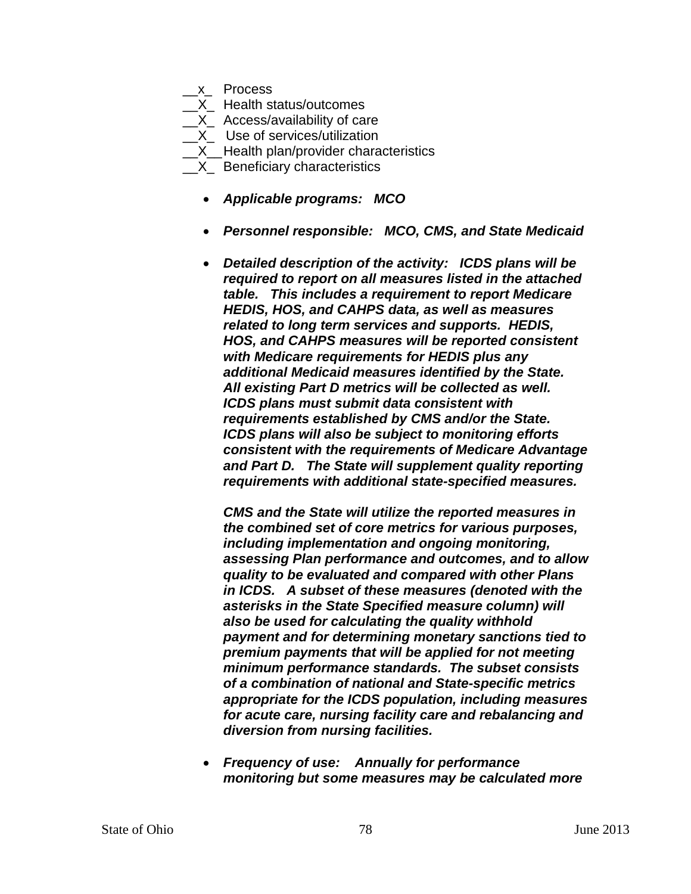__x_ Process
__X_ Health status/outcomes
__X_ Access/availability of care
__X_ Use of services/utilization
__X__Health plan/provider characteristics
__X_ Beneficiary characteristics

- ***Applicable programs:*** ***MCO***

- ***Personnel responsible:*** ***MCO, CMS, and State Medicaid***

- ***Detailed description of the activity:*** ***ICDS plans will be required to report on all measures listed in the attached table. This includes a requirement to report Medicare HEDIS, HOS, and CAHPS data, as well as measures related to long term services and supports. HEDIS, HOS, and CAHPS measures will be reported consistent with Medicare requirements for HEDIS plus any additional Medicaid measures identified by the State. All existing Part D metrics will be collected as well. ICDS plans must submit data consistent with requirements established by CMS and/or the State. ICDS plans will also be subject to monitoring efforts consistent with the requirements of Medicare Advantage and Part D. The State will supplement quality reporting requirements with additional state-specified measures.***

  ***CMS and the State will utilize the reported measures in the combined set of core metrics for various purposes, including implementation and ongoing monitoring, assessing Plan performance and outcomes, and to allow quality to be evaluated and compared with other Plans in ICDS. A subset of these measures (denoted with the asterisks in the State Specified measure column) will also be used for calculating the quality withhold payment and for determining monetary sanctions tied to premium payments that will be applied for not meeting minimum performance standards. The subset consists of a combination of national and State-specific metrics appropriate for the ICDS population, including measures for acute care, nursing facility care and rebalancing and diversion from nursing facilities.***

- ***Frequency of use:*** ***Annually for performance monitoring but some measures may be calculated more***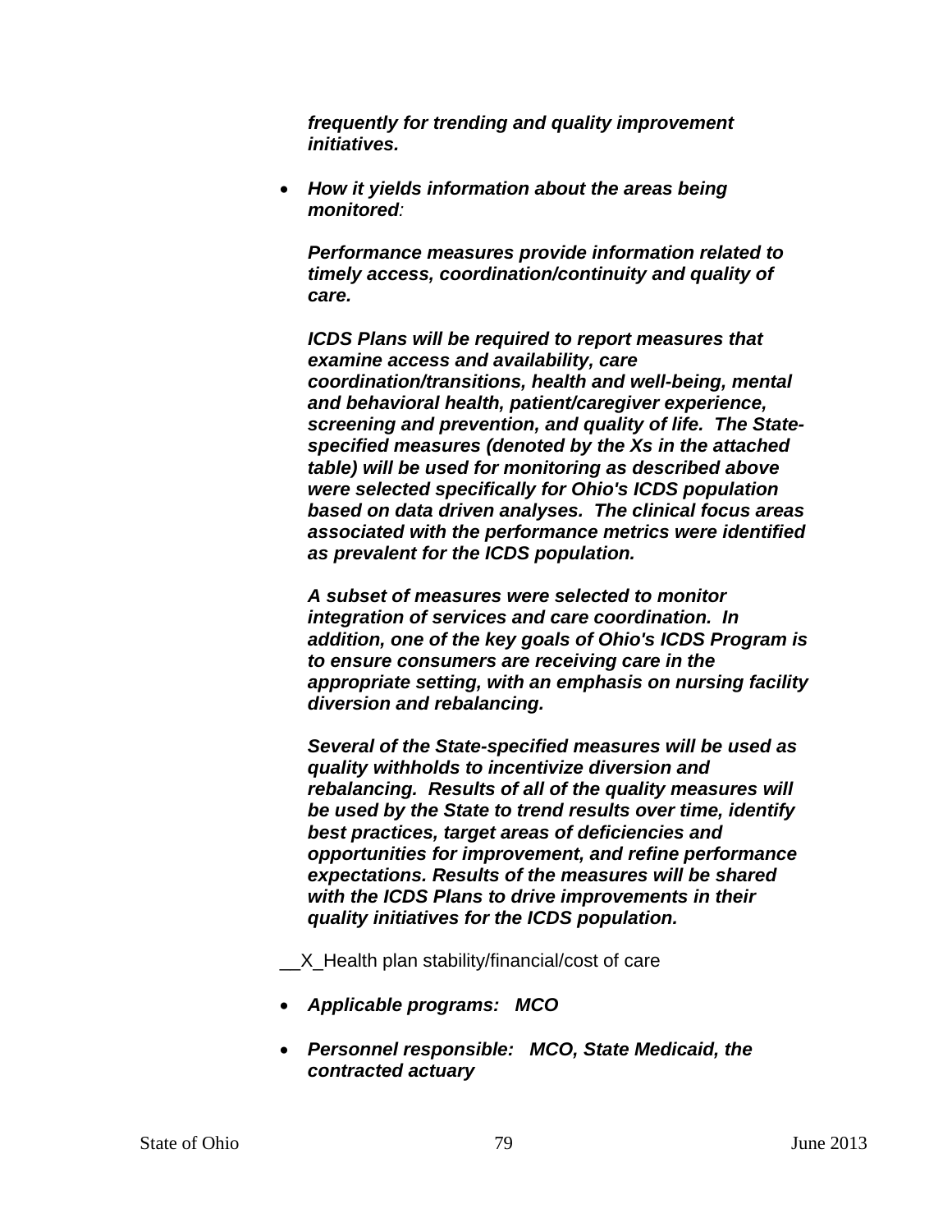*__frequently for trending and quality improvement initiatives.__*

- ***How it yields information about the areas being monitored**:*

  ***Performance measures provide information related to timely access, coordination/continuity and quality of care.***

  ***ICDS Plans will be required to report measures that examine access and availability, care coordination/transitions, health and well-being, mental and behavioral health, patient/caregiver experience, screening and prevention, and quality of life. The State-specified measures (denoted by the Xs in the attached table) will be used for monitoring as described above were selected specifically for Ohio's ICDS population based on data driven analyses. The clinical focus areas associated with the performance metrics were identified as prevalent for the ICDS population.***

  ***A subset of measures were selected to monitor integration of services and care coordination. In addition, one of the key goals of Ohio's ICDS Program is to ensure consumers are receiving care in the appropriate setting, with an emphasis on nursing facility diversion and rebalancing.***

  ***Several of the State-specified measures will be used as quality withholds to incentivize diversion and rebalancing. Results of all of the quality measures will be used by the State to trend results over time, identify best practices, target areas of deficiencies and opportunities for improvement, and refine performance expectations. Results of the measures will be shared with the ICDS Plans to drive improvements in their quality initiatives for the ICDS population.***

__X_Health plan stability/financial/cost of care

- ***Applicable programs: MCO***

- ***Personnel responsible: MCO, State Medicaid, the contracted actuary***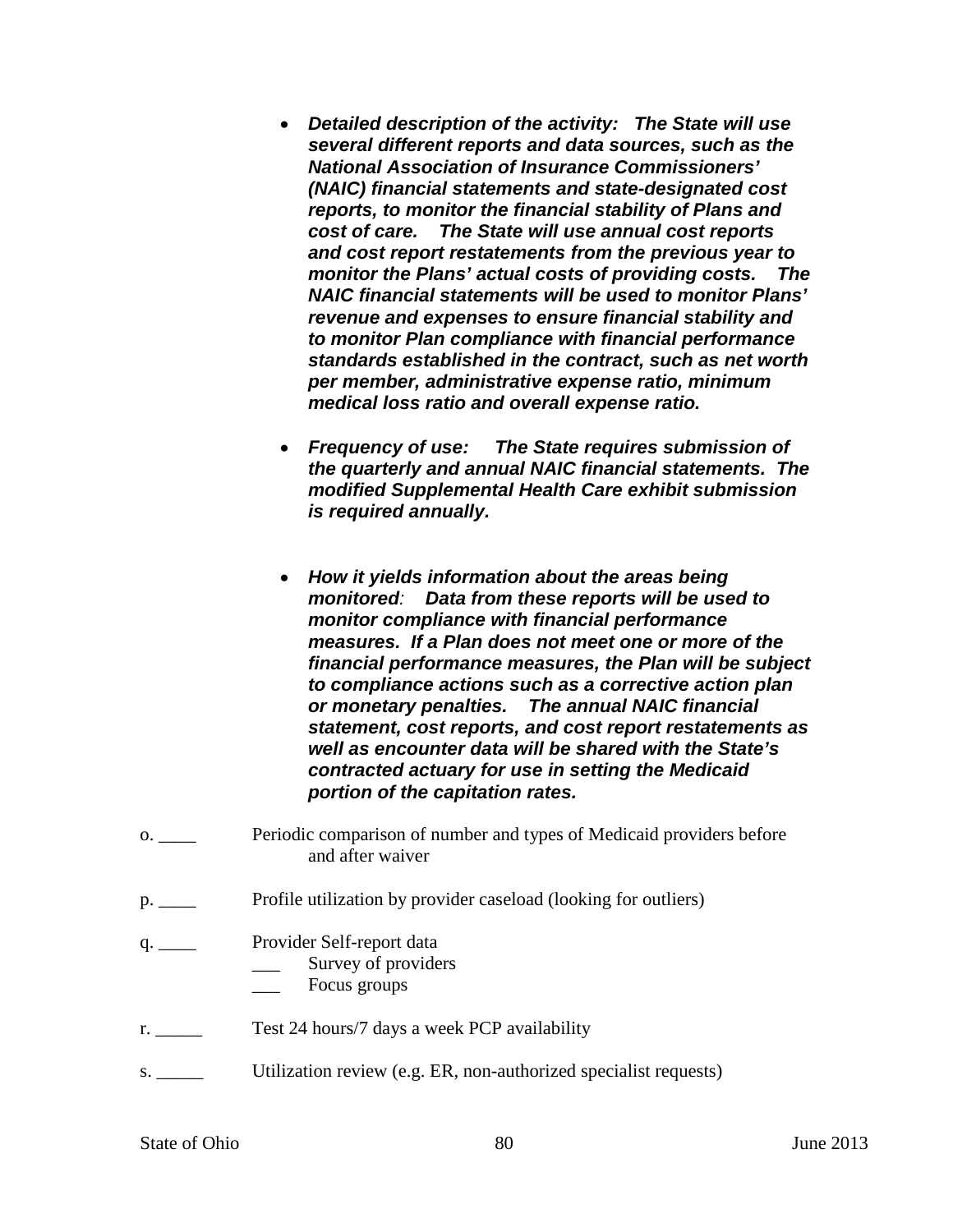- ***Detailed description of the activity:   The State will use several different reports and data sources, such as the National Association of Insurance Commissioners' (NAIC) financial statements and state-designated cost reports, to monitor the financial stability of Plans and cost of care.   The State will use annual cost reports and cost report restatements from the previous year to monitor the Plans' actual costs of providing costs.   The NAIC financial statements will be used to monitor Plans' revenue and expenses to ensure financial stability and to monitor Plan compliance with financial performance standards established in the contract, such as net worth per member, administrative expense ratio, minimum medical loss ratio and overall expense ratio.***

- ***Frequency of use:   The State requires submission of the quarterly and annual NAIC financial statements.  The modified Supplemental Health Care exhibit submission is required annually.***

- ***How it yields information about the areas being monitored:   Data from these reports will be used to monitor compliance with financial performance measures.  If a Plan does not meet one or more of the financial performance measures, the Plan will be subject to compliance actions such as a corrective action plan or monetary penalties.   The annual NAIC financial statement, cost reports, and cost report restatements as well as encounter data will be shared with the State's contracted actuary for use in setting the Medicaid portion of the capitation rates.***

o. ____ Periodic comparison of number and types of Medicaid providers before and after waiver

p. ____ Profile utilization by provider caseload (looking for outliers)

q. ____ Provider Self-report data
 ___ Survey of providers
 ___ Focus groups

r. _____ Test 24 hours/7 days a week PCP availability

s. _____ Utilization review (e.g. ER, non-authorized specialist requests)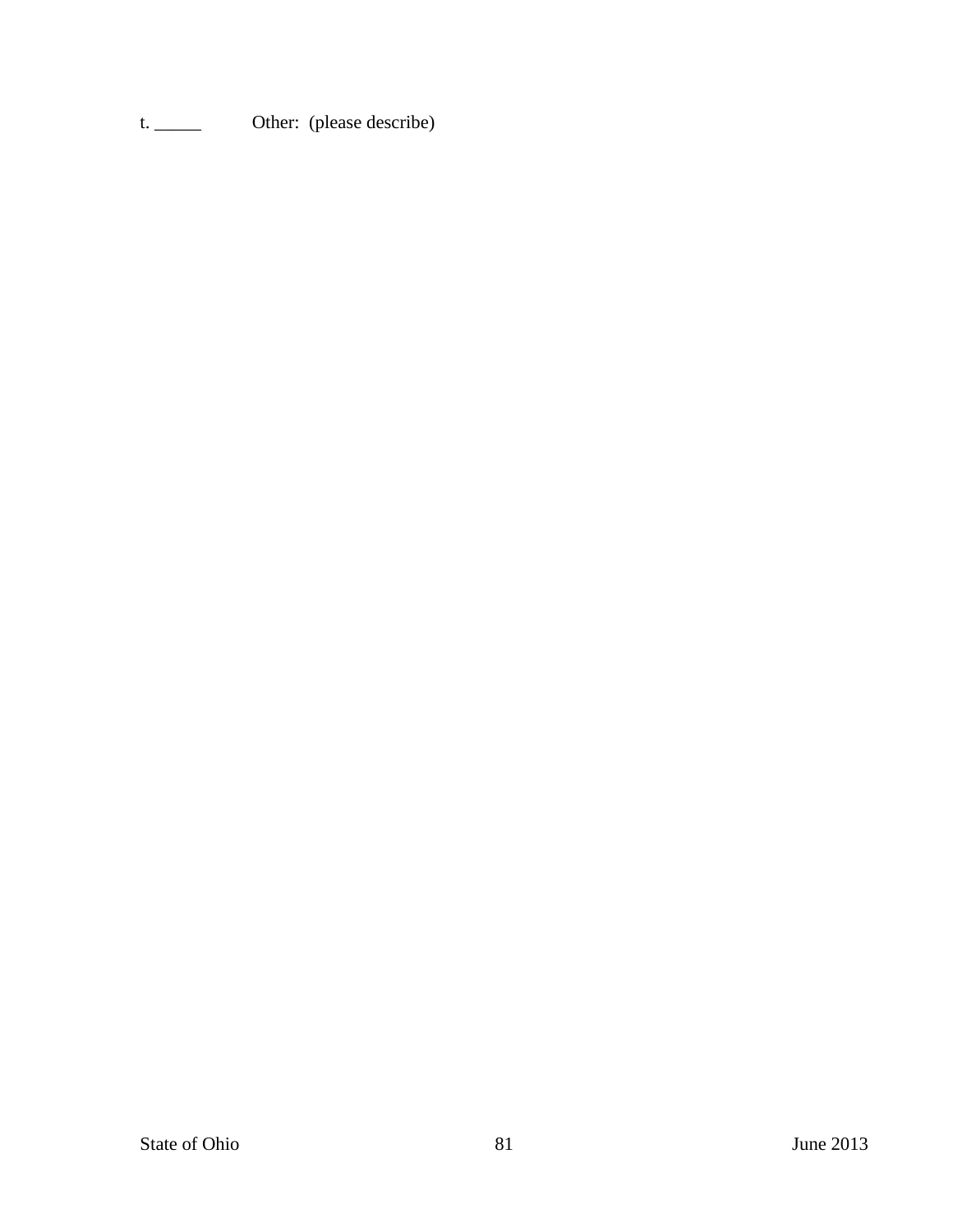t. _____ Other: (please describe)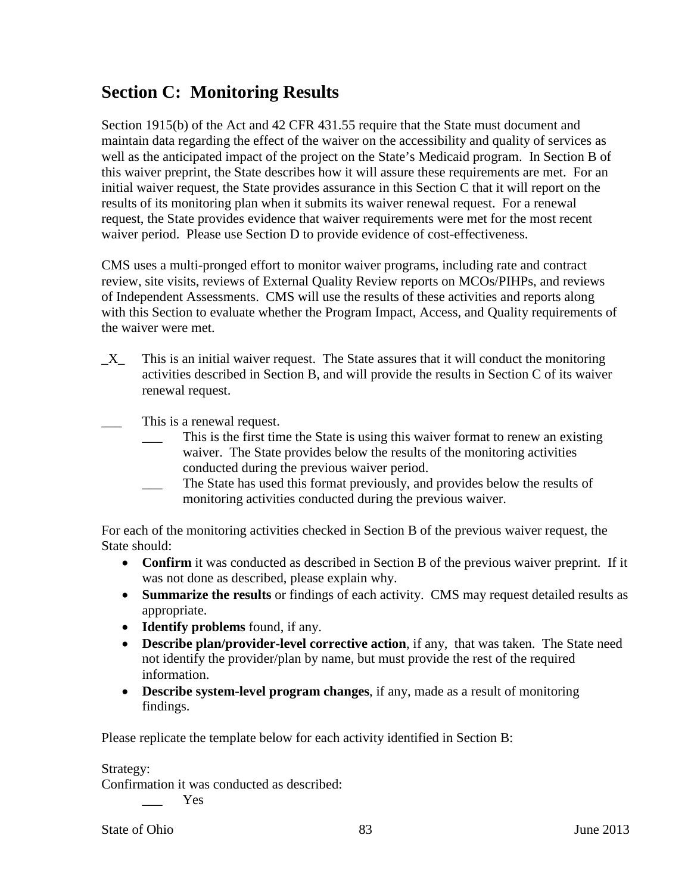## Section C: Monitoring Results

Section 1915(b) of the Act and 42 CFR 431.55 require that the State must document and maintain data regarding the effect of the waiver on the accessibility and quality of services as well as the anticipated impact of the project on the State's Medicaid program. In Section B of this waiver preprint, the State describes how it will assure these requirements are met. For an initial waiver request, the State provides assurance in this Section C that it will report on the results of its monitoring plan when it submits its waiver renewal request. For a renewal request, the State provides evidence that waiver requirements were met for the most recent waiver period. Please use Section D to provide evidence of cost-effectiveness.

CMS uses a multi-pronged effort to monitor waiver programs, including rate and contract review, site visits, reviews of External Quality Review reports on MCOs/PIHPs, and reviews of Independent Assessments. CMS will use the results of these activities and reports along with this Section to evaluate whether the Program Impact, Access, and Quality requirements of the waiver were met.

_X_ This is an initial waiver request. The State assures that it will conduct the monitoring activities described in Section B, and will provide the results in Section C of its waiver renewal request.

___ This is a renewal request.

- ___ This is the first time the State is using this waiver format to renew an existing waiver. The State provides below the results of the monitoring activities conducted during the previous waiver period.
- ___ The State has used this format previously, and provides below the results of monitoring activities conducted during the previous waiver.

For each of the monitoring activities checked in Section B of the previous waiver request, the State should:

- **Confirm** it was conducted as described in Section B of the previous waiver preprint. If it was not done as described, please explain why.
- **Summarize the results** or findings of each activity. CMS may request detailed results as appropriate.
- **Identify problems** found, if any.
- **Describe plan/provider-level corrective action**, if any, that was taken. The State need not identify the provider/plan by name, but must provide the rest of the required information.
- **Describe system-level program changes**, if any, made as a result of monitoring findings.

Please replicate the template below for each activity identified in Section B:

Strategy:

Confirmation it was conducted as described:

___ Yes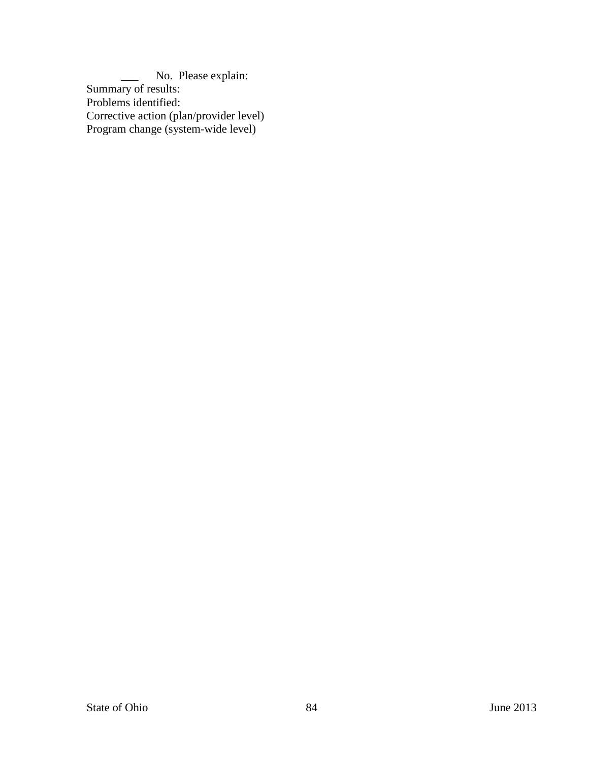___ No. Please explain:

Summary of results:

Problems identified:

Corrective action (plan/provider level)

Program change (system-wide level)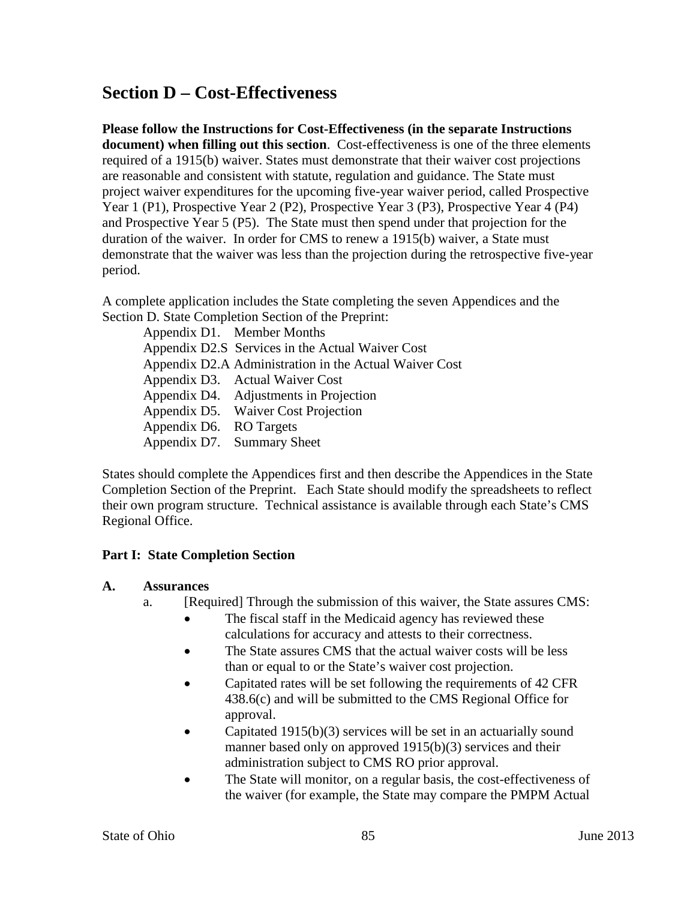## Section D – Cost-Effectiveness

**Please follow the Instructions for Cost-Effectiveness (in the separate Instructions document) when filling out this section**. Cost-effectiveness is one of the three elements required of a 1915(b) waiver. States must demonstrate that their waiver cost projections are reasonable and consistent with statute, regulation and guidance. The State must project waiver expenditures for the upcoming five-year waiver period, called Prospective Year 1 (P1), Prospective Year 2 (P2), Prospective Year 3 (P3), Prospective Year 4 (P4) and Prospective Year 5 (P5). The State must then spend under that projection for the duration of the waiver. In order for CMS to renew a 1915(b) waiver, a State must demonstrate that the waiver was less than the projection during the retrospective five-year period.

A complete application includes the State completing the seven Appendices and the Section D. State Completion Section of the Preprint:

- Appendix D1. Member Months
- Appendix D2.S Services in the Actual Waiver Cost
- Appendix D2.A Administration in the Actual Waiver Cost
- Appendix D3. Actual Waiver Cost
- Appendix D4. Adjustments in Projection
- Appendix D5. Waiver Cost Projection
- Appendix D6. RO Targets
- Appendix D7. Summary Sheet

States should complete the Appendices first and then describe the Appendices in the State Completion Section of the Preprint. Each State should modify the spreadsheets to reflect their own program structure. Technical assistance is available through each State's CMS Regional Office.

**Part I: State Completion Section**

**A. Assurances**

a. [Required] Through the submission of this waiver, the State assures CMS:
   - The fiscal staff in the Medicaid agency has reviewed these calculations for accuracy and attests to their correctness.
   - The State assures CMS that the actual waiver costs will be less than or equal to or the State's waiver cost projection.
   - Capitated rates will be set following the requirements of 42 CFR 438.6(c) and will be submitted to the CMS Regional Office for approval.
   - Capitated 1915(b)(3) services will be set in an actuarially sound manner based only on approved 1915(b)(3) services and their administration subject to CMS RO prior approval.
   - The State will monitor, on a regular basis, the cost-effectiveness of the waiver (for example, the State may compare the PMPM Actual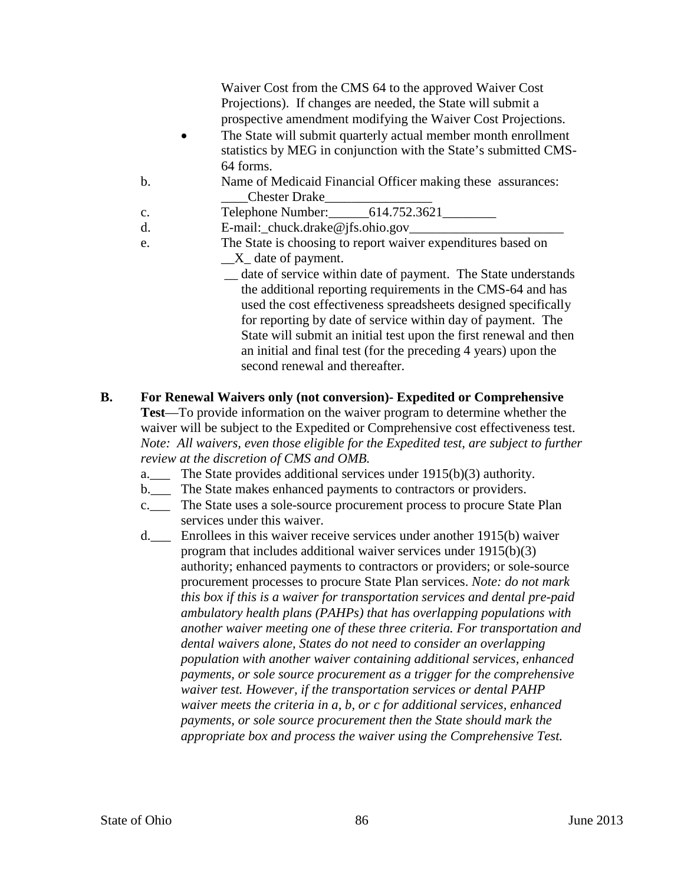Waiver Cost from the CMS 64 to the approved Waiver Cost Projections). If changes are needed, the State will submit a prospective amendment modifying the Waiver Cost Projections.

- The State will submit quarterly actual member month enrollment statistics by MEG in conjunction with the State's submitted CMS-64 forms.

b. Name of Medicaid Financial Officer making these assurances: ____Chester Drake________________

c. Telephone Number:______614.752.3621________

d. E-mail:_chuck.drake@jfs.ohio.gov_______________________

e. The State is choosing to report waiver expenditures based on
__X_ date of payment.
__ date of service within date of payment. The State understands the additional reporting requirements in the CMS-64 and has used the cost effectiveness spreadsheets designed specifically for reporting by date of service within day of payment. The State will submit an initial test upon the first renewal and then an initial and final test (for the preceding 4 years) upon the second renewal and thereafter.

**B. For Renewal Waivers only (not conversion)- Expedited or Comprehensive Test**—To provide information on the waiver program to determine whether the waiver will be subject to the Expedited or Comprehensive cost effectiveness test. *Note: All waivers, even those eligible for the Expedited test, are subject to further review at the discretion of CMS and OMB.*

a.___ The State provides additional services under 1915(b)(3) authority.

b.___ The State makes enhanced payments to contractors or providers.

c.___ The State uses a sole-source procurement process to procure State Plan services under this waiver.

d.___ Enrollees in this waiver receive services under another 1915(b) waiver program that includes additional waiver services under 1915(b)(3) authority; enhanced payments to contractors or providers; or sole-source procurement processes to procure State Plan services. *Note: do not mark this box if this is a waiver for transportation services and dental pre-paid ambulatory health plans (PAHPs) that has overlapping populations with another waiver meeting one of these three criteria. For transportation and dental waivers alone, States do not need to consider an overlapping population with another waiver containing additional services, enhanced payments, or sole source procurement as a trigger for the comprehensive waiver test. However, if the transportation services or dental PAHP waiver meets the criteria in a, b, or c for additional services, enhanced payments, or sole source procurement then the State should mark the appropriate box and process the waiver using the Comprehensive Test.*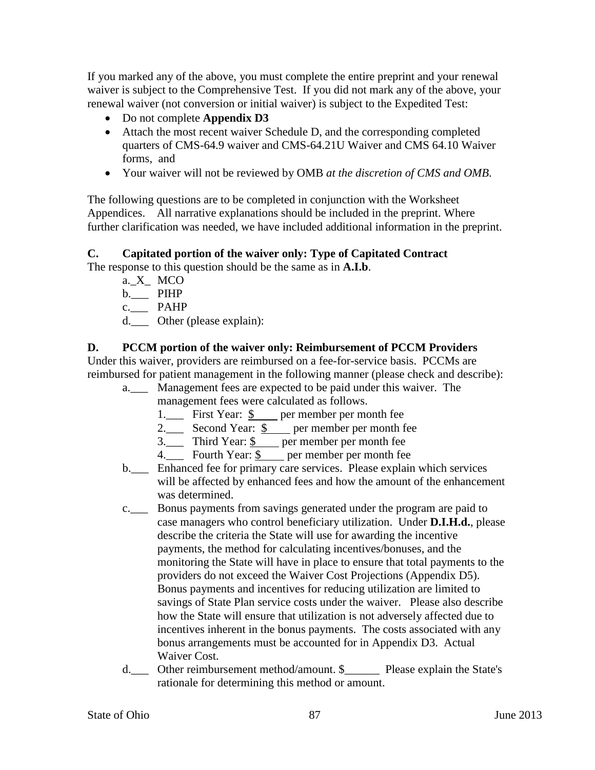If you marked any of the above, you must complete the entire preprint and your renewal waiver is subject to the Comprehensive Test. If you did not mark any of the above, your renewal waiver (not conversion or initial waiver) is subject to the Expedited Test:

- Do not complete **Appendix D3**
- Attach the most recent waiver Schedule D, and the corresponding completed quarters of CMS-64.9 waiver and CMS-64.21U Waiver and CMS 64.10 Waiver forms, and
- Your waiver will not be reviewed by OMB *at the discretion of CMS and OMB.*

The following questions are to be completed in conjunction with the Worksheet Appendices. All narrative explanations should be included in the preprint. Where further clarification was needed, we have included additional information in the preprint.

**C. Capitated portion of the waiver only: Type of Capitated Contract**

The response to this question should be the same as in **A.I.b**.

a._X_ MCO
b.___ PIHP
c.___ PAHP
d.___ Other (please explain):

**D. PCCM portion of the waiver only: Reimbursement of PCCM Providers**

Under this waiver, providers are reimbursed on a fee-for-service basis. PCCMs are reimbursed for patient management in the following manner (please check and describe):

a.___ Management fees are expected to be paid under this waiver. The management fees were calculated as follows.
   1.___ First Year: $____ per member per month fee
   2.___ Second Year: $____ per member per month fee
   3.___ Third Year: $____ per member per month fee
   4.___ Fourth Year: $____ per member per month fee

b.___ Enhanced fee for primary care services. Please explain which services will be affected by enhanced fees and how the amount of the enhancement was determined.

c.___ Bonus payments from savings generated under the program are paid to case managers who control beneficiary utilization. Under **D.I.H.d.**, please describe the criteria the State will use for awarding the incentive payments, the method for calculating incentives/bonuses, and the monitoring the State will have in place to ensure that total payments to the providers do not exceed the Waiver Cost Projections (Appendix D5). Bonus payments and incentives for reducing utilization are limited to savings of State Plan service costs under the waiver. Please also describe how the State will ensure that utilization is not adversely affected due to incentives inherent in the bonus payments. The costs associated with any bonus arrangements must be accounted for in Appendix D3. Actual Waiver Cost.

d.___ Other reimbursement method/amount. $______ Please explain the State's rationale for determining this method or amount.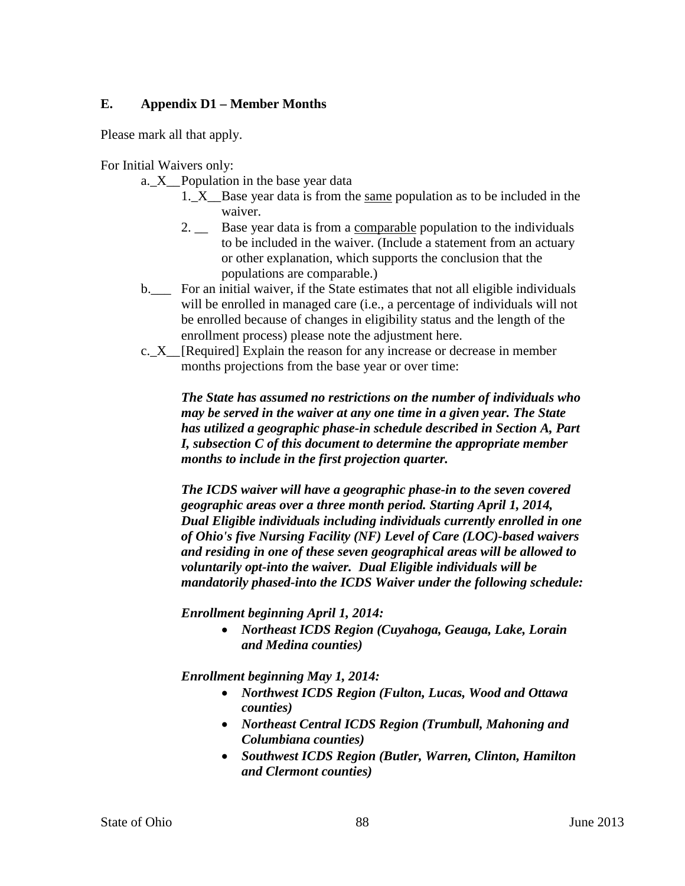## E. Appendix D1 – Member Months

Please mark all that apply.

For Initial Waivers only:

a._X__Population in the base year data

1._X__Base year data is from the same population as to be included in the waiver.

2. __ Base year data is from a comparable population to the individuals to be included in the waiver. (Include a statement from an actuary or other explanation, which supports the conclusion that the populations are comparable.)

b.___ For an initial waiver, if the State estimates that not all eligible individuals will be enrolled in managed care (i.e., a percentage of individuals will not be enrolled because of changes in eligibility status and the length of the enrollment process) please note the adjustment here.

c._X__[Required] Explain the reason for any increase or decrease in member months projections from the base year or over time:

***The State has assumed no restrictions on the number of individuals who may be served in the waiver at any one time in a given year. The State has utilized a geographic phase-in schedule described in Section A, Part I, subsection C of this document to determine the appropriate member months to include in the first projection quarter.***

***The ICDS waiver will have a geographic phase-in to the seven covered geographic areas over a three month period. Starting April 1, 2014, Dual Eligible individuals including individuals currently enrolled in one of Ohio's five Nursing Facility (NF) Level of Care (LOC)-based waivers and residing in one of these seven geographical areas will be allowed to voluntarily opt-into the waiver. Dual Eligible individuals will be mandatorily phased-into the ICDS Waiver under the following schedule:***

***Enrollment beginning April 1, 2014:***

- ***Northeast ICDS Region (Cuyahoga, Geauga, Lake, Lorain and Medina counties)***

***Enrollment beginning May 1, 2014:***

- ***Northwest ICDS Region (Fulton, Lucas, Wood and Ottawa counties)***
- ***Northeast Central ICDS Region (Trumbull, Mahoning and Columbiana counties)***
- ***Southwest ICDS Region (Butler, Warren, Clinton, Hamilton and Clermont counties)***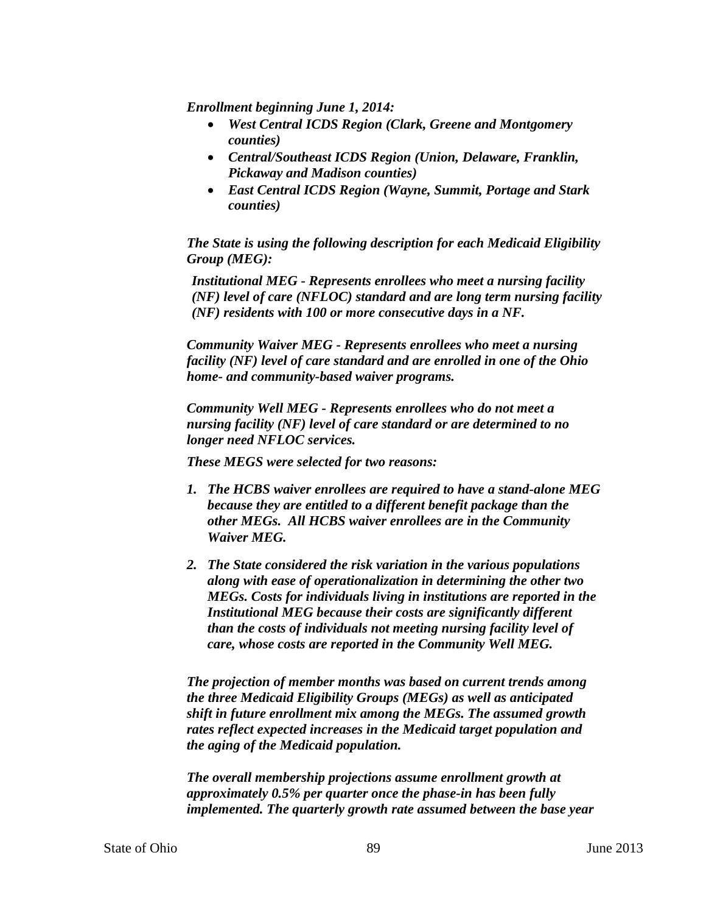***Enrollment beginning June 1, 2014:***

- ***West Central ICDS Region (Clark, Greene and Montgomery counties)***
- ***Central/Southeast ICDS Region (Union, Delaware, Franklin, Pickaway and Madison counties)***
- ***East Central ICDS Region (Wayne, Summit, Portage and Stark counties)***

***The State is using the following description for each Medicaid Eligibility Group (MEG):***

***Institutional MEG - Represents enrollees who meet a nursing facility (NF) level of care (NFLOC) standard and are long term nursing facility (NF) residents with 100 or more consecutive days in a NF.***

***Community Waiver MEG - Represents enrollees who meet a nursing facility (NF) level of care standard and are enrolled in one of the Ohio home- and community-based waiver programs.***

***Community Well MEG - Represents enrollees who do not meet a nursing facility (NF) level of care standard or are determined to no longer need NFLOC services.***

***These MEGS were selected for two reasons:***

1. ***The HCBS waiver enrollees are required to have a stand-alone MEG because they are entitled to a different benefit package than the other MEGs. All HCBS waiver enrollees are in the Community Waiver MEG.***
2. ***The State considered the risk variation in the various populations along with ease of operationalization in determining the other two MEGs. Costs for individuals living in institutions are reported in the Institutional MEG because their costs are significantly different than the costs of individuals not meeting nursing facility level of care, whose costs are reported in the Community Well MEG.***

***The projection of member months was based on current trends among the three Medicaid Eligibility Groups (MEGs) as well as anticipated shift in future enrollment mix among the MEGs. The assumed growth rates reflect expected increases in the Medicaid target population and the aging of the Medicaid population.***

***The overall membership projections assume enrollment growth at approximately 0.5% per quarter once the phase-in has been fully implemented. The quarterly growth rate assumed between the base year***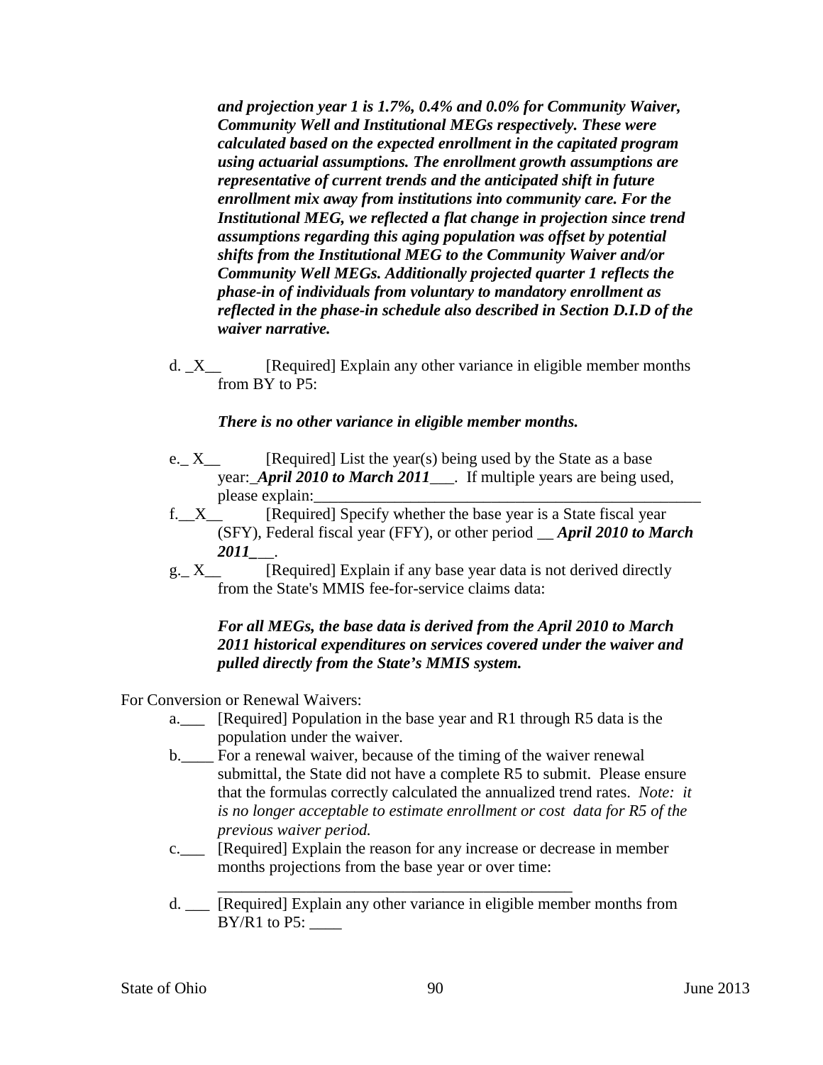*and projection year 1 is 1.7%, 0.4% and 0.0% for Community Waiver, Community Well and Institutional MEGs respectively. These were calculated based on the expected enrollment in the capitated program using actuarial assumptions. The enrollment growth assumptions are representative of current trends and the anticipated shift in future enrollment mix away from institutions into community care. For the Institutional MEG, we reflected a flat change in projection since trend assumptions regarding this aging population was offset by potential shifts from the Institutional MEG to the Community Waiver and/or Community Well MEGs. Additionally projected quarter 1 reflects the phase-in of individuals from voluntary to mandatory enrollment as reflected in the phase-in schedule also described in Section D.I.D of the waiver narrative.***

d. _X__ [Required] Explain any other variance in eligible member months from BY to P5:

***There is no other variance in eligible member months.***

e._ X__ [Required] List the year(s) being used by the State as a base year:_***April 2010 to March 2011***___. If multiple years are being used, please explain:_________________________________________________

f.__X__ [Required] Specify whether the base year is a State fiscal year (SFY), Federal fiscal year (FFY), or other period __ ***April 2010 to March 2011***___.

g._ X__ [Required] Explain if any base year data is not derived directly from the State's MMIS fee-for-service claims data:

***For all MEGs, the base data is derived from the April 2010 to March 2011 historical expenditures on services covered under the waiver and pulled directly from the State's MMIS system.***

For Conversion or Renewal Waivers:

a.___ [Required] Population in the base year and R1 through R5 data is the population under the waiver.

b.____ For a renewal waiver, because of the timing of the waiver renewal submittal, the State did not have a complete R5 to submit. Please ensure that the formulas correctly calculated the annualized trend rates. *Note: it is no longer acceptable to estimate enrollment or cost data for R5 of the previous waiver period.*

c.___ [Required] Explain the reason for any increase or decrease in member months projections from the base year or over time: _____________________________________________

d. ___ [Required] Explain any other variance in eligible member months from BY/R1 to P5: ____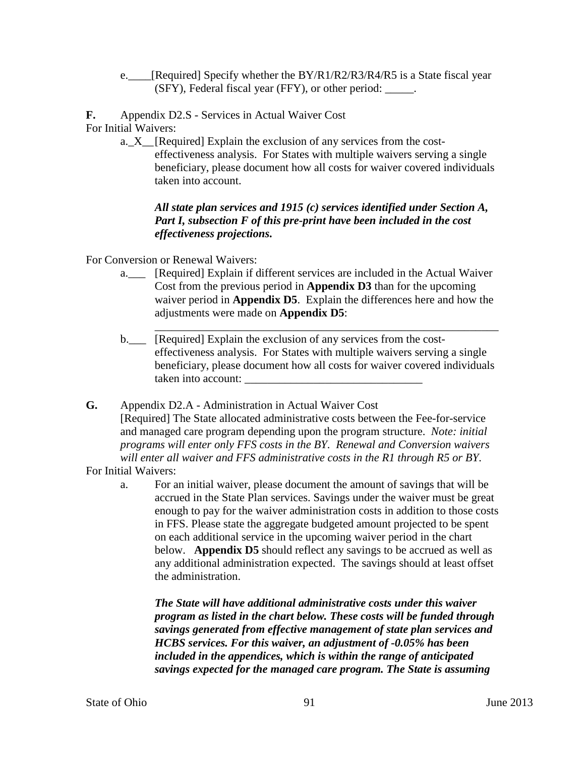e.____[Required] Specify whether the BY/R1/R2/R3/R4/R5 is a State fiscal year (SFY), Federal fiscal year (FFY), or other period: _____.

**F.** Appendix D2.S - Services in Actual Waiver Cost

For Initial Waivers:

a._X__[Required] Explain the exclusion of any services from the cost-effectiveness analysis. For States with multiple waivers serving a single beneficiary, please document how all costs for waiver covered individuals taken into account.

***All state plan services and 1915 (c) services identified under Section A, Part I, subsection F of this pre-print have been included in the cost effectiveness projections.***

For Conversion or Renewal Waivers:

a.___ [Required] Explain if different services are included in the Actual Waiver Cost from the previous period in **Appendix D3** than for the upcoming waiver period in **Appendix D5**. Explain the differences here and how the adjustments were made on **Appendix D5**: ______________________________________________________________

b.___ [Required] Explain the exclusion of any services from the cost-effectiveness analysis. For States with multiple waivers serving a single beneficiary, please document how all costs for waiver covered individuals taken into account: _______________________________

**G.** Appendix D2.A - Administration in Actual Waiver Cost

[Required] The State allocated administrative costs between the Fee-for-service and managed care program depending upon the program structure. *Note: initial programs will enter only FFS costs in the BY. Renewal and Conversion waivers will enter all waiver and FFS administrative costs in the R1 through R5 or BY.*

For Initial Waivers:

a. For an initial waiver, please document the amount of savings that will be accrued in the State Plan services. Savings under the waiver must be great enough to pay for the waiver administration costs in addition to those costs in FFS. Please state the aggregate budgeted amount projected to be spent on each additional service in the upcoming waiver period in the chart below. **Appendix D5** should reflect any savings to be accrued as well as any additional administration expected. The savings should at least offset the administration.

***The State will have additional administrative costs under this waiver program as listed in the chart below. These costs will be funded through savings generated from effective management of state plan services and HCBS services. For this waiver, an adjustment of -0.05% has been included in the appendices, which is within the range of anticipated savings expected for the managed care program. The State is assuming***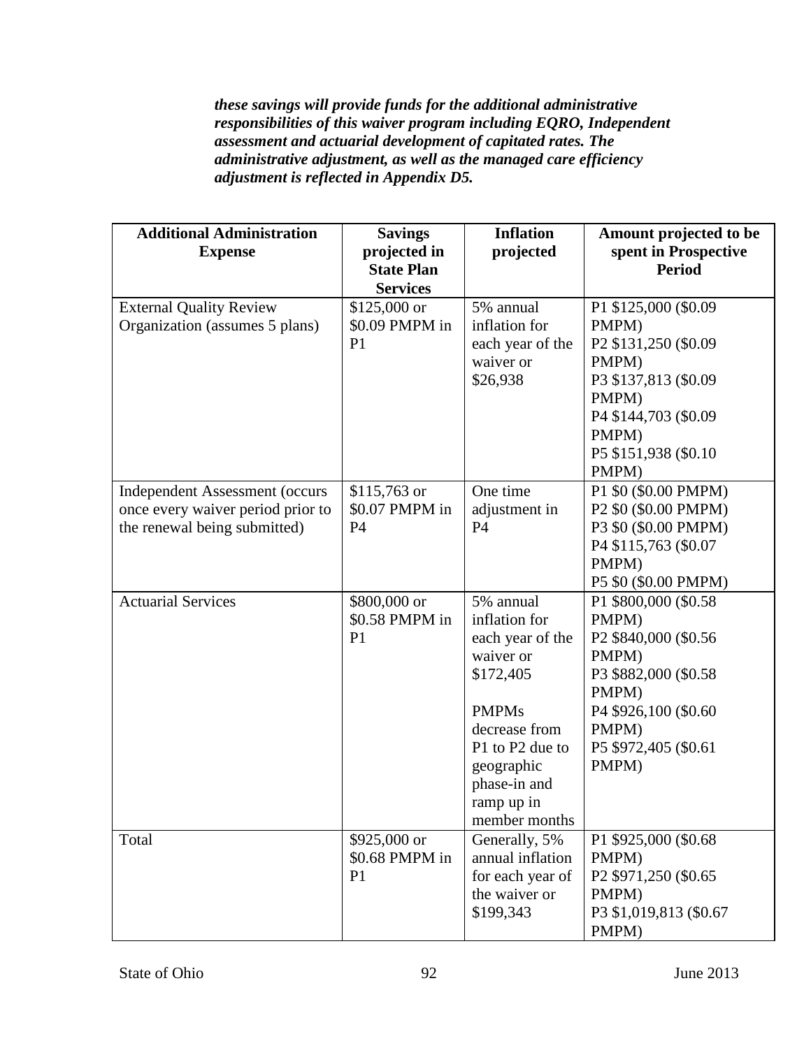***these savings will provide funds for the additional administrative responsibilities of this waiver program including EQRO, Independent assessment and actuarial development of capitated rates. The administrative adjustment, as well as the managed care efficiency adjustment is reflected in Appendix D5.***

| Additional Administration Expense | Savings projected in State Plan Services | Inflation projected | Amount projected to be spent in Prospective Period |
|---|---|---|---|
| External Quality Review Organization (assumes 5 plans) | $125,000 or $0.09 PMPM in P1 | 5% annual inflation for each year of the waiver or $26,938 | P1 $125,000 ($0.09 PMPM)<br>P2 $131,250 ($0.09 PMPM)<br>P3 $137,813 ($0.09 PMPM)<br>P4 $144,703 ($0.09 PMPM)<br>P5 $151,938 ($0.10 PMPM) |
| Independent Assessment (occurs once every waiver period prior to the renewal being submitted) | $115,763 or $0.07 PMPM in P4 | One time adjustment in P4 | P1 $0 ($0.00 PMPM)<br>P2 $0 ($0.00 PMPM)<br>P3 $0 ($0.00 PMPM)<br>P4 $115,763 ($0.07 PMPM)<br>P5 $0 ($0.00 PMPM) |
| Actuarial Services | $800,000 or $0.58 PMPM in P1 | 5% annual inflation for each year of the waiver or $172,405<br><br>PMPMs decrease from P1 to P2 due to geographic phase-in and ramp up in member months | P1 $800,000 ($0.58 PMPM)<br>P2 $840,000 ($0.56 PMPM)<br>P3 $882,000 ($0.58 PMPM)<br>P4 $926,100 ($0.60 PMPM)<br>P5 $972,405 ($0.61 PMPM) |
| Total | $925,000 or $0.68 PMPM in P1 | Generally, 5% annual inflation for each year of the waiver or $199,343 | P1 $925,000 ($0.68 PMPM)<br>P2 $971,250 ($0.65 PMPM)<br>P3 $1,019,813 ($0.67 PMPM) |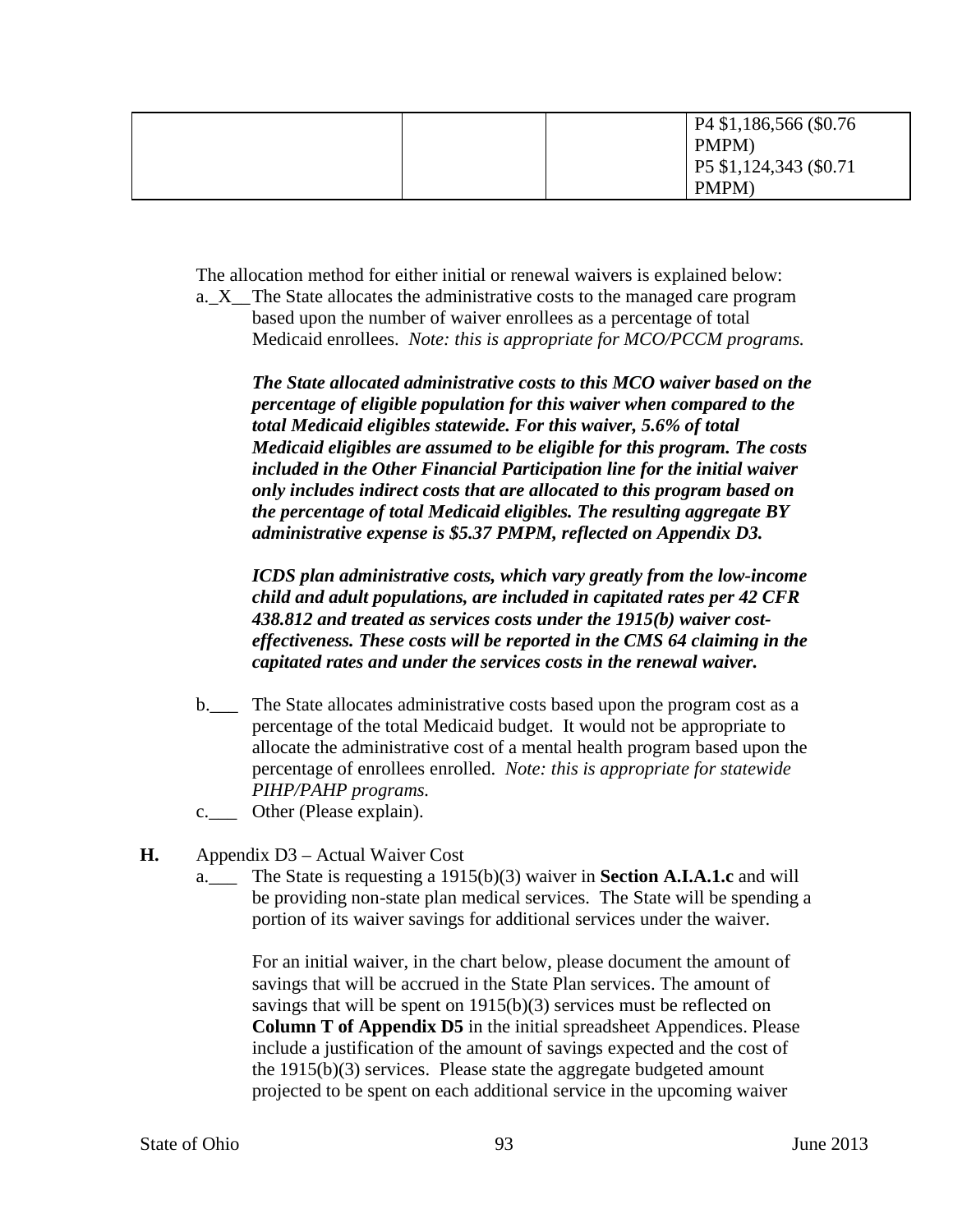|  |  |  | P4 $1,186,566 ($0.76 PMPM)<br>P5 $1,124,343 ($0.71 PMPM) |
|---|---|---|---|

The allocation method for either initial or renewal waivers is explained below:

a._X__The State allocates the administrative costs to the managed care program based upon the number of waiver enrollees as a percentage of total Medicaid enrollees. *Note: this is appropriate for MCO/PCCM programs.*

***The State allocated administrative costs to this MCO waiver based on the percentage of eligible population for this waiver when compared to the total Medicaid eligibles statewide. For this waiver, 5.6% of total Medicaid eligibles are assumed to be eligible for this program. The costs included in the Other Financial Participation line for the initial waiver only includes indirect costs that are allocated to this program based on the percentage of total Medicaid eligibles. The resulting aggregate BY administrative expense is $5.37 PMPM, reflected on Appendix D3.***

***ICDS plan administrative costs, which vary greatly from the low-income child and adult populations, are included in capitated rates per 42 CFR 438.812 and treated as services costs under the 1915(b) waiver cost-effectiveness. These costs will be reported in the CMS 64 claiming in the capitated rates and under the services costs in the renewal waiver.***

b.___ The State allocates administrative costs based upon the program cost as a percentage of the total Medicaid budget. It would not be appropriate to allocate the administrative cost of a mental health program based upon the percentage of enrollees enrolled. *Note: this is appropriate for statewide PIHP/PAHP programs.*

c.___ Other (Please explain).

**H.** Appendix D3 – Actual Waiver Cost

a.___ The State is requesting a 1915(b)(3) waiver in **Section A.I.A.1.c** and will be providing non-state plan medical services. The State will be spending a portion of its waiver savings for additional services under the waiver.

For an initial waiver, in the chart below, please document the amount of savings that will be accrued in the State Plan services. The amount of savings that will be spent on 1915(b)(3) services must be reflected on **Column T of Appendix D5** in the initial spreadsheet Appendices. Please include a justification of the amount of savings expected and the cost of the 1915(b)(3) services. Please state the aggregate budgeted amount projected to be spent on each additional service in the upcoming waiver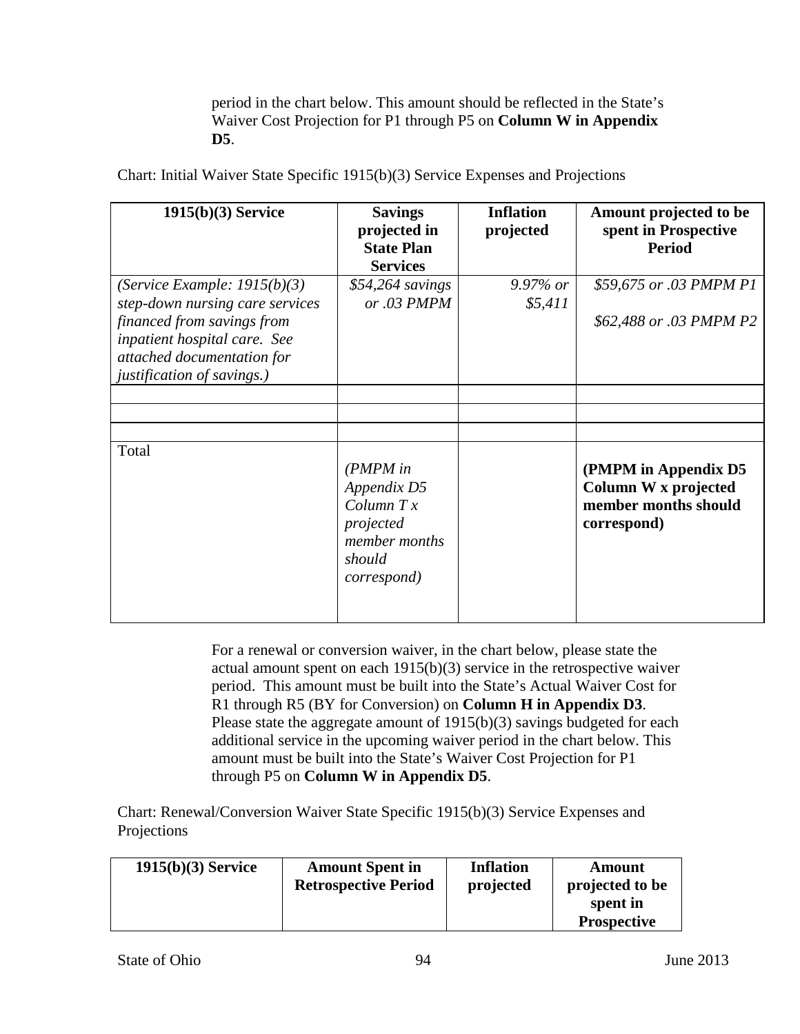period in the chart below. This amount should be reflected in the State's Waiver Cost Projection for P1 through P5 on **Column W in Appendix D5**.

Chart: Initial Waiver State Specific 1915(b)(3) Service Expenses and Projections

| **1915(b)(3) Service** | **Savings projected in State Plan Services** | **Inflation projected** | **Amount projected to be spent in Prospective Period** |
|---|---|---|---|
| *(Service Example: 1915(b)(3) step-down nursing care services financed from savings from inpatient hospital care. See attached documentation for justification of savings.)* | *$54,264 savings or .03 PMPM* | *9.97% or $5,411* | *$59,675 or .03 PMPM P1*<br><br>*$62,488 or .03 PMPM P2* |
| | | | |
| | | | |
| | | | |
| Total | *(PMPM in Appendix D5 Column T x projected member months should correspond)* | | **(PMPM in Appendix D5 Column W x projected member months should correspond)** |

For a renewal or conversion waiver, in the chart below, please state the actual amount spent on each 1915(b)(3) service in the retrospective waiver period. This amount must be built into the State's Actual Waiver Cost for R1 through R5 (BY for Conversion) on **Column H in Appendix D3**. Please state the aggregate amount of 1915(b)(3) savings budgeted for each additional service in the upcoming waiver period in the chart below. This amount must be built into the State's Waiver Cost Projection for P1 through P5 on **Column W in Appendix D5**.

Chart: Renewal/Conversion Waiver State Specific 1915(b)(3) Service Expenses and Projections

| **1915(b)(3) Service** | **Amount Spent in Retrospective Period** | **Inflation projected** | **Amount projected to be spent in Prospective** |
|---|---|---|---|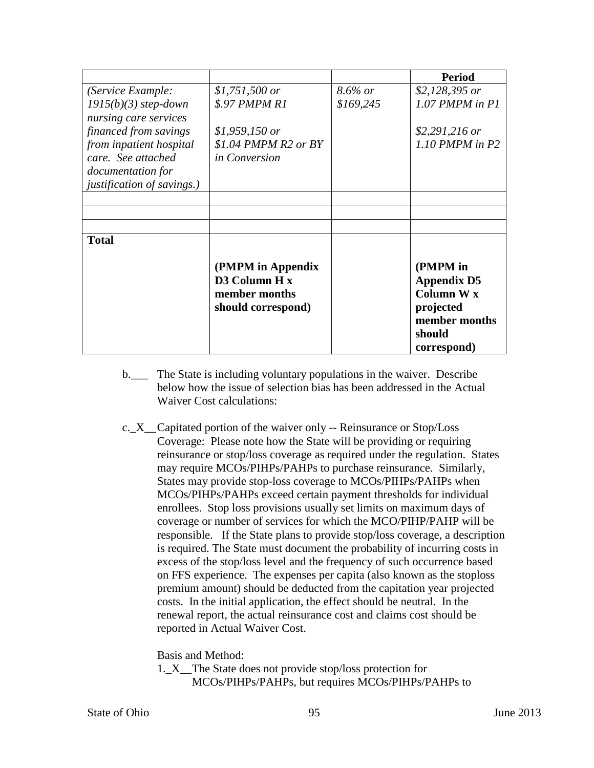| | | | Period |
|---|---|---|---|
| *(Service Example: 1915(b)(3) step-down nursing care services financed from savings from inpatient hospital care. See attached documentation for justification of savings.)* | *$1,751,500 or $.97 PMPM R1*<br><br>*$1,959,150 or $1.04 PMPM R2 or BY in Conversion* | *8.6% or $169,245* | *$2,128,395 or 1.07 PMPM in P1*<br><br>*$2,291,216 or 1.10 PMPM in P2* |
| | | | |
| | | | |
| | | | |
| **Total** | **(PMPM in Appendix D3 Column H x member months should correspond)** | | **(PMPM in Appendix D5 Column W x projected member months should correspond)** |

b.___ The State is including voluntary populations in the waiver. Describe below how the issue of selection bias has been addressed in the Actual Waiver Cost calculations:

c._X__Capitated portion of the waiver only -- Reinsurance or Stop/Loss Coverage: Please note how the State will be providing or requiring reinsurance or stop/loss coverage as required under the regulation. States may require MCOs/PIHPs/PAHPs to purchase reinsurance. Similarly, States may provide stop-loss coverage to MCOs/PIHPs/PAHPs when MCOs/PIHPs/PAHPs exceed certain payment thresholds for individual enrollees. Stop loss provisions usually set limits on maximum days of coverage or number of services for which the MCO/PIHP/PAHP will be responsible. If the State plans to provide stop/loss coverage, a description is required. The State must document the probability of incurring costs in excess of the stop/loss level and the frequency of such occurrence based on FFS experience. The expenses per capita (also known as the stoploss premium amount) should be deducted from the capitation year projected costs. In the initial application, the effect should be neutral. In the renewal report, the actual reinsurance cost and claims cost should be reported in Actual Waiver Cost.

Basis and Method:

1._X__The State does not provide stop/loss protection for MCOs/PIHPs/PAHPs, but requires MCOs/PIHPs/PAHPs to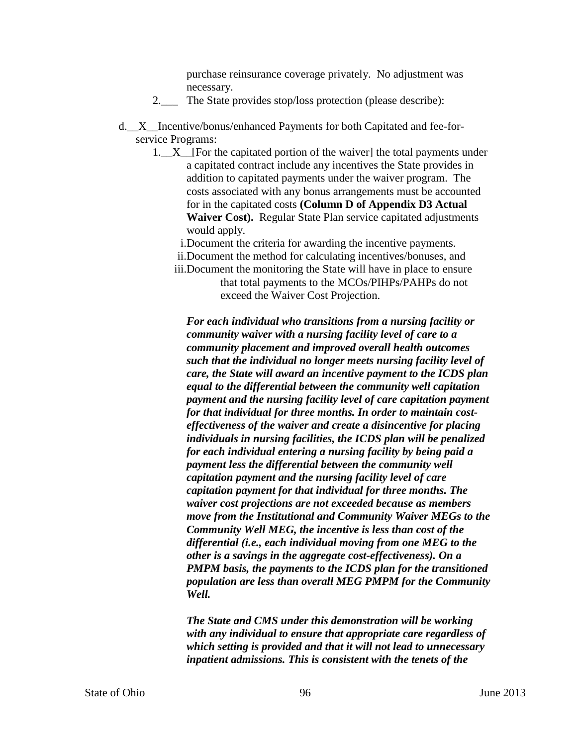purchase reinsurance coverage privately. No adjustment was necessary.

2.___ The State provides stop/loss protection (please describe):

d.__X__Incentive/bonus/enhanced Payments for both Capitated and fee-for-service Programs:

1.__X__[For the capitated portion of the waiver] the total payments under a capitated contract include any incentives the State provides in addition to capitated payments under the waiver program. The costs associated with any bonus arrangements must be accounted for in the capitated costs **(Column D of Appendix D3 Actual Waiver Cost).** Regular State Plan service capitated adjustments would apply.

i. Document the criteria for awarding the incentive payments.
ii. Document the method for calculating incentives/bonuses, and
iii. Document the monitoring the State will have in place to ensure that total payments to the MCOs/PIHPs/PAHPs do not exceed the Waiver Cost Projection.

***For each individual who transitions from a nursing facility or community waiver with a nursing facility level of care to a community placement and improved overall health outcomes such that the individual no longer meets nursing facility level of care, the State will award an incentive payment to the ICDS plan equal to the differential between the community well capitation payment and the nursing facility level of care capitation payment for that individual for three months. In order to maintain cost-effectiveness of the waiver and create a disincentive for placing individuals in nursing facilities, the ICDS plan will be penalized for each individual entering a nursing facility by being paid a payment less the differential between the community well capitation payment and the nursing facility level of care capitation payment for that individual for three months. The waiver cost projections are not exceeded because as members move from the Institutional and Community Waiver MEGs to the Community Well MEG, the incentive is less than cost of the differential (i.e., each individual moving from one MEG to the other is a savings in the aggregate cost-effectiveness). On a PMPM basis, the payments to the ICDS plan for the transitioned population are less than overall MEG PMPM for the Community Well.***

***The State and CMS under this demonstration will be working with any individual to ensure that appropriate care regardless of which setting is provided and that it will not lead to unnecessary inpatient admissions. This is consistent with the tenets of the***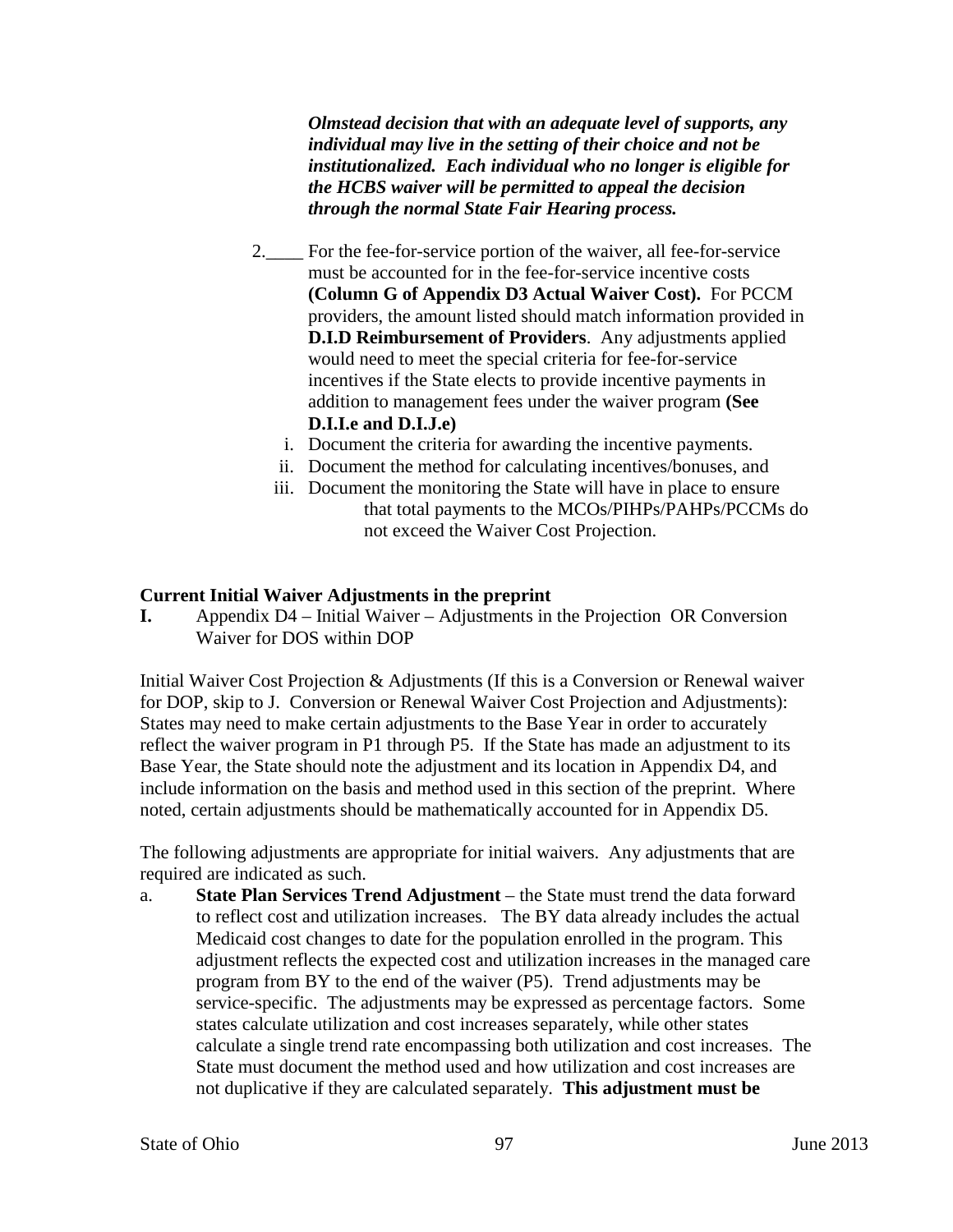***Olmstead decision that with an adequate level of supports, any individual may live in the setting of their choice and not be institutionalized. Each individual who no longer is eligible for the HCBS waiver will be permitted to appeal the decision through the normal State Fair Hearing process.***

2.____ For the fee-for-service portion of the waiver, all fee-for-service must be accounted for in the fee-for-service incentive costs **(Column G of Appendix D3 Actual Waiver Cost).** For PCCM providers, the amount listed should match information provided in **D.I.D Reimbursement of Providers**. Any adjustments applied would need to meet the special criteria for fee-for-service incentives if the State elects to provide incentive payments in addition to management fees under the waiver program **(See D.I.I.e and D.I.J.e)**

   i. Document the criteria for awarding the incentive payments.
   ii. Document the method for calculating incentives/bonuses, and
   iii. Document the monitoring the State will have in place to ensure that total payments to the MCOs/PIHPs/PAHPs/PCCMs do not exceed the Waiver Cost Projection.

**Current Initial Waiver Adjustments in the preprint**

**I.** Appendix D4 – Initial Waiver – Adjustments in the Projection OR Conversion Waiver for DOS within DOP

Initial Waiver Cost Projection & Adjustments (If this is a Conversion or Renewal waiver for DOP, skip to J. Conversion or Renewal Waiver Cost Projection and Adjustments): States may need to make certain adjustments to the Base Year in order to accurately reflect the waiver program in P1 through P5. If the State has made an adjustment to its Base Year, the State should note the adjustment and its location in Appendix D4, and include information on the basis and method used in this section of the preprint. Where noted, certain adjustments should be mathematically accounted for in Appendix D5.

The following adjustments are appropriate for initial waivers. Any adjustments that are required are indicated as such.

a. **State Plan Services Trend Adjustment** – the State must trend the data forward to reflect cost and utilization increases. The BY data already includes the actual Medicaid cost changes to date for the population enrolled in the program. This adjustment reflects the expected cost and utilization increases in the managed care program from BY to the end of the waiver (P5). Trend adjustments may be service-specific. The adjustments may be expressed as percentage factors. Some states calculate utilization and cost increases separately, while other states calculate a single trend rate encompassing both utilization and cost increases. The State must document the method used and how utilization and cost increases are not duplicative if they are calculated separately. **This adjustment must be**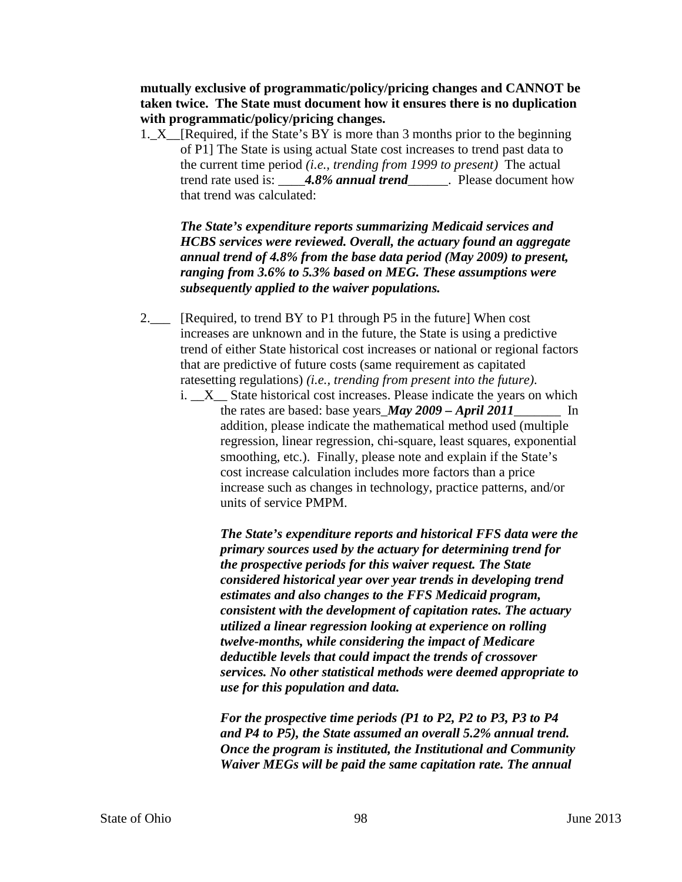**mutually exclusive of programmatic/policy/pricing changes and CANNOT be taken twice. The State must document how it ensures there is no duplication with programmatic/policy/pricing changes.**

1._X__[Required, if the State's BY is more than 3 months prior to the beginning of P1] The State is using actual State cost increases to trend past data to the current time period *(i.e., trending from 1999 to present)* The actual trend rate used is: ____***4.8% annual trend***______. Please document how that trend was calculated:

   ***The State's expenditure reports summarizing Medicaid services and HCBS services were reviewed. Overall, the actuary found an aggregate annual trend of 4.8% from the base data period (May 2009) to present, ranging from 3.6% to 5.3% based on MEG. These assumptions were subsequently applied to the waiver populations.***

2.___ [Required, to trend BY to P1 through P5 in the future] When cost increases are unknown and in the future, the State is using a predictive trend of either State historical cost increases or national or regional factors that are predictive of future costs (same requirement as capitated ratesetting regulations) *(i.e., trending from present into the future)*.

   i. __X__ State historical cost increases. Please indicate the years on which the rates are based: base years_***May 2009 – April 2011***_______ In addition, please indicate the mathematical method used (multiple regression, linear regression, chi-square, least squares, exponential smoothing, etc.). Finally, please note and explain if the State's cost increase calculation includes more factors than a price increase such as changes in technology, practice patterns, and/or units of service PMPM.

      ***The State's expenditure reports and historical FFS data were the primary sources used by the actuary for determining trend for the prospective periods for this waiver request. The State considered historical year over year trends in developing trend estimates and also changes to the FFS Medicaid program, consistent with the development of capitation rates. The actuary utilized a linear regression looking at experience on rolling twelve-months, while considering the impact of Medicare deductible levels that could impact the trends of crossover services. No other statistical methods were deemed appropriate to use for this population and data.***

      ***For the prospective time periods (P1 to P2, P2 to P3, P3 to P4 and P4 to P5), the State assumed an overall 5.2% annual trend. Once the program is instituted, the Institutional and Community Waiver MEGs will be paid the same capitation rate. The annual***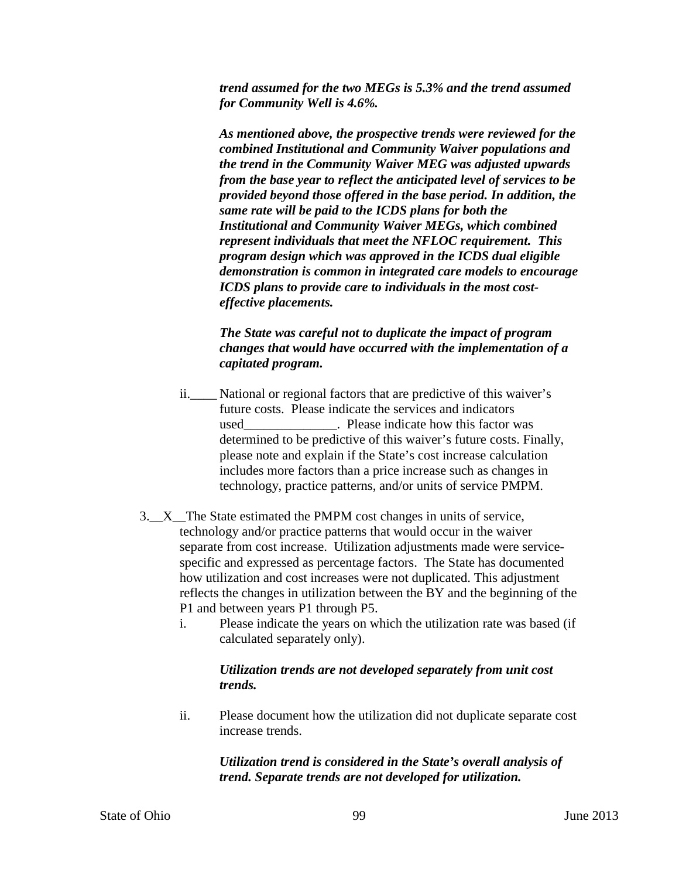***trend assumed for the two MEGs is 5.3% and the trend assumed for Community Well is 4.6%.***

***As mentioned above, the prospective trends were reviewed for the combined Institutional and Community Waiver populations and the trend in the Community Waiver MEG was adjusted upwards from the base year to reflect the anticipated level of services to be provided beyond those offered in the base period. In addition, the same rate will be paid to the ICDS plans for both the Institutional and Community Waiver MEGs, which combined represent individuals that meet the NFLOC requirement. This program design which was approved in the ICDS dual eligible demonstration is common in integrated care models to encourage ICDS plans to provide care to individuals in the most cost-effective placements.***

***The State was careful not to duplicate the impact of program changes that would have occurred with the implementation of a capitated program.***

ii.____ National or regional factors that are predictive of this waiver's future costs. Please indicate the services and indicators used______________. Please indicate how this factor was determined to be predictive of this waiver's future costs. Finally, please note and explain if the State's cost increase calculation includes more factors than a price increase such as changes in technology, practice patterns, and/or units of service PMPM.

3.__X__The State estimated the PMPM cost changes in units of service, technology and/or practice patterns that would occur in the waiver separate from cost increase. Utilization adjustments made were service-specific and expressed as percentage factors. The State has documented how utilization and cost increases were not duplicated. This adjustment reflects the changes in utilization between the BY and the beginning of the P1 and between years P1 through P5.

i. Please indicate the years on which the utilization rate was based (if calculated separately only).

***Utilization trends are not developed separately from unit cost trends.***

ii. Please document how the utilization did not duplicate separate cost increase trends.

***Utilization trend is considered in the State's overall analysis of trend. Separate trends are not developed for utilization.***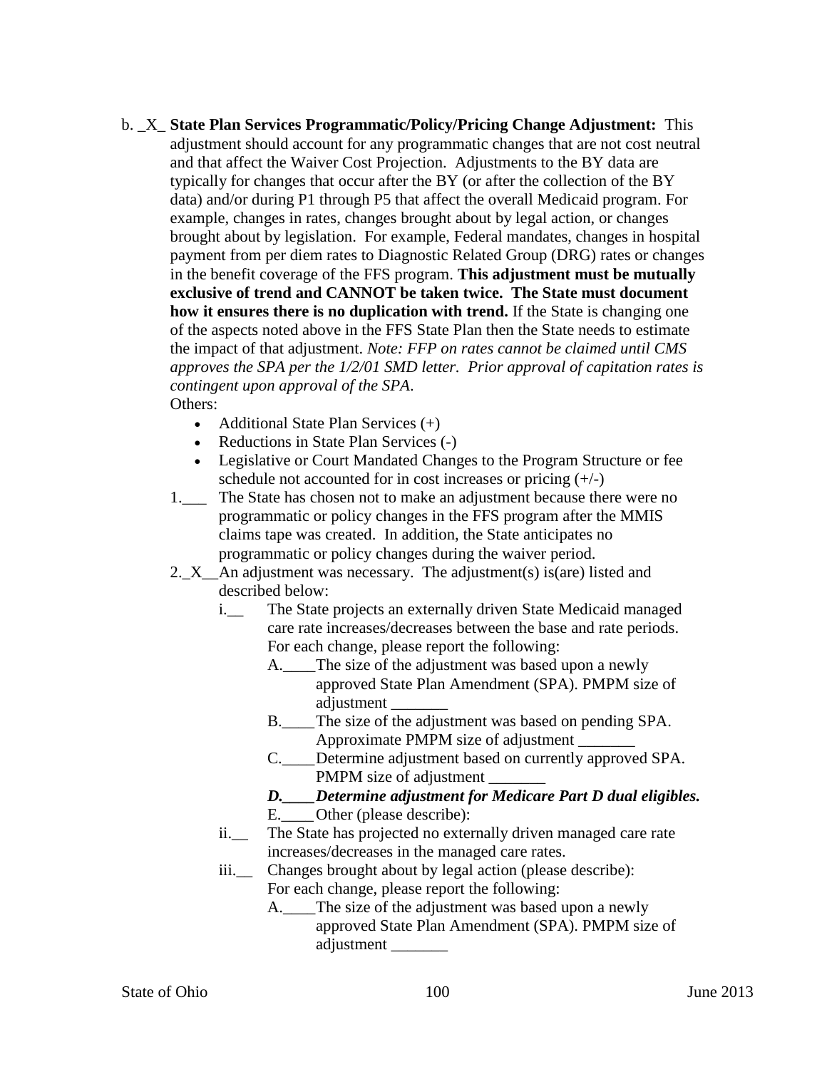b. _X_ **State Plan Services Programmatic/Policy/Pricing Change Adjustment:** This adjustment should account for any programmatic changes that are not cost neutral and that affect the Waiver Cost Projection. Adjustments to the BY data are typically for changes that occur after the BY (or after the collection of the BY data) and/or during P1 through P5 that affect the overall Medicaid program. For example, changes in rates, changes brought about by legal action, or changes brought about by legislation. For example, Federal mandates, changes in hospital payment from per diem rates to Diagnostic Related Group (DRG) rates or changes in the benefit coverage of the FFS program. **This adjustment must be mutually exclusive of trend and CANNOT be taken twice. The State must document how it ensures there is no duplication with trend.** If the State is changing one of the aspects noted above in the FFS State Plan then the State needs to estimate the impact of that adjustment. *Note: FFP on rates cannot be claimed until CMS approves the SPA per the 1/2/01 SMD letter. Prior approval of capitation rates is contingent upon approval of the SPA.*

Others:

- Additional State Plan Services (+)
- Reductions in State Plan Services (-)
- Legislative or Court Mandated Changes to the Program Structure or fee schedule not accounted for in cost increases or pricing (+/-)

1.___ The State has chosen not to make an adjustment because there were no programmatic or policy changes in the FFS program after the MMIS claims tape was created. In addition, the State anticipates no programmatic or policy changes during the waiver period.

2._X__An adjustment was necessary. The adjustment(s) is(are) listed and described below:

i.__ The State projects an externally driven State Medicaid managed care rate increases/decreases between the base and rate periods. For each change, please report the following:

A.____The size of the adjustment was based upon a newly approved State Plan Amendment (SPA). PMPM size of adjustment _______

B.____The size of the adjustment was based on pending SPA. Approximate PMPM size of adjustment _______

C.____Determine adjustment based on currently approved SPA. PMPM size of adjustment _______

***D.____Determine adjustment for Medicare Part D dual eligibles.***

E.____Other (please describe):

ii.__ The State has projected no externally driven managed care rate increases/decreases in the managed care rates.

iii.__ Changes brought about by legal action (please describe):
For each change, please report the following:

A.____The size of the adjustment was based upon a newly approved State Plan Amendment (SPA). PMPM size of adjustment _______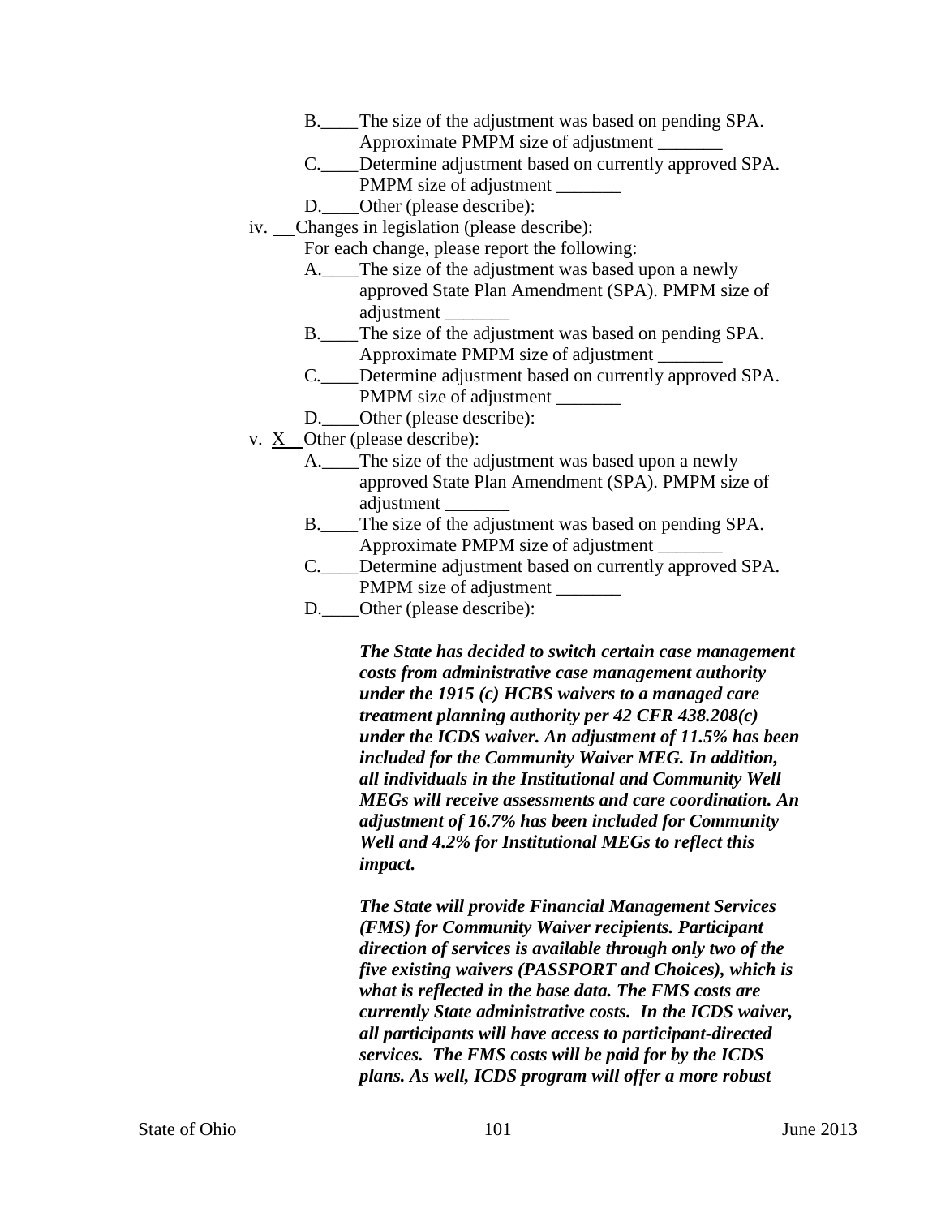B.____The size of the adjustment was based on pending SPA. Approximate PMPM size of adjustment _______

C.____Determine adjustment based on currently approved SPA. PMPM size of adjustment _______

D.____Other (please describe):

iv. __Changes in legislation (please describe):

For each change, please report the following:

A.____The size of the adjustment was based upon a newly approved State Plan Amendment (SPA). PMPM size of adjustment _______

B.____The size of the adjustment was based on pending SPA. Approximate PMPM size of adjustment _______

C.____Determine adjustment based on currently approved SPA. PMPM size of adjustment _______

D.____Other (please describe):

v. X Other (please describe):

A.____The size of the adjustment was based upon a newly approved State Plan Amendment (SPA). PMPM size of adjustment _______

B.____The size of the adjustment was based on pending SPA. Approximate PMPM size of adjustment _______

C.____Determine adjustment based on currently approved SPA. PMPM size of adjustment _______

D.____Other (please describe):

***The State has decided to switch certain case management costs from administrative case management authority under the 1915 (c) HCBS waivers to a managed care treatment planning authority per 42 CFR 438.208(c) under the ICDS waiver. An adjustment of 11.5% has been included for the Community Waiver MEG. In addition, all individuals in the Institutional and Community Well MEGs will receive assessments and care coordination. An adjustment of 16.7% has been included for Community Well and 4.2% for Institutional MEGs to reflect this impact.***

***The State will provide Financial Management Services (FMS) for Community Waiver recipients. Participant direction of services is available through only two of the five existing waivers (PASSPORT and Choices), which is what is reflected in the base data. The FMS costs are currently State administrative costs. In the ICDS waiver, all participants will have access to participant-directed services. The FMS costs will be paid for by the ICDS plans. As well, ICDS program will offer a more robust***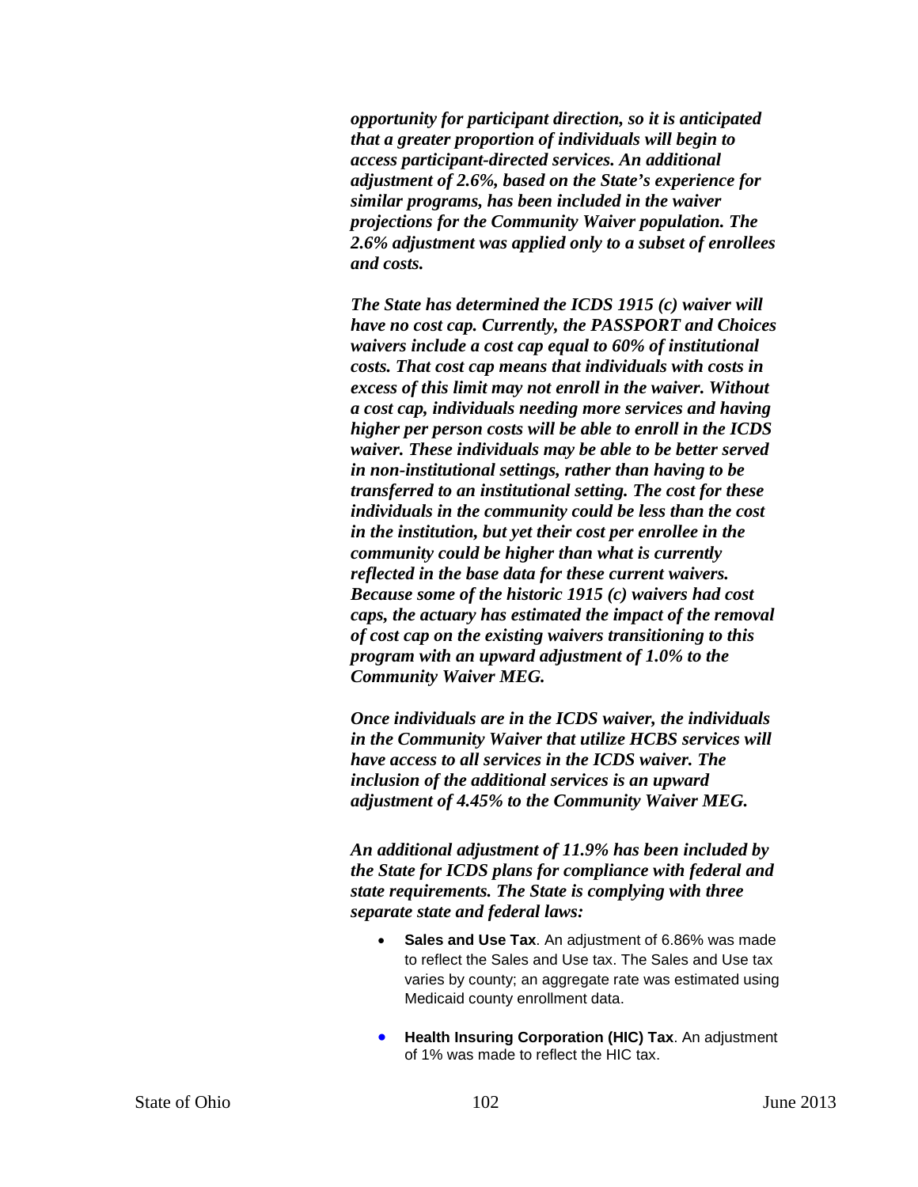***opportunity for participant direction, so it is anticipated that a greater proportion of individuals will begin to access participant-directed services. An additional adjustment of 2.6%, based on the State's experience for similar programs, has been included in the waiver projections for the Community Waiver population. The 2.6% adjustment was applied only to a subset of enrollees and costs.***

***The State has determined the ICDS 1915 (c) waiver will have no cost cap. Currently, the PASSPORT and Choices waivers include a cost cap equal to 60% of institutional costs. That cost cap means that individuals with costs in excess of this limit may not enroll in the waiver. Without a cost cap, individuals needing more services and having higher per person costs will be able to enroll in the ICDS waiver. These individuals may be able to be better served in non-institutional settings, rather than having to be transferred to an institutional setting. The cost for these individuals in the community could be less than the cost in the institution, but yet their cost per enrollee in the community could be higher than what is currently reflected in the base data for these current waivers. Because some of the historic 1915 (c) waivers had cost caps, the actuary has estimated the impact of the removal of cost cap on the existing waivers transitioning to this program with an upward adjustment of 1.0% to the Community Waiver MEG.***

***Once individuals are in the ICDS waiver, the individuals in the Community Waiver that utilize HCBS services will have access to all services in the ICDS waiver. The inclusion of the additional services is an upward adjustment of 4.45% to the Community Waiver MEG.***

***An additional adjustment of 11.9% has been included by the State for ICDS plans for compliance with federal and state requirements. The State is complying with three separate state and federal laws:***

- **Sales and Use Tax**. An adjustment of 6.86% was made to reflect the Sales and Use tax. The Sales and Use tax varies by county; an aggregate rate was estimated using Medicaid county enrollment data.
- **Health Insuring Corporation (HIC) Tax**. An adjustment of 1% was made to reflect the HIC tax.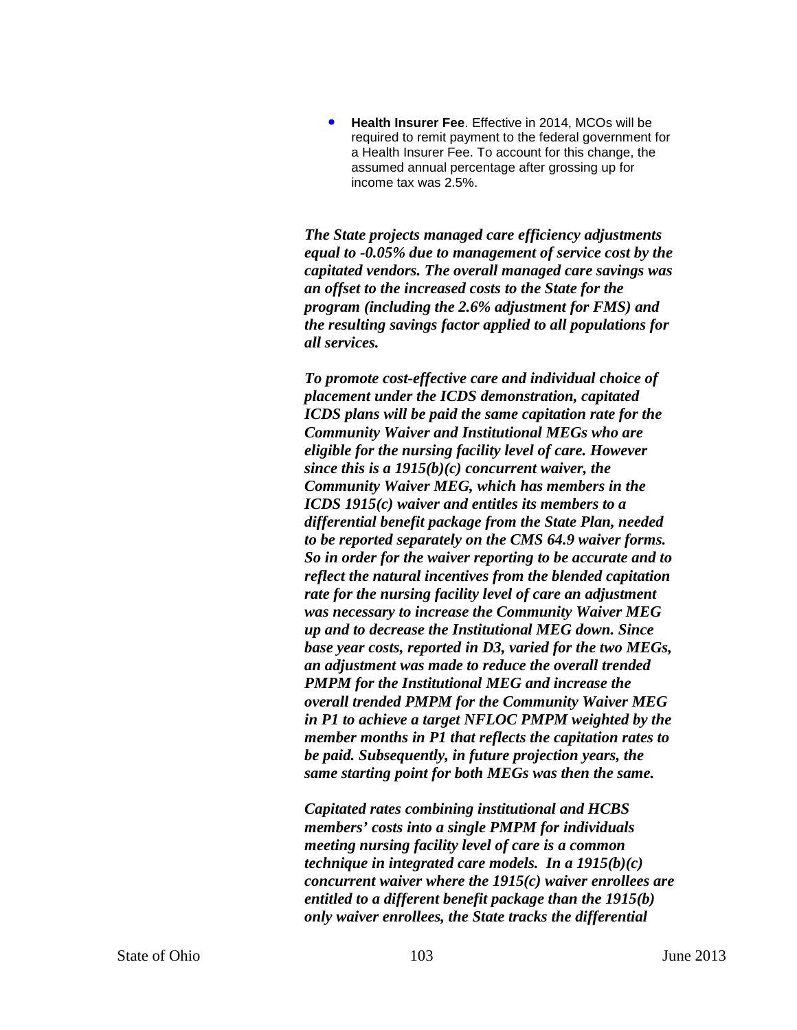- **Health Insurer Fee**. Effective in 2014, MCOs will be required to remit payment to the federal government for a Health Insurer Fee. To account for this change, the assumed annual percentage after grossing up for income tax was 2.5%.

***The State projects managed care efficiency adjustments equal to -0.05% due to management of service cost by the capitated vendors. The overall managed care savings was an offset to the increased costs to the State for the program (including the 2.6% adjustment for FMS) and the resulting savings factor applied to all populations for all services.***

***To promote cost-effective care and individual choice of placement under the ICDS demonstration, capitated ICDS plans will be paid the same capitation rate for the Community Waiver and Institutional MEGs who are eligible for the nursing facility level of care. However since this is a 1915(b)(c) concurrent waiver, the Community Waiver MEG, which has members in the ICDS 1915(c) waiver and entitles its members to a differential benefit package from the State Plan, needed to be reported separately on the CMS 64.9 waiver forms. So in order for the waiver reporting to be accurate and to reflect the natural incentives from the blended capitation rate for the nursing facility level of care an adjustment was necessary to increase the Community Waiver MEG up and to decrease the Institutional MEG down. Since base year costs, reported in D3, varied for the two MEGs, an adjustment was made to reduce the overall trended PMPM for the Institutional MEG and increase the overall trended PMPM for the Community Waiver MEG in P1 to achieve a target NFLOC PMPM weighted by the member months in P1 that reflects the capitation rates to be paid. Subsequently, in future projection years, the same starting point for both MEGs was then the same.***

***Capitated rates combining institutional and HCBS members' costs into a single PMPM for individuals meeting nursing facility level of care is a common technique in integrated care models. In a 1915(b)(c) concurrent waiver where the 1915(c) waiver enrollees are entitled to a different benefit package than the 1915(b) only waiver enrollees, the State tracks the differential***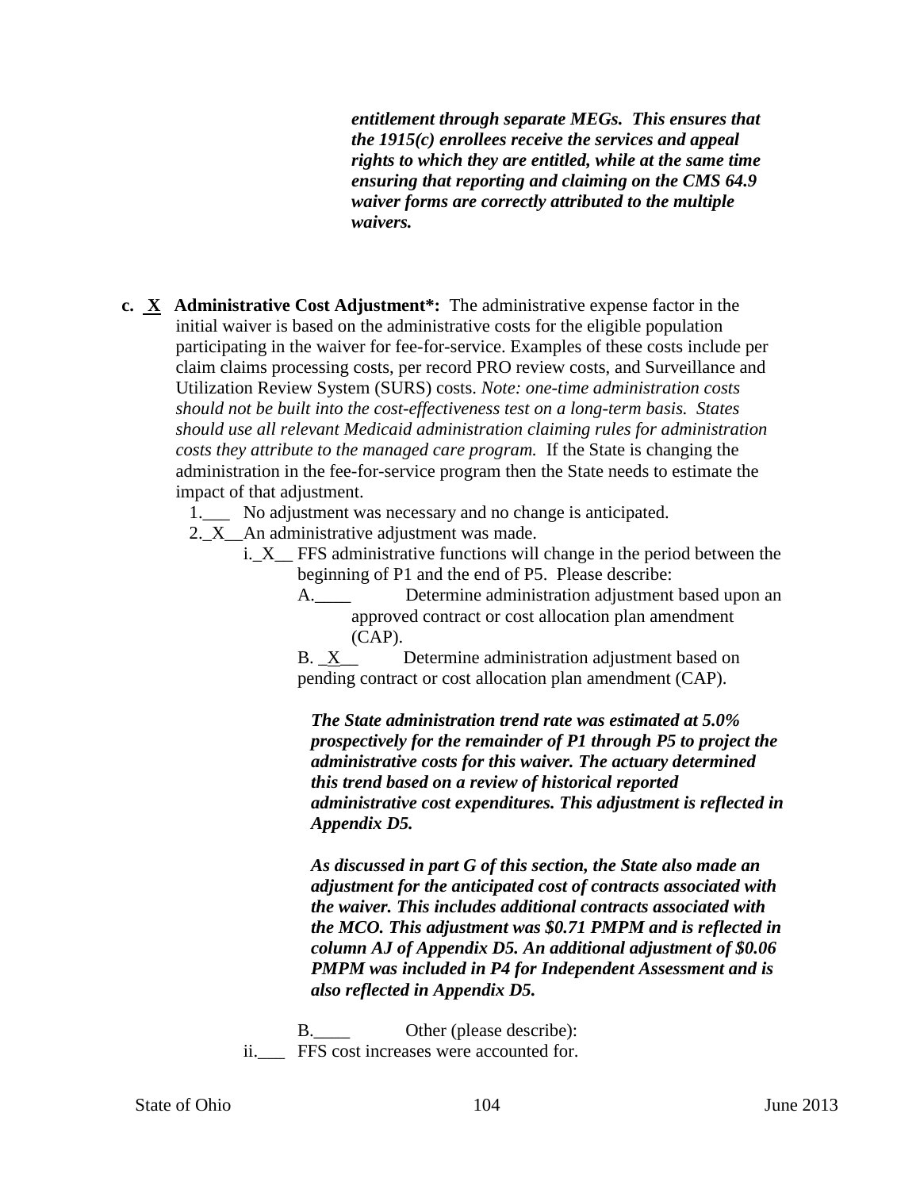***entitlement through separate MEGs. This ensures that the 1915(c) enrollees receive the services and appeal rights to which they are entitled, while at the same time ensuring that reporting and claiming on the CMS 64.9 waiver forms are correctly attributed to the multiple waivers.***

**c. _X_ Administrative Cost Adjustment*:** The administrative expense factor in the initial waiver is based on the administrative costs for the eligible population participating in the waiver for fee-for-service. Examples of these costs include per claim claims processing costs, per record PRO review costs, and Surveillance and Utilization Review System (SURS) costs. *Note: one-time administration costs should not be built into the cost-effectiveness test on a long-term basis. States should use all relevant Medicaid administration claiming rules for administration costs they attribute to the managed care program.* If the State is changing the administration in the fee-for-service program then the State needs to estimate the impact of that adjustment.

1.___ No adjustment was necessary and no change is anticipated.

2._X__An administrative adjustment was made.

i._X__ FFS administrative functions will change in the period between the beginning of P1 and the end of P5. Please describe:

A.____ Determine administration adjustment based upon an approved contract or cost allocation plan amendment (CAP).

B. _X__ Determine administration adjustment based on pending contract or cost allocation plan amendment (CAP).

***The State administration trend rate was estimated at 5.0% prospectively for the remainder of P1 through P5 to project the administrative costs for this waiver. The actuary determined this trend based on a review of historical reported administrative cost expenditures. This adjustment is reflected in Appendix D5.***

***As discussed in part G of this section, the State also made an adjustment for the anticipated cost of contracts associated with the waiver. This includes additional contracts associated with the MCO. This adjustment was $0.71 PMPM and is reflected in column AJ of Appendix D5. An additional adjustment of $0.06 PMPM was included in P4 for Independent Assessment and is also reflected in Appendix D5.***

B.____ Other (please describe):

ii.___ FFS cost increases were accounted for.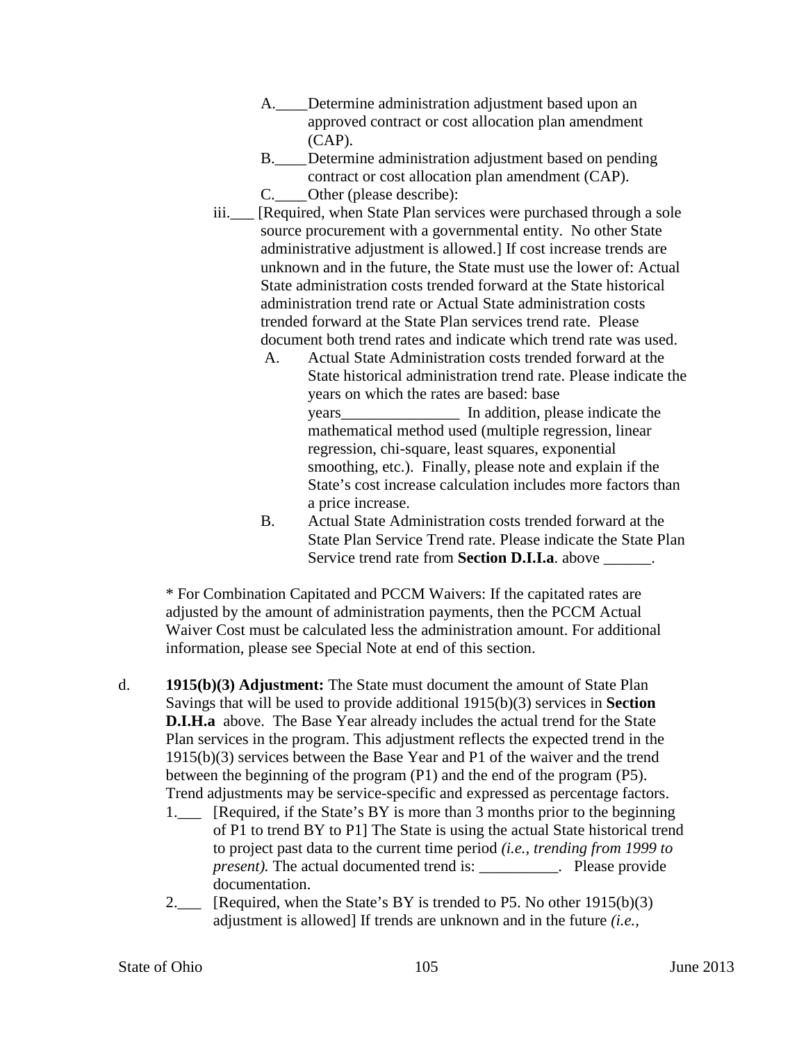A.____Determine administration adjustment based upon an approved contract or cost allocation plan amendment (CAP).

B.____Determine administration adjustment based on pending contract or cost allocation plan amendment (CAP).

C.____Other (please describe):

iii.___ [Required, when State Plan services were purchased through a sole source procurement with a governmental entity. No other State administrative adjustment is allowed.] If cost increase trends are unknown and in the future, the State must use the lower of: Actual State administration costs trended forward at the State historical administration trend rate or Actual State administration costs trended forward at the State Plan services trend rate. Please document both trend rates and indicate which trend rate was used.

A. Actual State Administration costs trended forward at the State historical administration trend rate. Please indicate the years on which the rates are based: base years_______________ In addition, please indicate the mathematical method used (multiple regression, linear regression, chi-square, least squares, exponential smoothing, etc.). Finally, please note and explain if the State's cost increase calculation includes more factors than a price increase.

B. Actual State Administration costs trended forward at the State Plan Service Trend rate. Please indicate the State Plan Service trend rate from **Section D.I.I.a**. above ______.

* For Combination Capitated and PCCM Waivers: If the capitated rates are adjusted by the amount of administration payments, then the PCCM Actual Waiver Cost must be calculated less the administration amount. For additional information, please see Special Note at end of this section.

d. **1915(b)(3) Adjustment:** The State must document the amount of State Plan Savings that will be used to provide additional 1915(b)(3) services in **Section D.I.H.a** above. The Base Year already includes the actual trend for the State Plan services in the program. This adjustment reflects the expected trend in the 1915(b)(3) services between the Base Year and P1 of the waiver and the trend between the beginning of the program (P1) and the end of the program (P5). Trend adjustments may be service-specific and expressed as percentage factors.

1.___ [Required, if the State's BY is more than 3 months prior to the beginning of P1 to trend BY to P1] The State is using the actual State historical trend to project past data to the current time period *(i.e., trending from 1999 to present).* The actual documented trend is: __________. Please provide documentation.

2.___ [Required, when the State's BY is trended to P5. No other 1915(b)(3) adjustment is allowed] If trends are unknown and in the future *(i.e.,*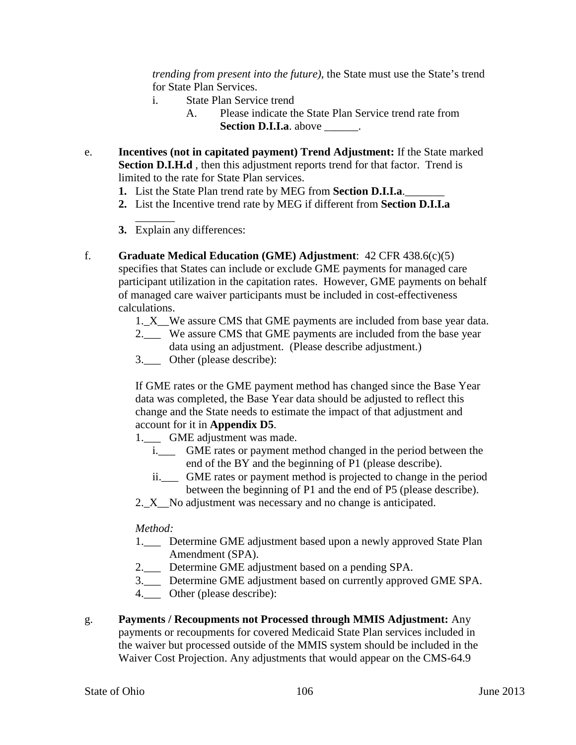*trending from present into the future)*, the State must use the State's trend for State Plan Services.

i. State Plan Service trend

A. Please indicate the State Plan Service trend rate from **Section D.I.I.a**. above ______.

e. **Incentives (not in capitated payment) Trend Adjustment:** If the State marked **Section D.I.H.d** , then this adjustment reports trend for that factor. Trend is limited to the rate for State Plan services.

1. List the State Plan trend rate by MEG from **Section D.I.I.a**._______
2. List the Incentive trend rate by MEG if different from **Section D.I.I.a** _______
3. Explain any differences:

f. **Graduate Medical Education (GME) Adjustment**: 42 CFR 438.6(c)(5) specifies that States can include or exclude GME payments for managed care participant utilization in the capitation rates. However, GME payments on behalf of managed care waiver participants must be included in cost-effectiveness calculations.

1._X__We assure CMS that GME payments are included from base year data.
2.___ We assure CMS that GME payments are included from the base year data using an adjustment. (Please describe adjustment.)
3.___ Other (please describe):

If GME rates or the GME payment method has changed since the Base Year data was completed, the Base Year data should be adjusted to reflect this change and the State needs to estimate the impact of that adjustment and account for it in **Appendix D5**.

1.___ GME adjustment was made.
  i.___ GME rates or payment method changed in the period between the end of the BY and the beginning of P1 (please describe).
  ii.___ GME rates or payment method is projected to change in the period between the beginning of P1 and the end of P5 (please describe).
2._X__No adjustment was necessary and no change is anticipated.

*Method:*

1.___ Determine GME adjustment based upon a newly approved State Plan Amendment (SPA).
2.___ Determine GME adjustment based on a pending SPA.
3.___ Determine GME adjustment based on currently approved GME SPA.
4.___ Other (please describe):

g. **Payments / Recoupments not Processed through MMIS Adjustment:** Any payments or recoupments for covered Medicaid State Plan services included in the waiver but processed outside of the MMIS system should be included in the Waiver Cost Projection. Any adjustments that would appear on the CMS-64.9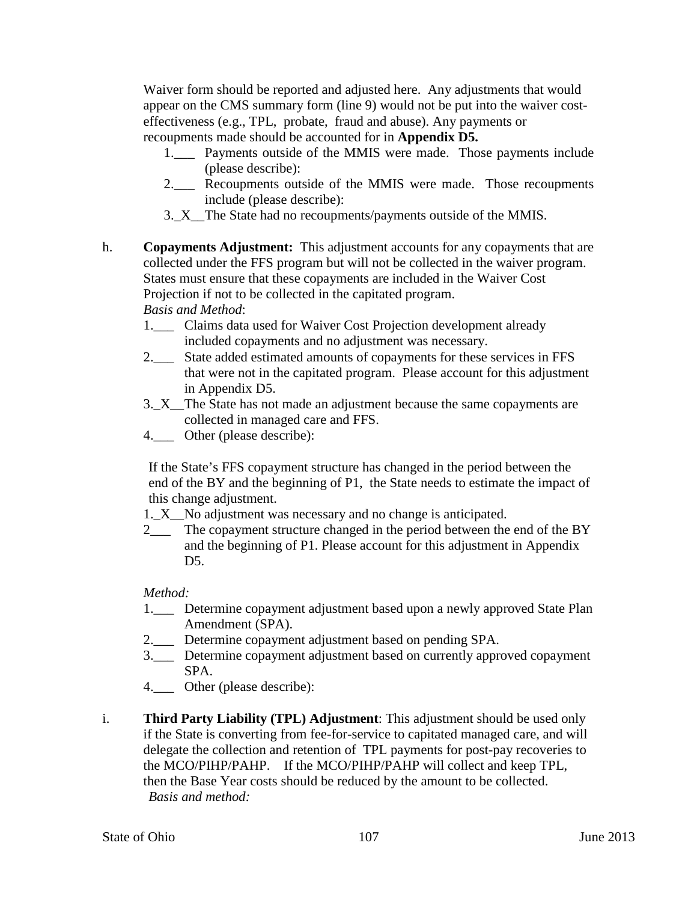Waiver form should be reported and adjusted here. Any adjustments that would appear on the CMS summary form (line 9) would not be put into the waiver cost-effectiveness (e.g., TPL, probate, fraud and abuse). Any payments or recoupments made should be accounted for in **Appendix D5.**

1.___ Payments outside of the MMIS were made. Those payments include (please describe):
2.___ Recoupments outside of the MMIS were made. Those recoupments include (please describe):
3._X__The State had no recoupments/payments outside of the MMIS.

h. **Copayments Adjustment:** This adjustment accounts for any copayments that are collected under the FFS program but will not be collected in the waiver program. States must ensure that these copayments are included in the Waiver Cost Projection if not to be collected in the capitated program.
*Basis and Method*:

1.___ Claims data used for Waiver Cost Projection development already included copayments and no adjustment was necessary.
2.___ State added estimated amounts of copayments for these services in FFS that were not in the capitated program. Please account for this adjustment in Appendix D5.
3._X__The State has not made an adjustment because the same copayments are collected in managed care and FFS.
4.___ Other (please describe):

If the State's FFS copayment structure has changed in the period between the end of the BY and the beginning of P1, the State needs to estimate the impact of this change adjustment.

1._X__No adjustment was necessary and no change is anticipated.
2___ The copayment structure changed in the period between the end of the BY and the beginning of P1. Please account for this adjustment in Appendix D5.

*Method:*

1.___ Determine copayment adjustment based upon a newly approved State Plan Amendment (SPA).
2.___ Determine copayment adjustment based on pending SPA.
3.___ Determine copayment adjustment based on currently approved copayment SPA.
4.___ Other (please describe):

i. **Third Party Liability (TPL) Adjustment**: This adjustment should be used only if the State is converting from fee-for-service to capitated managed care, and will delegate the collection and retention of TPL payments for post-pay recoveries to the MCO/PIHP/PAHP. If the MCO/PIHP/PAHP will collect and keep TPL, then the Base Year costs should be reduced by the amount to be collected.
*Basis and method:*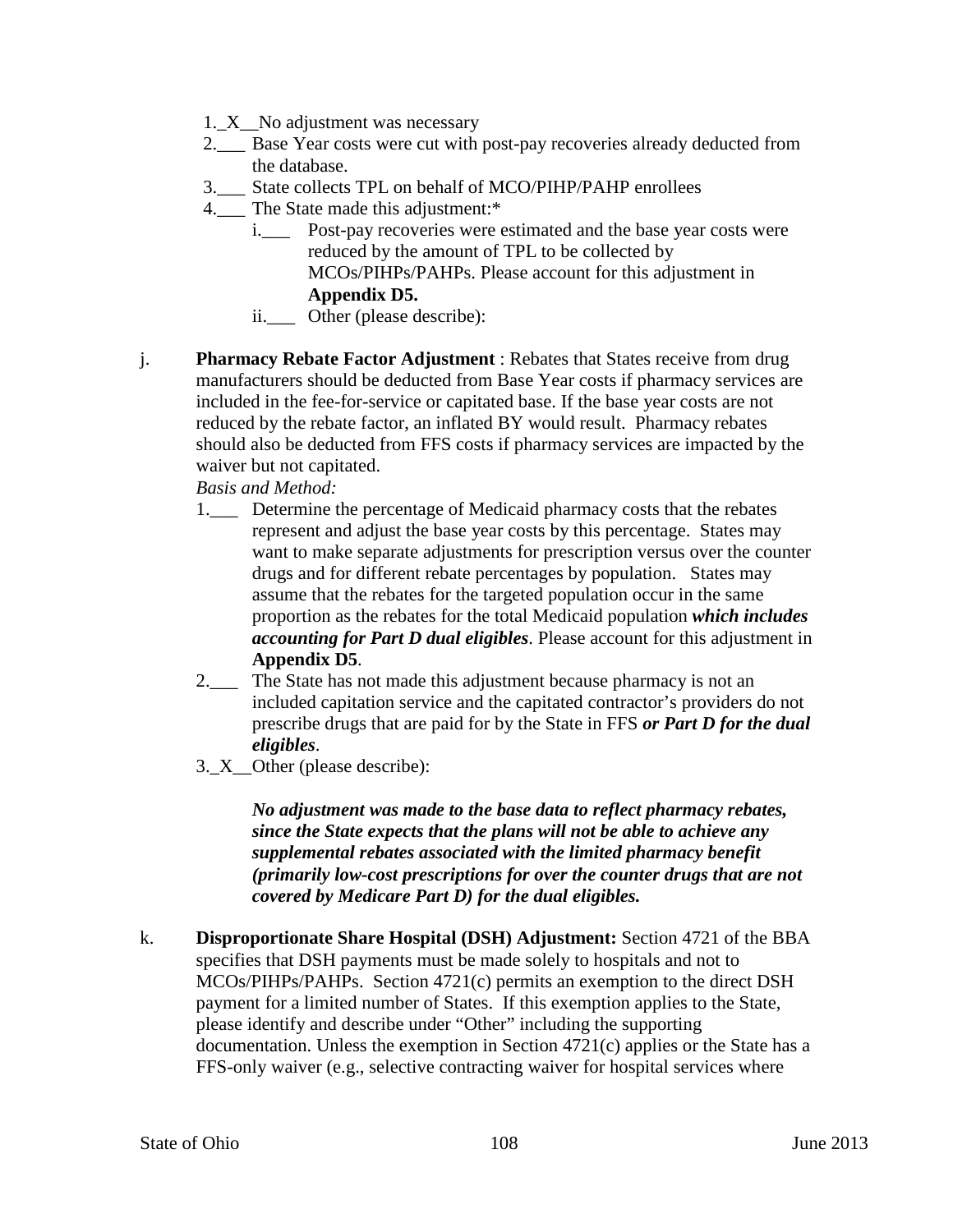1._X__No adjustment was necessary
2.___ Base Year costs were cut with post-pay recoveries already deducted from the database.
3.___ State collects TPL on behalf of MCO/PIHP/PAHP enrollees
4.___ The State made this adjustment:*
   i.___ Post-pay recoveries were estimated and the base year costs were reduced by the amount of TPL to be collected by MCOs/PIHPs/PAHPs. Please account for this adjustment in **Appendix D5.**
   ii.___ Other (please describe):

j. **Pharmacy Rebate Factor Adjustment** : Rebates that States receive from drug manufacturers should be deducted from Base Year costs if pharmacy services are included in the fee-for-service or capitated base. If the base year costs are not reduced by the rebate factor, an inflated BY would result. Pharmacy rebates should also be deducted from FFS costs if pharmacy services are impacted by the waiver but not capitated.

*Basis and Method:*

1.___ Determine the percentage of Medicaid pharmacy costs that the rebates represent and adjust the base year costs by this percentage. States may want to make separate adjustments for prescription versus over the counter drugs and for different rebate percentages by population. States may assume that the rebates for the targeted population occur in the same proportion as the rebates for the total Medicaid population ***which includes accounting for Part D dual eligibles***. Please account for this adjustment in **Appendix D5**.
2.___ The State has not made this adjustment because pharmacy is not an included capitation service and the capitated contractor's providers do not prescribe drugs that are paid for by the State in FFS ***or Part D for the dual eligibles***.
3._X__Other (please describe):

***No adjustment was made to the base data to reflect pharmacy rebates, since the State expects that the plans will not be able to achieve any supplemental rebates associated with the limited pharmacy benefit (primarily low-cost prescriptions for over the counter drugs that are not covered by Medicare Part D) for the dual eligibles.***

k. **Disproportionate Share Hospital (DSH) Adjustment:** Section 4721 of the BBA specifies that DSH payments must be made solely to hospitals and not to MCOs/PIHPs/PAHPs. Section 4721(c) permits an exemption to the direct DSH payment for a limited number of States. If this exemption applies to the State, please identify and describe under "Other" including the supporting documentation. Unless the exemption in Section 4721(c) applies or the State has a FFS-only waiver (e.g., selective contracting waiver for hospital services where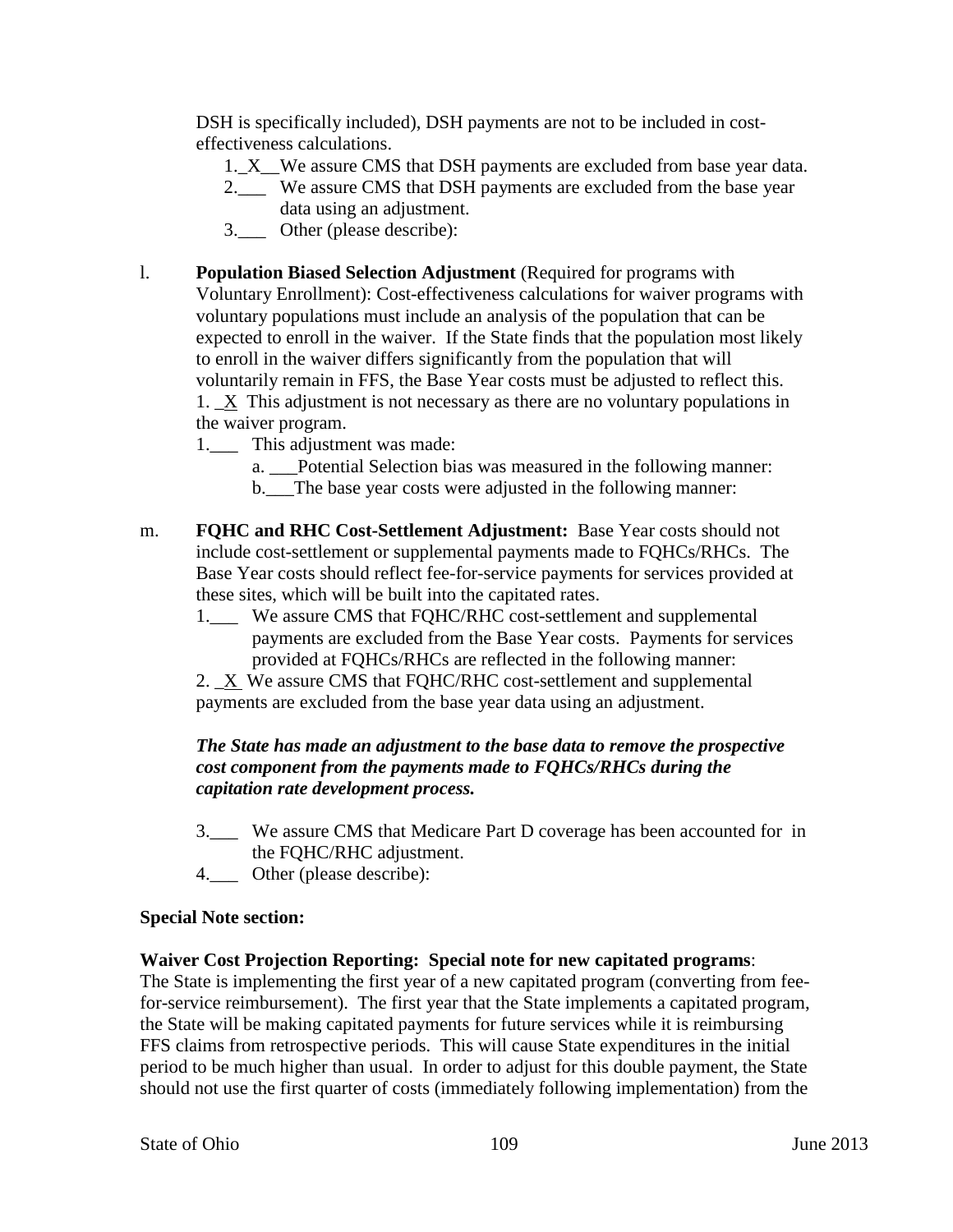DSH is specifically included), DSH payments are not to be included in cost-effectiveness calculations.

1._X__We assure CMS that DSH payments are excluded from base year data.
2.___ We assure CMS that DSH payments are excluded from the base year data using an adjustment.
3.___ Other (please describe):

l. **Population Biased Selection Adjustment** (Required for programs with Voluntary Enrollment): Cost-effectiveness calculations for waiver programs with voluntary populations must include an analysis of the population that can be expected to enroll in the waiver. If the State finds that the population most likely to enroll in the waiver differs significantly from the population that will voluntarily remain in FFS, the Base Year costs must be adjusted to reflect this.
1. _X This adjustment is not necessary as there are no voluntary populations in the waiver program.
1.___ This adjustment was made:
a. ___Potential Selection bias was measured in the following manner:
b.___The base year costs were adjusted in the following manner:

m. **FQHC and RHC Cost-Settlement Adjustment:** Base Year costs should not include cost-settlement or supplemental payments made to FQHCs/RHCs. The Base Year costs should reflect fee-for-service payments for services provided at these sites, which will be built into the capitated rates.
1.___ We assure CMS that FQHC/RHC cost-settlement and supplemental payments are excluded from the Base Year costs. Payments for services provided at FQHCs/RHCs are reflected in the following manner:
2. _X_ We assure CMS that FQHC/RHC cost-settlement and supplemental payments are excluded from the base year data using an adjustment.

***The State has made an adjustment to the base data to remove the prospective cost component from the payments made to FQHCs/RHCs during the capitation rate development process.***

3.___ We assure CMS that Medicare Part D coverage has been accounted for in the FQHC/RHC adjustment.
4.___ Other (please describe):

**Special Note section:**

**Waiver Cost Projection Reporting: Special note for new capitated programs**:
The State is implementing the first year of a new capitated program (converting from fee-for-service reimbursement). The first year that the State implements a capitated program, the State will be making capitated payments for future services while it is reimbursing FFS claims from retrospective periods. This will cause State expenditures in the initial period to be much higher than usual. In order to adjust for this double payment, the State should not use the first quarter of costs (immediately following implementation) from the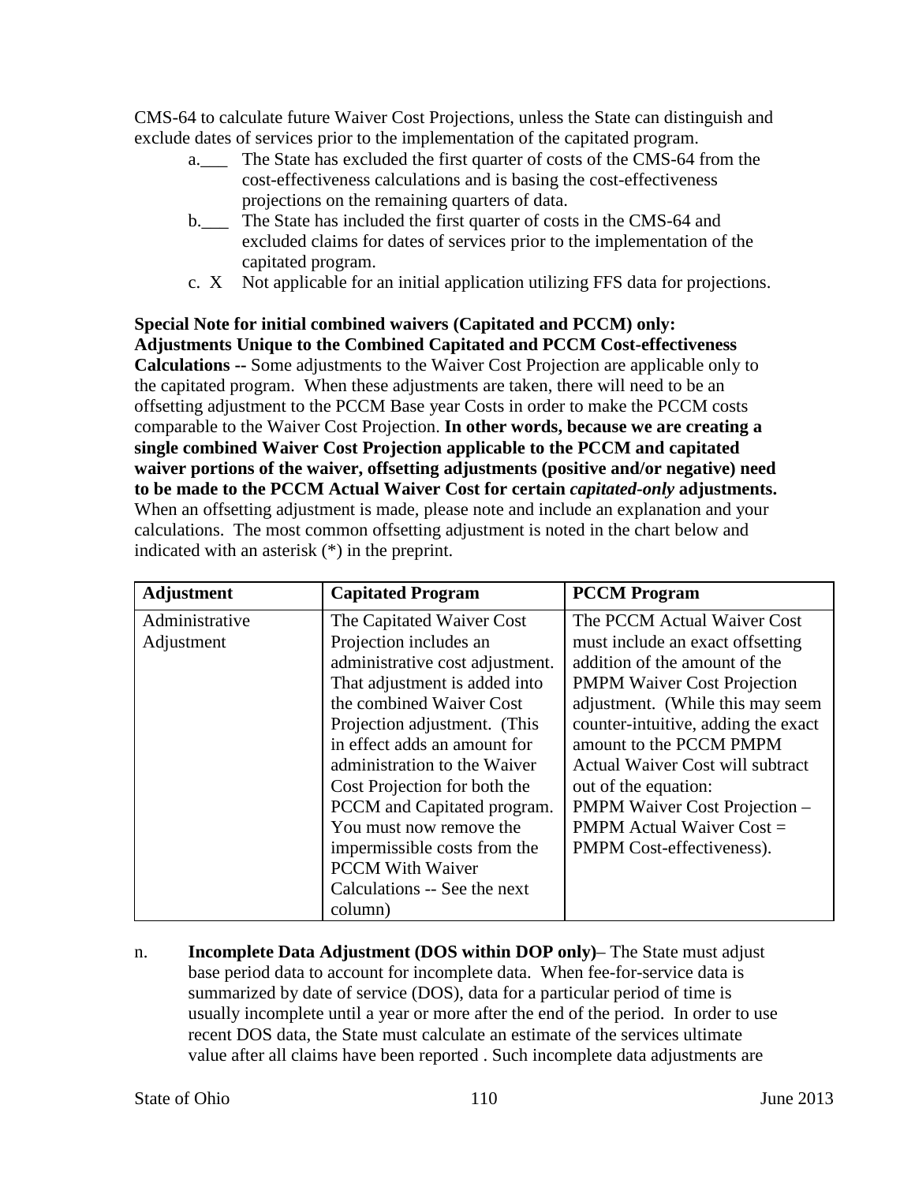CMS-64 to calculate future Waiver Cost Projections, unless the State can distinguish and exclude dates of services prior to the implementation of the capitated program.

a.___ The State has excluded the first quarter of costs of the CMS-64 from the cost-effectiveness calculations and is basing the cost-effectiveness projections on the remaining quarters of data.

b.___ The State has included the first quarter of costs in the CMS-64 and excluded claims for dates of services prior to the implementation of the capitated program.

c. X Not applicable for an initial application utilizing FFS data for projections.

**Special Note for initial combined waivers (Capitated and PCCM) only: Adjustments Unique to the Combined Capitated and PCCM Cost-effectiveness Calculations --** Some adjustments to the Waiver Cost Projection are applicable only to the capitated program. When these adjustments are taken, there will need to be an offsetting adjustment to the PCCM Base year Costs in order to make the PCCM costs comparable to the Waiver Cost Projection. **In other words, because we are creating a single combined Waiver Cost Projection applicable to the PCCM and capitated waiver portions of the waiver, offsetting adjustments (positive and/or negative) need to be made to the PCCM Actual Waiver Cost for certain *capitated-only* adjustments.** When an offsetting adjustment is made, please note and include an explanation and your calculations. The most common offsetting adjustment is noted in the chart below and indicated with an asterisk (*) in the preprint.

| Adjustment | Capitated Program | PCCM Program |
|---|---|---|
| Administrative Adjustment | The Capitated Waiver Cost Projection includes an administrative cost adjustment. That adjustment is added into the combined Waiver Cost Projection adjustment. (This in effect adds an amount for administration to the Waiver Cost Projection for both the PCCM and Capitated program. You must now remove the impermissible costs from the PCCM With Waiver Calculations -- See the next column) | The PCCM Actual Waiver Cost must include an exact offsetting addition of the amount of the PMPM Waiver Cost Projection adjustment. (While this may seem counter-intuitive, adding the exact amount to the PCCM PMPM Actual Waiver Cost will subtract out of the equation: PMPM Waiver Cost Projection – PMPM Actual Waiver Cost = PMPM Cost-effectiveness). |

n. **Incomplete Data Adjustment (DOS within DOP only)**– The State must adjust base period data to account for incomplete data. When fee-for-service data is summarized by date of service (DOS), data for a particular period of time is usually incomplete until a year or more after the end of the period. In order to use recent DOS data, the State must calculate an estimate of the services ultimate value after all claims have been reported . Such incomplete data adjustments are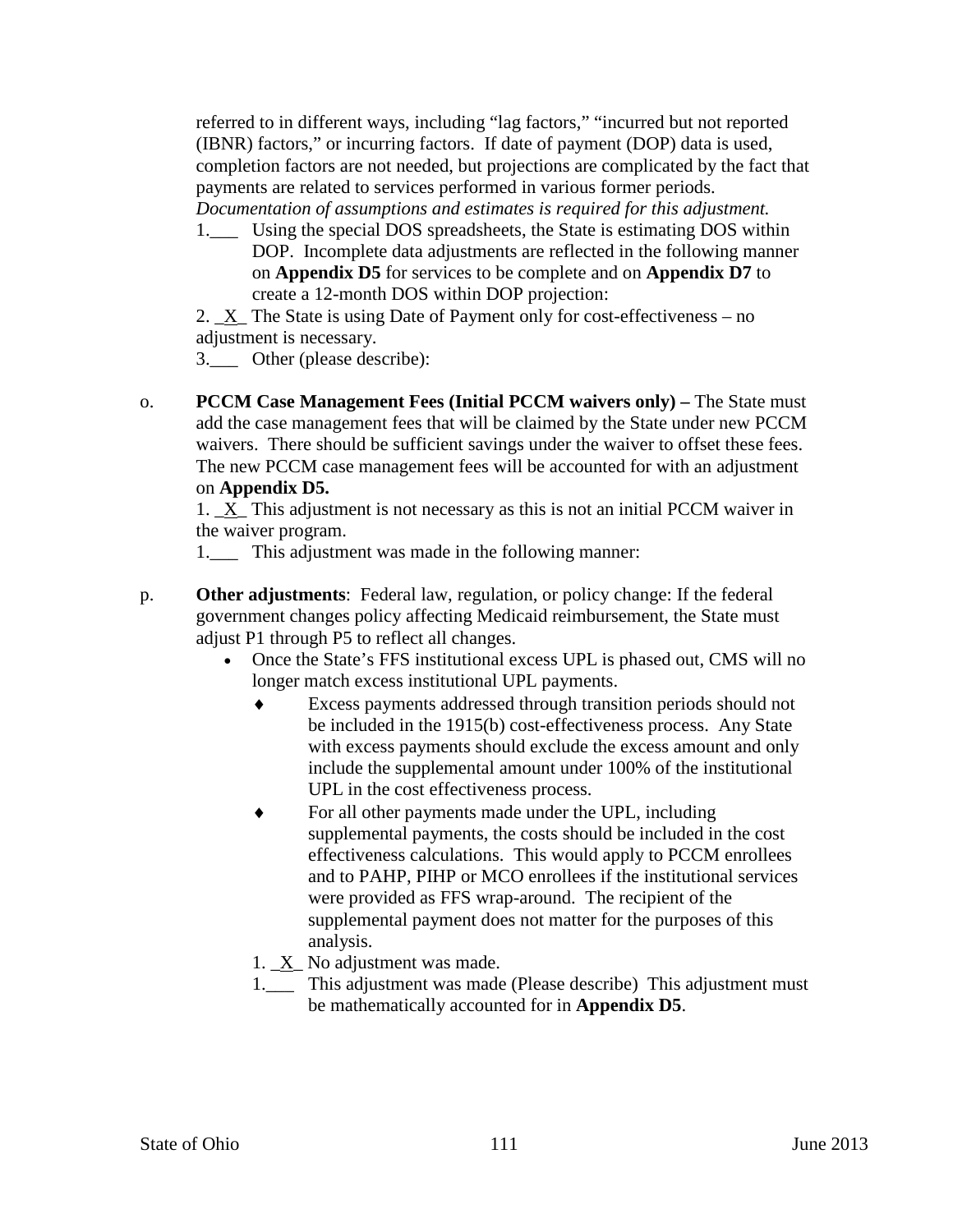referred to in different ways, including "lag factors," "incurred but not reported (IBNR) factors," or incurring factors. If date of payment (DOP) data is used, completion factors are not needed, but projections are complicated by the fact that payments are related to services performed in various former periods. *Documentation of assumptions and estimates is required for this adjustment.*

1.___ Using the special DOS spreadsheets, the State is estimating DOS within DOP. Incomplete data adjustments are reflected in the following manner on **Appendix D5** for services to be complete and on **Appendix D7** to create a 12-month DOS within DOP projection:

2. _X_ The State is using Date of Payment only for cost-effectiveness – no adjustment is necessary.

3.___ Other (please describe):

o. **PCCM Case Management Fees (Initial PCCM waivers only) –** The State must add the case management fees that will be claimed by the State under new PCCM waivers. There should be sufficient savings under the waiver to offset these fees. The new PCCM case management fees will be accounted for with an adjustment on **Appendix D5.**

1. _X_ This adjustment is not necessary as this is not an initial PCCM waiver in the waiver program.

1.___ This adjustment was made in the following manner:

p. **Other adjustments**: Federal law, regulation, or policy change: If the federal government changes policy affecting Medicaid reimbursement, the State must adjust P1 through P5 to reflect all changes.

- Once the State's FFS institutional excess UPL is phased out, CMS will no longer match excess institutional UPL payments.
  - ♦ Excess payments addressed through transition periods should not be included in the 1915(b) cost-effectiveness process. Any State with excess payments should exclude the excess amount and only include the supplemental amount under 100% of the institutional UPL in the cost effectiveness process.
  - ♦ For all other payments made under the UPL, including supplemental payments, the costs should be included in the cost effectiveness calculations. This would apply to PCCM enrollees and to PAHP, PIHP or MCO enrollees if the institutional services were provided as FFS wrap-around. The recipient of the supplemental payment does not matter for the purposes of this analysis.

1. _X_ No adjustment was made.

1.___ This adjustment was made (Please describe) This adjustment must be mathematically accounted for in **Appendix D5**.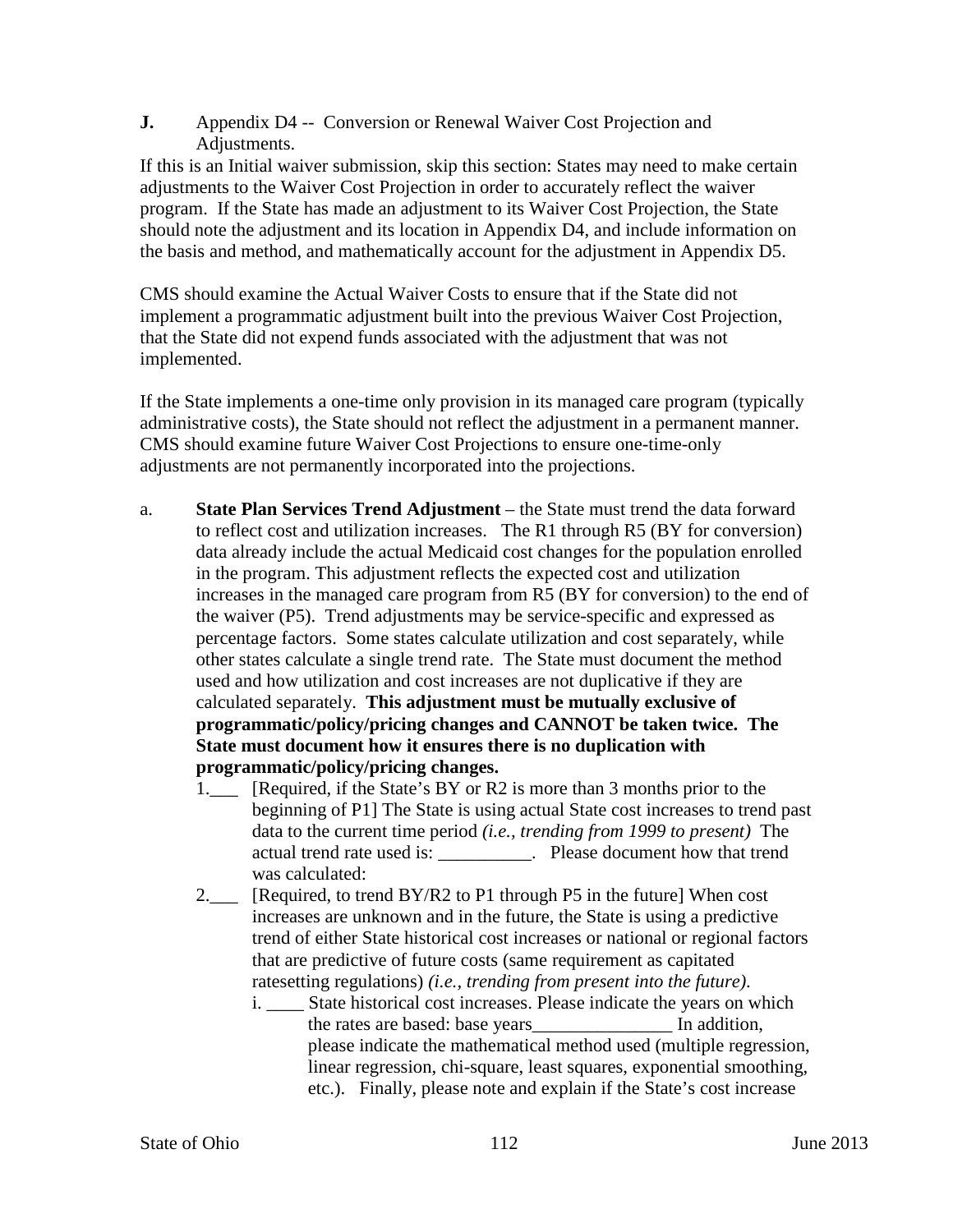**J.** Appendix D4 -- Conversion or Renewal Waiver Cost Projection and Adjustments.

If this is an Initial waiver submission, skip this section: States may need to make certain adjustments to the Waiver Cost Projection in order to accurately reflect the waiver program. If the State has made an adjustment to its Waiver Cost Projection, the State should note the adjustment and its location in Appendix D4, and include information on the basis and method, and mathematically account for the adjustment in Appendix D5.

CMS should examine the Actual Waiver Costs to ensure that if the State did not implement a programmatic adjustment built into the previous Waiver Cost Projection, that the State did not expend funds associated with the adjustment that was not implemented.

If the State implements a one-time only provision in its managed care program (typically administrative costs), the State should not reflect the adjustment in a permanent manner. CMS should examine future Waiver Cost Projections to ensure one-time-only adjustments are not permanently incorporated into the projections.

a. **State Plan Services Trend Adjustment** – the State must trend the data forward to reflect cost and utilization increases. The R1 through R5 (BY for conversion) data already include the actual Medicaid cost changes for the population enrolled in the program. This adjustment reflects the expected cost and utilization increases in the managed care program from R5 (BY for conversion) to the end of the waiver (P5). Trend adjustments may be service-specific and expressed as percentage factors. Some states calculate utilization and cost separately, while other states calculate a single trend rate. The State must document the method used and how utilization and cost increases are not duplicative if they are calculated separately. **This adjustment must be mutually exclusive of programmatic/policy/pricing changes and CANNOT be taken twice. The State must document how it ensures there is no duplication with programmatic/policy/pricing changes.**

   1.___ [Required, if the State's BY or R2 is more than 3 months prior to the beginning of P1] The State is using actual State cost increases to trend past data to the current time period *(i.e., trending from 1999 to present)* The actual trend rate used is: __________. Please document how that trend was calculated:

   2.___ [Required, to trend BY/R2 to P1 through P5 in the future] When cost increases are unknown and in the future, the State is using a predictive trend of either State historical cost increases or national or regional factors that are predictive of future costs (same requirement as capitated ratesetting regulations) *(i.e., trending from present into the future).*

      i. ____ State historical cost increases. Please indicate the years on which the rates are based: base years_______________ In addition, please indicate the mathematical method used (multiple regression, linear regression, chi-square, least squares, exponential smoothing, etc.). Finally, please note and explain if the State's cost increase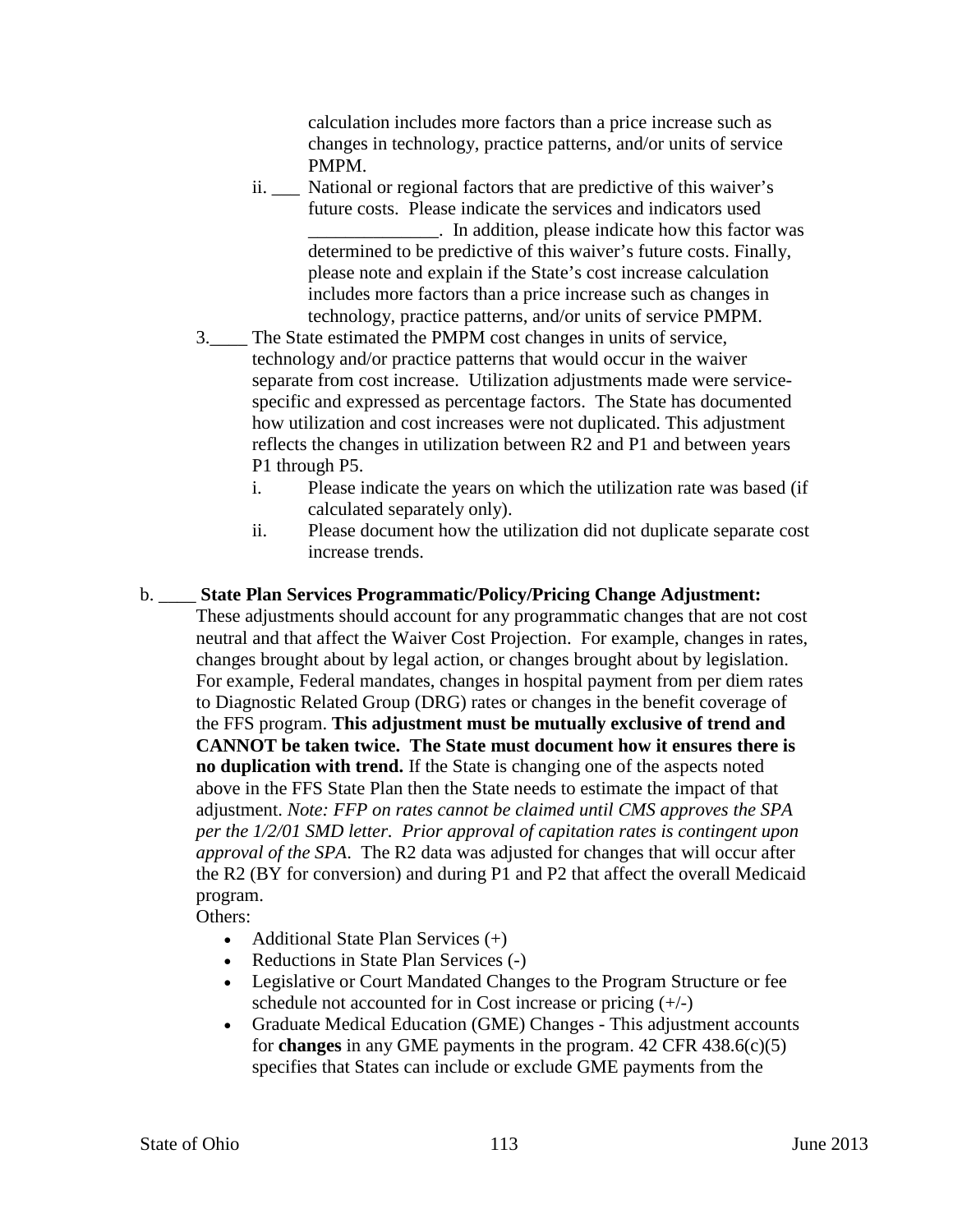calculation includes more factors than a price increase such as changes in technology, practice patterns, and/or units of service PMPM.

ii. ___ National or regional factors that are predictive of this waiver's future costs. Please indicate the services and indicators used ______________. In addition, please indicate how this factor was determined to be predictive of this waiver's future costs. Finally, please note and explain if the State's cost increase calculation includes more factors than a price increase such as changes in technology, practice patterns, and/or units of service PMPM.

3.____ The State estimated the PMPM cost changes in units of service, technology and/or practice patterns that would occur in the waiver separate from cost increase. Utilization adjustments made were service-specific and expressed as percentage factors. The State has documented how utilization and cost increases were not duplicated. This adjustment reflects the changes in utilization between R2 and P1 and between years P1 through P5.

i. Please indicate the years on which the utilization rate was based (if calculated separately only).

ii. Please document how the utilization did not duplicate separate cost increase trends.

b. ____ **State Plan Services Programmatic/Policy/Pricing Change Adjustment:** These adjustments should account for any programmatic changes that are not cost neutral and that affect the Waiver Cost Projection. For example, changes in rates, changes brought about by legal action, or changes brought about by legislation. For example, Federal mandates, changes in hospital payment from per diem rates to Diagnostic Related Group (DRG) rates or changes in the benefit coverage of the FFS program. **This adjustment must be mutually exclusive of trend and CANNOT be taken twice. The State must document how it ensures there is no duplication with trend.** If the State is changing one of the aspects noted above in the FFS State Plan then the State needs to estimate the impact of that adjustment. *Note: FFP on rates cannot be claimed until CMS approves the SPA per the 1/2/01 SMD letter. Prior approval of capitation rates is contingent upon approval of the SPA.* The R2 data was adjusted for changes that will occur after the R2 (BY for conversion) and during P1 and P2 that affect the overall Medicaid program.

Others:

- Additional State Plan Services (+)
- Reductions in State Plan Services (-)
- Legislative or Court Mandated Changes to the Program Structure or fee schedule not accounted for in Cost increase or pricing (+/-)
- Graduate Medical Education (GME) Changes - This adjustment accounts for **changes** in any GME payments in the program. 42 CFR 438.6(c)(5) specifies that States can include or exclude GME payments from the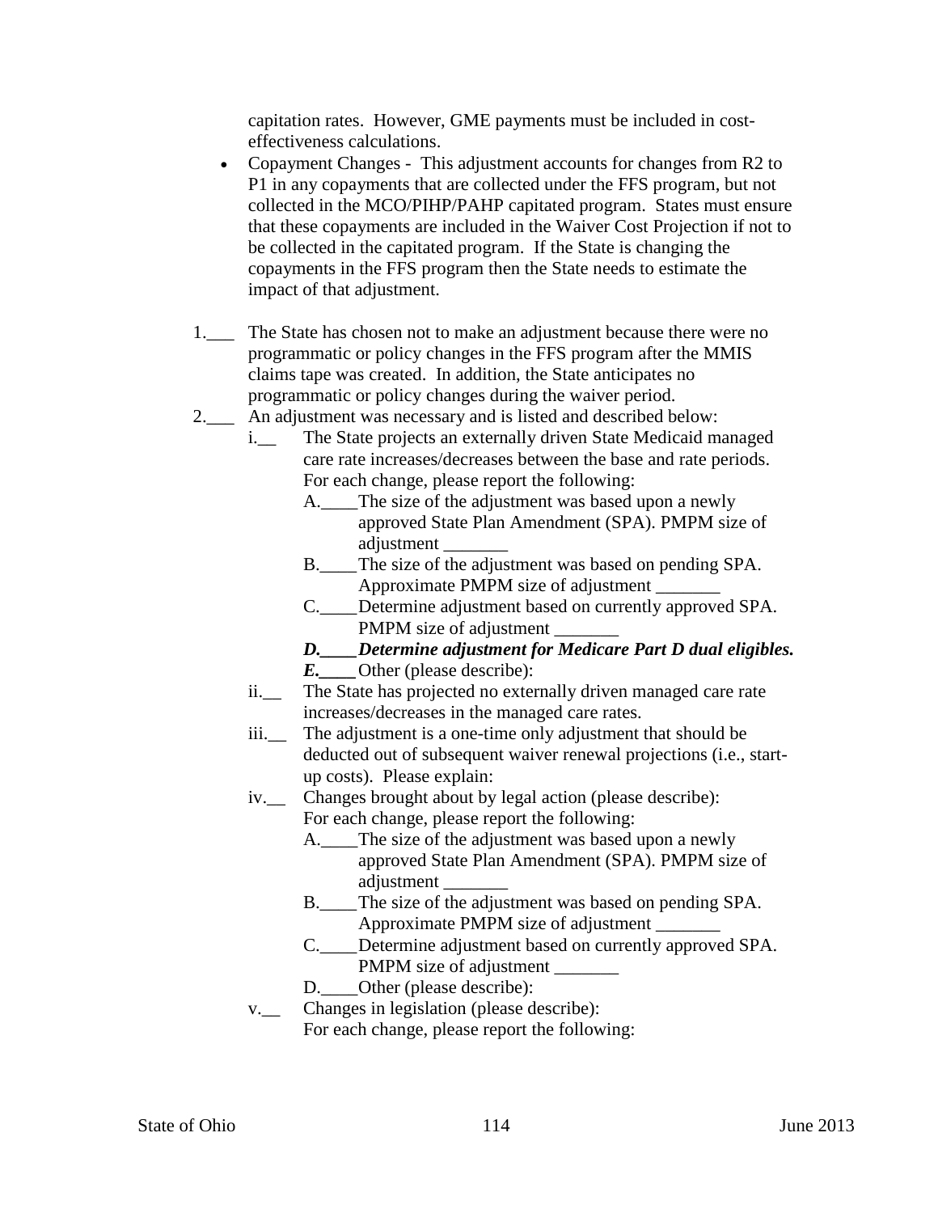capitation rates. However, GME payments must be included in cost-effectiveness calculations.

- Copayment Changes - This adjustment accounts for changes from R2 to P1 in any copayments that are collected under the FFS program, but not collected in the MCO/PIHP/PAHP capitated program. States must ensure that these copayments are included in the Waiver Cost Projection if not to be collected in the capitated program. If the State is changing the copayments in the FFS program then the State needs to estimate the impact of that adjustment.

1.___ The State has chosen not to make an adjustment because there were no programmatic or policy changes in the FFS program after the MMIS claims tape was created. In addition, the State anticipates no programmatic or policy changes during the waiver period.

2.___ An adjustment was necessary and is listed and described below:

   i.__ The State projects an externally driven State Medicaid managed care rate increases/decreases between the base and rate periods. For each change, please report the following:

      A.____The size of the adjustment was based upon a newly approved State Plan Amendment (SPA). PMPM size of adjustment _______

      B.____The size of the adjustment was based on pending SPA. Approximate PMPM size of adjustment _______

      C.____Determine adjustment based on currently approved SPA. PMPM size of adjustment _______

      ***D.____Determine adjustment for Medicare Part D dual eligibles.***

      ***E.____*** Other (please describe):

   ii.__ The State has projected no externally driven managed care rate increases/decreases in the managed care rates.

   iii.__ The adjustment is a one-time only adjustment that should be deducted out of subsequent waiver renewal projections (i.e., start-up costs). Please explain:

   iv.__ Changes brought about by legal action (please describe): For each change, please report the following:

      A.____The size of the adjustment was based upon a newly approved State Plan Amendment (SPA). PMPM size of adjustment _______

      B.____The size of the adjustment was based on pending SPA. Approximate PMPM size of adjustment _______

      C.____Determine adjustment based on currently approved SPA. PMPM size of adjustment _______

      D.____Other (please describe):

   v.__ Changes in legislation (please describe): For each change, please report the following: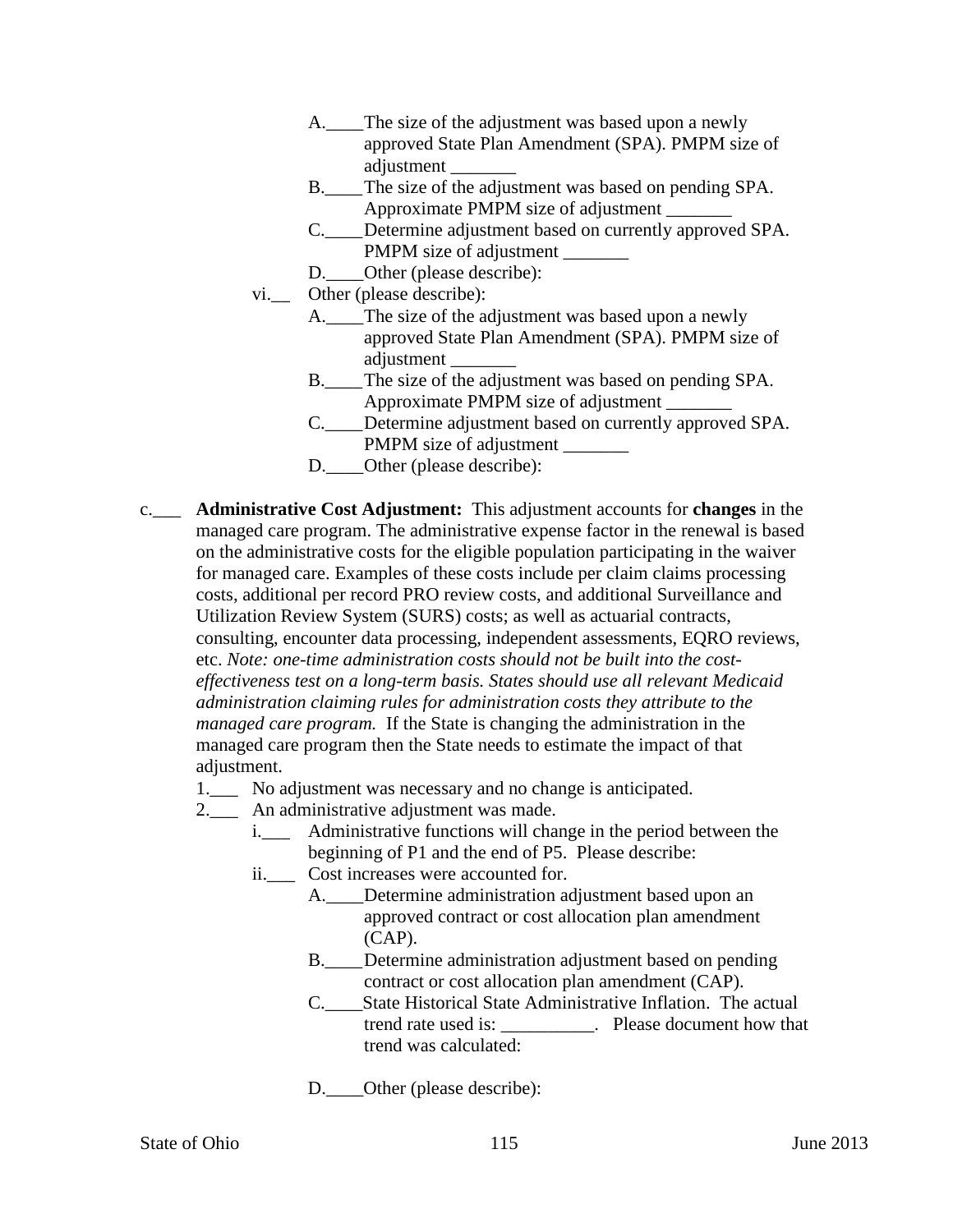- A.____The size of the adjustment was based upon a newly approved State Plan Amendment (SPA). PMPM size of adjustment _______
- B.____The size of the adjustment was based on pending SPA. Approximate PMPM size of adjustment _______
- C.____Determine adjustment based on currently approved SPA. PMPM size of adjustment _______
- D.____Other (please describe):

vi.__ Other (please describe):

- A.____The size of the adjustment was based upon a newly approved State Plan Amendment (SPA). PMPM size of adjustment _______
- B.____The size of the adjustment was based on pending SPA. Approximate PMPM size of adjustment _______
- C.____Determine adjustment based on currently approved SPA. PMPM size of adjustment _______
- D.____Other (please describe):

c.___ **Administrative Cost Adjustment:** This adjustment accounts for **changes** in the managed care program. The administrative expense factor in the renewal is based on the administrative costs for the eligible population participating in the waiver for managed care. Examples of these costs include per claim claims processing costs, additional per record PRO review costs, and additional Surveillance and Utilization Review System (SURS) costs; as well as actuarial contracts, consulting, encounter data processing, independent assessments, EQRO reviews, etc. *Note: one-time administration costs should not be built into the cost-effectiveness test on a long-term basis. States should use all relevant Medicaid administration claiming rules for administration costs they attribute to the managed care program.* If the State is changing the administration in the managed care program then the State needs to estimate the impact of that adjustment.

1.___ No adjustment was necessary and no change is anticipated.

2.___ An administrative adjustment was made.

i.___ Administrative functions will change in the period between the beginning of P1 and the end of P5. Please describe:

ii.___ Cost increases were accounted for.

- A.____Determine administration adjustment based upon an approved contract or cost allocation plan amendment (CAP).
- B.____Determine administration adjustment based on pending contract or cost allocation plan amendment (CAP).
- C.____State Historical State Administrative Inflation. The actual trend rate used is: __________. Please document how that trend was calculated:
- D.____Other (please describe):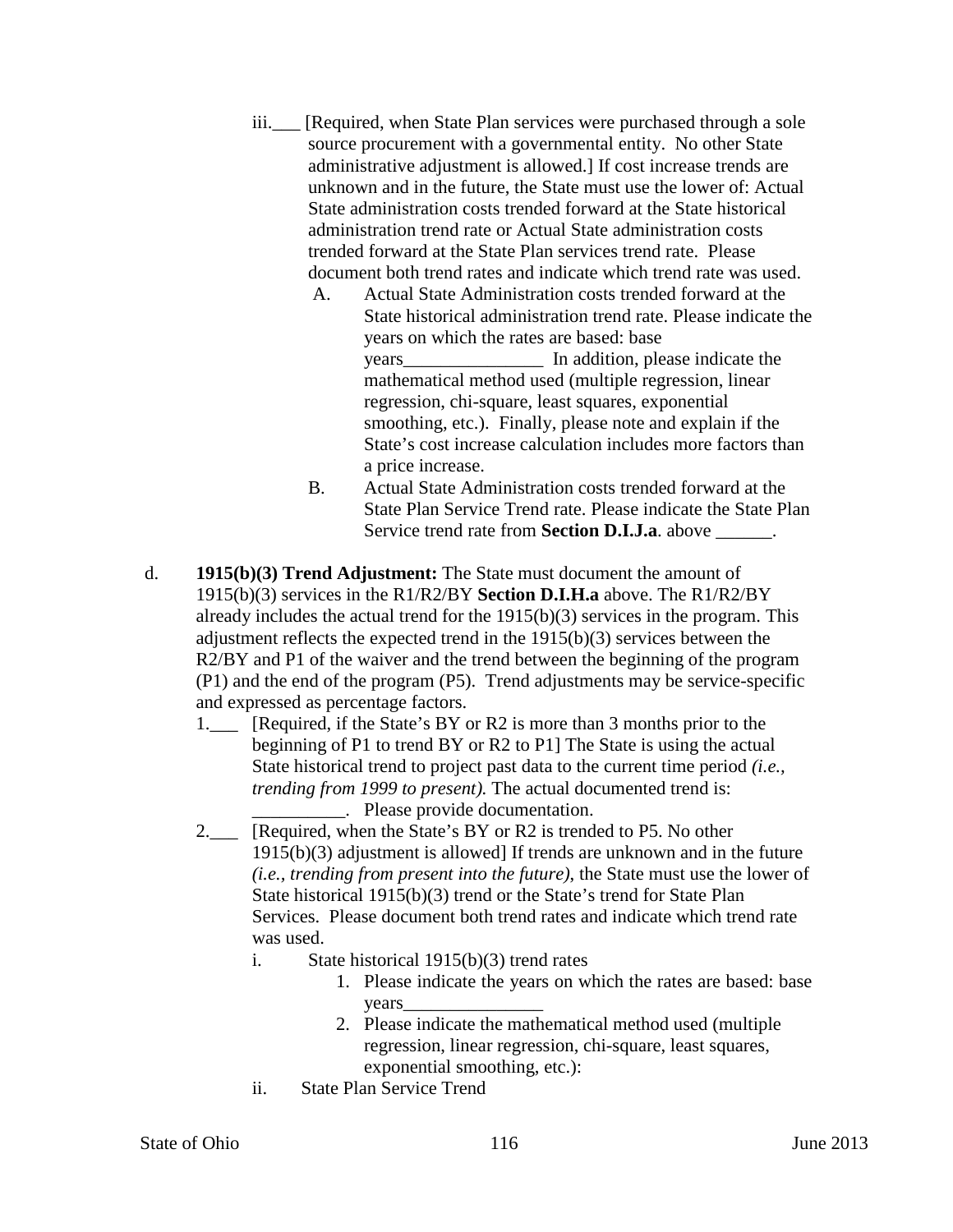iii.___ [Required, when State Plan services were purchased through a sole source procurement with a governmental entity. No other State administrative adjustment is allowed.] If cost increase trends are unknown and in the future, the State must use the lower of: Actual State administration costs trended forward at the State historical administration trend rate or Actual State administration costs trended forward at the State Plan services trend rate. Please document both trend rates and indicate which trend rate was used.

A. Actual State Administration costs trended forward at the State historical administration trend rate. Please indicate the years on which the rates are based: base years_______________ In addition, please indicate the mathematical method used (multiple regression, linear regression, chi-square, least squares, exponential smoothing, etc.). Finally, please note and explain if the State's cost increase calculation includes more factors than a price increase.

B. Actual State Administration costs trended forward at the State Plan Service Trend rate. Please indicate the State Plan Service trend rate from **Section D.I.J.a**. above ______.

d. **1915(b)(3) Trend Adjustment:** The State must document the amount of 1915(b)(3) services in the R1/R2/BY **Section D.I.H.a** above. The R1/R2/BY already includes the actual trend for the 1915(b)(3) services in the program. This adjustment reflects the expected trend in the 1915(b)(3) services between the R2/BY and P1 of the waiver and the trend between the beginning of the program (P1) and the end of the program (P5). Trend adjustments may be service-specific and expressed as percentage factors.

1.___ [Required, if the State's BY or R2 is more than 3 months prior to the beginning of P1 to trend BY or R2 to P1] The State is using the actual State historical trend to project past data to the current time period *(i.e., trending from 1999 to present).* The actual documented trend is: __________. Please provide documentation.

2.___ [Required, when the State's BY or R2 is trended to P5. No other 1915(b)(3) adjustment is allowed] If trends are unknown and in the future *(i.e., trending from present into the future)*, the State must use the lower of State historical 1915(b)(3) trend or the State's trend for State Plan Services. Please document both trend rates and indicate which trend rate was used.

i. State historical 1915(b)(3) trend rates
   1. Please indicate the years on which the rates are based: base years_______________
   2. Please indicate the mathematical method used (multiple regression, linear regression, chi-square, least squares, exponential smoothing, etc.):

ii. State Plan Service Trend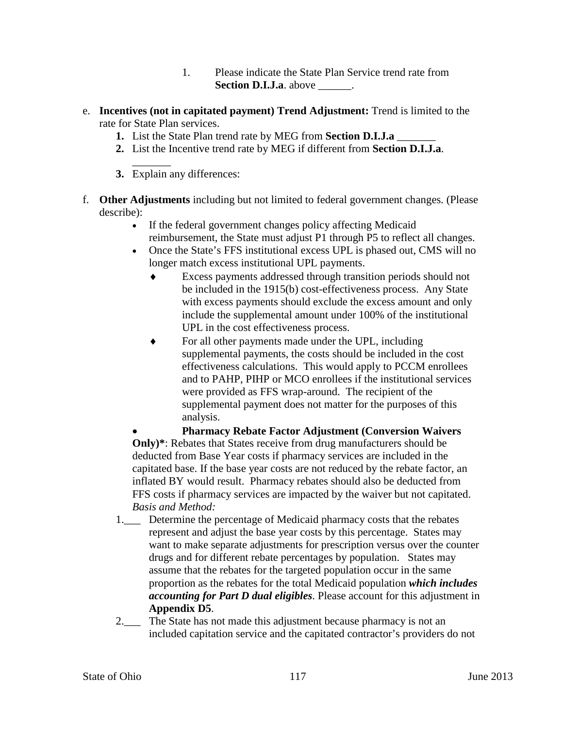1. Please indicate the State Plan Service trend rate from **Section D.I.J.a**. above ______.

e. **Incentives (not in capitated payment) Trend Adjustment:** Trend is limited to the rate for State Plan services.
   1. List the State Plan trend rate by MEG from **Section D.I.J.a** _______
   2. List the Incentive trend rate by MEG if different from **Section D.I.J.a**. _______
   3. Explain any differences:

f. **Other Adjustments** including but not limited to federal government changes. (Please describe):
   - If the federal government changes policy affecting Medicaid reimbursement, the State must adjust P1 through P5 to reflect all changes.
   - Once the State's FFS institutional excess UPL is phased out, CMS will no longer match excess institutional UPL payments.
     - ♦ Excess payments addressed through transition periods should not be included in the 1915(b) cost-effectiveness process. Any State with excess payments should exclude the excess amount and only include the supplemental amount under 100% of the institutional UPL in the cost effectiveness process.
     - ♦ For all other payments made under the UPL, including supplemental payments, the costs should be included in the cost effectiveness calculations. This would apply to PCCM enrollees and to PAHP, PIHP or MCO enrollees if the institutional services were provided as FFS wrap-around. The recipient of the supplemental payment does not matter for the purposes of this analysis.
   - **Pharmacy Rebate Factor Adjustment (Conversion Waivers Only)***: Rebates that States receive from drug manufacturers should be deducted from Base Year costs if pharmacy services are included in the capitated base. If the base year costs are not reduced by the rebate factor, an inflated BY would result. Pharmacy rebates should also be deducted from FFS costs if pharmacy services are impacted by the waiver but not capitated.
     *Basis and Method:*

   1.___ Determine the percentage of Medicaid pharmacy costs that the rebates represent and adjust the base year costs by this percentage. States may want to make separate adjustments for prescription versus over the counter drugs and for different rebate percentages by population. States may assume that the rebates for the targeted population occur in the same proportion as the rebates for the total Medicaid population ***which includes accounting for Part D dual eligibles***. Please account for this adjustment in **Appendix D5**.

   2.___ The State has not made this adjustment because pharmacy is not an included capitation service and the capitated contractor's providers do not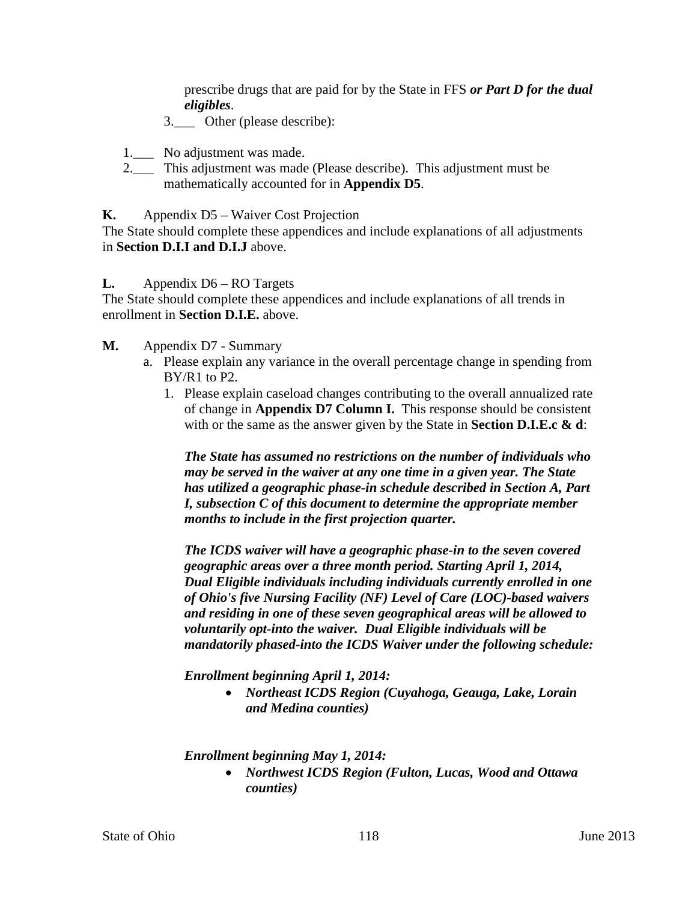prescribe drugs that are paid for by the State in FFS ***or Part D for the dual eligibles***.

3.___ Other (please describe):

1.___ No adjustment was made.

2.___ This adjustment was made (Please describe). This adjustment must be mathematically accounted for in **Appendix D5**.

**K.** Appendix D5 – Waiver Cost Projection

The State should complete these appendices and include explanations of all adjustments in **Section D.I.I and D.I.J** above.

**L.** Appendix D6 – RO Targets

The State should complete these appendices and include explanations of all trends in enrollment in **Section D.I.E.** above.

**M.** Appendix D7 - Summary

a. Please explain any variance in the overall percentage change in spending from BY/R1 to P2.

1. Please explain caseload changes contributing to the overall annualized rate of change in **Appendix D7 Column I.** This response should be consistent with or the same as the answer given by the State in **Section D.I.E.c & d**:

***The State has assumed no restrictions on the number of individuals who may be served in the waiver at any one time in a given year. The State has utilized a geographic phase-in schedule described in Section A, Part I, subsection C of this document to determine the appropriate member months to include in the first projection quarter.***

***The ICDS waiver will have a geographic phase-in to the seven covered geographic areas over a three month period. Starting April 1, 2014, Dual Eligible individuals including individuals currently enrolled in one of Ohio's five Nursing Facility (NF) Level of Care (LOC)-based waivers and residing in one of these seven geographical areas will be allowed to voluntarily opt-into the waiver. Dual Eligible individuals will be mandatorily phased-into the ICDS Waiver under the following schedule:***

***Enrollment beginning April 1, 2014:***

- ***Northeast ICDS Region (Cuyahoga, Geauga, Lake, Lorain and Medina counties)***

***Enrollment beginning May 1, 2014:***

- ***Northwest ICDS Region (Fulton, Lucas, Wood and Ottawa counties)***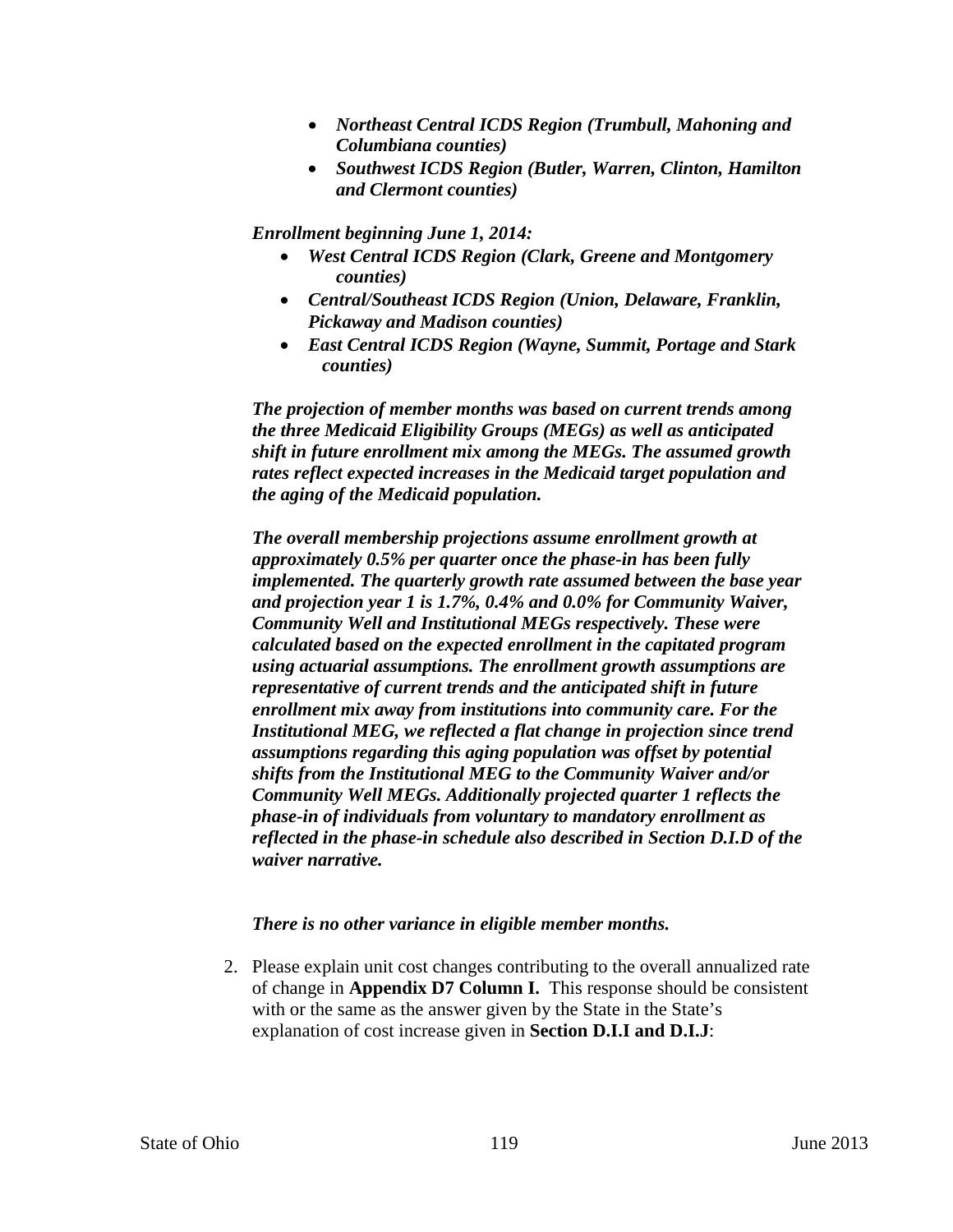- ***Northeast Central ICDS Region (Trumbull, Mahoning and Columbiana counties)***
- ***Southwest ICDS Region (Butler, Warren, Clinton, Hamilton and Clermont counties)***

***Enrollment beginning June 1, 2014:***

- ***West Central ICDS Region (Clark, Greene and Montgomery counties)***
- ***Central/Southeast ICDS Region (Union, Delaware, Franklin, Pickaway and Madison counties)***
- ***East Central ICDS Region (Wayne, Summit, Portage and Stark counties)***

***The projection of member months was based on current trends among the three Medicaid Eligibility Groups (MEGs) as well as anticipated shift in future enrollment mix among the MEGs. The assumed growth rates reflect expected increases in the Medicaid target population and the aging of the Medicaid population.***

***The overall membership projections assume enrollment growth at approximately 0.5% per quarter once the phase-in has been fully implemented. The quarterly growth rate assumed between the base year and projection year 1 is 1.7%, 0.4% and 0.0% for Community Waiver, Community Well and Institutional MEGs respectively. These were calculated based on the expected enrollment in the capitated program using actuarial assumptions. The enrollment growth assumptions are representative of current trends and the anticipated shift in future enrollment mix away from institutions into community care. For the Institutional MEG, we reflected a flat change in projection since trend assumptions regarding this aging population was offset by potential shifts from the Institutional MEG to the Community Waiver and/or Community Well MEGs. Additionally projected quarter 1 reflects the phase-in of individuals from voluntary to mandatory enrollment as reflected in the phase-in schedule also described in Section D.I.D of the waiver narrative.***

***There is no other variance in eligible member months.***

2. Please explain unit cost changes contributing to the overall annualized rate of change in **Appendix D7 Column I.** This response should be consistent with or the same as the answer given by the State in the State's explanation of cost increase given in **Section D.I.I and D.I.J**: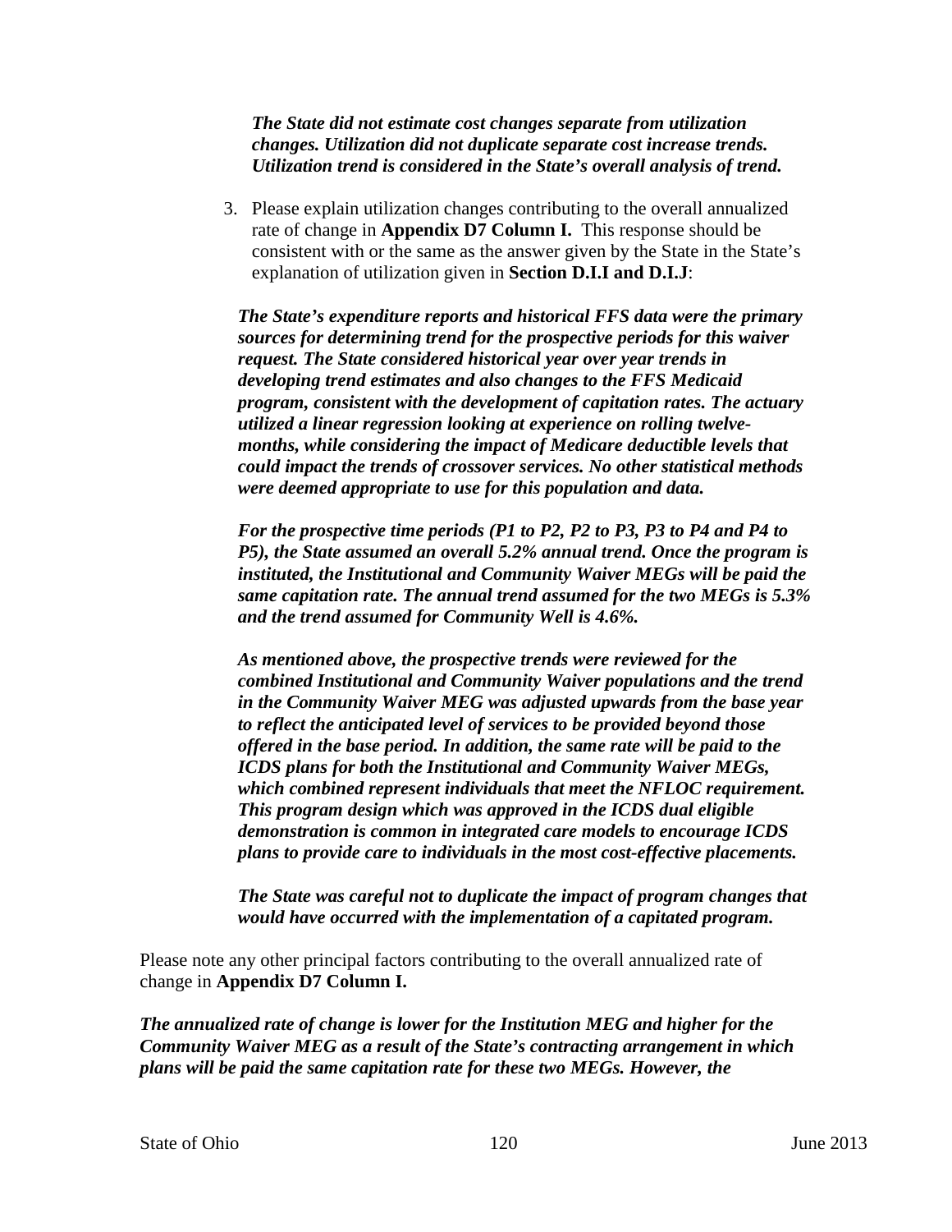***The State did not estimate cost changes separate from utilization changes. Utilization did not duplicate separate cost increase trends. Utilization trend is considered in the State's overall analysis of trend.***

3. Please explain utilization changes contributing to the overall annualized rate of change in **Appendix D7 Column I.** This response should be consistent with or the same as the answer given by the State in the State's explanation of utilization given in **Section D.I.I and D.I.J**:

***The State's expenditure reports and historical FFS data were the primary sources for determining trend for the prospective periods for this waiver request. The State considered historical year over year trends in developing trend estimates and also changes to the FFS Medicaid program, consistent with the development of capitation rates. The actuary utilized a linear regression looking at experience on rolling twelve-months, while considering the impact of Medicare deductible levels that could impact the trends of crossover services. No other statistical methods were deemed appropriate to use for this population and data.***

***For the prospective time periods (P1 to P2, P2 to P3, P3 to P4 and P4 to P5), the State assumed an overall 5.2% annual trend. Once the program is instituted, the Institutional and Community Waiver MEGs will be paid the same capitation rate. The annual trend assumed for the two MEGs is 5.3% and the trend assumed for Community Well is 4.6%.***

***As mentioned above, the prospective trends were reviewed for the combined Institutional and Community Waiver populations and the trend in the Community Waiver MEG was adjusted upwards from the base year to reflect the anticipated level of services to be provided beyond those offered in the base period. In addition, the same rate will be paid to the ICDS plans for both the Institutional and Community Waiver MEGs, which combined represent individuals that meet the NFLOC requirement. This program design which was approved in the ICDS dual eligible demonstration is common in integrated care models to encourage ICDS plans to provide care to individuals in the most cost-effective placements.***

***The State was careful not to duplicate the impact of program changes that would have occurred with the implementation of a capitated program.***

Please note any other principal factors contributing to the overall annualized rate of change in **Appendix D7 Column I.**

***The annualized rate of change is lower for the Institution MEG and higher for the Community Waiver MEG as a result of the State's contracting arrangement in which plans will be paid the same capitation rate for these two MEGs. However, the***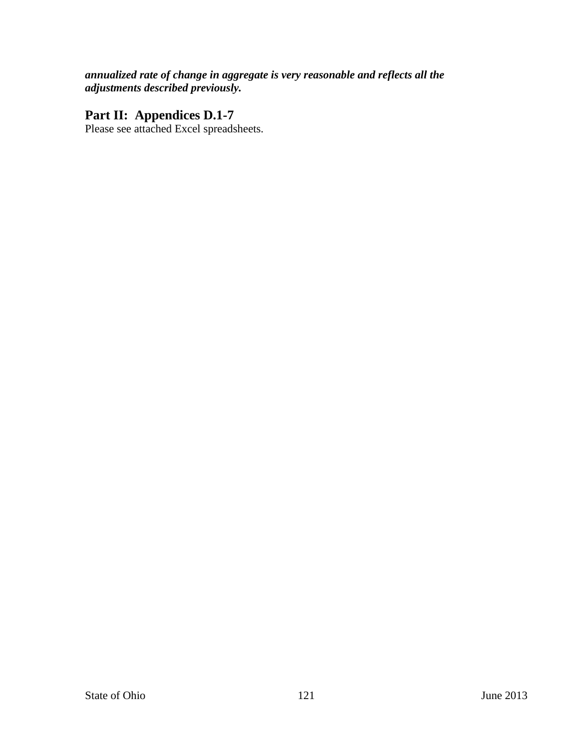***annualized rate of change in aggregate is very reasonable and reflects all the adjustments described previously.***

## Part II: Appendices D.1-7

Please see attached Excel spreadsheets.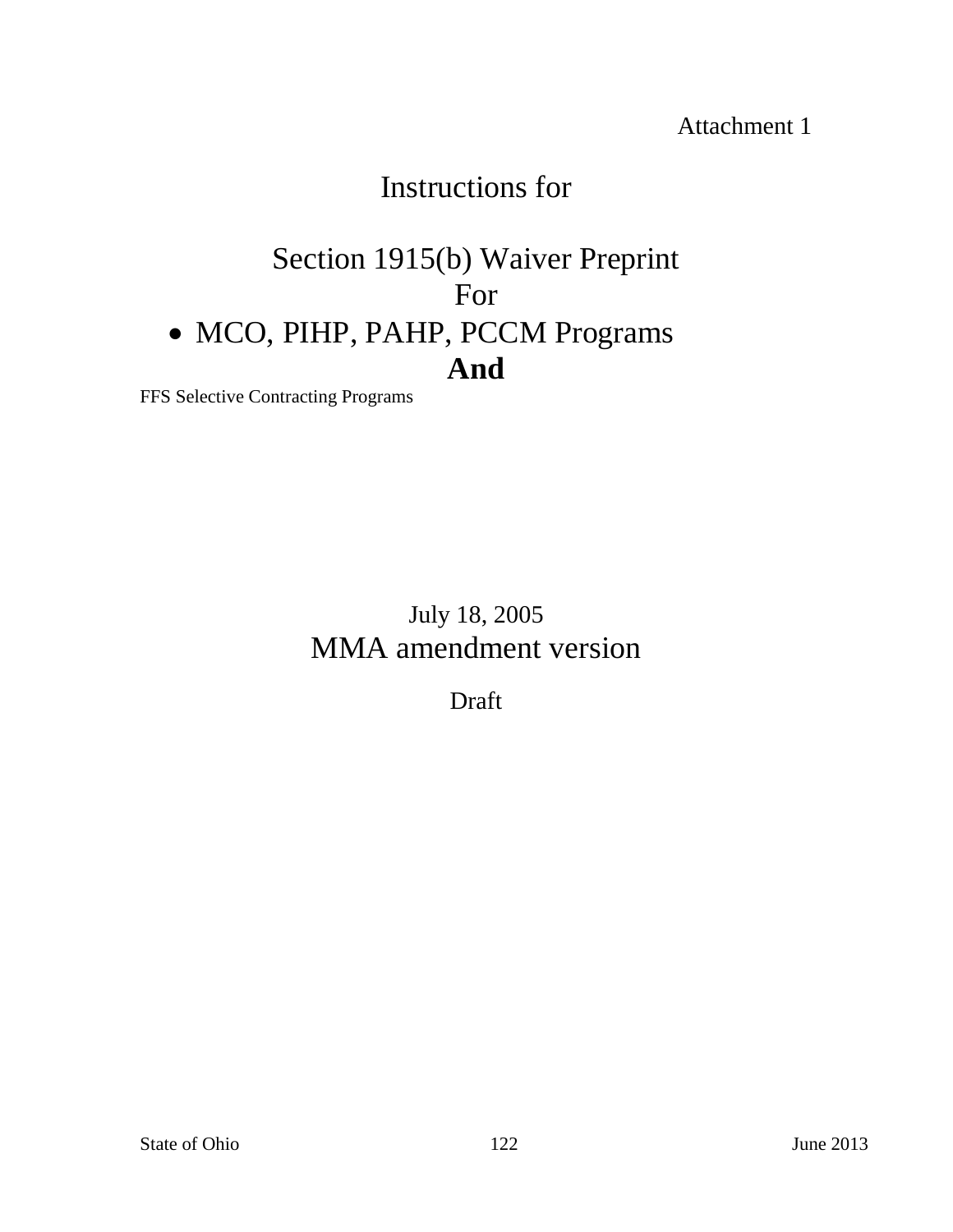Attachment 1

# Instructions for

# Section 1915(b) Waiver Preprint
# For

- MCO, PIHP, PAHP, PCCM Programs

**And**

FFS Selective Contracting Programs

July 18, 2005

MMA amendment version

Draft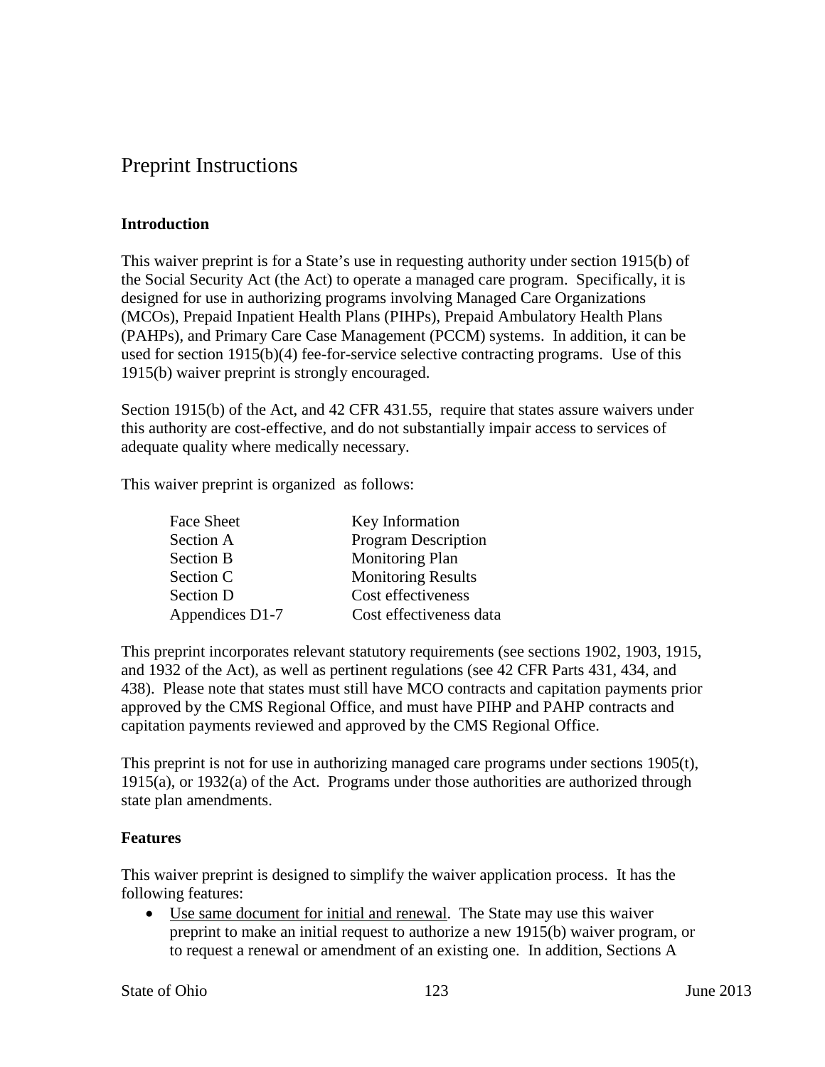# Preprint Instructions

**Introduction**

This waiver preprint is for a State's use in requesting authority under section 1915(b) of the Social Security Act (the Act) to operate a managed care program. Specifically, it is designed for use in authorizing programs involving Managed Care Organizations (MCOs), Prepaid Inpatient Health Plans (PIHPs), Prepaid Ambulatory Health Plans (PAHPs), and Primary Care Case Management (PCCM) systems. In addition, it can be used for section 1915(b)(4) fee-for-service selective contracting programs. Use of this 1915(b) waiver preprint is strongly encouraged.

Section 1915(b) of the Act, and 42 CFR 431.55, require that states assure waivers under this authority are cost-effective, and do not substantially impair access to services of adequate quality where medically necessary.

This waiver preprint is organized as follows:

| | |
|---|---|
| Face Sheet | Key Information |
| Section A | Program Description |
| Section B | Monitoring Plan |
| Section C | Monitoring Results |
| Section D | Cost effectiveness |
| Appendices D1-7 | Cost effectiveness data |

This preprint incorporates relevant statutory requirements (see sections 1902, 1903, 1915, and 1932 of the Act), as well as pertinent regulations (see 42 CFR Parts 431, 434, and 438). Please note that states must still have MCO contracts and capitation payments prior approved by the CMS Regional Office, and must have PIHP and PAHP contracts and capitation payments reviewed and approved by the CMS Regional Office.

This preprint is not for use in authorizing managed care programs under sections 1905(t), 1915(a), or 1932(a) of the Act. Programs under those authorities are authorized through state plan amendments.

**Features**

This waiver preprint is designed to simplify the waiver application process. It has the following features:

- Use same document for initial and renewal. The State may use this waiver preprint to make an initial request to authorize a new 1915(b) waiver program, or to request a renewal or amendment of an existing one. In addition, Sections A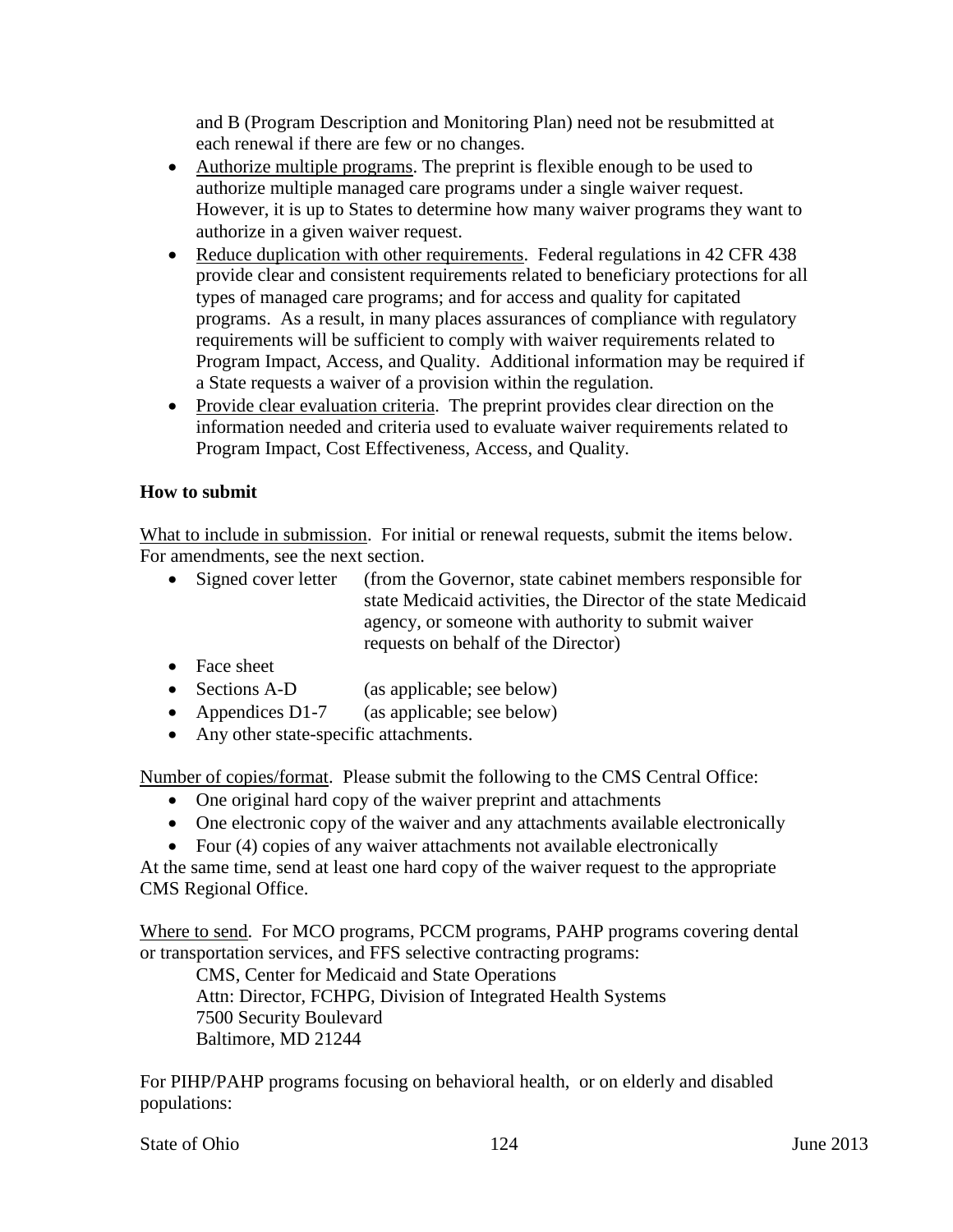and B (Program Description and Monitoring Plan) need not be resubmitted at each renewal if there are few or no changes.

- Authorize multiple programs. The preprint is flexible enough to be used to authorize multiple managed care programs under a single waiver request. However, it is up to States to determine how many waiver programs they want to authorize in a given waiver request.
- Reduce duplication with other requirements. Federal regulations in 42 CFR 438 provide clear and consistent requirements related to beneficiary protections for all types of managed care programs; and for access and quality for capitated programs. As a result, in many places assurances of compliance with regulatory requirements will be sufficient to comply with waiver requirements related to Program Impact, Access, and Quality. Additional information may be required if a State requests a waiver of a provision within the regulation.
- Provide clear evaluation criteria. The preprint provides clear direction on the information needed and criteria used to evaluate waiver requirements related to Program Impact, Cost Effectiveness, Access, and Quality.

**How to submit**

What to include in submission. For initial or renewal requests, submit the items below. For amendments, see the next section.

- Signed cover letter (from the Governor, state cabinet members responsible for state Medicaid activities, the Director of the state Medicaid agency, or someone with authority to submit waiver requests on behalf of the Director)
- Face sheet
- Sections A-D (as applicable; see below)
- Appendices D1-7 (as applicable; see below)
- Any other state-specific attachments.

Number of copies/format. Please submit the following to the CMS Central Office:

- One original hard copy of the waiver preprint and attachments
- One electronic copy of the waiver and any attachments available electronically
- Four (4) copies of any waiver attachments not available electronically

At the same time, send at least one hard copy of the waiver request to the appropriate CMS Regional Office.

Where to send. For MCO programs, PCCM programs, PAHP programs covering dental or transportation services, and FFS selective contracting programs:

CMS, Center for Medicaid and State Operations
Attn: Director, FCHPG, Division of Integrated Health Systems
7500 Security Boulevard
Baltimore, MD 21244

For PIHP/PAHP programs focusing on behavioral health, or on elderly and disabled populations: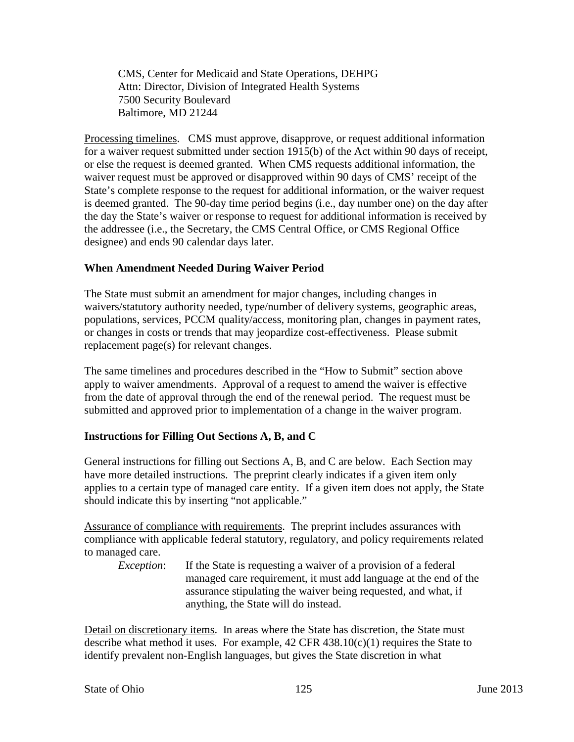CMS, Center for Medicaid and State Operations, DEHPG
Attn: Director, Division of Integrated Health Systems
7500 Security Boulevard
Baltimore, MD 21244

Processing timelines. CMS must approve, disapprove, or request additional information for a waiver request submitted under section 1915(b) of the Act within 90 days of receipt, or else the request is deemed granted. When CMS requests additional information, the waiver request must be approved or disapproved within 90 days of CMS' receipt of the State's complete response to the request for additional information, or the waiver request is deemed granted. The 90-day time period begins (i.e., day number one) on the day after the day the State's waiver or response to request for additional information is received by the addressee (i.e., the Secretary, the CMS Central Office, or CMS Regional Office designee) and ends 90 calendar days later.

**When Amendment Needed During Waiver Period**

The State must submit an amendment for major changes, including changes in waivers/statutory authority needed, type/number of delivery systems, geographic areas, populations, services, PCCM quality/access, monitoring plan, changes in payment rates, or changes in costs or trends that may jeopardize cost-effectiveness. Please submit replacement page(s) for relevant changes.

The same timelines and procedures described in the "How to Submit" section above apply to waiver amendments. Approval of a request to amend the waiver is effective from the date of approval through the end of the renewal period. The request must be submitted and approved prior to implementation of a change in the waiver program.

**Instructions for Filling Out Sections A, B, and C**

General instructions for filling out Sections A, B, and C are below. Each Section may have more detailed instructions. The preprint clearly indicates if a given item only applies to a certain type of managed care entity. If a given item does not apply, the State should indicate this by inserting "not applicable."

Assurance of compliance with requirements. The preprint includes assurances with compliance with applicable federal statutory, regulatory, and policy requirements related to managed care.

*Exception*: If the State is requesting a waiver of a provision of a federal managed care requirement, it must add language at the end of the assurance stipulating the waiver being requested, and what, if anything, the State will do instead.

Detail on discretionary items. In areas where the State has discretion, the State must describe what method it uses. For example, 42 CFR 438.10(c)(1) requires the State to identify prevalent non-English languages, but gives the State discretion in what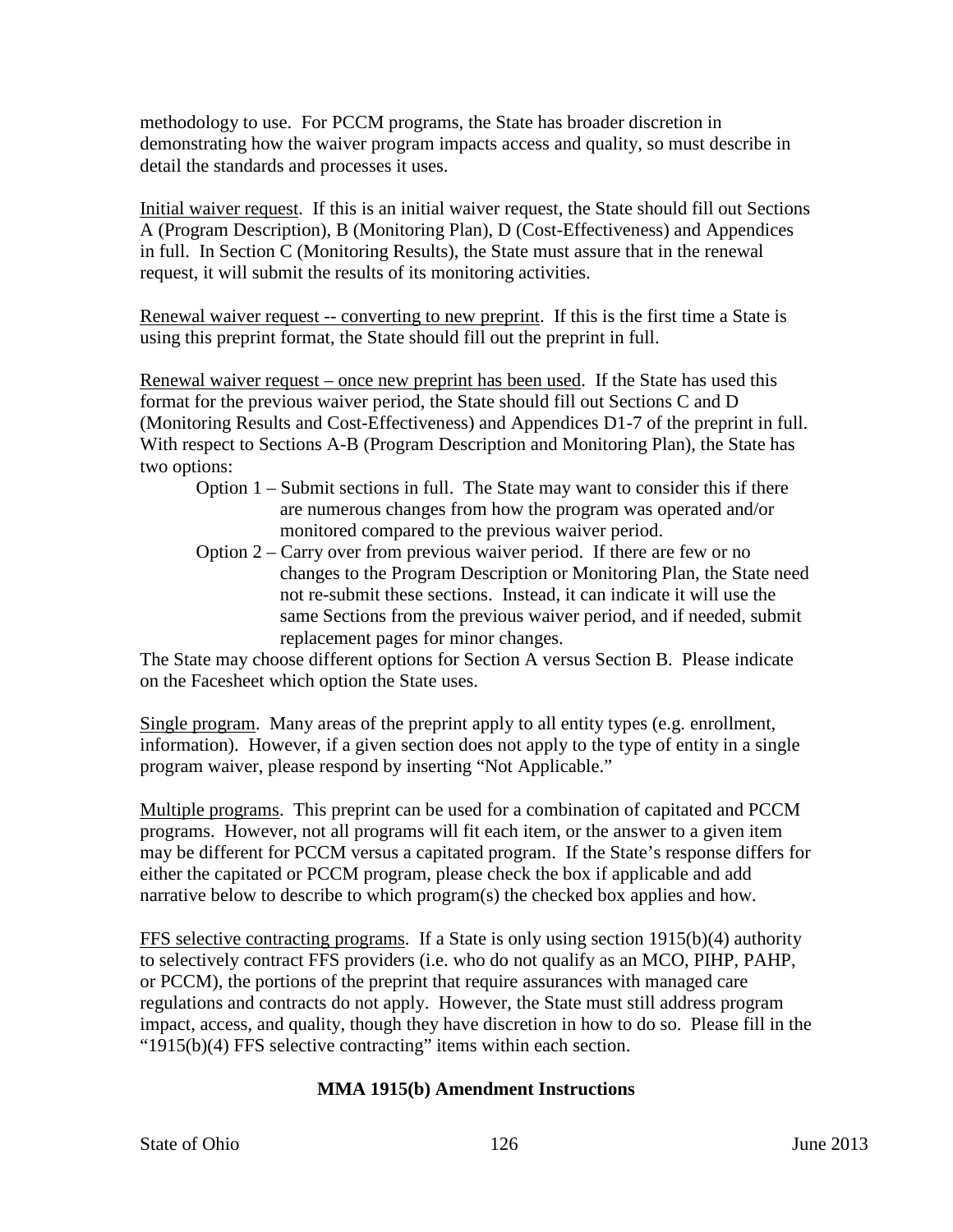methodology to use. For PCCM programs, the State has broader discretion in demonstrating how the waiver program impacts access and quality, so must describe in detail the standards and processes it uses.

Initial waiver request. If this is an initial waiver request, the State should fill out Sections A (Program Description), B (Monitoring Plan), D (Cost-Effectiveness) and Appendices in full. In Section C (Monitoring Results), the State must assure that in the renewal request, it will submit the results of its monitoring activities.

Renewal waiver request -- converting to new preprint. If this is the first time a State is using this preprint format, the State should fill out the preprint in full.

Renewal waiver request – once new preprint has been used. If the State has used this format for the previous waiver period, the State should fill out Sections C and D (Monitoring Results and Cost-Effectiveness) and Appendices D1-7 of the preprint in full. With respect to Sections A-B (Program Description and Monitoring Plan), the State has two options:

- Option 1 – Submit sections in full. The State may want to consider this if there are numerous changes from how the program was operated and/or monitored compared to the previous waiver period.
- Option 2 – Carry over from previous waiver period. If there are few or no changes to the Program Description or Monitoring Plan, the State need not re-submit these sections. Instead, it can indicate it will use the same Sections from the previous waiver period, and if needed, submit replacement pages for minor changes.

The State may choose different options for Section A versus Section B. Please indicate on the Facesheet which option the State uses.

Single program. Many areas of the preprint apply to all entity types (e.g. enrollment, information). However, if a given section does not apply to the type of entity in a single program waiver, please respond by inserting "Not Applicable."

Multiple programs. This preprint can be used for a combination of capitated and PCCM programs. However, not all programs will fit each item, or the answer to a given item may be different for PCCM versus a capitated program. If the State's response differs for either the capitated or PCCM program, please check the box if applicable and add narrative below to describe to which program(s) the checked box applies and how.

FFS selective contracting programs. If a State is only using section 1915(b)(4) authority to selectively contract FFS providers (i.e. who do not qualify as an MCO, PIHP, PAHP, or PCCM), the portions of the preprint that require assurances with managed care regulations and contracts do not apply. However, the State must still address program impact, access, and quality, though they have discretion in how to do so. Please fill in the "1915(b)(4) FFS selective contracting" items within each section.

**MMA 1915(b) Amendment Instructions**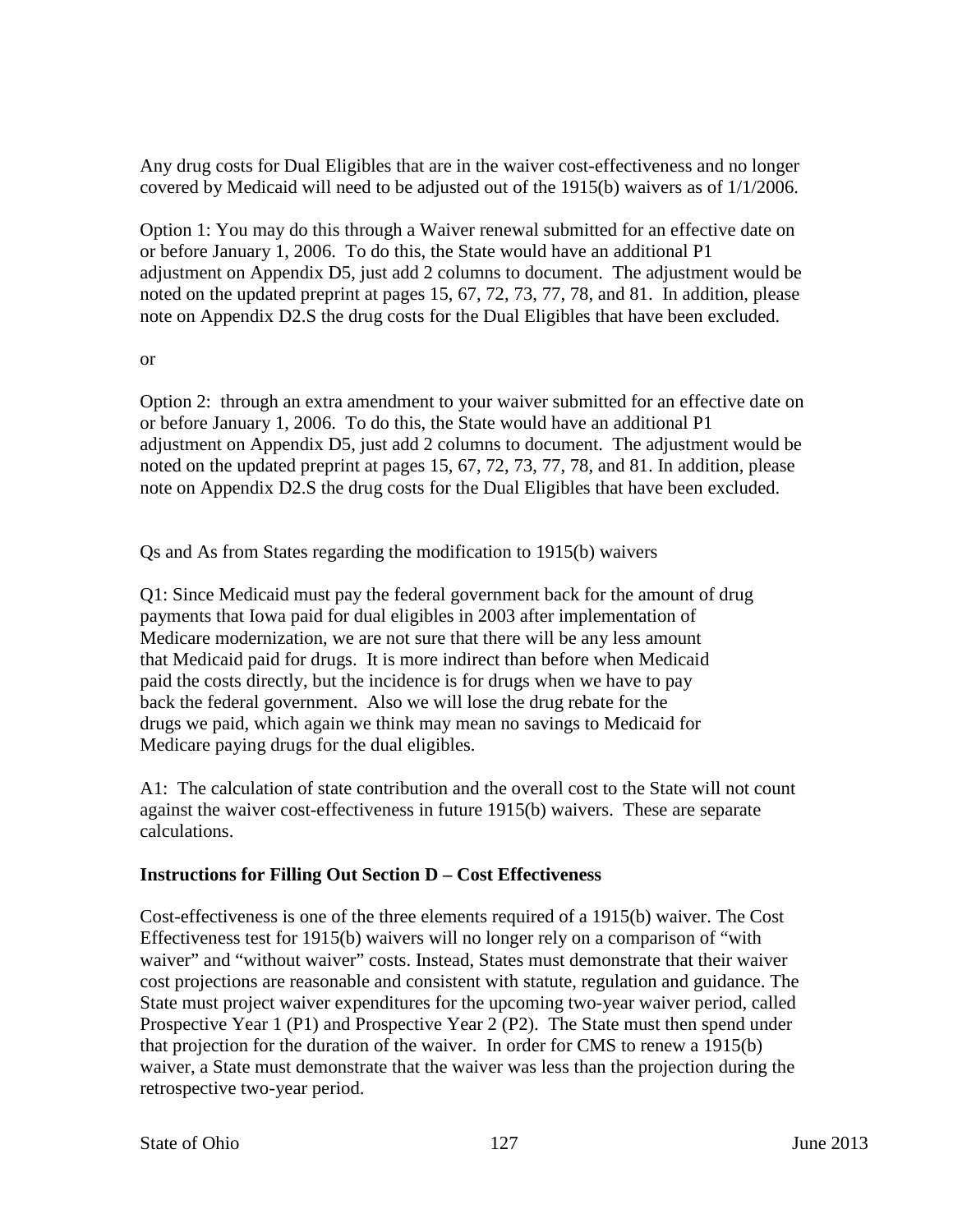Any drug costs for Dual Eligibles that are in the waiver cost-effectiveness and no longer covered by Medicaid will need to be adjusted out of the 1915(b) waivers as of 1/1/2006.

Option 1: You may do this through a Waiver renewal submitted for an effective date on or before January 1, 2006. To do this, the State would have an additional P1 adjustment on Appendix D5, just add 2 columns to document. The adjustment would be noted on the updated preprint at pages 15, 67, 72, 73, 77, 78, and 81. In addition, please note on Appendix D2.S the drug costs for the Dual Eligibles that have been excluded.

or

Option 2: through an extra amendment to your waiver submitted for an effective date on or before January 1, 2006. To do this, the State would have an additional P1 adjustment on Appendix D5, just add 2 columns to document. The adjustment would be noted on the updated preprint at pages 15, 67, 72, 73, 77, 78, and 81. In addition, please note on Appendix D2.S the drug costs for the Dual Eligibles that have been excluded.

Qs and As from States regarding the modification to 1915(b) waivers

Q1: Since Medicaid must pay the federal government back for the amount of drug payments that Iowa paid for dual eligibles in 2003 after implementation of Medicare modernization, we are not sure that there will be any less amount that Medicaid paid for drugs. It is more indirect than before when Medicaid paid the costs directly, but the incidence is for drugs when we have to pay back the federal government. Also we will lose the drug rebate for the drugs we paid, which again we think may mean no savings to Medicaid for Medicare paying drugs for the dual eligibles.

A1: The calculation of state contribution and the overall cost to the State will not count against the waiver cost-effectiveness in future 1915(b) waivers. These are separate calculations.

**Instructions for Filling Out Section D – Cost Effectiveness**

Cost-effectiveness is one of the three elements required of a 1915(b) waiver. The Cost Effectiveness test for 1915(b) waivers will no longer rely on a comparison of "with waiver" and "without waiver" costs. Instead, States must demonstrate that their waiver cost projections are reasonable and consistent with statute, regulation and guidance. The State must project waiver expenditures for the upcoming two-year waiver period, called Prospective Year 1 (P1) and Prospective Year 2 (P2). The State must then spend under that projection for the duration of the waiver. In order for CMS to renew a 1915(b) waiver, a State must demonstrate that the waiver was less than the projection during the retrospective two-year period.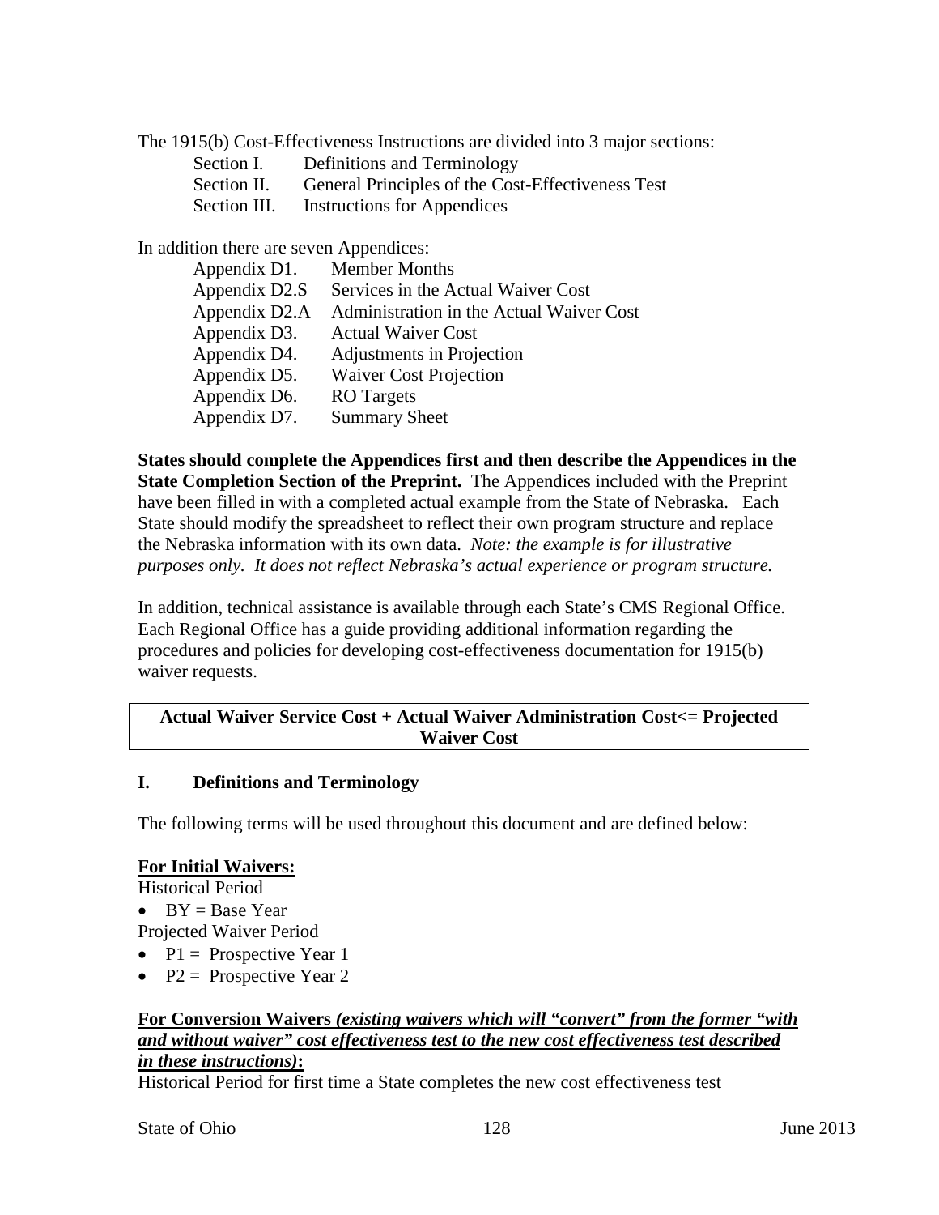The 1915(b) Cost-Effectiveness Instructions are divided into 3 major sections:

- Section I. Definitions and Terminology
- Section II. General Principles of the Cost-Effectiveness Test
- Section III. Instructions for Appendices

In addition there are seven Appendices:

- Appendix D1. Member Months
- Appendix D2.S Services in the Actual Waiver Cost
- Appendix D2.A Administration in the Actual Waiver Cost
- Appendix D3. Actual Waiver Cost
- Appendix D4. Adjustments in Projection
- Appendix D5. Waiver Cost Projection
- Appendix D6. RO Targets
- Appendix D7. Summary Sheet

**States should complete the Appendices first and then describe the Appendices in the State Completion Section of the Preprint.** The Appendices included with the Preprint have been filled in with a completed actual example from the State of Nebraska. Each State should modify the spreadsheet to reflect their own program structure and replace the Nebraska information with its own data. *Note: the example is for illustrative purposes only. It does not reflect Nebraska's actual experience or program structure.*

In addition, technical assistance is available through each State's CMS Regional Office. Each Regional Office has a guide providing additional information regarding the procedures and policies for developing cost-effectiveness documentation for 1915(b) waiver requests.

| **Actual Waiver Service Cost + Actual Waiver Administration Cost<= Projected Waiver Cost** |
|---|

## I. Definitions and Terminology

The following terms will be used throughout this document and are defined below:

**For Initial Waivers:**

Historical Period

- BY = Base Year

Projected Waiver Period

- P1 = Prospective Year 1
- P2 = Prospective Year 2

**For Conversion Waivers** ***(existing waivers which will "convert" from the former "with and without waiver" cost effectiveness test to the new cost effectiveness test described in these instructions)*****:**

Historical Period for first time a State completes the new cost effectiveness test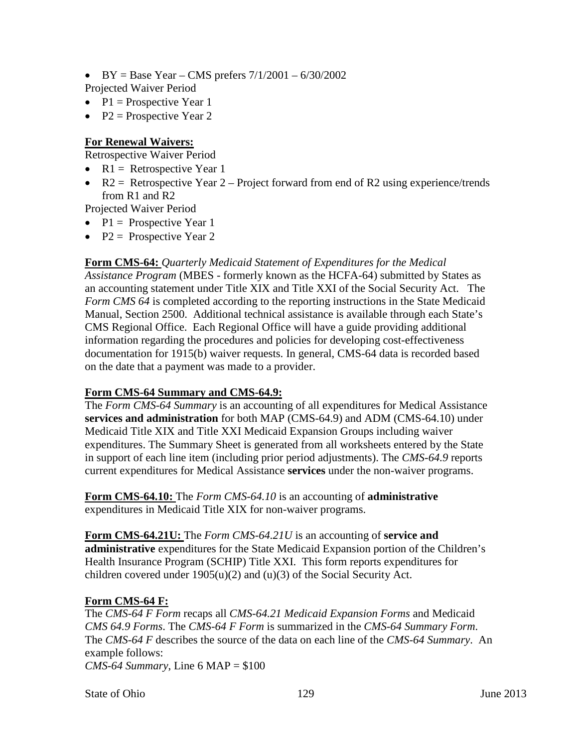- BY = Base Year – CMS prefers 7/1/2001 – 6/30/2002

Projected Waiver Period

- P1 = Prospective Year 1
- P2 = Prospective Year 2

**For Renewal Waivers:**

Retrospective Waiver Period

- R1 = Retrospective Year 1
- R2 = Retrospective Year 2 – Project forward from end of R2 using experience/trends from R1 and R2

Projected Waiver Period

- P1 = Prospective Year 1
- P2 = Prospective Year 2

**Form CMS-64:** *Quarterly Medicaid Statement of Expenditures for the Medical Assistance Program* (MBES - formerly known as the HCFA-64) submitted by States as an accounting statement under Title XIX and Title XXI of the Social Security Act. The *Form CMS 64* is completed according to the reporting instructions in the State Medicaid Manual, Section 2500. Additional technical assistance is available through each State's CMS Regional Office. Each Regional Office will have a guide providing additional information regarding the procedures and policies for developing cost-effectiveness documentation for 1915(b) waiver requests. In general, CMS-64 data is recorded based on the date that a payment was made to a provider.

**Form CMS-64 Summary and CMS-64.9:**

The *Form CMS-64 Summary* is an accounting of all expenditures for Medical Assistance **services and administration** for both MAP (CMS-64.9) and ADM (CMS-64.10) under Medicaid Title XIX and Title XXI Medicaid Expansion Groups including waiver expenditures. The Summary Sheet is generated from all worksheets entered by the State in support of each line item (including prior period adjustments). The *CMS-64.9* reports current expenditures for Medical Assistance **services** under the non-waiver programs.

**Form CMS-64.10:** The *Form CMS-64.10* is an accounting of **administrative** expenditures in Medicaid Title XIX for non-waiver programs.

**Form CMS-64.21U:** The *Form CMS-64.21U* is an accounting of **service and administrative** expenditures for the State Medicaid Expansion portion of the Children's Health Insurance Program (SCHIP) Title XXI. This form reports expenditures for children covered under 1905(u)(2) and (u)(3) of the Social Security Act.

**Form CMS-64 F:**

The *CMS-64 F Form* recaps all *CMS-64.21 Medicaid Expansion Forms* and Medicaid *CMS 64.9 Forms*. The *CMS-64 F Form* is summarized in the *CMS-64 Summary Form*. The *CMS-64 F* describes the source of the data on each line of the *CMS-64 Summary*. An example follows:

*CMS-64 Summary*, Line 6 MAP = $100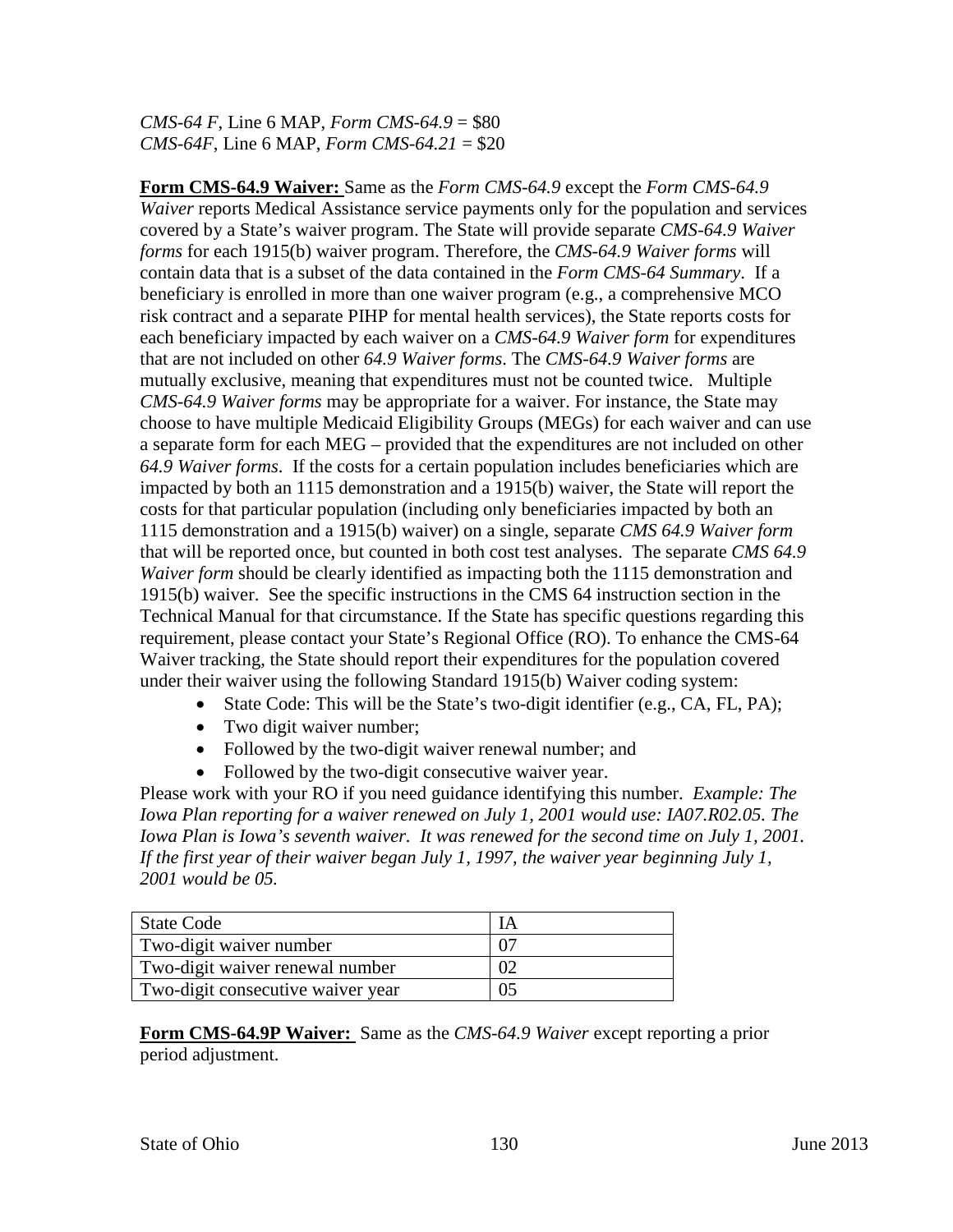*CMS-64 F*, Line 6 MAP, *Form CMS-64.9* = $80
*CMS-64F*, Line 6 MAP, *Form CMS-64.21* = $20

**Form CMS-64.9 Waiver:** Same as the *Form CMS-64.9* except the *Form CMS-64.9 Waiver* reports Medical Assistance service payments only for the population and services covered by a State's waiver program. The State will provide separate *CMS-64.9 Waiver forms* for each 1915(b) waiver program. Therefore, the *CMS-64.9 Waiver forms* will contain data that is a subset of the data contained in the *Form CMS-64 Summary*. If a beneficiary is enrolled in more than one waiver program (e.g., a comprehensive MCO risk contract and a separate PIHP for mental health services), the State reports costs for each beneficiary impacted by each waiver on a *CMS-64.9 Waiver form* for expenditures that are not included on other *64.9 Waiver forms*. The *CMS-64.9 Waiver forms* are mutually exclusive, meaning that expenditures must not be counted twice. Multiple *CMS-64.9 Waiver forms* may be appropriate for a waiver. For instance, the State may choose to have multiple Medicaid Eligibility Groups (MEGs) for each waiver and can use a separate form for each MEG – provided that the expenditures are not included on other *64.9 Waiver forms*. If the costs for a certain population includes beneficiaries which are impacted by both an 1115 demonstration and a 1915(b) waiver, the State will report the costs for that particular population (including only beneficiaries impacted by both an 1115 demonstration and a 1915(b) waiver) on a single, separate *CMS 64.9 Waiver form* that will be reported once, but counted in both cost test analyses. The separate *CMS 64.9 Waiver form* should be clearly identified as impacting both the 1115 demonstration and 1915(b) waiver. See the specific instructions in the CMS 64 instruction section in the Technical Manual for that circumstance. If the State has specific questions regarding this requirement, please contact your State's Regional Office (RO). To enhance the CMS-64 Waiver tracking, the State should report their expenditures for the population covered under their waiver using the following Standard 1915(b) Waiver coding system:

- State Code: This will be the State's two-digit identifier (e.g., CA, FL, PA);
- Two digit waiver number;
- Followed by the two-digit waiver renewal number; and
- Followed by the two-digit consecutive waiver year.

Please work with your RO if you need guidance identifying this number. *Example: The Iowa Plan reporting for a waiver renewed on July 1, 2001 would use: IA07.R02.05. The Iowa Plan is Iowa's seventh waiver. It was renewed for the second time on July 1, 2001. If the first year of their waiver began July 1, 1997, the waiver year beginning July 1, 2001 would be 05.*

| State Code | IA |
|---|---|
| Two-digit waiver number | 07 |
| Two-digit waiver renewal number | 02 |
| Two-digit consecutive waiver year | 05 |

**Form CMS-64.9P Waiver:** Same as the *CMS-64.9 Waiver* except reporting a prior period adjustment.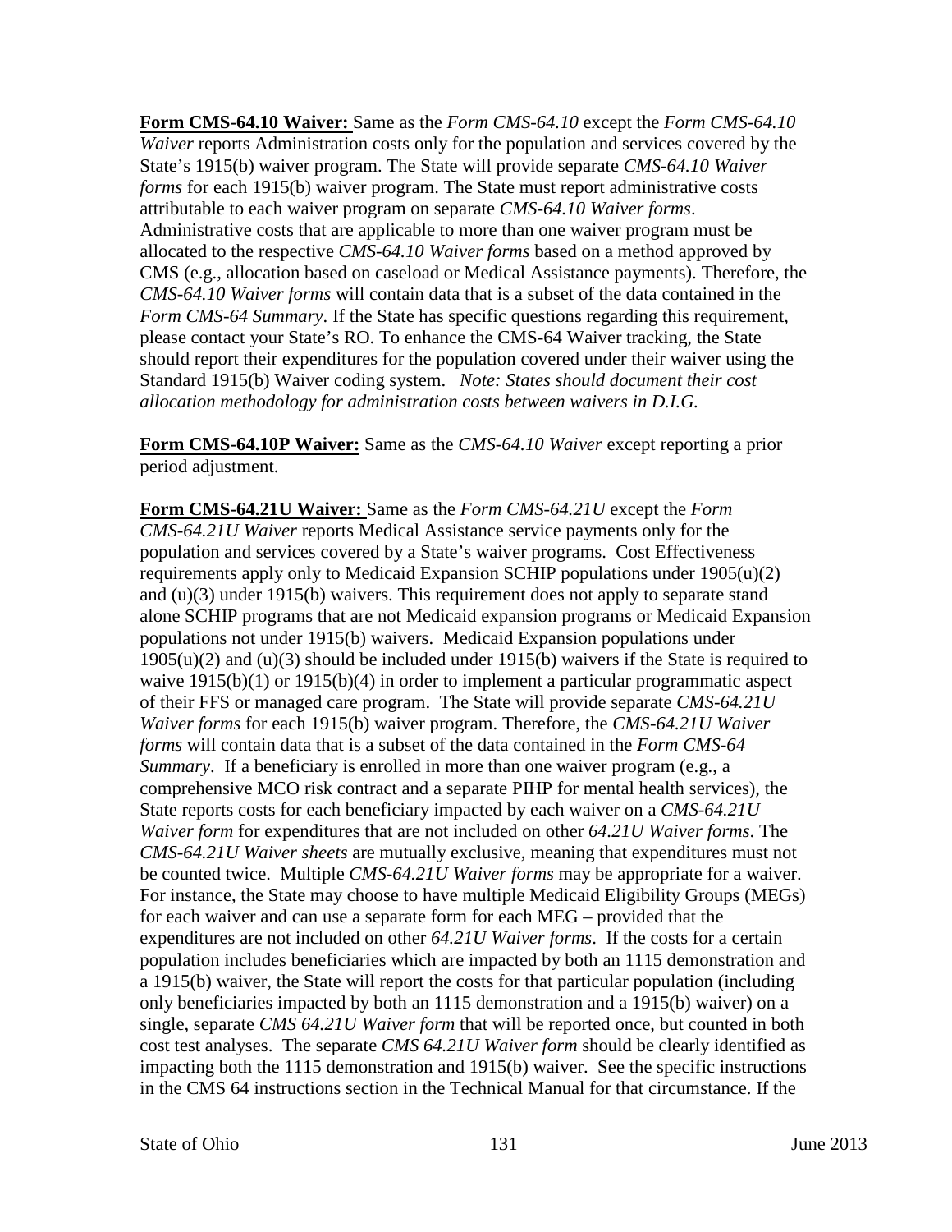**Form CMS-64.10 Waiver:** Same as the *Form CMS-64.10* except the *Form CMS-64.10 Waiver* reports Administration costs only for the population and services covered by the State's 1915(b) waiver program. The State will provide separate *CMS-64.10 Waiver forms* for each 1915(b) waiver program. The State must report administrative costs attributable to each waiver program on separate *CMS-64.10 Waiver forms*. Administrative costs that are applicable to more than one waiver program must be allocated to the respective *CMS-64.10 Waiver forms* based on a method approved by CMS (e.g., allocation based on caseload or Medical Assistance payments). Therefore, the *CMS-64.10 Waiver forms* will contain data that is a subset of the data contained in the *Form CMS-64 Summary*. If the State has specific questions regarding this requirement, please contact your State's RO. To enhance the CMS-64 Waiver tracking, the State should report their expenditures for the population covered under their waiver using the Standard 1915(b) Waiver coding system. *Note: States should document their cost allocation methodology for administration costs between waivers in D.I.G.*

**Form CMS-64.10P Waiver:** Same as the *CMS-64.10 Waiver* except reporting a prior period adjustment.

**Form CMS-64.21U Waiver:** Same as the *Form CMS-64.21U* except the *Form CMS-64.21U Waiver* reports Medical Assistance service payments only for the population and services covered by a State's waiver programs. Cost Effectiveness requirements apply only to Medicaid Expansion SCHIP populations under 1905(u)(2) and (u)(3) under 1915(b) waivers. This requirement does not apply to separate stand alone SCHIP programs that are not Medicaid expansion programs or Medicaid Expansion populations not under 1915(b) waivers. Medicaid Expansion populations under 1905(u)(2) and (u)(3) should be included under 1915(b) waivers if the State is required to waive 1915(b)(1) or 1915(b)(4) in order to implement a particular programmatic aspect of their FFS or managed care program. The State will provide separate *CMS-64.21U Waiver forms* for each 1915(b) waiver program. Therefore, the *CMS-64.21U Waiver forms* will contain data that is a subset of the data contained in the *Form CMS-64 Summary*. If a beneficiary is enrolled in more than one waiver program (e.g., a comprehensive MCO risk contract and a separate PIHP for mental health services), the State reports costs for each beneficiary impacted by each waiver on a *CMS-64.21U Waiver form* for expenditures that are not included on other *64.21U Waiver forms*. The *CMS-64.21U Waiver sheets* are mutually exclusive, meaning that expenditures must not be counted twice. Multiple *CMS-64.21U Waiver forms* may be appropriate for a waiver. For instance, the State may choose to have multiple Medicaid Eligibility Groups (MEGs) for each waiver and can use a separate form for each MEG – provided that the expenditures are not included on other *64.21U Waiver forms*. If the costs for a certain population includes beneficiaries which are impacted by both an 1115 demonstration and a 1915(b) waiver, the State will report the costs for that particular population (including only beneficiaries impacted by both an 1115 demonstration and a 1915(b) waiver) on a single, separate *CMS 64.21U Waiver form* that will be reported once, but counted in both cost test analyses. The separate *CMS 64.21U Waiver form* should be clearly identified as impacting both the 1115 demonstration and 1915(b) waiver. See the specific instructions in the CMS 64 instructions section in the Technical Manual for that circumstance. If the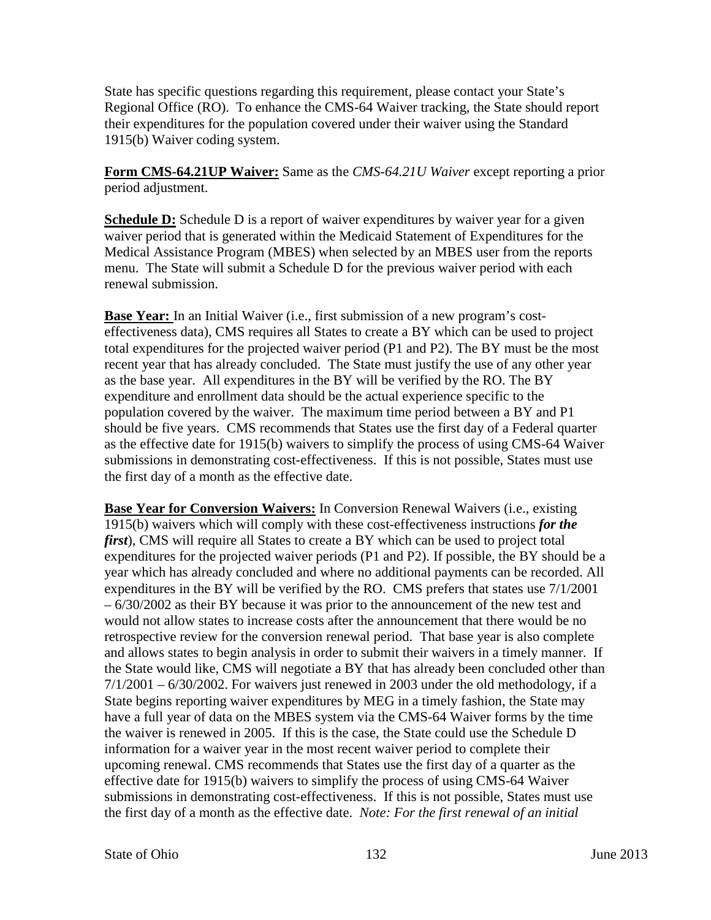State has specific questions regarding this requirement, please contact your State's Regional Office (RO). To enhance the CMS-64 Waiver tracking, the State should report their expenditures for the population covered under their waiver using the Standard 1915(b) Waiver coding system.

**Form CMS-64.21UP Waiver:** Same as the *CMS-64.21U Waiver* except reporting a prior period adjustment.

**Schedule D:** Schedule D is a report of waiver expenditures by waiver year for a given waiver period that is generated within the Medicaid Statement of Expenditures for the Medical Assistance Program (MBES) when selected by an MBES user from the reports menu. The State will submit a Schedule D for the previous waiver period with each renewal submission.

**Base Year:** In an Initial Waiver (i.e., first submission of a new program's cost-effectiveness data), CMS requires all States to create a BY which can be used to project total expenditures for the projected waiver period (P1 and P2). The BY must be the most recent year that has already concluded. The State must justify the use of any other year as the base year. All expenditures in the BY will be verified by the RO. The BY expenditure and enrollment data should be the actual experience specific to the population covered by the waiver. The maximum time period between a BY and P1 should be five years. CMS recommends that States use the first day of a Federal quarter as the effective date for 1915(b) waivers to simplify the process of using CMS-64 Waiver submissions in demonstrating cost-effectiveness. If this is not possible, States must use the first day of a month as the effective date.

**Base Year for Conversion Waivers:** In Conversion Renewal Waivers (i.e., existing 1915(b) waivers which will comply with these cost-effectiveness instructions ***for the first***), CMS will require all States to create a BY which can be used to project total expenditures for the projected waiver periods (P1 and P2). If possible, the BY should be a year which has already concluded and where no additional payments can be recorded. All expenditures in the BY will be verified by the RO. CMS prefers that states use 7/1/2001 – 6/30/2002 as their BY because it was prior to the announcement of the new test and would not allow states to increase costs after the announcement that there would be no retrospective review for the conversion renewal period. That base year is also complete and allows states to begin analysis in order to submit their waivers in a timely manner. If the State would like, CMS will negotiate a BY that has already been concluded other than 7/1/2001 – 6/30/2002. For waivers just renewed in 2003 under the old methodology, if a State begins reporting waiver expenditures by MEG in a timely fashion, the State may have a full year of data on the MBES system via the CMS-64 Waiver forms by the time the waiver is renewed in 2005. If this is the case, the State could use the Schedule D information for a waiver year in the most recent waiver period to complete their upcoming renewal. CMS recommends that States use the first day of a quarter as the effective date for 1915(b) waivers to simplify the process of using CMS-64 Waiver submissions in demonstrating cost-effectiveness. If this is not possible, States must use the first day of a month as the effective date. *Note: For the first renewal of an initial*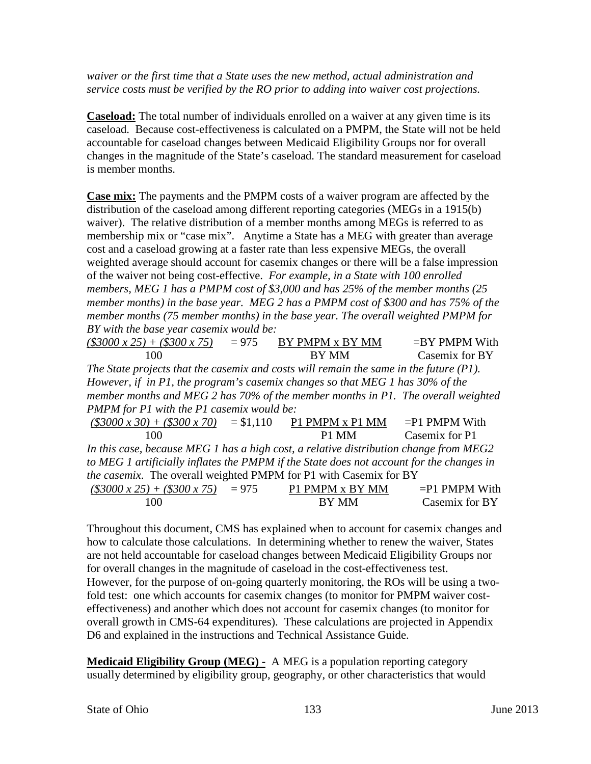*waiver or the first time that a State uses the new method, actual administration and service costs must be verified by the RO prior to adding into waiver cost projections.*

**Caseload:** The total number of individuals enrolled on a waiver at any given time is its caseload. Because cost-effectiveness is calculated on a PMPM, the State will not be held accountable for caseload changes between Medicaid Eligibility Groups nor for overall changes in the magnitude of the State's caseload. The standard measurement for caseload is member months.

**Case mix:** The payments and the PMPM costs of a waiver program are affected by the distribution of the caseload among different reporting categories (MEGs in a 1915(b) waiver). The relative distribution of a member months among MEGs is referred to as membership mix or "case mix". Anytime a State has a MEG with greater than average cost and a caseload growing at a faster rate than less expensive MEGs, the overall weighted average should account for casemix changes or there will be a false impression of the waiver not being cost-effective. *For example, in a State with 100 enrolled members, MEG 1 has a PMPM cost of $3,000 and has 25% of the member months (25 member months) in the base year. MEG 2 has a PMPM cost of $300 and has 75% of the member months (75 member months) in the base year. The overall weighted PMPM for BY with the base year casemix would be:*

$$\frac{(\$3000 \times 25) + (\$300 \times 75)}{100} = 975 \qquad \frac{\text{BY PMPM x BY MM}}{\text{BY MM}} = \text{BY PMPM With Casemix for BY}$$

*The State projects that the casemix and costs will remain the same in the future (P1). However, if in P1, the program's casemix changes so that MEG 1 has 30% of the member months and MEG 2 has 70% of the member months in P1. The overall weighted PMPM for P1 with the P1 casemix would be:*

$$\frac{(\$3000 \times 30) + (\$300 \times 70)}{100} = \$1{,}110 \qquad \frac{\text{P1 PMPM x P1 MM}}{\text{P1 MM}} = \text{P1 PMPM With Casemix for P1}$$

*In this case, because MEG 1 has a high cost, a relative distribution change from MEG2 to MEG 1 artificially inflates the PMPM if the State does not account for the changes in the casemix.* The overall weighted PMPM for P1 with Casemix for BY

$$\frac{(\$3000 \times 25) + (\$300 \times 75)}{100} = 975 \qquad \frac{\text{P1 PMPM x BY MM}}{\text{BY MM}} = \text{P1 PMPM With Casemix for BY}$$

Throughout this document, CMS has explained when to account for casemix changes and how to calculate those calculations. In determining whether to renew the waiver, States are not held accountable for caseload changes between Medicaid Eligibility Groups nor for overall changes in the magnitude of caseload in the cost-effectiveness test. However, for the purpose of on-going quarterly monitoring, the ROs will be using a two-fold test: one which accounts for casemix changes (to monitor for PMPM waiver cost-effectiveness) and another which does not account for casemix changes (to monitor for overall growth in CMS-64 expenditures). These calculations are projected in Appendix D6 and explained in the instructions and Technical Assistance Guide.

**Medicaid Eligibility Group (MEG) -** A MEG is a population reporting category usually determined by eligibility group, geography, or other characteristics that would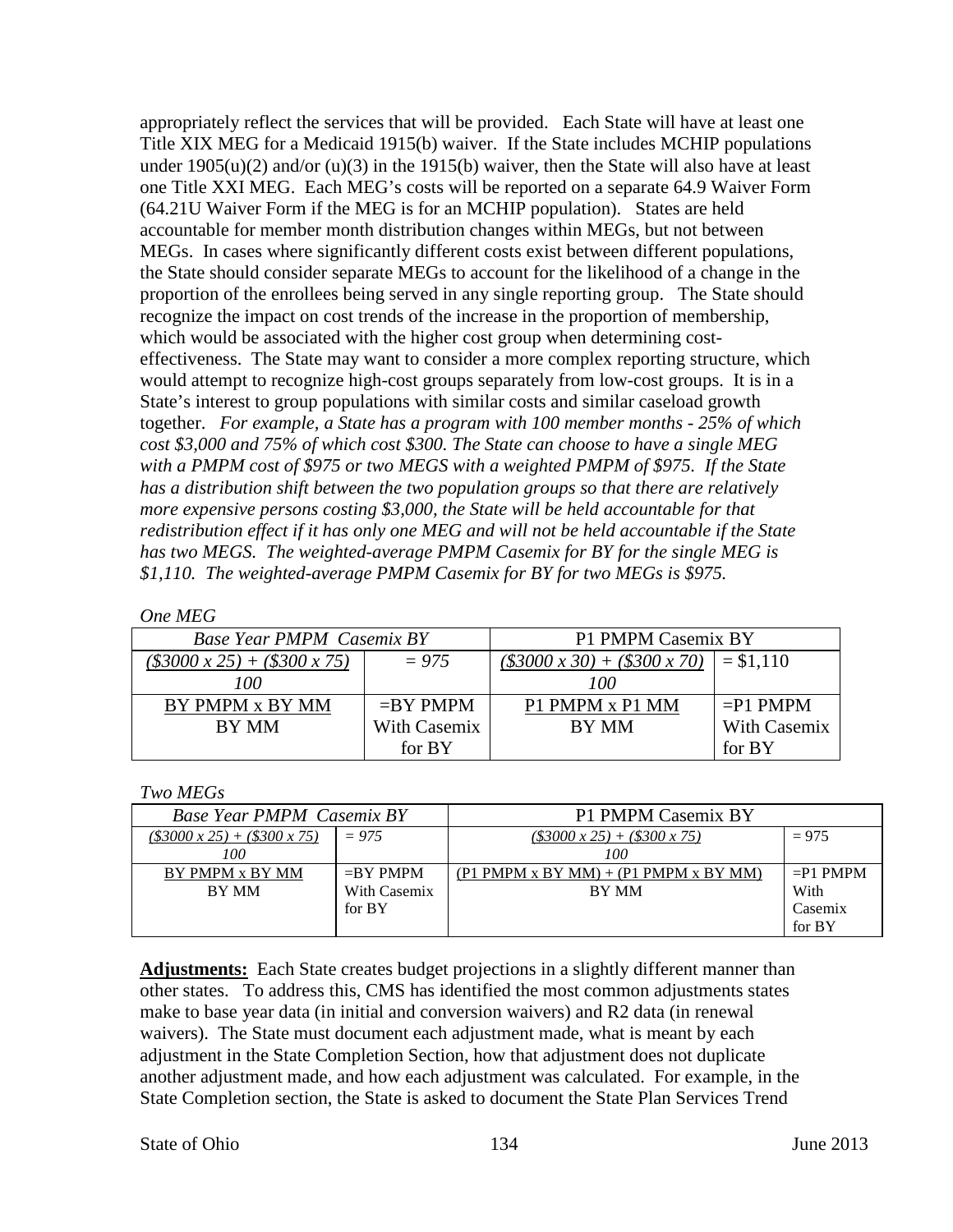appropriately reflect the services that will be provided. Each State will have at least one Title XIX MEG for a Medicaid 1915(b) waiver. If the State includes MCHIP populations under 1905(u)(2) and/or (u)(3) in the 1915(b) waiver, then the State will also have at least one Title XXI MEG. Each MEG's costs will be reported on a separate 64.9 Waiver Form (64.21U Waiver Form if the MEG is for an MCHIP population). States are held accountable for member month distribution changes within MEGs, but not between MEGs. In cases where significantly different costs exist between different populations, the State should consider separate MEGs to account for the likelihood of a change in the proportion of the enrollees being served in any single reporting group. The State should recognize the impact on cost trends of the increase in the proportion of membership, which would be associated with the higher cost group when determining cost-effectiveness. The State may want to consider a more complex reporting structure, which would attempt to recognize high-cost groups separately from low-cost groups. It is in a State's interest to group populations with similar costs and similar caseload growth together. *For example, a State has a program with 100 member months - 25% of which cost $3,000 and 75% of which cost $300. The State can choose to have a single MEG with a PMPM cost of $975 or two MEGS with a weighted PMPM of $975. If the State has a distribution shift between the two population groups so that there are relatively more expensive persons costing $3,000, the State will be held accountable for that redistribution effect if it has only one MEG and will not be held accountable if the State has two MEGS. The weighted-average PMPM Casemix for BY for the single MEG is $1,110. The weighted-average PMPM Casemix for BY for two MEGs is $975.*

*One MEG*

| *Base Year PMPM Casemix BY* | | P1 PMPM Casemix BY | |
|---|---|---|---|
| *($3000 x 25) + ($300 x 75)* / *100* | *= 975* | *($3000 x 30) + ($300 x 70)* / *100* | = $1,110 |
| BY PMPM x BY MM / BY MM | =BY PMPM With Casemix for BY | P1 PMPM x P1 MM / BY MM | =P1 PMPM With Casemix for BY |

*Two MEGs*

| *Base Year PMPM Casemix BY* | | P1 PMPM Casemix BY | |
|---|---|---|---|
| *($3000 x 25) + ($300 x 75)* / *100* | *= 975* | *($3000 x 25) + ($300 x 75)* / *100* | = 975 |
| BY PMPM x BY MM / BY MM | =BY PMPM With Casemix for BY | (P1 PMPM x BY MM) + (P1 PMPM x BY MM) / BY MM | =P1 PMPM With Casemix for BY |

**Adjustments:** Each State creates budget projections in a slightly different manner than other states. To address this, CMS has identified the most common adjustments states make to base year data (in initial and conversion waivers) and R2 data (in renewal waivers). The State must document each adjustment made, what is meant by each adjustment in the State Completion Section, how that adjustment does not duplicate another adjustment made, and how each adjustment was calculated. For example, in the State Completion section, the State is asked to document the State Plan Services Trend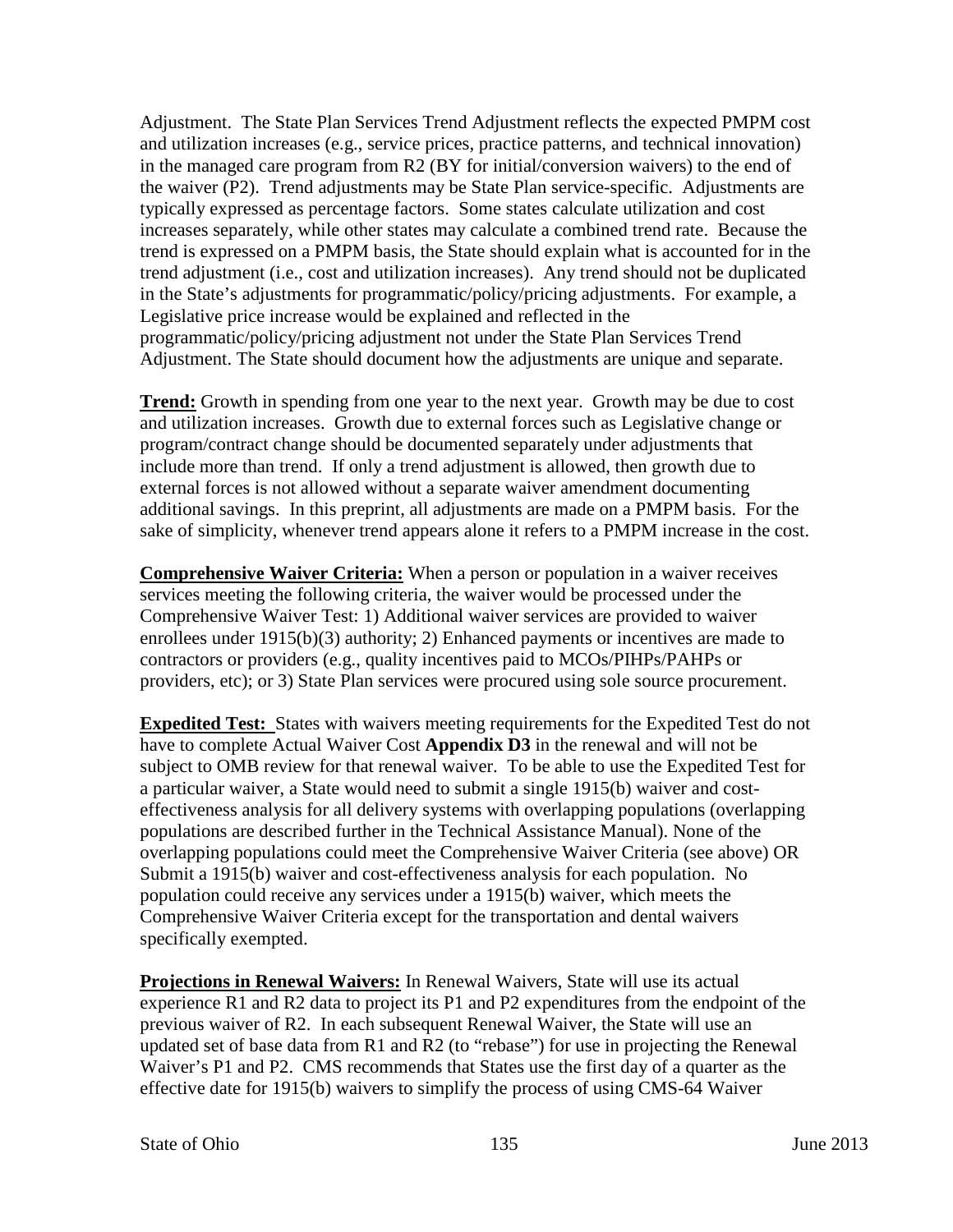Adjustment. The State Plan Services Trend Adjustment reflects the expected PMPM cost and utilization increases (e.g., service prices, practice patterns, and technical innovation) in the managed care program from R2 (BY for initial/conversion waivers) to the end of the waiver (P2). Trend adjustments may be State Plan service-specific. Adjustments are typically expressed as percentage factors. Some states calculate utilization and cost increases separately, while other states may calculate a combined trend rate. Because the trend is expressed on a PMPM basis, the State should explain what is accounted for in the trend adjustment (i.e., cost and utilization increases). Any trend should not be duplicated in the State's adjustments for programmatic/policy/pricing adjustments. For example, a Legislative price increase would be explained and reflected in the programmatic/policy/pricing adjustment not under the State Plan Services Trend Adjustment. The State should document how the adjustments are unique and separate.

**Trend:** Growth in spending from one year to the next year. Growth may be due to cost and utilization increases. Growth due to external forces such as Legislative change or program/contract change should be documented separately under adjustments that include more than trend. If only a trend adjustment is allowed, then growth due to external forces is not allowed without a separate waiver amendment documenting additional savings. In this preprint, all adjustments are made on a PMPM basis. For the sake of simplicity, whenever trend appears alone it refers to a PMPM increase in the cost.

**Comprehensive Waiver Criteria:** When a person or population in a waiver receives services meeting the following criteria, the waiver would be processed under the Comprehensive Waiver Test: 1) Additional waiver services are provided to waiver enrollees under 1915(b)(3) authority; 2) Enhanced payments or incentives are made to contractors or providers (e.g., quality incentives paid to MCOs/PIHPs/PAHPs or providers, etc); or 3) State Plan services were procured using sole source procurement.

**Expedited Test:** States with waivers meeting requirements for the Expedited Test do not have to complete Actual Waiver Cost **Appendix D3** in the renewal and will not be subject to OMB review for that renewal waiver. To be able to use the Expedited Test for a particular waiver, a State would need to submit a single 1915(b) waiver and cost-effectiveness analysis for all delivery systems with overlapping populations (overlapping populations are described further in the Technical Assistance Manual). None of the overlapping populations could meet the Comprehensive Waiver Criteria (see above) OR Submit a 1915(b) waiver and cost-effectiveness analysis for each population. No population could receive any services under a 1915(b) waiver, which meets the Comprehensive Waiver Criteria except for the transportation and dental waivers specifically exempted.

**Projections in Renewal Waivers:** In Renewal Waivers, State will use its actual experience R1 and R2 data to project its P1 and P2 expenditures from the endpoint of the previous waiver of R2. In each subsequent Renewal Waiver, the State will use an updated set of base data from R1 and R2 (to "rebase") for use in projecting the Renewal Waiver's P1 and P2. CMS recommends that States use the first day of a quarter as the effective date for 1915(b) waivers to simplify the process of using CMS-64 Waiver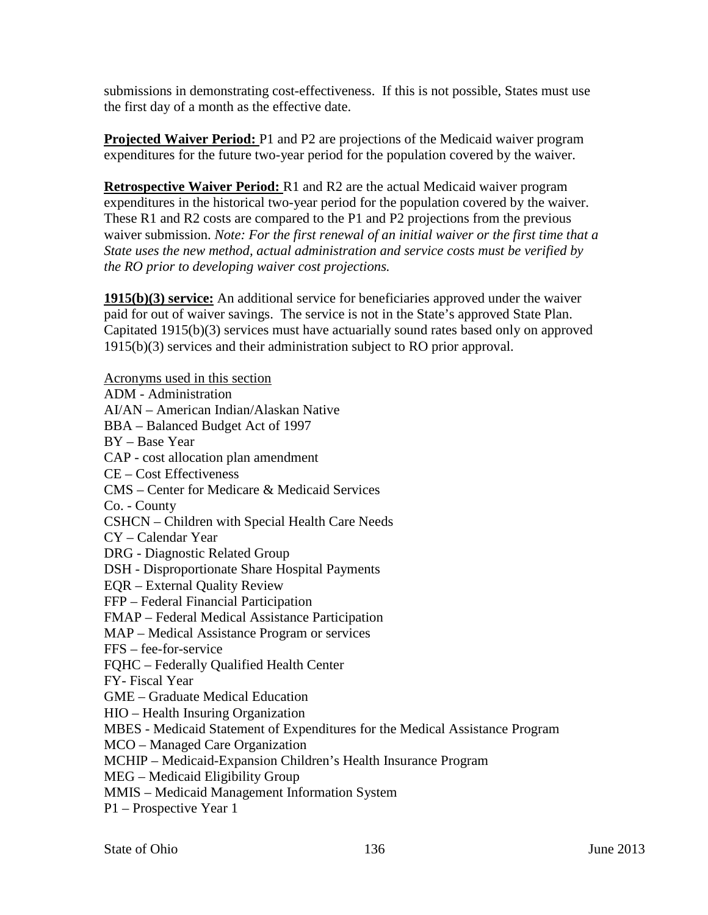submissions in demonstrating cost-effectiveness. If this is not possible, States must use the first day of a month as the effective date.

**Projected Waiver Period:** P1 and P2 are projections of the Medicaid waiver program expenditures for the future two-year period for the population covered by the waiver.

**Retrospective Waiver Period:** R1 and R2 are the actual Medicaid waiver program expenditures in the historical two-year period for the population covered by the waiver. These R1 and R2 costs are compared to the P1 and P2 projections from the previous waiver submission. *Note: For the first renewal of an initial waiver or the first time that a State uses the new method, actual administration and service costs must be verified by the RO prior to developing waiver cost projections.*

**1915(b)(3) service:** An additional service for beneficiaries approved under the waiver paid for out of waiver savings. The service is not in the State's approved State Plan. Capitated 1915(b)(3) services must have actuarially sound rates based only on approved 1915(b)(3) services and their administration subject to RO prior approval.

Acronyms used in this section

ADM - Administration
AI/AN – American Indian/Alaskan Native
BBA – Balanced Budget Act of 1997
BY – Base Year
CAP - cost allocation plan amendment
CE – Cost Effectiveness
CMS – Center for Medicare & Medicaid Services
Co. - County
CSHCN – Children with Special Health Care Needs
CY – Calendar Year
DRG - Diagnostic Related Group
DSH - Disproportionate Share Hospital Payments
EQR – External Quality Review
FFP – Federal Financial Participation
FMAP – Federal Medical Assistance Participation
MAP – Medical Assistance Program or services
FFS – fee-for-service
FQHC – Federally Qualified Health Center
FY- Fiscal Year
GME – Graduate Medical Education
HIO – Health Insuring Organization
MBES - Medicaid Statement of Expenditures for the Medical Assistance Program
MCO – Managed Care Organization
MCHIP – Medicaid-Expansion Children's Health Insurance Program
MEG – Medicaid Eligibility Group
MMIS – Medicaid Management Information System
P1 – Prospective Year 1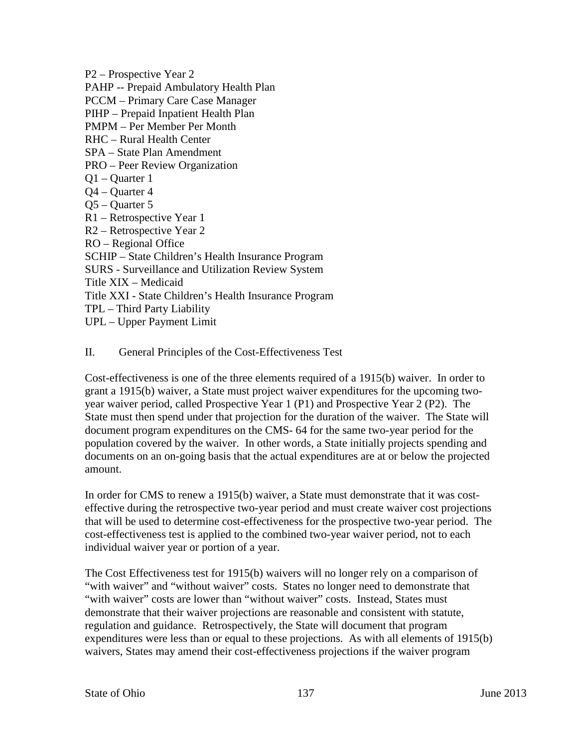P2 – Prospective Year 2
PAHP -- Prepaid Ambulatory Health Plan
PCCM – Primary Care Case Manager
PIHP – Prepaid Inpatient Health Plan
PMPM – Per Member Per Month
RHC – Rural Health Center
SPA – State Plan Amendment
PRO – Peer Review Organization
Q1 – Quarter 1
Q4 – Quarter 4
Q5 – Quarter 5
R1 – Retrospective Year 1
R2 – Retrospective Year 2
RO – Regional Office
SCHIP – State Children's Health Insurance Program
SURS - Surveillance and Utilization Review System
Title XIX – Medicaid
Title XXI - State Children's Health Insurance Program
TPL – Third Party Liability
UPL – Upper Payment Limit

## II. General Principles of the Cost-Effectiveness Test

Cost-effectiveness is one of the three elements required of a 1915(b) waiver. In order to grant a 1915(b) waiver, a State must project waiver expenditures for the upcoming two-year waiver period, called Prospective Year 1 (P1) and Prospective Year 2 (P2). The State must then spend under that projection for the duration of the waiver. The State will document program expenditures on the CMS- 64 for the same two-year period for the population covered by the waiver. In other words, a State initially projects spending and documents on an on-going basis that the actual expenditures are at or below the projected amount.

In order for CMS to renew a 1915(b) waiver, a State must demonstrate that it was cost-effective during the retrospective two-year period and must create waiver cost projections that will be used to determine cost-effectiveness for the prospective two-year period. The cost-effectiveness test is applied to the combined two-year waiver period, not to each individual waiver year or portion of a year.

The Cost Effectiveness test for 1915(b) waivers will no longer rely on a comparison of "with waiver" and "without waiver" costs. States no longer need to demonstrate that "with waiver" costs are lower than "without waiver" costs. Instead, States must demonstrate that their waiver projections are reasonable and consistent with statute, regulation and guidance. Retrospectively, the State will document that program expenditures were less than or equal to these projections. As with all elements of 1915(b) waivers, States may amend their cost-effectiveness projections if the waiver program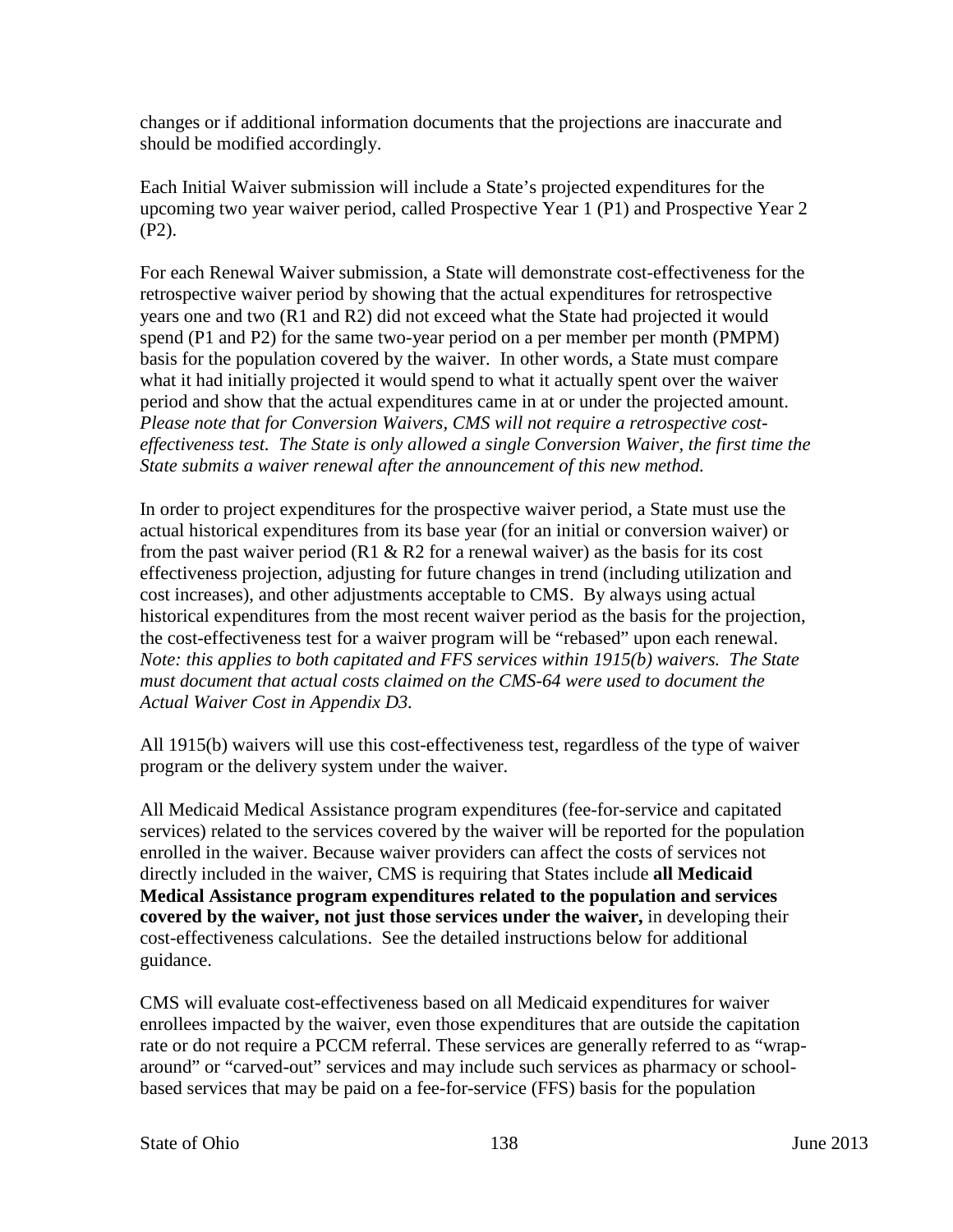changes or if additional information documents that the projections are inaccurate and should be modified accordingly.

Each Initial Waiver submission will include a State's projected expenditures for the upcoming two year waiver period, called Prospective Year 1 (P1) and Prospective Year 2 (P2).

For each Renewal Waiver submission, a State will demonstrate cost-effectiveness for the retrospective waiver period by showing that the actual expenditures for retrospective years one and two (R1 and R2) did not exceed what the State had projected it would spend (P1 and P2) for the same two-year period on a per member per month (PMPM) basis for the population covered by the waiver. In other words, a State must compare what it had initially projected it would spend to what it actually spent over the waiver period and show that the actual expenditures came in at or under the projected amount. *Please note that for Conversion Waivers, CMS will not require a retrospective cost-effectiveness test. The State is only allowed a single Conversion Waiver, the first time the State submits a waiver renewal after the announcement of this new method.*

In order to project expenditures for the prospective waiver period, a State must use the actual historical expenditures from its base year (for an initial or conversion waiver) or from the past waiver period (R1 & R2 for a renewal waiver) as the basis for its cost effectiveness projection, adjusting for future changes in trend (including utilization and cost increases), and other adjustments acceptable to CMS. By always using actual historical expenditures from the most recent waiver period as the basis for the projection, the cost-effectiveness test for a waiver program will be "rebased" upon each renewal. *Note: this applies to both capitated and FFS services within 1915(b) waivers. The State must document that actual costs claimed on the CMS-64 were used to document the Actual Waiver Cost in Appendix D3.*

All 1915(b) waivers will use this cost-effectiveness test, regardless of the type of waiver program or the delivery system under the waiver.

All Medicaid Medical Assistance program expenditures (fee-for-service and capitated services) related to the services covered by the waiver will be reported for the population enrolled in the waiver. Because waiver providers can affect the costs of services not directly included in the waiver, CMS is requiring that States include **all Medicaid Medical Assistance program expenditures related to the population and services covered by the waiver, not just those services under the waiver,** in developing their cost-effectiveness calculations. See the detailed instructions below for additional guidance.

CMS will evaluate cost-effectiveness based on all Medicaid expenditures for waiver enrollees impacted by the waiver, even those expenditures that are outside the capitation rate or do not require a PCCM referral. These services are generally referred to as "wrap-around" or "carved-out" services and may include such services as pharmacy or school-based services that may be paid on a fee-for-service (FFS) basis for the population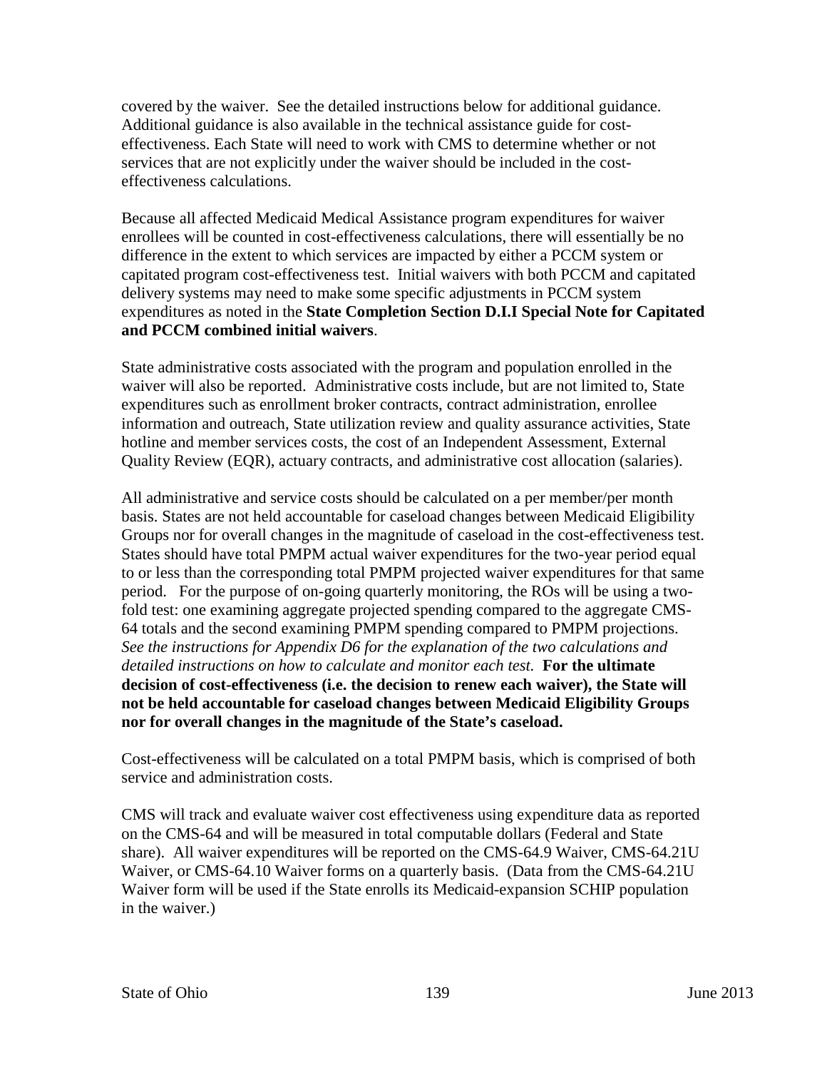covered by the waiver. See the detailed instructions below for additional guidance. Additional guidance is also available in the technical assistance guide for cost-effectiveness. Each State will need to work with CMS to determine whether or not services that are not explicitly under the waiver should be included in the cost-effectiveness calculations.

Because all affected Medicaid Medical Assistance program expenditures for waiver enrollees will be counted in cost-effectiveness calculations, there will essentially be no difference in the extent to which services are impacted by either a PCCM system or capitated program cost-effectiveness test. Initial waivers with both PCCM and capitated delivery systems may need to make some specific adjustments in PCCM system expenditures as noted in the **State Completion Section D.I.I Special Note for Capitated and PCCM combined initial waivers**.

State administrative costs associated with the program and population enrolled in the waiver will also be reported. Administrative costs include, but are not limited to, State expenditures such as enrollment broker contracts, contract administration, enrollee information and outreach, State utilization review and quality assurance activities, State hotline and member services costs, the cost of an Independent Assessment, External Quality Review (EQR), actuary contracts, and administrative cost allocation (salaries).

All administrative and service costs should be calculated on a per member/per month basis. States are not held accountable for caseload changes between Medicaid Eligibility Groups nor for overall changes in the magnitude of caseload in the cost-effectiveness test. States should have total PMPM actual waiver expenditures for the two-year period equal to or less than the corresponding total PMPM projected waiver expenditures for that same period. For the purpose of on-going quarterly monitoring, the ROs will be using a two-fold test: one examining aggregate projected spending compared to the aggregate CMS-64 totals and the second examining PMPM spending compared to PMPM projections. *See the instructions for Appendix D6 for the explanation of the two calculations and detailed instructions on how to calculate and monitor each test.* **For the ultimate decision of cost-effectiveness (i.e. the decision to renew each waiver), the State will not be held accountable for caseload changes between Medicaid Eligibility Groups nor for overall changes in the magnitude of the State's caseload.**

Cost-effectiveness will be calculated on a total PMPM basis, which is comprised of both service and administration costs.

CMS will track and evaluate waiver cost effectiveness using expenditure data as reported on the CMS-64 and will be measured in total computable dollars (Federal and State share). All waiver expenditures will be reported on the CMS-64.9 Waiver, CMS-64.21U Waiver, or CMS-64.10 Waiver forms on a quarterly basis. (Data from the CMS-64.21U Waiver form will be used if the State enrolls its Medicaid-expansion SCHIP population in the waiver.)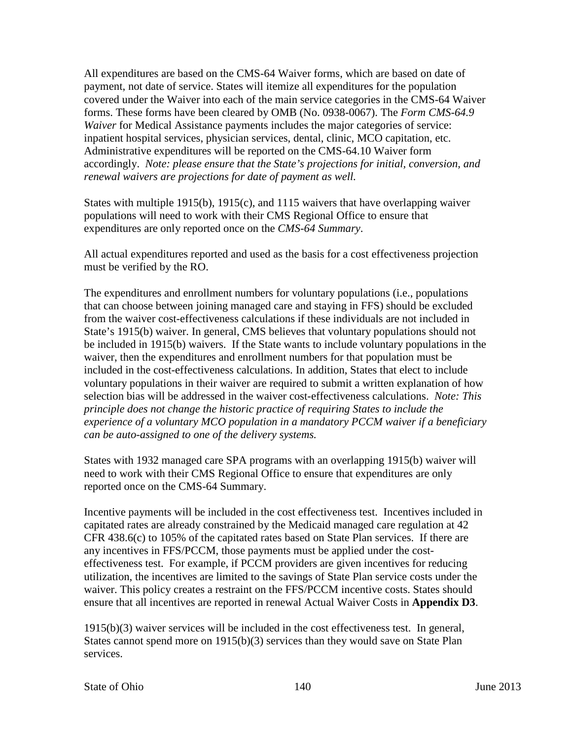All expenditures are based on the CMS-64 Waiver forms, which are based on date of payment, not date of service. States will itemize all expenditures for the population covered under the Waiver into each of the main service categories in the CMS-64 Waiver forms. These forms have been cleared by OMB (No. 0938-0067). The *Form CMS-64.9 Waiver* for Medical Assistance payments includes the major categories of service: inpatient hospital services, physician services, dental, clinic, MCO capitation, etc. Administrative expenditures will be reported on the CMS-64.10 Waiver form accordingly. *Note: please ensure that the State's projections for initial, conversion, and renewal waivers are projections for date of payment as well.*

States with multiple 1915(b), 1915(c), and 1115 waivers that have overlapping waiver populations will need to work with their CMS Regional Office to ensure that expenditures are only reported once on the *CMS-64 Summary*.

All actual expenditures reported and used as the basis for a cost effectiveness projection must be verified by the RO.

The expenditures and enrollment numbers for voluntary populations (i.e., populations that can choose between joining managed care and staying in FFS) should be excluded from the waiver cost-effectiveness calculations if these individuals are not included in State's 1915(b) waiver. In general, CMS believes that voluntary populations should not be included in 1915(b) waivers. If the State wants to include voluntary populations in the waiver, then the expenditures and enrollment numbers for that population must be included in the cost-effectiveness calculations. In addition, States that elect to include voluntary populations in their waiver are required to submit a written explanation of how selection bias will be addressed in the waiver cost-effectiveness calculations. *Note: This principle does not change the historic practice of requiring States to include the experience of a voluntary MCO population in a mandatory PCCM waiver if a beneficiary can be auto-assigned to one of the delivery systems.*

States with 1932 managed care SPA programs with an overlapping 1915(b) waiver will need to work with their CMS Regional Office to ensure that expenditures are only reported once on the CMS-64 Summary.

Incentive payments will be included in the cost effectiveness test. Incentives included in capitated rates are already constrained by the Medicaid managed care regulation at 42 CFR 438.6(c) to 105% of the capitated rates based on State Plan services. If there are any incentives in FFS/PCCM, those payments must be applied under the cost-effectiveness test. For example, if PCCM providers are given incentives for reducing utilization, the incentives are limited to the savings of State Plan service costs under the waiver. This policy creates a restraint on the FFS/PCCM incentive costs. States should ensure that all incentives are reported in renewal Actual Waiver Costs in **Appendix D3**.

1915(b)(3) waiver services will be included in the cost effectiveness test. In general, States cannot spend more on 1915(b)(3) services than they would save on State Plan services.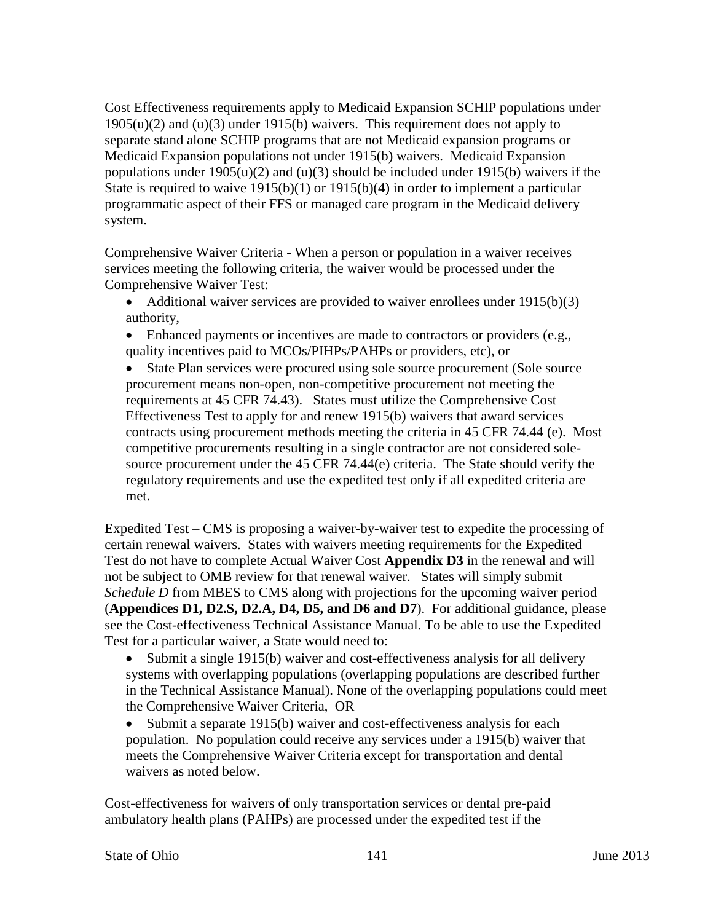Cost Effectiveness requirements apply to Medicaid Expansion SCHIP populations under 1905(u)(2) and (u)(3) under 1915(b) waivers. This requirement does not apply to separate stand alone SCHIP programs that are not Medicaid expansion programs or Medicaid Expansion populations not under 1915(b) waivers. Medicaid Expansion populations under 1905(u)(2) and (u)(3) should be included under 1915(b) waivers if the State is required to waive 1915(b)(1) or 1915(b)(4) in order to implement a particular programmatic aspect of their FFS or managed care program in the Medicaid delivery system.

Comprehensive Waiver Criteria - When a person or population in a waiver receives services meeting the following criteria, the waiver would be processed under the Comprehensive Waiver Test:

- Additional waiver services are provided to waiver enrollees under 1915(b)(3) authority,
- Enhanced payments or incentives are made to contractors or providers (e.g., quality incentives paid to MCOs/PIHPs/PAHPs or providers, etc), or
- State Plan services were procured using sole source procurement (Sole source procurement means non-open, non-competitive procurement not meeting the requirements at 45 CFR 74.43). States must utilize the Comprehensive Cost Effectiveness Test to apply for and renew 1915(b) waivers that award services contracts using procurement methods meeting the criteria in 45 CFR 74.44 (e). Most competitive procurements resulting in a single contractor are not considered sole-source procurement under the 45 CFR 74.44(e) criteria. The State should verify the regulatory requirements and use the expedited test only if all expedited criteria are met.

Expedited Test – CMS is proposing a waiver-by-waiver test to expedite the processing of certain renewal waivers. States with waivers meeting requirements for the Expedited Test do not have to complete Actual Waiver Cost **Appendix D3** in the renewal and will not be subject to OMB review for that renewal waiver. States will simply submit *Schedule D* from MBES to CMS along with projections for the upcoming waiver period (**Appendices D1, D2.S, D2.A, D4, D5, and D6 and D7**). For additional guidance, please see the Cost-effectiveness Technical Assistance Manual. To be able to use the Expedited Test for a particular waiver, a State would need to:

- Submit a single 1915(b) waiver and cost-effectiveness analysis for all delivery systems with overlapping populations (overlapping populations are described further in the Technical Assistance Manual). None of the overlapping populations could meet the Comprehensive Waiver Criteria, OR
- Submit a separate 1915(b) waiver and cost-effectiveness analysis for each population. No population could receive any services under a 1915(b) waiver that meets the Comprehensive Waiver Criteria except for transportation and dental waivers as noted below.

Cost-effectiveness for waivers of only transportation services or dental pre-paid ambulatory health plans (PAHPs) are processed under the expedited test if the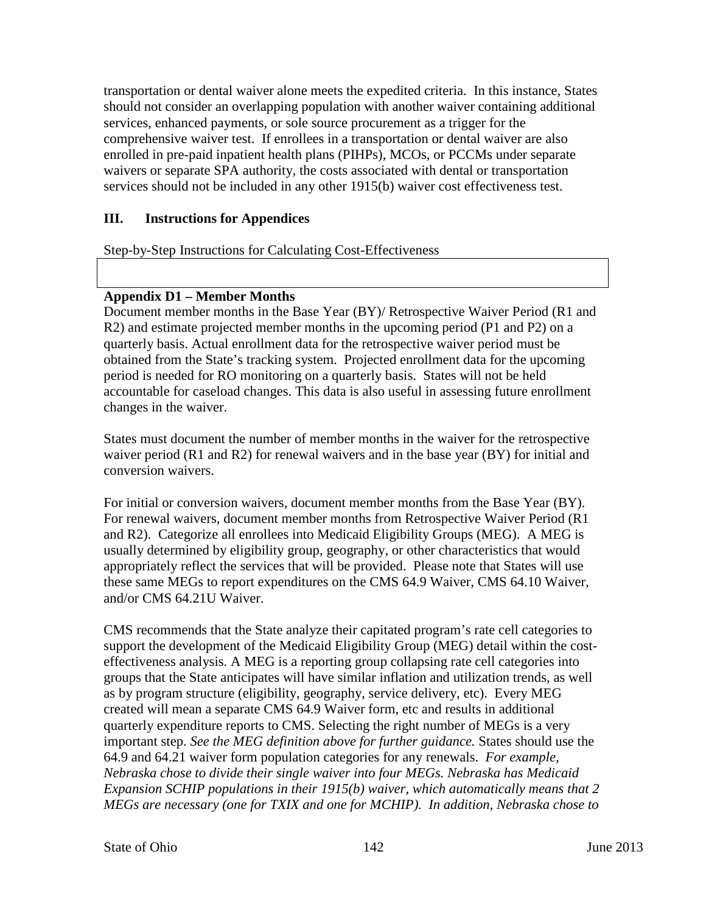transportation or dental waiver alone meets the expedited criteria. In this instance, States should not consider an overlapping population with another waiver containing additional services, enhanced payments, or sole source procurement as a trigger for the comprehensive waiver test. If enrollees in a transportation or dental waiver are also enrolled in pre-paid inpatient health plans (PIHPs), MCOs, or PCCMs under separate waivers or separate SPA authority, the costs associated with dental or transportation services should not be included in any other 1915(b) waiver cost effectiveness test.

## III. Instructions for Appendices

Step-by-Step Instructions for Calculating Cost-Effectiveness

**Appendix D1 – Member Months**

Document member months in the Base Year (BY)/ Retrospective Waiver Period (R1 and R2) and estimate projected member months in the upcoming period (P1 and P2) on a quarterly basis. Actual enrollment data for the retrospective waiver period must be obtained from the State's tracking system. Projected enrollment data for the upcoming period is needed for RO monitoring on a quarterly basis. States will not be held accountable for caseload changes. This data is also useful in assessing future enrollment changes in the waiver.

States must document the number of member months in the waiver for the retrospective waiver period (R1 and R2) for renewal waivers and in the base year (BY) for initial and conversion waivers.

For initial or conversion waivers, document member months from the Base Year (BY). For renewal waivers, document member months from Retrospective Waiver Period (R1 and R2). Categorize all enrollees into Medicaid Eligibility Groups (MEG). A MEG is usually determined by eligibility group, geography, or other characteristics that would appropriately reflect the services that will be provided. Please note that States will use these same MEGs to report expenditures on the CMS 64.9 Waiver, CMS 64.10 Waiver, and/or CMS 64.21U Waiver.

CMS recommends that the State analyze their capitated program's rate cell categories to support the development of the Medicaid Eligibility Group (MEG) detail within the cost-effectiveness analysis. A MEG is a reporting group collapsing rate cell categories into groups that the State anticipates will have similar inflation and utilization trends, as well as by program structure (eligibility, geography, service delivery, etc). Every MEG created will mean a separate CMS 64.9 Waiver form, etc and results in additional quarterly expenditure reports to CMS. Selecting the right number of MEGs is a very important step. *See the MEG definition above for further guidance.* States should use the 64.9 and 64.21 waiver form population categories for any renewals. *For example, Nebraska chose to divide their single waiver into four MEGs. Nebraska has Medicaid Expansion SCHIP populations in their 1915(b) waiver, which automatically means that 2 MEGs are necessary (one for TXIX and one for MCHIP). In addition, Nebraska chose to*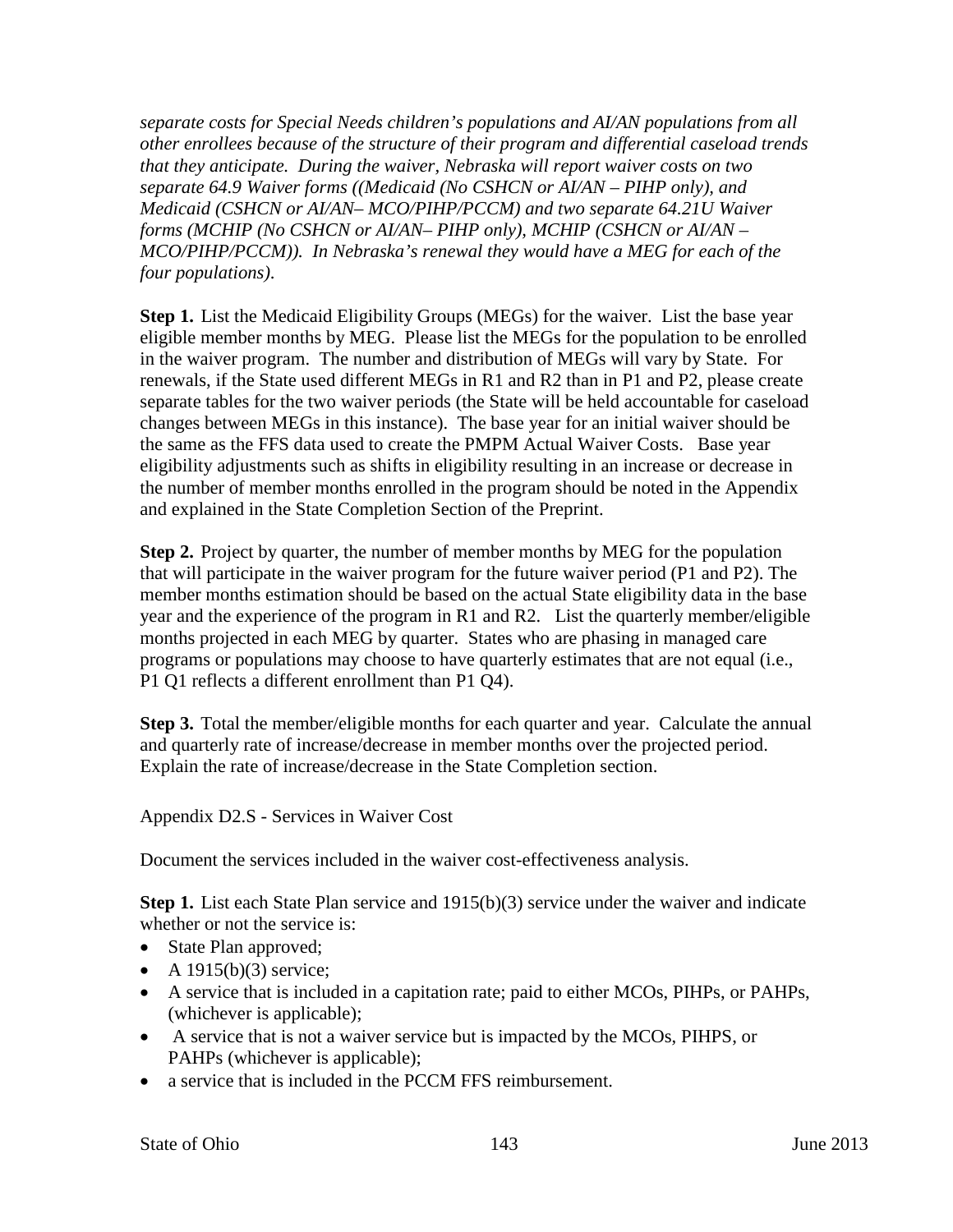*separate costs for Special Needs children's populations and AI/AN populations from all other enrollees because of the structure of their program and differential caseload trends that they anticipate. During the waiver, Nebraska will report waiver costs on two separate 64.9 Waiver forms ((Medicaid (No CSHCN or AI/AN – PIHP only), and Medicaid (CSHCN or AI/AN– MCO/PIHP/PCCM) and two separate 64.21U Waiver forms (MCHIP (No CSHCN or AI/AN– PIHP only), MCHIP (CSHCN or AI/AN – MCO/PIHP/PCCM)). In Nebraska's renewal they would have a MEG for each of the four populations).*

**Step 1.** List the Medicaid Eligibility Groups (MEGs) for the waiver. List the base year eligible member months by MEG. Please list the MEGs for the population to be enrolled in the waiver program. The number and distribution of MEGs will vary by State. For renewals, if the State used different MEGs in R1 and R2 than in P1 and P2, please create separate tables for the two waiver periods (the State will be held accountable for caseload changes between MEGs in this instance). The base year for an initial waiver should be the same as the FFS data used to create the PMPM Actual Waiver Costs. Base year eligibility adjustments such as shifts in eligibility resulting in an increase or decrease in the number of member months enrolled in the program should be noted in the Appendix and explained in the State Completion Section of the Preprint.

**Step 2.** Project by quarter, the number of member months by MEG for the population that will participate in the waiver program for the future waiver period (P1 and P2). The member months estimation should be based on the actual State eligibility data in the base year and the experience of the program in R1 and R2. List the quarterly member/eligible months projected in each MEG by quarter. States who are phasing in managed care programs or populations may choose to have quarterly estimates that are not equal (i.e., P1 Q1 reflects a different enrollment than P1 Q4).

**Step 3.** Total the member/eligible months for each quarter and year. Calculate the annual and quarterly rate of increase/decrease in member months over the projected period. Explain the rate of increase/decrease in the State Completion section.

Appendix D2.S - Services in Waiver Cost

Document the services included in the waiver cost-effectiveness analysis.

**Step 1.** List each State Plan service and 1915(b)(3) service under the waiver and indicate whether or not the service is:

- State Plan approved;
- A 1915(b)(3) service;
- A service that is included in a capitation rate; paid to either MCOs, PIHPs, or PAHPs, (whichever is applicable);
- A service that is not a waiver service but is impacted by the MCOs, PIHPS, or PAHPs (whichever is applicable);
- a service that is included in the PCCM FFS reimbursement.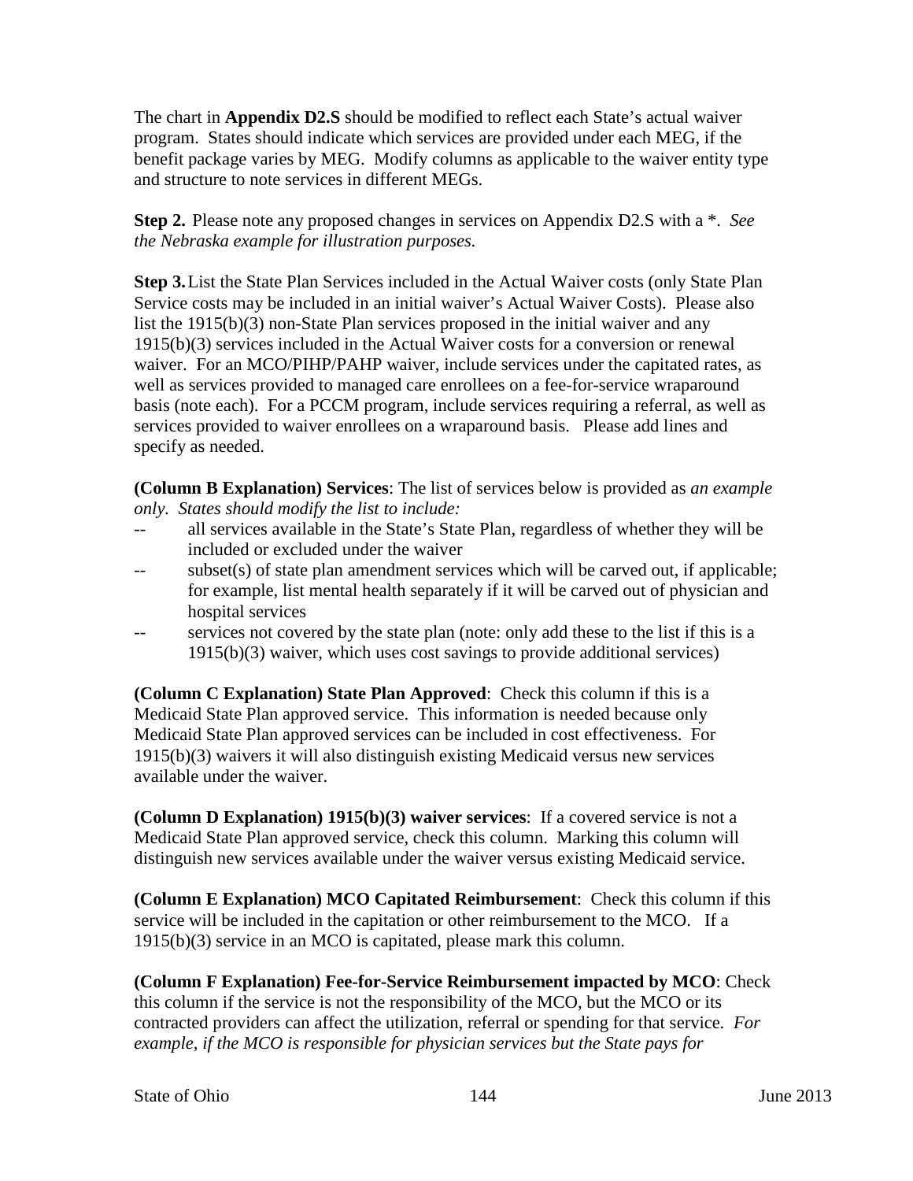The chart in **Appendix D2.S** should be modified to reflect each State's actual waiver program. States should indicate which services are provided under each MEG, if the benefit package varies by MEG. Modify columns as applicable to the waiver entity type and structure to note services in different MEGs.

**Step 2.** Please note any proposed changes in services on Appendix D2.S with a *. *See the Nebraska example for illustration purposes.*

**Step 3.** List the State Plan Services included in the Actual Waiver costs (only State Plan Service costs may be included in an initial waiver's Actual Waiver Costs). Please also list the 1915(b)(3) non-State Plan services proposed in the initial waiver and any 1915(b)(3) services included in the Actual Waiver costs for a conversion or renewal waiver. For an MCO/PIHP/PAHP waiver, include services under the capitated rates, as well as services provided to managed care enrollees on a fee-for-service wraparound basis (note each). For a PCCM program, include services requiring a referral, as well as services provided to waiver enrollees on a wraparound basis. Please add lines and specify as needed.

**(Column B Explanation) Services**: The list of services below is provided as *an example only. States should modify the list to include:*

- all services available in the State's State Plan, regardless of whether they will be included or excluded under the waiver
- subset(s) of state plan amendment services which will be carved out, if applicable; for example, list mental health separately if it will be carved out of physician and hospital services
- services not covered by the state plan (note: only add these to the list if this is a 1915(b)(3) waiver, which uses cost savings to provide additional services)

**(Column C Explanation) State Plan Approved**: Check this column if this is a Medicaid State Plan approved service. This information is needed because only Medicaid State Plan approved services can be included in cost effectiveness. For 1915(b)(3) waivers it will also distinguish existing Medicaid versus new services available under the waiver.

**(Column D Explanation) 1915(b)(3) waiver services**: If a covered service is not a Medicaid State Plan approved service, check this column. Marking this column will distinguish new services available under the waiver versus existing Medicaid service.

**(Column E Explanation) MCO Capitated Reimbursement**: Check this column if this service will be included in the capitation or other reimbursement to the MCO. If a 1915(b)(3) service in an MCO is capitated, please mark this column.

**(Column F Explanation) Fee-for-Service Reimbursement impacted by MCO**: Check this column if the service is not the responsibility of the MCO, but the MCO or its contracted providers can affect the utilization, referral or spending for that service. *For example, if the MCO is responsible for physician services but the State pays for*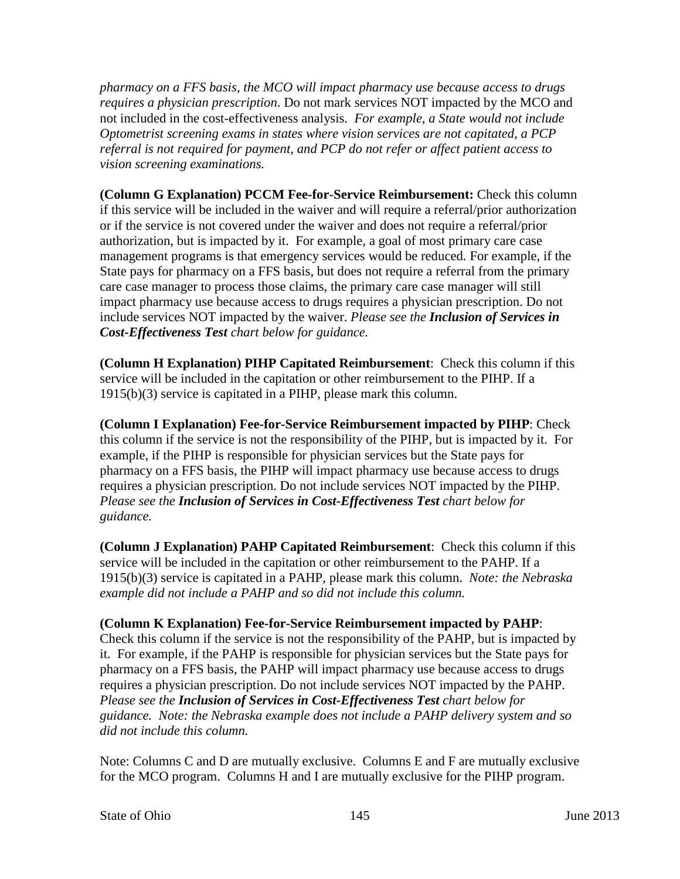*pharmacy on a FFS basis, the MCO will impact pharmacy use because access to drugs requires a physician prescription*. Do not mark services NOT impacted by the MCO and not included in the cost-effectiveness analysis. *For example, a State would not include Optometrist screening exams in states where vision services are not capitated, a PCP referral is not required for payment, and PCP do not refer or affect patient access to vision screening examinations.*

**(Column G Explanation) PCCM Fee-for-Service Reimbursement:** Check this column if this service will be included in the waiver and will require a referral/prior authorization or if the service is not covered under the waiver and does not require a referral/prior authorization, but is impacted by it. For example, a goal of most primary care case management programs is that emergency services would be reduced. For example, if the State pays for pharmacy on a FFS basis, but does not require a referral from the primary care case manager to process those claims, the primary care case manager will still impact pharmacy use because access to drugs requires a physician prescription. Do not include services NOT impacted by the waiver. *Please see the **Inclusion of Services in Cost-Effectiveness Test** chart below for guidance.*

**(Column H Explanation) PIHP Capitated Reimbursement**: Check this column if this service will be included in the capitation or other reimbursement to the PIHP. If a 1915(b)(3) service is capitated in a PIHP, please mark this column.

**(Column I Explanation) Fee-for-Service Reimbursement impacted by PIHP**: Check this column if the service is not the responsibility of the PIHP, but is impacted by it. For example, if the PIHP is responsible for physician services but the State pays for pharmacy on a FFS basis, the PIHP will impact pharmacy use because access to drugs requires a physician prescription. Do not include services NOT impacted by the PIHP. *Please see the **Inclusion of Services in Cost-Effectiveness Test** chart below for guidance.*

**(Column J Explanation) PAHP Capitated Reimbursement**: Check this column if this service will be included in the capitation or other reimbursement to the PAHP. If a 1915(b)(3) service is capitated in a PAHP, please mark this column. *Note: the Nebraska example did not include a PAHP and so did not include this column.*

**(Column K Explanation) Fee-for-Service Reimbursement impacted by PAHP**: Check this column if the service is not the responsibility of the PAHP, but is impacted by it. For example, if the PAHP is responsible for physician services but the State pays for pharmacy on a FFS basis, the PAHP will impact pharmacy use because access to drugs requires a physician prescription. Do not include services NOT impacted by the PAHP. *Please see the **Inclusion of Services in Cost-Effectiveness Test** chart below for guidance. Note: the Nebraska example does not include a PAHP delivery system and so did not include this column.*

Note: Columns C and D are mutually exclusive. Columns E and F are mutually exclusive for the MCO program. Columns H and I are mutually exclusive for the PIHP program.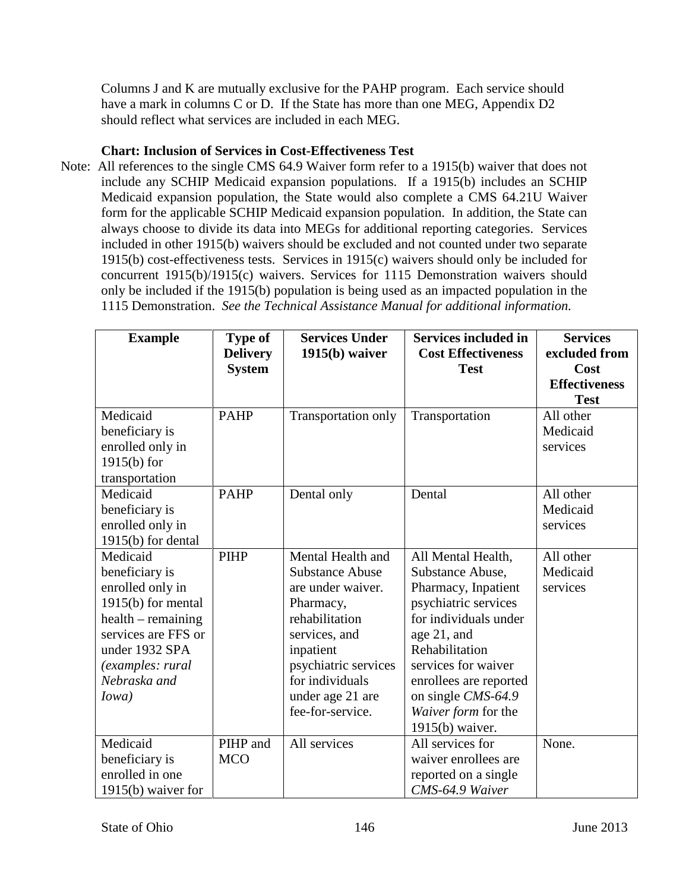Columns J and K are mutually exclusive for the PAHP program. Each service should have a mark in columns C or D. If the State has more than one MEG, Appendix D2 should reflect what services are included in each MEG.

**Chart: Inclusion of Services in Cost-Effectiveness Test**

Note: All references to the single CMS 64.9 Waiver form refer to a 1915(b) waiver that does not include any SCHIP Medicaid expansion populations. If a 1915(b) includes an SCHIP Medicaid expansion population, the State would also complete a CMS 64.21U Waiver form for the applicable SCHIP Medicaid expansion population. In addition, the State can always choose to divide its data into MEGs for additional reporting categories. Services included in other 1915(b) waivers should be excluded and not counted under two separate 1915(b) cost-effectiveness tests. Services in 1915(c) waivers should only be included for concurrent 1915(b)/1915(c) waivers. Services for 1115 Demonstration waivers should only be included if the 1915(b) population is being used as an impacted population in the 1115 Demonstration. *See the Technical Assistance Manual for additional information.*

| Example | Type of Delivery System | Services Under 1915(b) waiver | Services included in Cost Effectiveness Test | Services excluded from Cost Effectiveness Test |
|---|---|---|---|---|
| Medicaid beneficiary is enrolled only in 1915(b) for transportation | PAHP | Transportation only | Transportation | All other Medicaid services |
| Medicaid beneficiary is enrolled only in 1915(b) for dental | PAHP | Dental only | Dental | All other Medicaid services |
| Medicaid beneficiary is enrolled only in 1915(b) for mental health – remaining services are FFS or under 1932 SPA *(examples: rural Nebraska and Iowa)* | PIHP | Mental Health and Substance Abuse are under waiver. Pharmacy, rehabilitation services, and inpatient psychiatric services for individuals under age 21 are fee-for-service. | All Mental Health, Substance Abuse, Pharmacy, Inpatient psychiatric services for individuals under age 21, and Rehabilitation services for waiver enrollees are reported on single *CMS-64.9 Waiver form* for the 1915(b) waiver. | All other Medicaid services |
| Medicaid beneficiary is enrolled in one 1915(b) waiver for | PIHP and MCO | All services | All services for waiver enrollees are reported on a single *CMS-64.9 Waiver* | None. |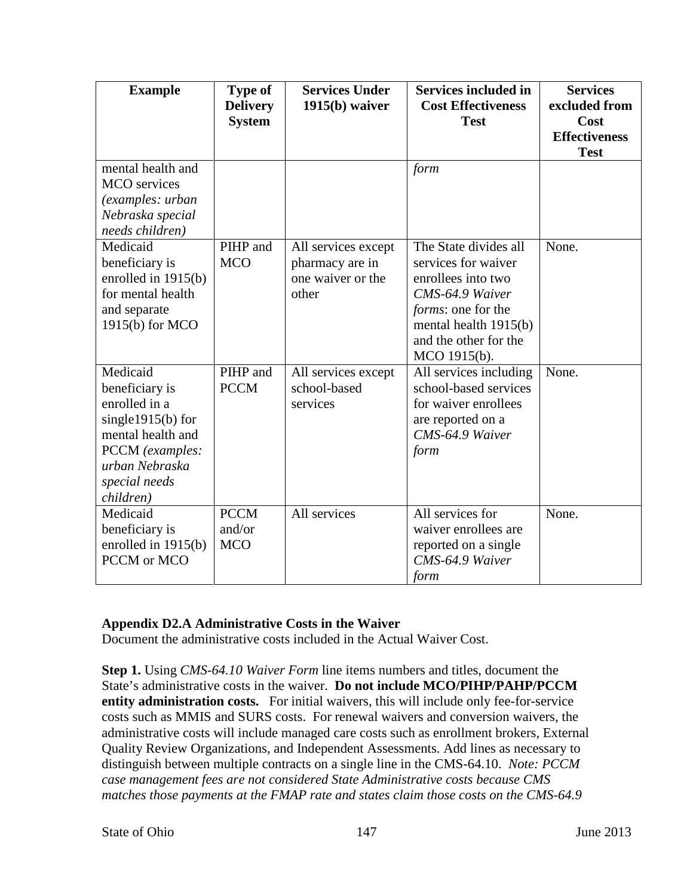| Example | Type of Delivery System | Services Under 1915(b) waiver | Services included in Cost Effectiveness Test | Services excluded from Cost Effectiveness Test |
|---|---|---|---|---|
| mental health and MCO services *(examples: urban Nebraska special needs children)* | | | *form* | |
| Medicaid beneficiary is enrolled in 1915(b) for mental health and separate 1915(b) for MCO | PIHP and MCO | All services except pharmacy are in one waiver or the other | The State divides all services for waiver enrollees into two *CMS-64.9 Waiver forms*: one for the mental health 1915(b) and the other for the MCO 1915(b). | None. |
| Medicaid beneficiary is enrolled in a single1915(b) for mental health and PCCM *(examples: urban Nebraska special needs children)* | PIHP and PCCM | All services except school-based services | All services including school-based services for waiver enrollees are reported on a *CMS-64.9 Waiver form* | None. |
| Medicaid beneficiary is enrolled in 1915(b) PCCM or MCO | PCCM and/or MCO | All services | All services for waiver enrollees are reported on a single *CMS-64.9 Waiver form* | None. |

**Appendix D2.A Administrative Costs in the Waiver**

Document the administrative costs included in the Actual Waiver Cost.

**Step 1.** Using *CMS-64.10 Waiver Form* line items numbers and titles, document the State's administrative costs in the waiver. **Do not include MCO/PIHP/PAHP/PCCM entity administration costs.** For initial waivers, this will include only fee-for-service costs such as MMIS and SURS costs. For renewal waivers and conversion waivers, the administrative costs will include managed care costs such as enrollment brokers, External Quality Review Organizations, and Independent Assessments. Add lines as necessary to distinguish between multiple contracts on a single line in the CMS-64.10. *Note: PCCM case management fees are not considered State Administrative costs because CMS matches those payments at the FMAP rate and states claim those costs on the CMS-64.9*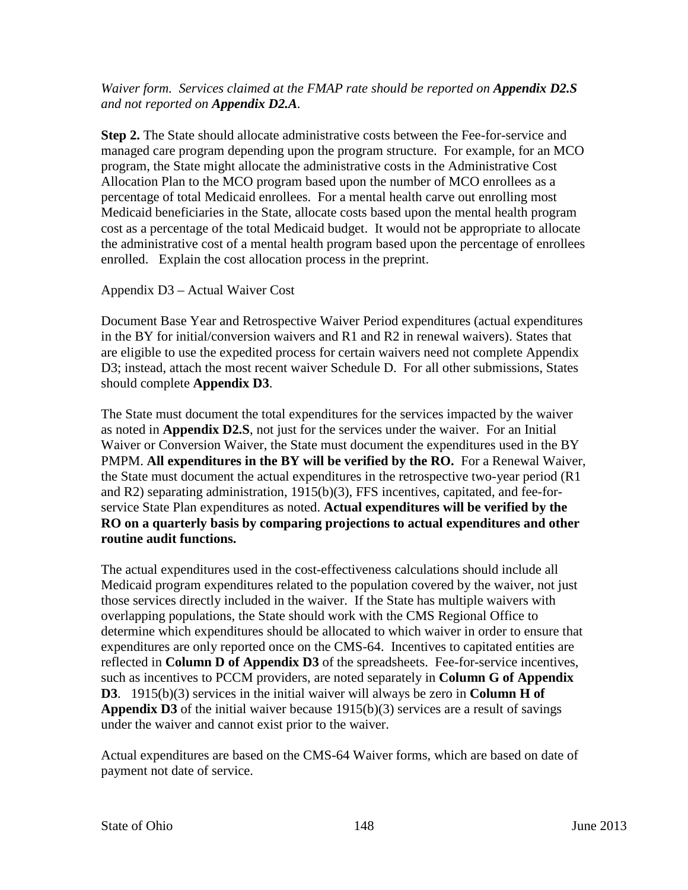*Waiver form. Services claimed at the FMAP rate should be reported on **Appendix D2.S** and not reported on **Appendix D2.A**.*

**Step 2.** The State should allocate administrative costs between the Fee-for-service and managed care program depending upon the program structure. For example, for an MCO program, the State might allocate the administrative costs in the Administrative Cost Allocation Plan to the MCO program based upon the number of MCO enrollees as a percentage of total Medicaid enrollees. For a mental health carve out enrolling most Medicaid beneficiaries in the State, allocate costs based upon the mental health program cost as a percentage of the total Medicaid budget. It would not be appropriate to allocate the administrative cost of a mental health program based upon the percentage of enrollees enrolled. Explain the cost allocation process in the preprint.

Appendix D3 – Actual Waiver Cost

Document Base Year and Retrospective Waiver Period expenditures (actual expenditures in the BY for initial/conversion waivers and R1 and R2 in renewal waivers). States that are eligible to use the expedited process for certain waivers need not complete Appendix D3; instead, attach the most recent waiver Schedule D. For all other submissions, States should complete **Appendix D3**.

The State must document the total expenditures for the services impacted by the waiver as noted in **Appendix D2.S**, not just for the services under the waiver. For an Initial Waiver or Conversion Waiver, the State must document the expenditures used in the BY PMPM. **All expenditures in the BY will be verified by the RO.** For a Renewal Waiver, the State must document the actual expenditures in the retrospective two-year period (R1 and R2) separating administration, 1915(b)(3), FFS incentives, capitated, and fee-for-service State Plan expenditures as noted. **Actual expenditures will be verified by the RO on a quarterly basis by comparing projections to actual expenditures and other routine audit functions.**

The actual expenditures used in the cost-effectiveness calculations should include all Medicaid program expenditures related to the population covered by the waiver, not just those services directly included in the waiver. If the State has multiple waivers with overlapping populations, the State should work with the CMS Regional Office to determine which expenditures should be allocated to which waiver in order to ensure that expenditures are only reported once on the CMS-64. Incentives to capitated entities are reflected in **Column D of Appendix D3** of the spreadsheets. Fee-for-service incentives, such as incentives to PCCM providers, are noted separately in **Column G of Appendix D3**. 1915(b)(3) services in the initial waiver will always be zero in **Column H of Appendix D3** of the initial waiver because 1915(b)(3) services are a result of savings under the waiver and cannot exist prior to the waiver.

Actual expenditures are based on the CMS-64 Waiver forms, which are based on date of payment not date of service.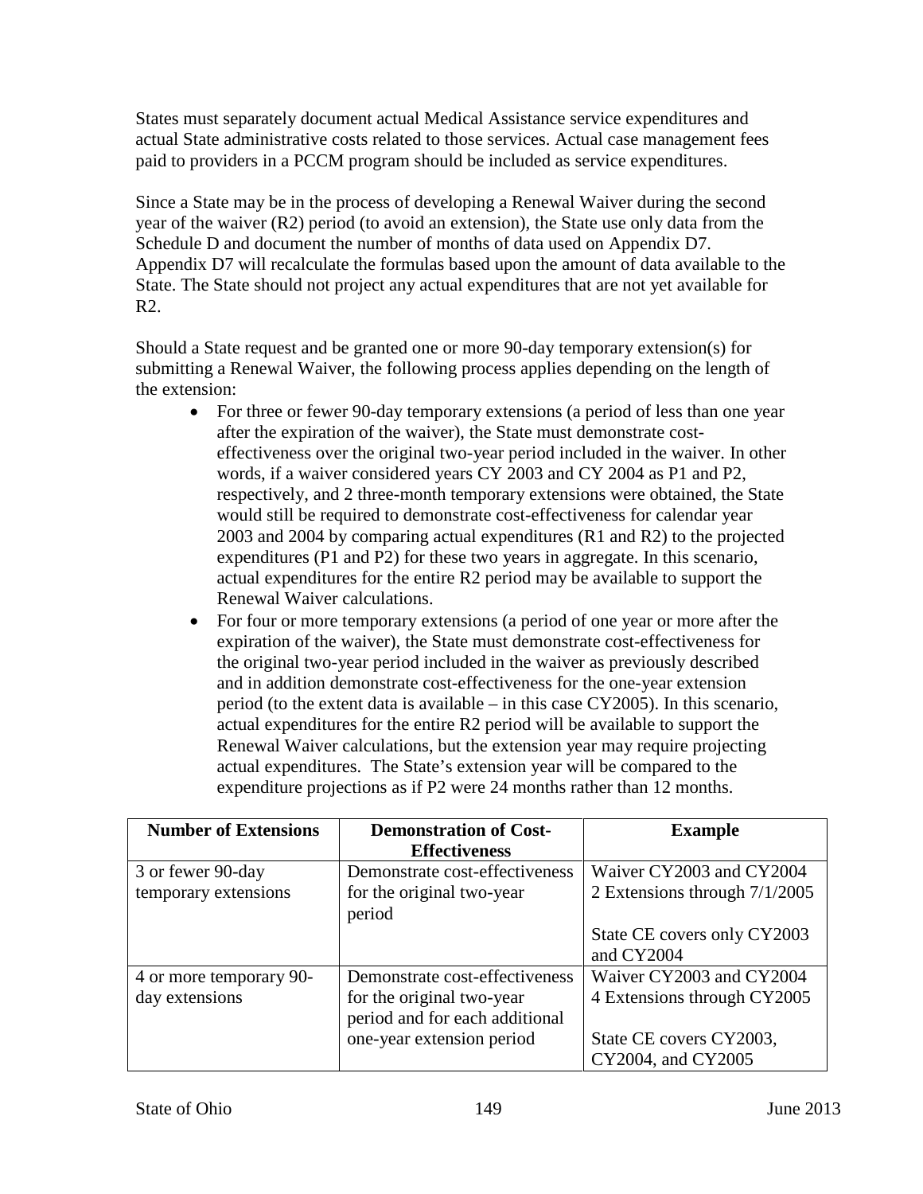States must separately document actual Medical Assistance service expenditures and actual State administrative costs related to those services. Actual case management fees paid to providers in a PCCM program should be included as service expenditures.

Since a State may be in the process of developing a Renewal Waiver during the second year of the waiver (R2) period (to avoid an extension), the State use only data from the Schedule D and document the number of months of data used on Appendix D7. Appendix D7 will recalculate the formulas based upon the amount of data available to the State. The State should not project any actual expenditures that are not yet available for R2.

Should a State request and be granted one or more 90-day temporary extension(s) for submitting a Renewal Waiver, the following process applies depending on the length of the extension:

- For three or fewer 90-day temporary extensions (a period of less than one year after the expiration of the waiver), the State must demonstrate cost-effectiveness over the original two-year period included in the waiver. In other words, if a waiver considered years CY 2003 and CY 2004 as P1 and P2, respectively, and 2 three-month temporary extensions were obtained, the State would still be required to demonstrate cost-effectiveness for calendar year 2003 and 2004 by comparing actual expenditures (R1 and R2) to the projected expenditures (P1 and P2) for these two years in aggregate. In this scenario, actual expenditures for the entire R2 period may be available to support the Renewal Waiver calculations.
- For four or more temporary extensions (a period of one year or more after the expiration of the waiver), the State must demonstrate cost-effectiveness for the original two-year period included in the waiver as previously described and in addition demonstrate cost-effectiveness for the one-year extension period (to the extent data is available – in this case CY2005). In this scenario, actual expenditures for the entire R2 period will be available to support the Renewal Waiver calculations, but the extension year may require projecting actual expenditures. The State's extension year will be compared to the expenditure projections as if P2 were 24 months rather than 12 months.

| Number of Extensions | Demonstration of Cost-Effectiveness | Example |
|---|---|---|
| 3 or fewer 90-day temporary extensions | Demonstrate cost-effectiveness for the original two-year period | Waiver CY2003 and CY2004<br>2 Extensions through 7/1/2005<br><br>State CE covers only CY2003 and CY2004 |
| 4 or more temporary 90-day extensions | Demonstrate cost-effectiveness for the original two-year period and for each additional one-year extension period | Waiver CY2003 and CY2004<br>4 Extensions through CY2005<br><br>State CE covers CY2003, CY2004, and CY2005 |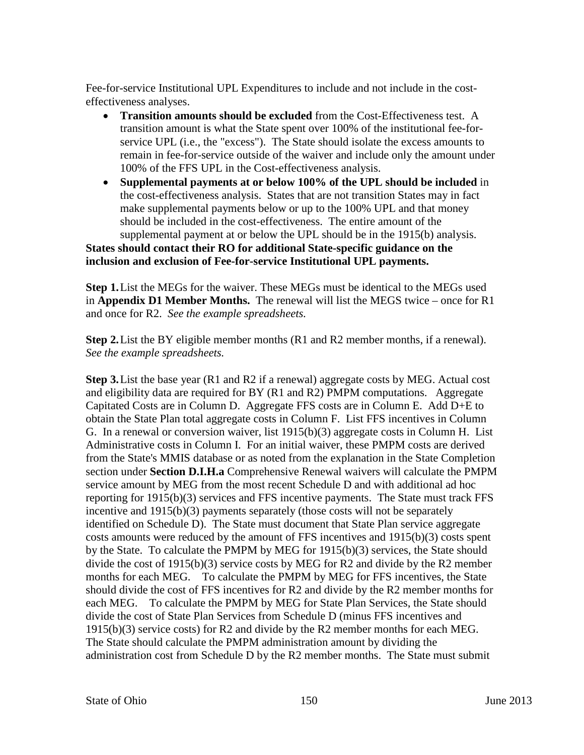Fee-for-service Institutional UPL Expenditures to include and not include in the cost-effectiveness analyses.

- **Transition amounts should be excluded** from the Cost-Effectiveness test. A transition amount is what the State spent over 100% of the institutional fee-for-service UPL (i.e., the "excess"). The State should isolate the excess amounts to remain in fee-for-service outside of the waiver and include only the amount under 100% of the FFS UPL in the Cost-effectiveness analysis.
- **Supplemental payments at or below 100% of the UPL should be included** in the cost-effectiveness analysis. States that are not transition States may in fact make supplemental payments below or up to the 100% UPL and that money should be included in the cost-effectiveness. The entire amount of the supplemental payment at or below the UPL should be in the 1915(b) analysis.

**States should contact their RO for additional State-specific guidance on the inclusion and exclusion of Fee-for-service Institutional UPL payments.**

**Step 1.** List the MEGs for the waiver. These MEGs must be identical to the MEGs used in **Appendix D1 Member Months.** The renewal will list the MEGS twice – once for R1 and once for R2. *See the example spreadsheets.*

**Step 2.** List the BY eligible member months (R1 and R2 member months, if a renewal). *See the example spreadsheets.*

**Step 3.** List the base year (R1 and R2 if a renewal) aggregate costs by MEG. Actual cost and eligibility data are required for BY (R1 and R2) PMPM computations. Aggregate Capitated Costs are in Column D. Aggregate FFS costs are in Column E. Add D+E to obtain the State Plan total aggregate costs in Column F. List FFS incentives in Column G. In a renewal or conversion waiver, list 1915(b)(3) aggregate costs in Column H. List Administrative costs in Column I. For an initial waiver, these PMPM costs are derived from the State's MMIS database or as noted from the explanation in the State Completion section under **Section D.I.H.a** Comprehensive Renewal waivers will calculate the PMPM service amount by MEG from the most recent Schedule D and with additional ad hoc reporting for 1915(b)(3) services and FFS incentive payments. The State must track FFS incentive and 1915(b)(3) payments separately (those costs will not be separately identified on Schedule D). The State must document that State Plan service aggregate costs amounts were reduced by the amount of FFS incentives and 1915(b)(3) costs spent by the State. To calculate the PMPM by MEG for 1915(b)(3) services, the State should divide the cost of 1915(b)(3) service costs by MEG for R2 and divide by the R2 member months for each MEG. To calculate the PMPM by MEG for FFS incentives, the State should divide the cost of FFS incentives for R2 and divide by the R2 member months for each MEG. To calculate the PMPM by MEG for State Plan Services, the State should divide the cost of State Plan Services from Schedule D (minus FFS incentives and 1915(b)(3) service costs) for R2 and divide by the R2 member months for each MEG. The State should calculate the PMPM administration amount by dividing the administration cost from Schedule D by the R2 member months. The State must submit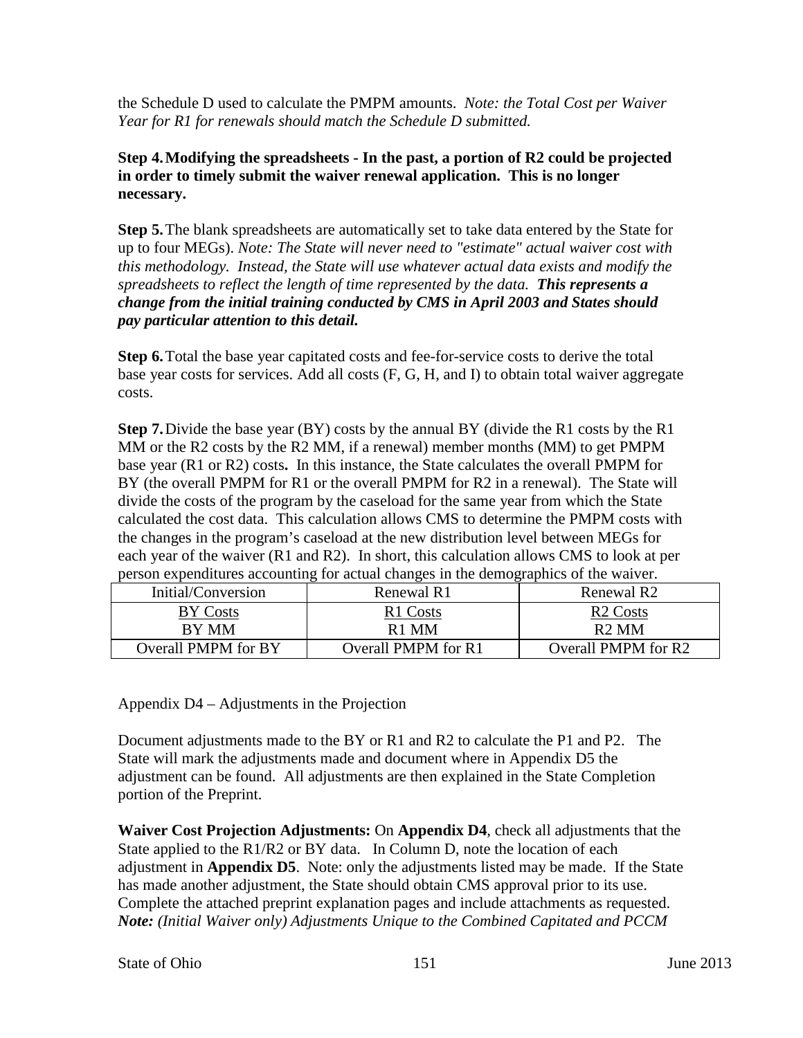the Schedule D used to calculate the PMPM amounts. *Note: the Total Cost per Waiver Year for R1 for renewals should match the Schedule D submitted.*

**Step 4. Modifying the spreadsheets - In the past, a portion of R2 could be projected in order to timely submit the waiver renewal application. This is no longer necessary.**

**Step 5.** The blank spreadsheets are automatically set to take data entered by the State for up to four MEGs). *Note: The State will never need to "estimate" actual waiver cost with this methodology. Instead, the State will use whatever actual data exists and modify the spreadsheets to reflect the length of time represented by the data.* ***This represents a change from the initial training conducted by CMS in April 2003 and States should pay particular attention to this detail.***

**Step 6.** Total the base year capitated costs and fee-for-service costs to derive the total base year costs for services. Add all costs (F, G, H, and I) to obtain total waiver aggregate costs.

**Step 7.** Divide the base year (BY) costs by the annual BY (divide the R1 costs by the R1 MM or the R2 costs by the R2 MM, if a renewal) member months (MM) to get PMPM base year (R1 or R2) costs**.** In this instance, the State calculates the overall PMPM for BY (the overall PMPM for R1 or the overall PMPM for R2 in a renewal). The State will divide the costs of the program by the caseload for the same year from which the State calculated the cost data. This calculation allows CMS to determine the PMPM costs with the changes in the program's caseload at the new distribution level between MEGs for each year of the waiver (R1 and R2). In short, this calculation allows CMS to look at per person expenditures accounting for actual changes in the demographics of the waiver.

| Initial/Conversion | Renewal R1 | Renewal R2 |
|---|---|---|
| BY Costs<br>BY MM | R1 Costs<br>R1 MM | R2 Costs<br>R2 MM |
| Overall PMPM for BY | Overall PMPM for R1 | Overall PMPM for R2 |

Appendix D4 – Adjustments in the Projection

Document adjustments made to the BY or R1 and R2 to calculate the P1 and P2. The State will mark the adjustments made and document where in Appendix D5 the adjustment can be found. All adjustments are then explained in the State Completion portion of the Preprint.

**Waiver Cost Projection Adjustments:** On **Appendix D4**, check all adjustments that the State applied to the R1/R2 or BY data. In Column D, note the location of each adjustment in **Appendix D5**. Note: only the adjustments listed may be made. If the State has made another adjustment, the State should obtain CMS approval prior to its use. Complete the attached preprint explanation pages and include attachments as requested. ***Note:*** *(Initial Waiver only) Adjustments Unique to the Combined Capitated and PCCM*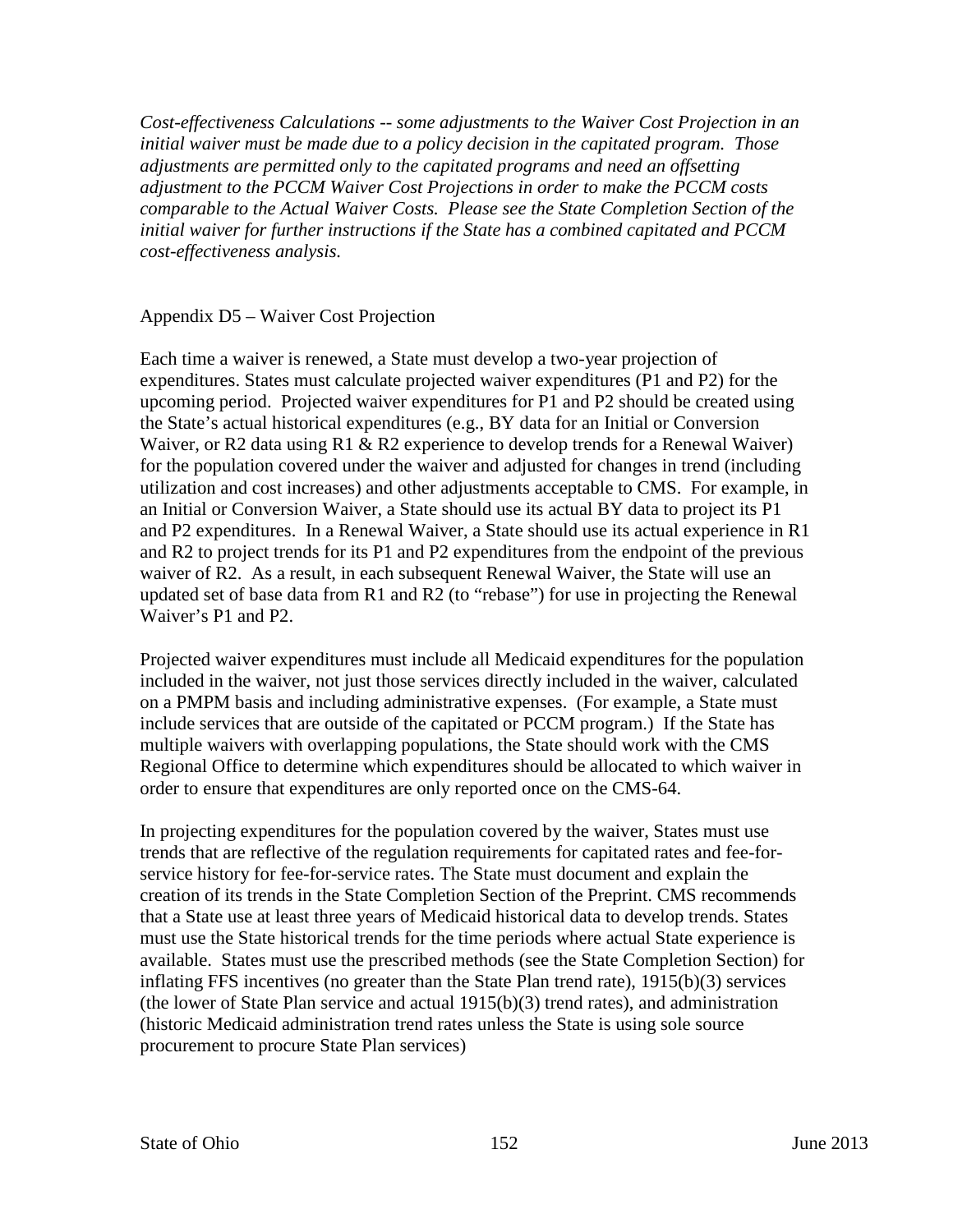*Cost-effectiveness Calculations -- some adjustments to the Waiver Cost Projection in an initial waiver must be made due to a policy decision in the capitated program. Those adjustments are permitted only to the capitated programs and need an offsetting adjustment to the PCCM Waiver Cost Projections in order to make the PCCM costs comparable to the Actual Waiver Costs. Please see the State Completion Section of the initial waiver for further instructions if the State has a combined capitated and PCCM cost-effectiveness analysis.*

Appendix D5 – Waiver Cost Projection

Each time a waiver is renewed, a State must develop a two-year projection of expenditures. States must calculate projected waiver expenditures (P1 and P2) for the upcoming period. Projected waiver expenditures for P1 and P2 should be created using the State's actual historical expenditures (e.g., BY data for an Initial or Conversion Waiver, or R2 data using R1 & R2 experience to develop trends for a Renewal Waiver) for the population covered under the waiver and adjusted for changes in trend (including utilization and cost increases) and other adjustments acceptable to CMS. For example, in an Initial or Conversion Waiver, a State should use its actual BY data to project its P1 and P2 expenditures. In a Renewal Waiver, a State should use its actual experience in R1 and R2 to project trends for its P1 and P2 expenditures from the endpoint of the previous waiver of R2. As a result, in each subsequent Renewal Waiver, the State will use an updated set of base data from R1 and R2 (to "rebase") for use in projecting the Renewal Waiver's P1 and P2.

Projected waiver expenditures must include all Medicaid expenditures for the population included in the waiver, not just those services directly included in the waiver, calculated on a PMPM basis and including administrative expenses. (For example, a State must include services that are outside of the capitated or PCCM program.) If the State has multiple waivers with overlapping populations, the State should work with the CMS Regional Office to determine which expenditures should be allocated to which waiver in order to ensure that expenditures are only reported once on the CMS-64.

In projecting expenditures for the population covered by the waiver, States must use trends that are reflective of the regulation requirements for capitated rates and fee-for-service history for fee-for-service rates. The State must document and explain the creation of its trends in the State Completion Section of the Preprint. CMS recommends that a State use at least three years of Medicaid historical data to develop trends. States must use the State historical trends for the time periods where actual State experience is available. States must use the prescribed methods (see the State Completion Section) for inflating FFS incentives (no greater than the State Plan trend rate), 1915(b)(3) services (the lower of State Plan service and actual 1915(b)(3) trend rates), and administration (historic Medicaid administration trend rates unless the State is using sole source procurement to procure State Plan services)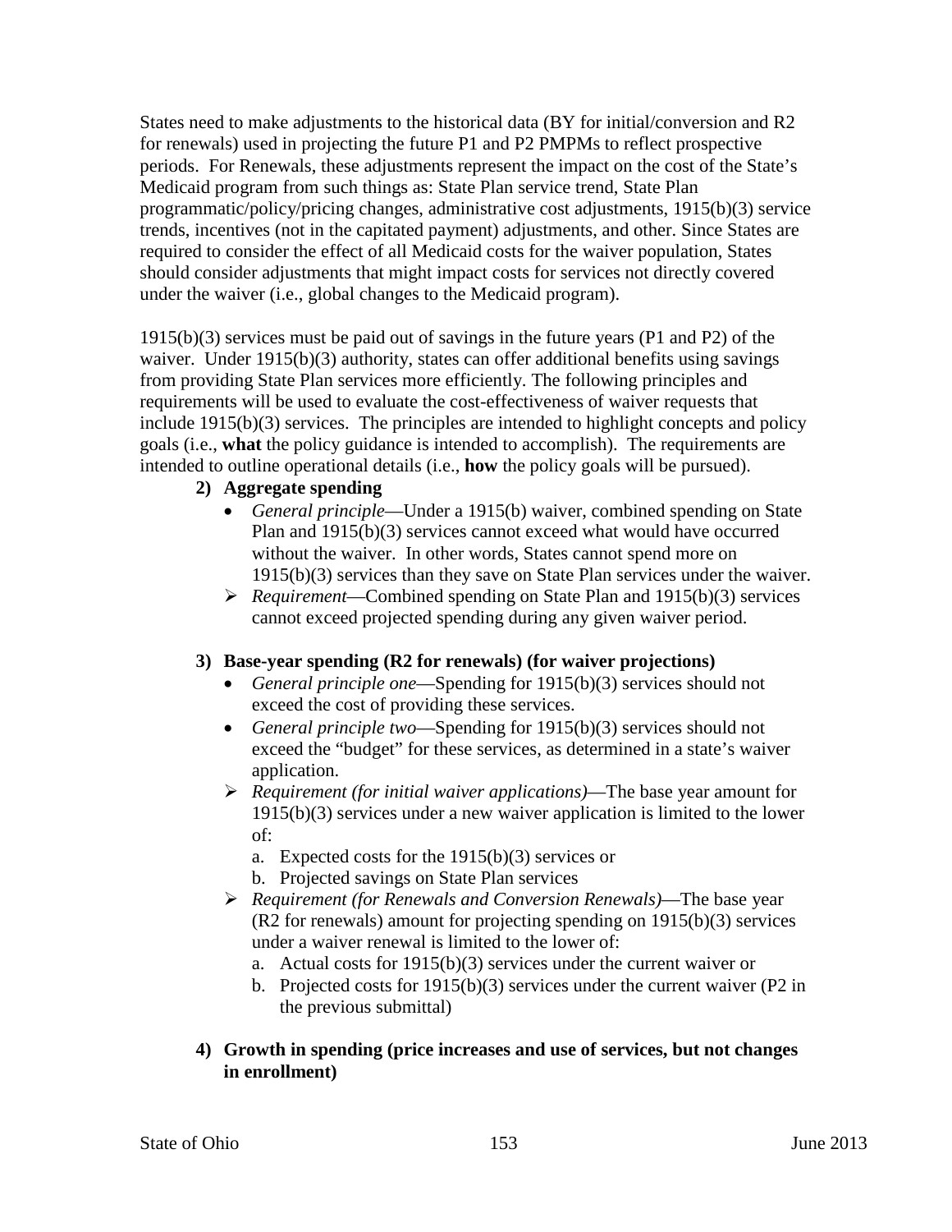States need to make adjustments to the historical data (BY for initial/conversion and R2 for renewals) used in projecting the future P1 and P2 PMPMs to reflect prospective periods. For Renewals, these adjustments represent the impact on the cost of the State's Medicaid program from such things as: State Plan service trend, State Plan programmatic/policy/pricing changes, administrative cost adjustments, 1915(b)(3) service trends, incentives (not in the capitated payment) adjustments, and other. Since States are required to consider the effect of all Medicaid costs for the waiver population, States should consider adjustments that might impact costs for services not directly covered under the waiver (i.e., global changes to the Medicaid program).

1915(b)(3) services must be paid out of savings in the future years (P1 and P2) of the waiver. Under 1915(b)(3) authority, states can offer additional benefits using savings from providing State Plan services more efficiently. The following principles and requirements will be used to evaluate the cost-effectiveness of waiver requests that include 1915(b)(3) services. The principles are intended to highlight concepts and policy goals (i.e., **what** the policy guidance is intended to accomplish). The requirements are intended to outline operational details (i.e., **how** the policy goals will be pursued).

2) **Aggregate spending**
   - *General principle*—Under a 1915(b) waiver, combined spending on State Plan and 1915(b)(3) services cannot exceed what would have occurred without the waiver. In other words, States cannot spend more on 1915(b)(3) services than they save on State Plan services under the waiver.
   - *Requirement*—Combined spending on State Plan and 1915(b)(3) services cannot exceed projected spending during any given waiver period.

3) **Base-year spending (R2 for renewals) (for waiver projections)**
   - *General principle one*—Spending for 1915(b)(3) services should not exceed the cost of providing these services.
   - *General principle two*—Spending for 1915(b)(3) services should not exceed the "budget" for these services, as determined in a state's waiver application.
   - *Requirement (for initial waiver applications)*—The base year amount for 1915(b)(3) services under a new waiver application is limited to the lower of:
     a. Expected costs for the 1915(b)(3) services or
     b. Projected savings on State Plan services
   - *Requirement (for Renewals and Conversion Renewals)*—The base year (R2 for renewals) amount for projecting spending on 1915(b)(3) services under a waiver renewal is limited to the lower of:
     a. Actual costs for 1915(b)(3) services under the current waiver or
     b. Projected costs for 1915(b)(3) services under the current waiver (P2 in the previous submittal)

4) **Growth in spending (price increases and use of services, but not changes in enrollment)**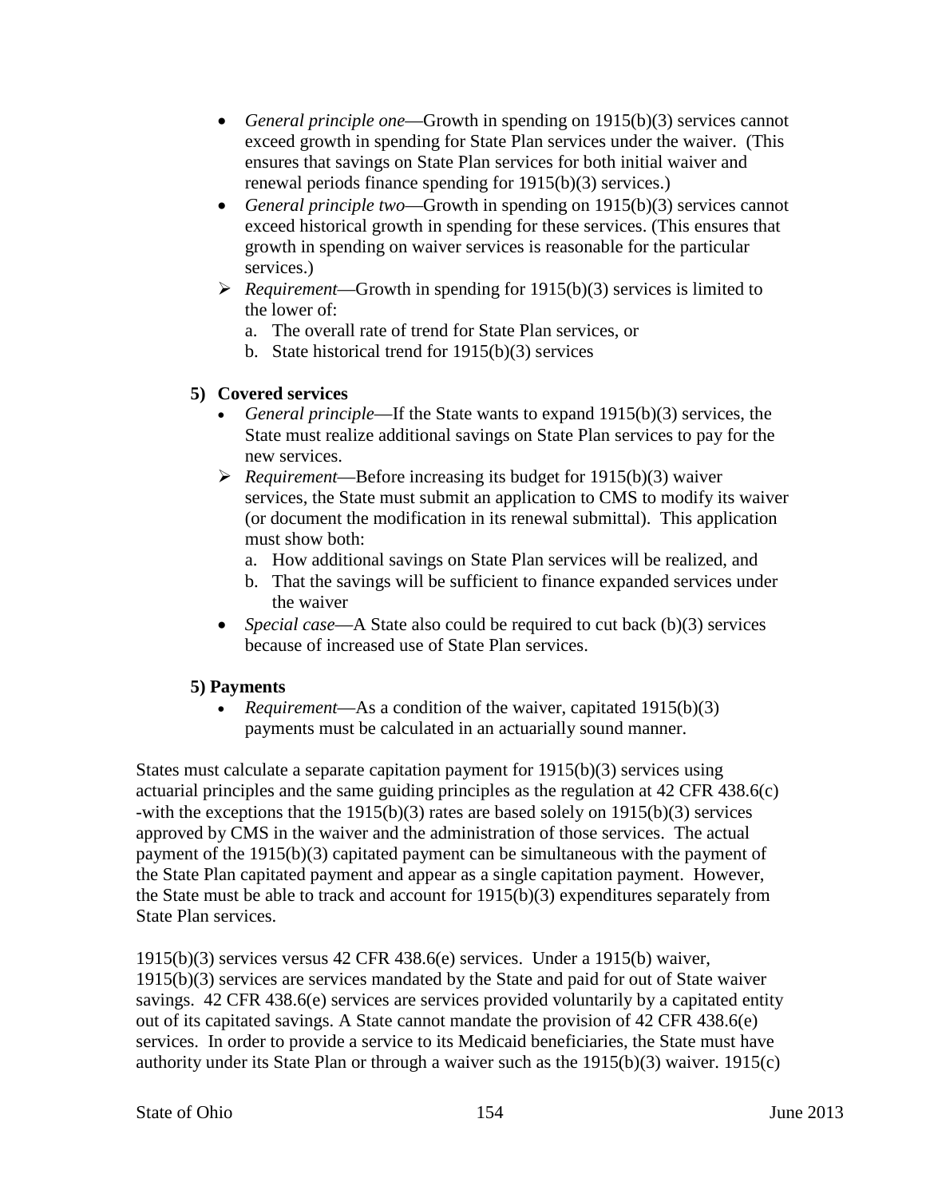- *General principle one*—Growth in spending on 1915(b)(3) services cannot exceed growth in spending for State Plan services under the waiver. (This ensures that savings on State Plan services for both initial waiver and renewal periods finance spending for 1915(b)(3) services.)
- *General principle two*—Growth in spending on 1915(b)(3) services cannot exceed historical growth in spending for these services. (This ensures that growth in spending on waiver services is reasonable for the particular services.)
- ➢ *Requirement*—Growth in spending for 1915(b)(3) services is limited to the lower of:
  a. The overall rate of trend for State Plan services, or
  b. State historical trend for 1915(b)(3) services

**5) Covered services**

- *General principle*—If the State wants to expand 1915(b)(3) services, the State must realize additional savings on State Plan services to pay for the new services.
- ➢ *Requirement*—Before increasing its budget for 1915(b)(3) waiver services, the State must submit an application to CMS to modify its waiver (or document the modification in its renewal submittal). This application must show both:
  a. How additional savings on State Plan services will be realized, and
  b. That the savings will be sufficient to finance expanded services under the waiver
- *Special case*—A State also could be required to cut back (b)(3) services because of increased use of State Plan services.

**5) Payments**

- *Requirement*—As a condition of the waiver, capitated 1915(b)(3) payments must be calculated in an actuarially sound manner.

States must calculate a separate capitation payment for 1915(b)(3) services using actuarial principles and the same guiding principles as the regulation at 42 CFR 438.6(c) -with the exceptions that the 1915(b)(3) rates are based solely on 1915(b)(3) services approved by CMS in the waiver and the administration of those services. The actual payment of the 1915(b)(3) capitated payment can be simultaneous with the payment of the State Plan capitated payment and appear as a single capitation payment. However, the State must be able to track and account for 1915(b)(3) expenditures separately from State Plan services.

1915(b)(3) services versus 42 CFR 438.6(e) services. Under a 1915(b) waiver, 1915(b)(3) services are services mandated by the State and paid for out of State waiver savings. 42 CFR 438.6(e) services are services provided voluntarily by a capitated entity out of its capitated savings. A State cannot mandate the provision of 42 CFR 438.6(e) services. In order to provide a service to its Medicaid beneficiaries, the State must have authority under its State Plan or through a waiver such as the 1915(b)(3) waiver. 1915(c)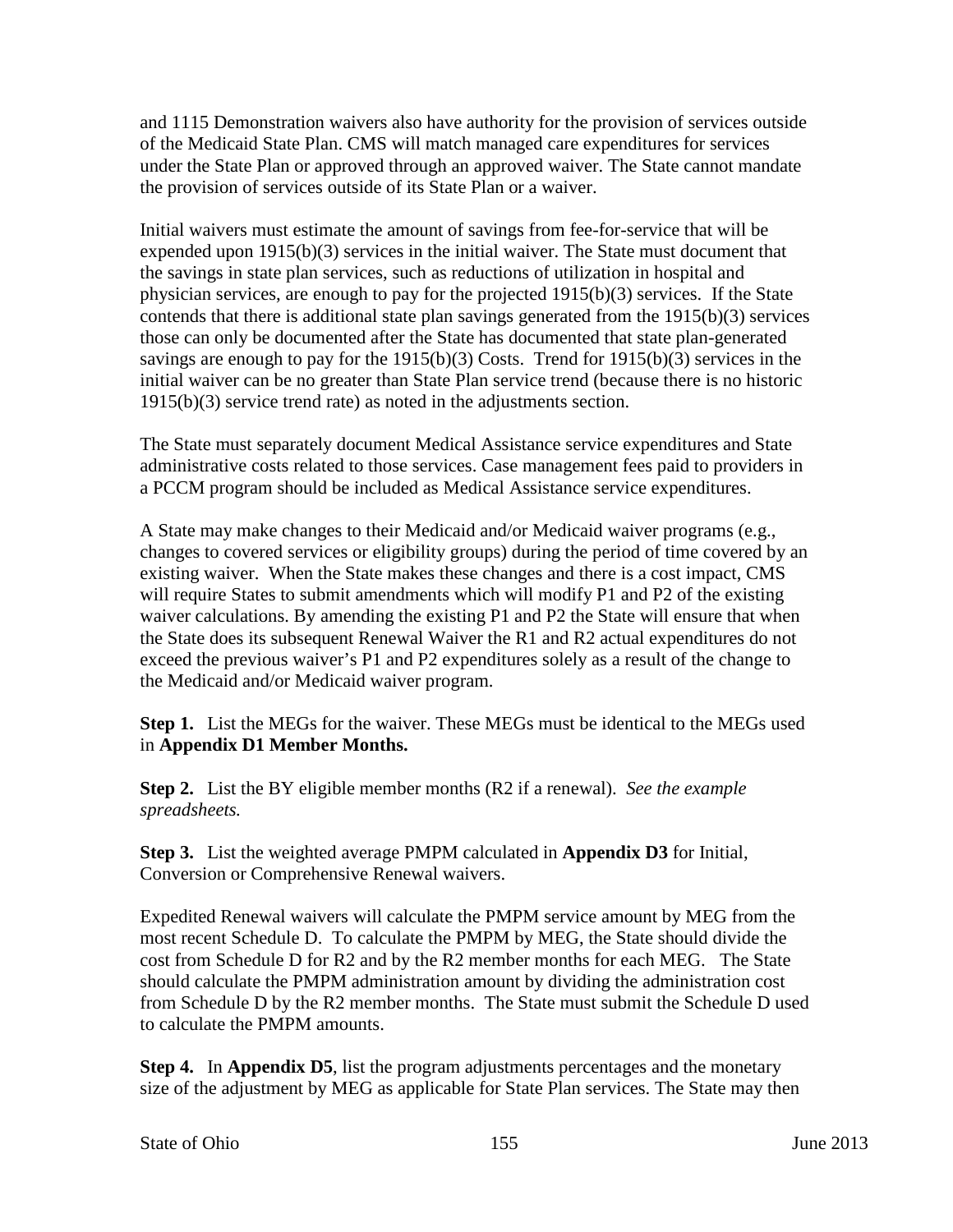and 1115 Demonstration waivers also have authority for the provision of services outside of the Medicaid State Plan. CMS will match managed care expenditures for services under the State Plan or approved through an approved waiver. The State cannot mandate the provision of services outside of its State Plan or a waiver.

Initial waivers must estimate the amount of savings from fee-for-service that will be expended upon 1915(b)(3) services in the initial waiver. The State must document that the savings in state plan services, such as reductions of utilization in hospital and physician services, are enough to pay for the projected 1915(b)(3) services. If the State contends that there is additional state plan savings generated from the 1915(b)(3) services those can only be documented after the State has documented that state plan-generated savings are enough to pay for the 1915(b)(3) Costs. Trend for 1915(b)(3) services in the initial waiver can be no greater than State Plan service trend (because there is no historic 1915(b)(3) service trend rate) as noted in the adjustments section.

The State must separately document Medical Assistance service expenditures and State administrative costs related to those services. Case management fees paid to providers in a PCCM program should be included as Medical Assistance service expenditures.

A State may make changes to their Medicaid and/or Medicaid waiver programs (e.g., changes to covered services or eligibility groups) during the period of time covered by an existing waiver. When the State makes these changes and there is a cost impact, CMS will require States to submit amendments which will modify P1 and P2 of the existing waiver calculations. By amending the existing P1 and P2 the State will ensure that when the State does its subsequent Renewal Waiver the R1 and R2 actual expenditures do not exceed the previous waiver's P1 and P2 expenditures solely as a result of the change to the Medicaid and/or Medicaid waiver program.

**Step 1.** List the MEGs for the waiver. These MEGs must be identical to the MEGs used in **Appendix D1 Member Months.**

**Step 2.** List the BY eligible member months (R2 if a renewal). *See the example spreadsheets.*

**Step 3.** List the weighted average PMPM calculated in **Appendix D3** for Initial, Conversion or Comprehensive Renewal waivers.

Expedited Renewal waivers will calculate the PMPM service amount by MEG from the most recent Schedule D. To calculate the PMPM by MEG, the State should divide the cost from Schedule D for R2 and by the R2 member months for each MEG. The State should calculate the PMPM administration amount by dividing the administration cost from Schedule D by the R2 member months. The State must submit the Schedule D used to calculate the PMPM amounts.

**Step 4.** In **Appendix D5**, list the program adjustments percentages and the monetary size of the adjustment by MEG as applicable for State Plan services. The State may then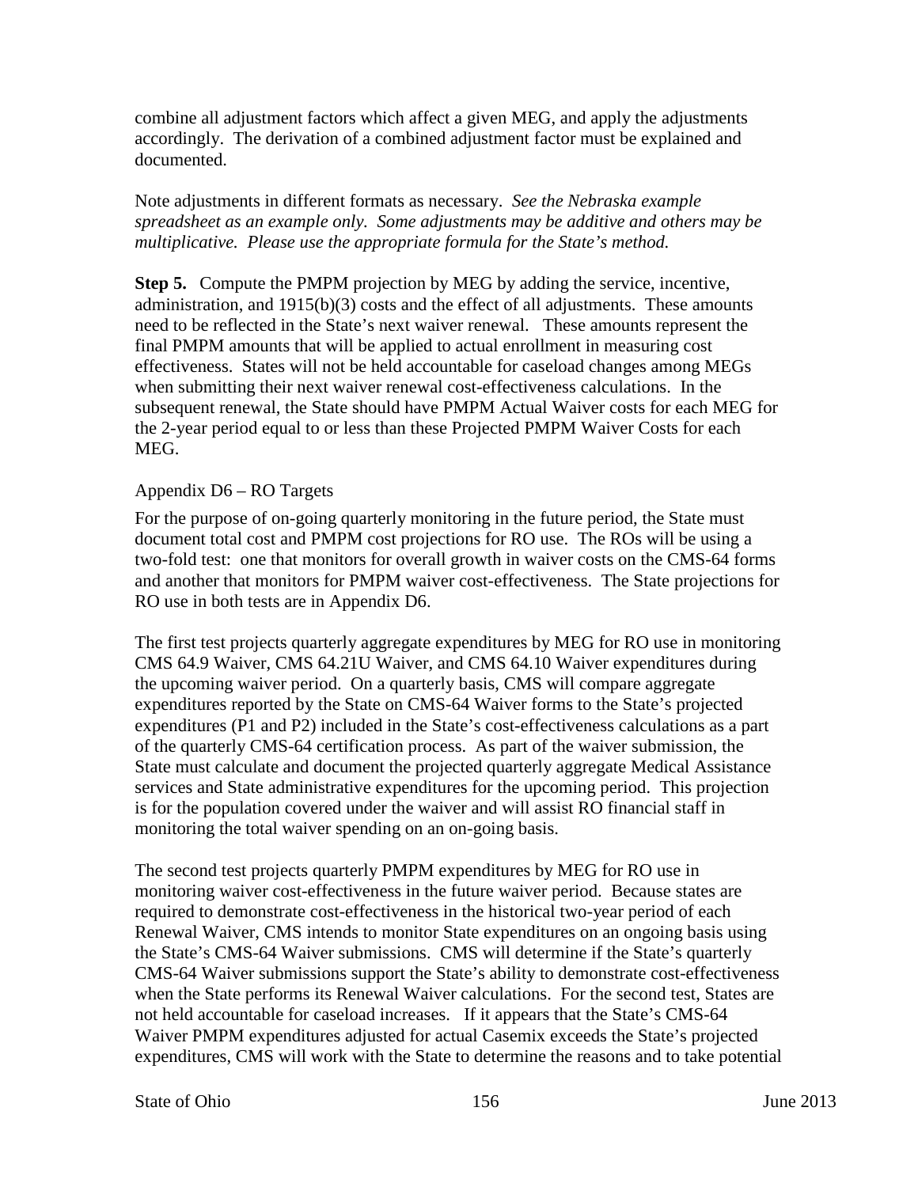combine all adjustment factors which affect a given MEG, and apply the adjustments accordingly. The derivation of a combined adjustment factor must be explained and documented.

Note adjustments in different formats as necessary. *See the Nebraska example spreadsheet as an example only. Some adjustments may be additive and others may be multiplicative. Please use the appropriate formula for the State's method.*

**Step 5.** Compute the PMPM projection by MEG by adding the service, incentive, administration, and 1915(b)(3) costs and the effect of all adjustments. These amounts need to be reflected in the State's next waiver renewal. These amounts represent the final PMPM amounts that will be applied to actual enrollment in measuring cost effectiveness. States will not be held accountable for caseload changes among MEGs when submitting their next waiver renewal cost-effectiveness calculations. In the subsequent renewal, the State should have PMPM Actual Waiver costs for each MEG for the 2-year period equal to or less than these Projected PMPM Waiver Costs for each MEG.

Appendix D6 – RO Targets

For the purpose of on-going quarterly monitoring in the future period, the State must document total cost and PMPM cost projections for RO use. The ROs will be using a two-fold test: one that monitors for overall growth in waiver costs on the CMS-64 forms and another that monitors for PMPM waiver cost-effectiveness. The State projections for RO use in both tests are in Appendix D6.

The first test projects quarterly aggregate expenditures by MEG for RO use in monitoring CMS 64.9 Waiver, CMS 64.21U Waiver, and CMS 64.10 Waiver expenditures during the upcoming waiver period. On a quarterly basis, CMS will compare aggregate expenditures reported by the State on CMS-64 Waiver forms to the State's projected expenditures (P1 and P2) included in the State's cost-effectiveness calculations as a part of the quarterly CMS-64 certification process. As part of the waiver submission, the State must calculate and document the projected quarterly aggregate Medical Assistance services and State administrative expenditures for the upcoming period. This projection is for the population covered under the waiver and will assist RO financial staff in monitoring the total waiver spending on an on-going basis.

The second test projects quarterly PMPM expenditures by MEG for RO use in monitoring waiver cost-effectiveness in the future waiver period. Because states are required to demonstrate cost-effectiveness in the historical two-year period of each Renewal Waiver, CMS intends to monitor State expenditures on an ongoing basis using the State's CMS-64 Waiver submissions. CMS will determine if the State's quarterly CMS-64 Waiver submissions support the State's ability to demonstrate cost-effectiveness when the State performs its Renewal Waiver calculations. For the second test, States are not held accountable for caseload increases. If it appears that the State's CMS-64 Waiver PMPM expenditures adjusted for actual Casemix exceeds the State's projected expenditures, CMS will work with the State to determine the reasons and to take potential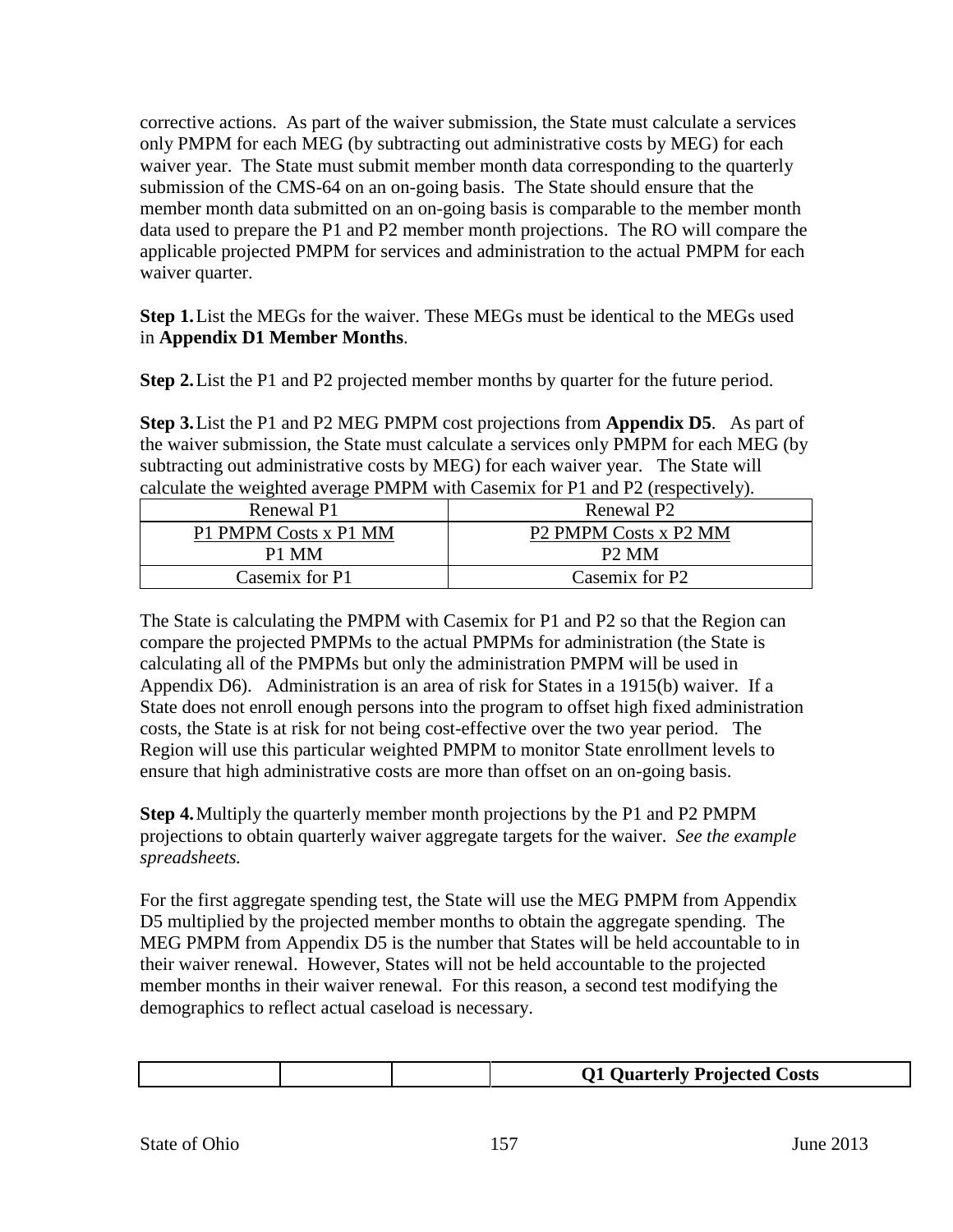corrective actions. As part of the waiver submission, the State must calculate a services only PMPM for each MEG (by subtracting out administrative costs by MEG) for each waiver year. The State must submit member month data corresponding to the quarterly submission of the CMS-64 on an on-going basis. The State should ensure that the member month data submitted on an on-going basis is comparable to the member month data used to prepare the P1 and P2 member month projections. The RO will compare the applicable projected PMPM for services and administration to the actual PMPM for each waiver quarter.

**Step 1.** List the MEGs for the waiver. These MEGs must be identical to the MEGs used in **Appendix D1 Member Months**.

**Step 2.** List the P1 and P2 projected member months by quarter for the future period.

**Step 3.** List the P1 and P2 MEG PMPM cost projections from **Appendix D5**. As part of the waiver submission, the State must calculate a services only PMPM for each MEG (by subtracting out administrative costs by MEG) for each waiver year. The State will calculate the weighted average PMPM with Casemix for P1 and P2 (respectively).

| Renewal P1 | Renewal P2 |
|---|---|
| $\frac{\text{P1 PMPM Costs x P1 MM}}{\text{P1 MM}}$ | $\frac{\text{P2 PMPM Costs x P2 MM}}{\text{P2 MM}}$ |
| Casemix for P1 | Casemix for P2 |

The State is calculating the PMPM with Casemix for P1 and P2 so that the Region can compare the projected PMPMs to the actual PMPMs for administration (the State is calculating all of the PMPMs but only the administration PMPM will be used in Appendix D6). Administration is an area of risk for States in a 1915(b) waiver. If a State does not enroll enough persons into the program to offset high fixed administration costs, the State is at risk for not being cost-effective over the two year period. The Region will use this particular weighted PMPM to monitor State enrollment levels to ensure that high administrative costs are more than offset on an on-going basis.

**Step 4.** Multiply the quarterly member month projections by the P1 and P2 PMPM projections to obtain quarterly waiver aggregate targets for the waiver. *See the example spreadsheets.*

For the first aggregate spending test, the State will use the MEG PMPM from Appendix D5 multiplied by the projected member months to obtain the aggregate spending. The MEG PMPM from Appendix D5 is the number that States will be held accountable to in their waiver renewal. However, States will not be held accountable to the projected member months in their waiver renewal. For this reason, a second test modifying the demographics to reflect actual caseload is necessary.

| | | | **Q1 Quarterly Projected Costs** |
|---|---|---|---|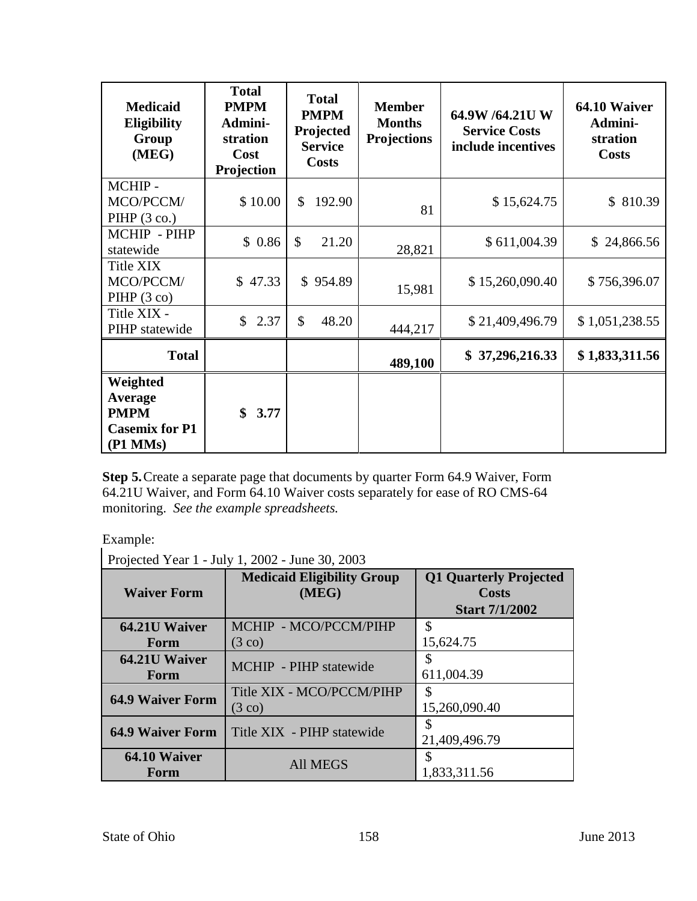| Medicaid Eligibility Group (MEG) | Total PMPM Admini-stration Cost Projection | Total PMPM Projected Service Costs | Member Months Projections | 64.9W /64.21U W Service Costs include incentives | 64.10 Waiver Admini-stration Costs |
|---|---|---|---|---|---|
| MCHIP - MCO/PCCM/ PIHP (3 co.) | $ 10.00 | $ 192.90 | 81 | $ 15,624.75 | $ 810.39 |
| MCHIP - PIHP statewide | $ 0.86 | $ 21.20 | 28,821 | $ 611,004.39 | $ 24,866.56 |
| Title XIX MCO/PCCM/ PIHP (3 co) | $ 47.33 | $ 954.89 | 15,981 | $ 15,260,090.40 | $ 756,396.07 |
| Title XIX - PIHP statewide | $ 2.37 | $ 48.20 | 444,217 | $ 21,409,496.79 | $ 1,051,238.55 |
| **Total** | | | **489,100** | **$ 37,296,216.33** | **$ 1,833,311.56** |
| **Weighted Average PMPM Casemix for P1 (P1 MMs)** | **$ 3.77** | | | | |

**Step 5.** Create a separate page that documents by quarter Form 64.9 Waiver, Form 64.21U Waiver, and Form 64.10 Waiver costs separately for ease of RO CMS-64 monitoring. *See the example spreadsheets.*

Example:

Projected Year 1 - July 1, 2002 - June 30, 2003

| Waiver Form | Medicaid Eligibility Group (MEG) | Q1 Quarterly Projected Costs Start 7/1/2002 |
|---|---|---|
| **64.21U Waiver Form** | MCHIP - MCO/PCCM/PIHP (3 co) | $ 15,624.75 |
| **64.21U Waiver Form** | MCHIP - PIHP statewide | $ 611,004.39 |
| **64.9 Waiver Form** | Title XIX - MCO/PCCM/PIHP (3 co) | $ 15,260,090.40 |
| **64.9 Waiver Form** | Title XIX - PIHP statewide | $ 21,409,496.79 |
| **64.10 Waiver Form** | All MEGS | $ 1,833,311.56 |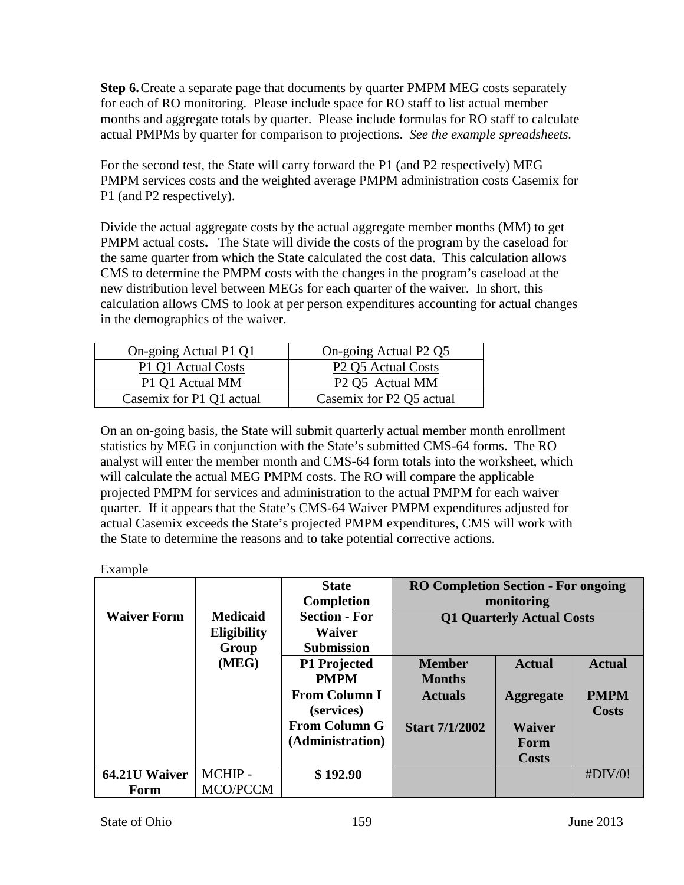**Step 6.** Create a separate page that documents by quarter PMPM MEG costs separately for each of RO monitoring. Please include space for RO staff to list actual member months and aggregate totals by quarter. Please include formulas for RO staff to calculate actual PMPMs by quarter for comparison to projections. *See the example spreadsheets.*

For the second test, the State will carry forward the P1 (and P2 respectively) MEG PMPM services costs and the weighted average PMPM administration costs Casemix for P1 (and P2 respectively).

Divide the actual aggregate costs by the actual aggregate member months (MM) to get PMPM actual costs**.** The State will divide the costs of the program by the caseload for the same quarter from which the State calculated the cost data. This calculation allows CMS to determine the PMPM costs with the changes in the program's caseload at the new distribution level between MEGs for each quarter of the waiver. In short, this calculation allows CMS to look at per person expenditures accounting for actual changes in the demographics of the waiver.

| On-going Actual P1 Q1 | On-going Actual P2 Q5 |
|---|---|
| P1 Q1 Actual Costs<br>P1 Q1 Actual MM | P2 Q5 Actual Costs<br>P2 Q5 Actual MM |
| Casemix for P1 Q1 actual | Casemix for P2 Q5 actual |

On an on-going basis, the State will submit quarterly actual member month enrollment statistics by MEG in conjunction with the State's submitted CMS-64 forms. The RO analyst will enter the member month and CMS-64 form totals into the worksheet, which will calculate the actual MEG PMPM costs. The RO will compare the applicable projected PMPM for services and administration to the actual PMPM for each waiver quarter. If it appears that the State's CMS-64 Waiver PMPM expenditures adjusted for actual Casemix exceeds the State's projected PMPM expenditures, CMS will work with the State to determine the reasons and to take potential corrective actions.

Example

| **Waiver Form** | **Medicaid Eligibility Group (MEG)** | **State Completion Section - For Waiver Submission** | **RO Completion Section - For ongoing monitoring** | | |
|---|---|---|---|---|---|
| | | | **Q1 Quarterly Actual Costs** | | |
| | | **P1 Projected PMPM From Column I (services) From Column G (Administration)** | **Member Months Actuals Start 7/1/2002** | **Actual Aggregate Waiver Form Costs** | **Actual PMPM Costs** |
| **64.21U Waiver Form** | MCHIP - MCO/PCCM | **$ 192.90** | | | #DIV/0! |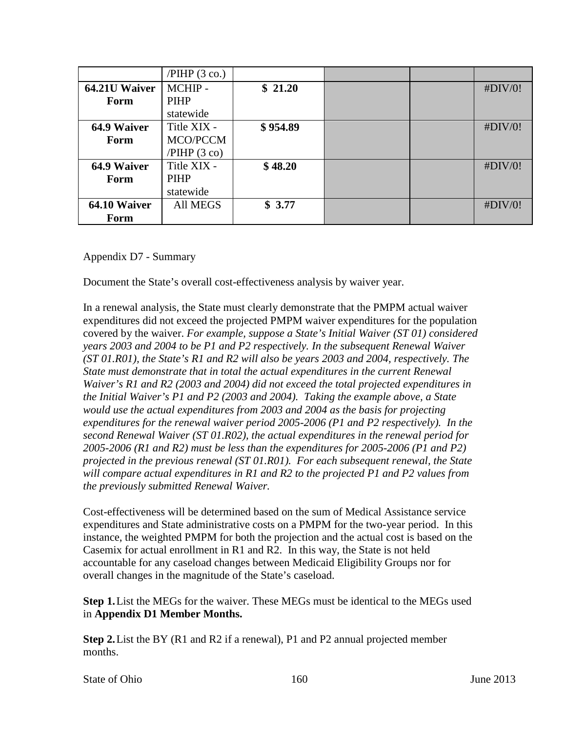| | /PIHP (3 co.) | | | | |
|---|---|---|---|---|---|
| **64.21U Waiver Form** | MCHIP - PIHP statewide | **$ 21.20** | | | #DIV/0! |
| **64.9 Waiver Form** | Title XIX - MCO/PCCM /PIHP (3 co) | **$ 954.89** | | | #DIV/0! |
| **64.9 Waiver Form** | Title XIX - PIHP statewide | **$ 48.20** | | | #DIV/0! |
| **64.10 Waiver Form** | All MEGS | **$ 3.77** | | | #DIV/0! |

Appendix D7 - Summary

Document the State's overall cost-effectiveness analysis by waiver year.

In a renewal analysis, the State must clearly demonstrate that the PMPM actual waiver expenditures did not exceed the projected PMPM waiver expenditures for the population covered by the waiver. *For example, suppose a State's Initial Waiver (ST 01) considered years 2003 and 2004 to be P1 and P2 respectively. In the subsequent Renewal Waiver (ST 01.R01), the State's R1 and R2 will also be years 2003 and 2004, respectively. The State must demonstrate that in total the actual expenditures in the current Renewal Waiver's R1 and R2 (2003 and 2004) did not exceed the total projected expenditures in the Initial Waiver's P1 and P2 (2003 and 2004). Taking the example above, a State would use the actual expenditures from 2003 and 2004 as the basis for projecting expenditures for the renewal waiver period 2005-2006 (P1 and P2 respectively). In the second Renewal Waiver (ST 01.R02), the actual expenditures in the renewal period for 2005-2006 (R1 and R2) must be less than the expenditures for 2005-2006 (P1 and P2) projected in the previous renewal (ST 01.R01). For each subsequent renewal, the State will compare actual expenditures in R1 and R2 to the projected P1 and P2 values from the previously submitted Renewal Waiver.*

Cost-effectiveness will be determined based on the sum of Medical Assistance service expenditures and State administrative costs on a PMPM for the two-year period. In this instance, the weighted PMPM for both the projection and the actual cost is based on the Casemix for actual enrollment in R1 and R2. In this way, the State is not held accountable for any caseload changes between Medicaid Eligibility Groups nor for overall changes in the magnitude of the State's caseload.

**Step 1.** List the MEGs for the waiver. These MEGs must be identical to the MEGs used in **Appendix D1 Member Months.**

**Step 2.** List the BY (R1 and R2 if a renewal), P1 and P2 annual projected member months.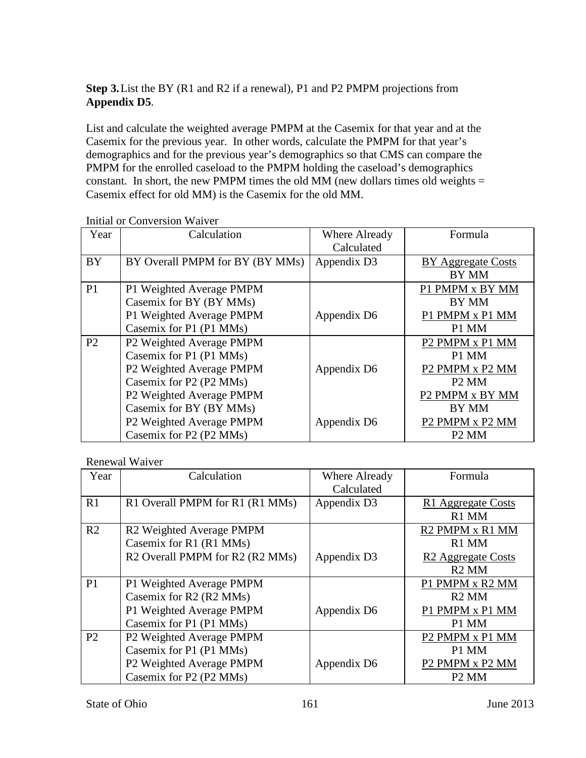**Step 3.** List the BY (R1 and R2 if a renewal), P1 and P2 PMPM projections from **Appendix D5**.

List and calculate the weighted average PMPM at the Casemix for that year and at the Casemix for the previous year. In other words, calculate the PMPM for that year's demographics and for the previous year's demographics so that CMS can compare the PMPM for the enrolled caseload to the PMPM holding the caseload's demographics constant. In short, the new PMPM times the old MM (new dollars times old weights = Casemix effect for old MM) is the Casemix for the old MM.

Initial or Conversion Waiver

| Year | Calculation | Where Already Calculated | Formula |
|---|---|---|---|
| BY | BY Overall PMPM for BY (BY MMs) | Appendix D3 | BY Aggregate Costs / BY MM |
| P1 | P1 Weighted Average PMPM Casemix for BY (BY MMs) | | P1 PMPM x BY MM / BY MM |
| | P1 Weighted Average PMPM Casemix for P1 (P1 MMs) | Appendix D6 | P1 PMPM x P1 MM / P1 MM |
| P2 | P2 Weighted Average PMPM Casemix for P1 (P1 MMs) | | P2 PMPM x P1 MM / P1 MM |
| | P2 Weighted Average PMPM Casemix for P2 (P2 MMs) | Appendix D6 | P2 PMPM x P2 MM / P2 MM |
| | P2 Weighted Average PMPM Casemix for BY (BY MMs) | | P2 PMPM x BY MM / BY MM |
| | P2 Weighted Average PMPM Casemix for P2 (P2 MMs) | Appendix D6 | P2 PMPM x P2 MM / P2 MM |

Renewal Waiver

| Year | Calculation | Where Already Calculated | Formula |
|---|---|---|---|
| R1 | R1 Overall PMPM for R1 (R1 MMs) | Appendix D3 | R1 Aggregate Costs / R1 MM |
| R2 | R2 Weighted Average PMPM Casemix for R1 (R1 MMs) | | R2 PMPM x R1 MM / R1 MM |
| | R2 Overall PMPM for R2 (R2 MMs) | Appendix D3 | R2 Aggregate Costs / R2 MM |
| P1 | P1 Weighted Average PMPM Casemix for R2 (R2 MMs) | | P1 PMPM x R2 MM / R2 MM |
| | P1 Weighted Average PMPM Casemix for P1 (P1 MMs) | Appendix D6 | P1 PMPM x P1 MM / P1 MM |
| P2 | P2 Weighted Average PMPM Casemix for P1 (P1 MMs) | | P2 PMPM x P1 MM / P1 MM |
| | P2 Weighted Average PMPM Casemix for P2 (P2 MMs) | Appendix D6 | P2 PMPM x P2 MM / P2 MM |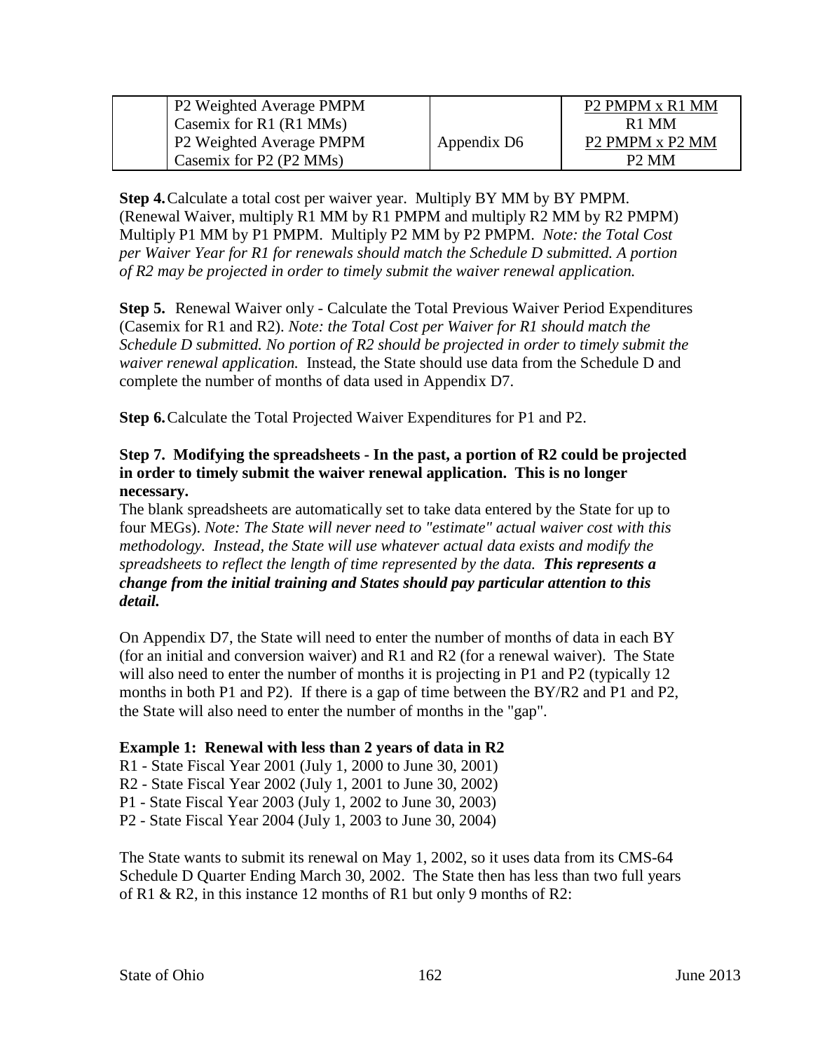| | | | |
|---|---|---|---|
| | P2 Weighted Average PMPM Casemix for R1 (R1 MMs) | Appendix D6 | P2 PMPM x R1 MM / R1 MM |
| | P2 Weighted Average PMPM Casemix for P2 (P2 MMs) | | P2 PMPM x P2 MM / P2 MM |

**Step 4.** Calculate a total cost per waiver year. Multiply BY MM by BY PMPM. (Renewal Waiver, multiply R1 MM by R1 PMPM and multiply R2 MM by R2 PMPM) Multiply P1 MM by P1 PMPM. Multiply P2 MM by P2 PMPM. *Note: the Total Cost per Waiver Year for R1 for renewals should match the Schedule D submitted. A portion of R2 may be projected in order to timely submit the waiver renewal application.*

**Step 5.** Renewal Waiver only - Calculate the Total Previous Waiver Period Expenditures (Casemix for R1 and R2). *Note: the Total Cost per Waiver for R1 should match the Schedule D submitted. No portion of R2 should be projected in order to timely submit the waiver renewal application.* Instead, the State should use data from the Schedule D and complete the number of months of data used in Appendix D7.

**Step 6.** Calculate the Total Projected Waiver Expenditures for P1 and P2.

**Step 7. Modifying the spreadsheets - In the past, a portion of R2 could be projected in order to timely submit the waiver renewal application. This is no longer necessary.**

The blank spreadsheets are automatically set to take data entered by the State for up to four MEGs). *Note: The State will never need to "estimate" actual waiver cost with this methodology. Instead, the State will use whatever actual data exists and modify the spreadsheets to reflect the length of time represented by the data.* ***This represents a change from the initial training and States should pay particular attention to this detail.***

On Appendix D7, the State will need to enter the number of months of data in each BY (for an initial and conversion waiver) and R1 and R2 (for a renewal waiver). The State will also need to enter the number of months it is projecting in P1 and P2 (typically 12 months in both P1 and P2). If there is a gap of time between the BY/R2 and P1 and P2, the State will also need to enter the number of months in the "gap".

**Example 1: Renewal with less than 2 years of data in R2**

R1 - State Fiscal Year 2001 (July 1, 2000 to June 30, 2001)
R2 - State Fiscal Year 2002 (July 1, 2001 to June 30, 2002)
P1 - State Fiscal Year 2003 (July 1, 2002 to June 30, 2003)
P2 - State Fiscal Year 2004 (July 1, 2003 to June 30, 2004)

The State wants to submit its renewal on May 1, 2002, so it uses data from its CMS-64 Schedule D Quarter Ending March 30, 2002. The State then has less than two full years of R1 & R2, in this instance 12 months of R1 but only 9 months of R2: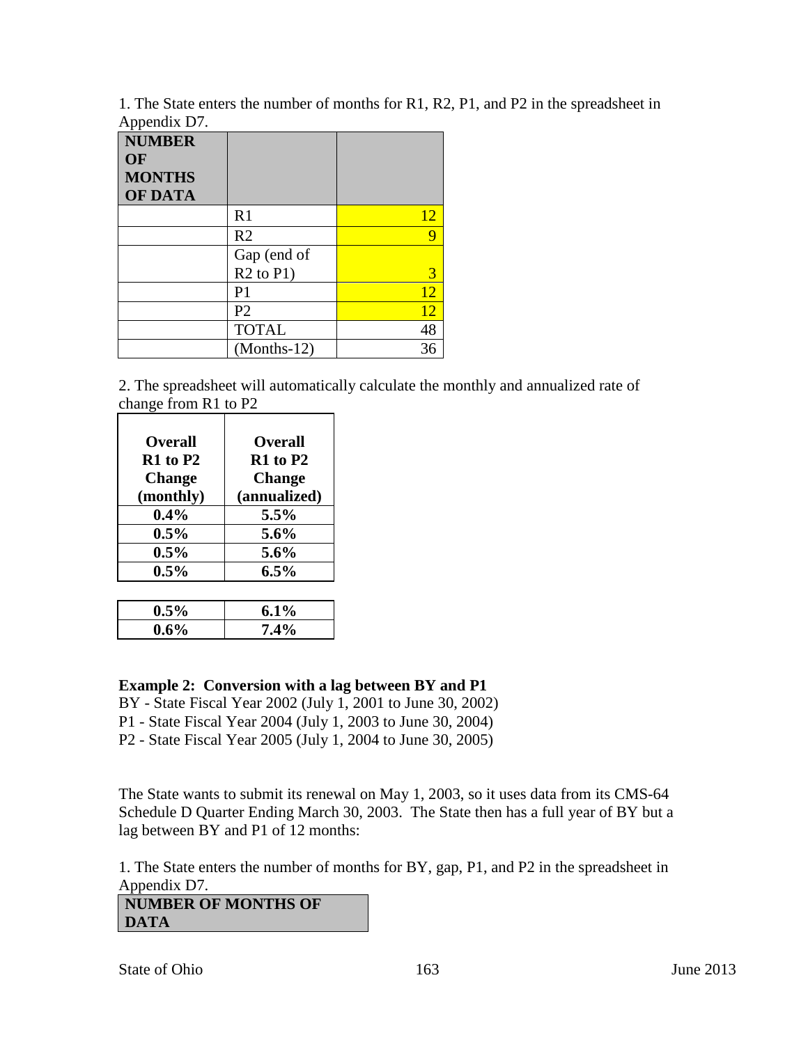1. The State enters the number of months for R1, R2, P1, and P2 in the spreadsheet in Appendix D7.

| NUMBER OF MONTHS OF DATA | | |
|---|---|---|
| | R1 | 12 |
| | R2 | 9 |
| | Gap (end of R2 to P1) | 3 |
| | P1 | 12 |
| | P2 | 12 |
| | TOTAL | 48 |
| | (Months-12) | 36 |

2. The spreadsheet will automatically calculate the monthly and annualized rate of change from R1 to P2

| Overall R1 to P2 Change (monthly) | Overall R1 to P2 Change (annualized) |
|---|---|
| **0.4%** | **5.5%** |
| **0.5%** | **5.6%** |
| **0.5%** | **5.6%** |
| **0.5%** | **6.5%** |

| | |
|---|---|
| **0.5%** | **6.1%** |
| **0.6%** | **7.4%** |

**Example 2: Conversion with a lag between BY and P1**

BY - State Fiscal Year 2002 (July 1, 2001 to June 30, 2002)
P1 - State Fiscal Year 2004 (July 1, 2003 to June 30, 2004)
P2 - State Fiscal Year 2005 (July 1, 2004 to June 30, 2005)

The State wants to submit its renewal on May 1, 2003, so it uses data from its CMS-64 Schedule D Quarter Ending March 30, 2003. The State then has a full year of BY but a lag between BY and P1 of 12 months:

1. The State enters the number of months for BY, gap, P1, and P2 in the spreadsheet in Appendix D7.

| NUMBER OF MONTHS OF DATA |
|---|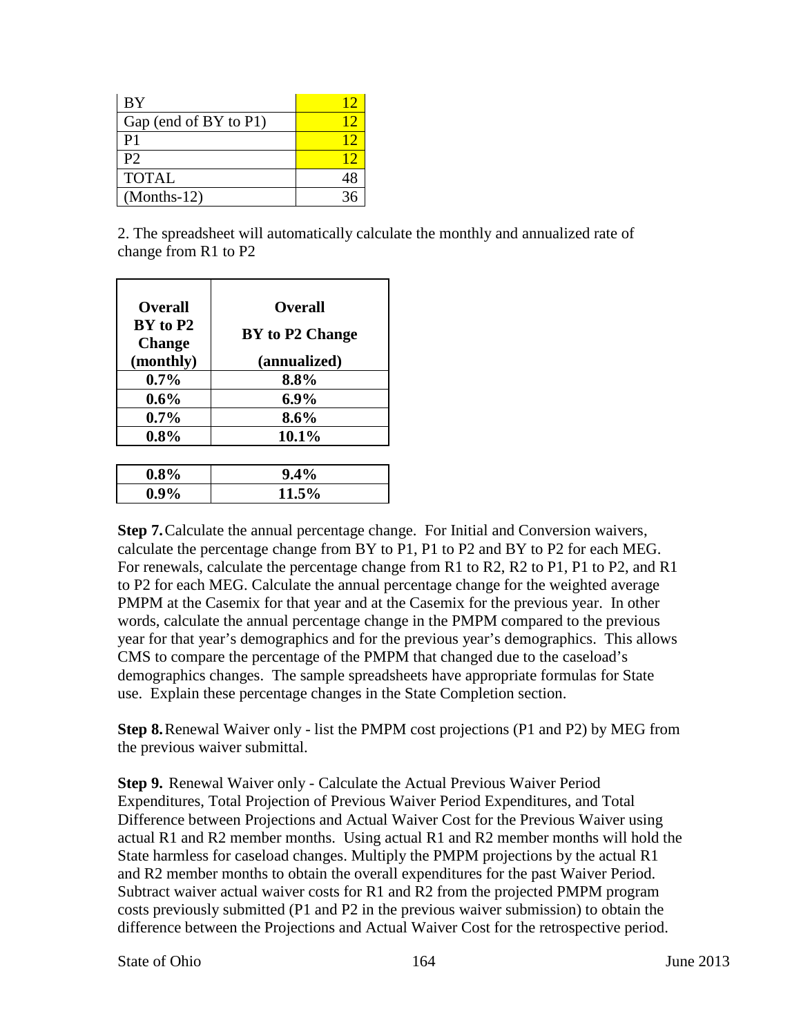| BY | 12 |
|---|---|
| Gap (end of BY to P1) | 12 |
| P1 | 12 |
| P2 | 12 |
| TOTAL | 48 |
| (Months-12) | 36 |

2. The spreadsheet will automatically calculate the monthly and annualized rate of change from R1 to P2

| Overall BY to P2 Change (monthly) | Overall BY to P2 Change (annualized) |
|---|---|
| 0.7% | 8.8% |
| 0.6% | 6.9% |
| 0.7% | 8.6% |
| 0.8% | 10.1% |

| | |
|---|---|
| 0.8% | 9.4% |
| 0.9% | 11.5% |

**Step 7.** Calculate the annual percentage change. For Initial and Conversion waivers, calculate the percentage change from BY to P1, P1 to P2 and BY to P2 for each MEG. For renewals, calculate the percentage change from R1 to R2, R2 to P1, P1 to P2, and R1 to P2 for each MEG. Calculate the annual percentage change for the weighted average PMPM at the Casemix for that year and at the Casemix for the previous year. In other words, calculate the annual percentage change in the PMPM compared to the previous year for that year's demographics and for the previous year's demographics. This allows CMS to compare the percentage of the PMPM that changed due to the caseload's demographics changes. The sample spreadsheets have appropriate formulas for State use. Explain these percentage changes in the State Completion section.

**Step 8.** Renewal Waiver only - list the PMPM cost projections (P1 and P2) by MEG from the previous waiver submittal.

**Step 9.** Renewal Waiver only - Calculate the Actual Previous Waiver Period Expenditures, Total Projection of Previous Waiver Period Expenditures, and Total Difference between Projections and Actual Waiver Cost for the Previous Waiver using actual R1 and R2 member months. Using actual R1 and R2 member months will hold the State harmless for caseload changes. Multiply the PMPM projections by the actual R1 and R2 member months to obtain the overall expenditures for the past Waiver Period. Subtract waiver actual waiver costs for R1 and R2 from the projected PMPM program costs previously submitted (P1 and P2 in the previous waiver submission) to obtain the difference between the Projections and Actual Waiver Cost for the retrospective period.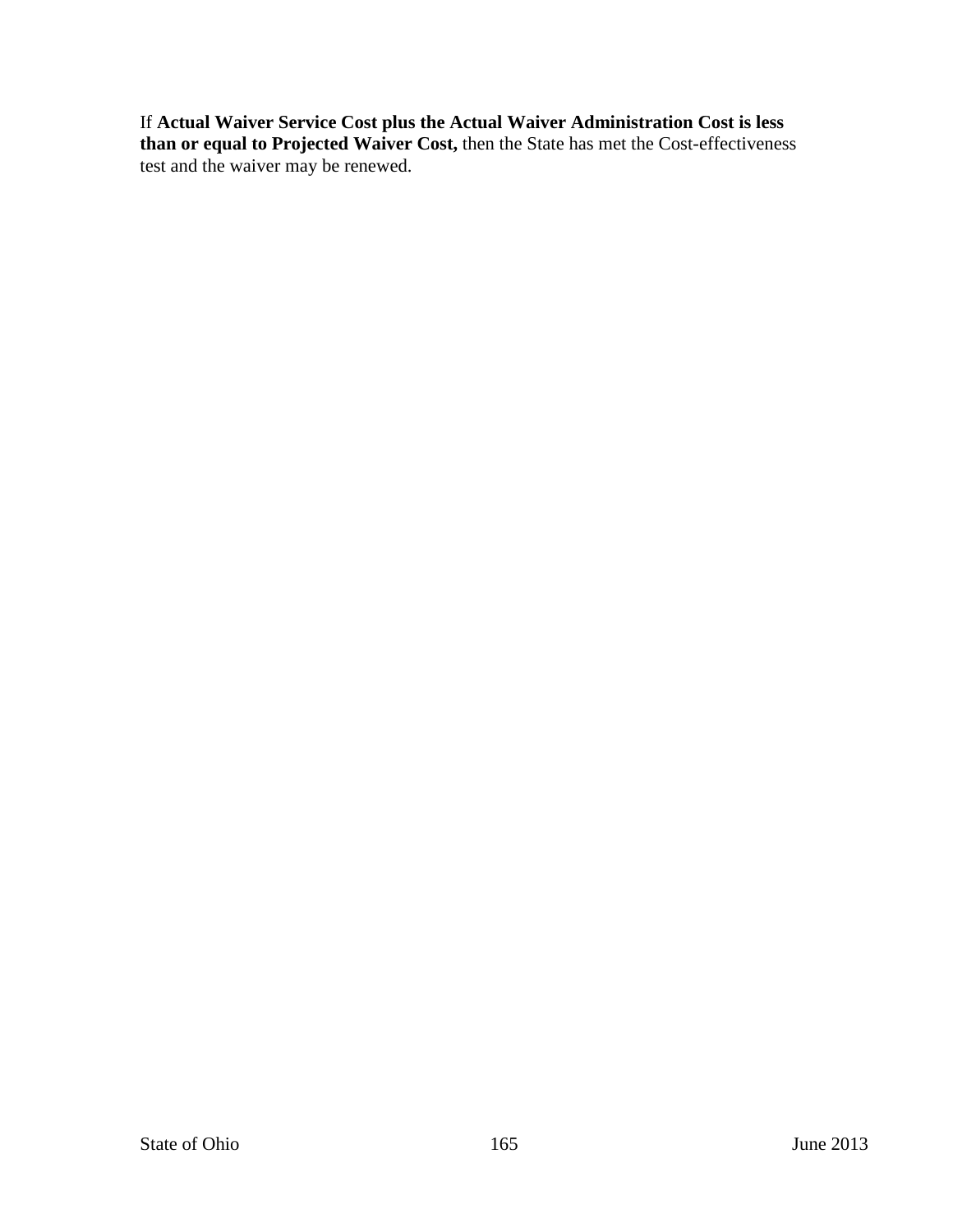If **Actual Waiver Service Cost plus the Actual Waiver Administration Cost is less than or equal to Projected Waiver Cost,** then the State has met the Cost-effectiveness test and the waiver may be renewed.